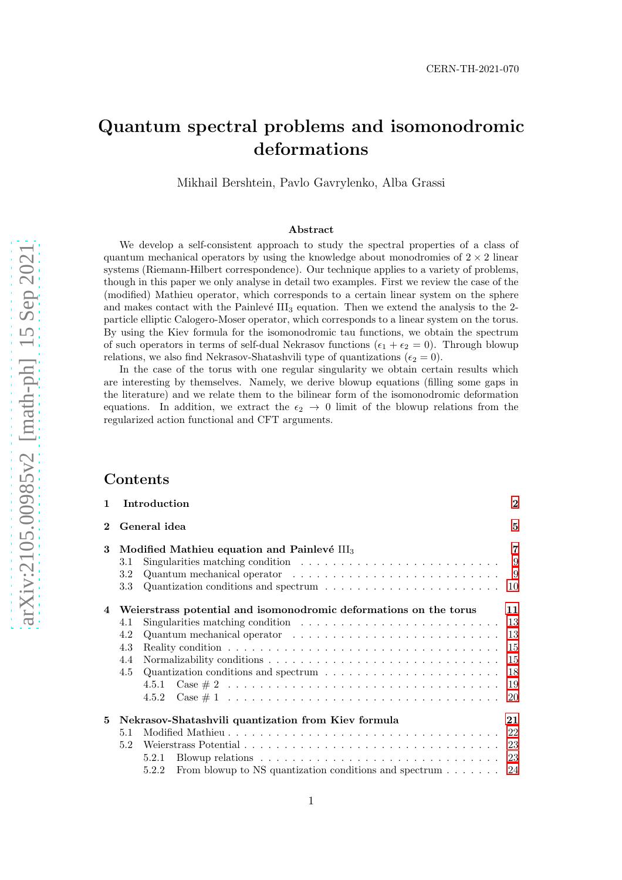CERN-TH-2021-070

# Quantum spectral problems and isomonodromic deformations

Mikhail Bershtein, Pavlo Gavrylenko, Alba Grassi

## Abstract

We develop a self-consistent approach to study the spectral properties of a class of quantum mechanical operators by using the knowledge about monodromies of $2 \times 2$ linear systems (Riemann-Hilbert correspondence). Our technique applies to a variety of problems, though in this paper we only analyse in detail two examples. First we review the case of the (modified) Mathieu operator, which corresponds to a certain linear system on the sphere and makes contact with the Painlevé $\mathrm{III}_3$ equation. Then we extend the analysis to the 2-particle elliptic Calogero-Moser operator, which corresponds to a linear system on the torus. By using the Kiev formula for the isomonodromic tau functions, we obtain the spectrum of such operators in terms of self-dual Nekrasov functions ($\epsilon_1 + \epsilon_2 = 0$). Through blowup relations, we also find Nekrasov-Shatashvili type of quantizations ($\epsilon_2 = 0$).

In the case of the torus with one regular singularity we obtain certain results which are interesting by themselves. Namely, we derive blowup equations (filling some gaps in the literature) and we relate them to the bilinear form of the isomonodromic deformation equations. In addition, we extract the $\epsilon_2 \to 0$ limit of the blowup relations from the regularized action functional and CFT arguments.

## Contents

- 1 Introduction — 2
- 2 General idea — 5
- 3 Modified Mathieu equation and Painlevé $\mathrm{III}_3$ — 7
  - 3.1 Singularities matching condition — 9
  - 3.2 Quantum mechanical operator — 9
  - 3.3 Quantization conditions and spectrum — 10
- 4 Weierstrass potential and isomonodromic deformations on the torus — 11
  - 4.1 Singularities matching condition — 13
  - 4.2 Quantum mechanical operator — 13
  - 4.3 Reality condition — 15
  - 4.4 Normalizability conditions — 15
  - 4.5 Quantization conditions and spectrum — 18
    - 4.5.1 Case # 2 — 19
    - 4.5.2 Case # 1 — 20
- 5 Nekrasov-Shatashvili quantization from Kiev formula — 21
  - 5.1 Modified Mathieu — 22
  - 5.2 Weierstrass Potential — 23
    - 5.2.1 Blowup relations — 23
    - 5.2.2 From blowup to NS quantization conditions and spectrum — 24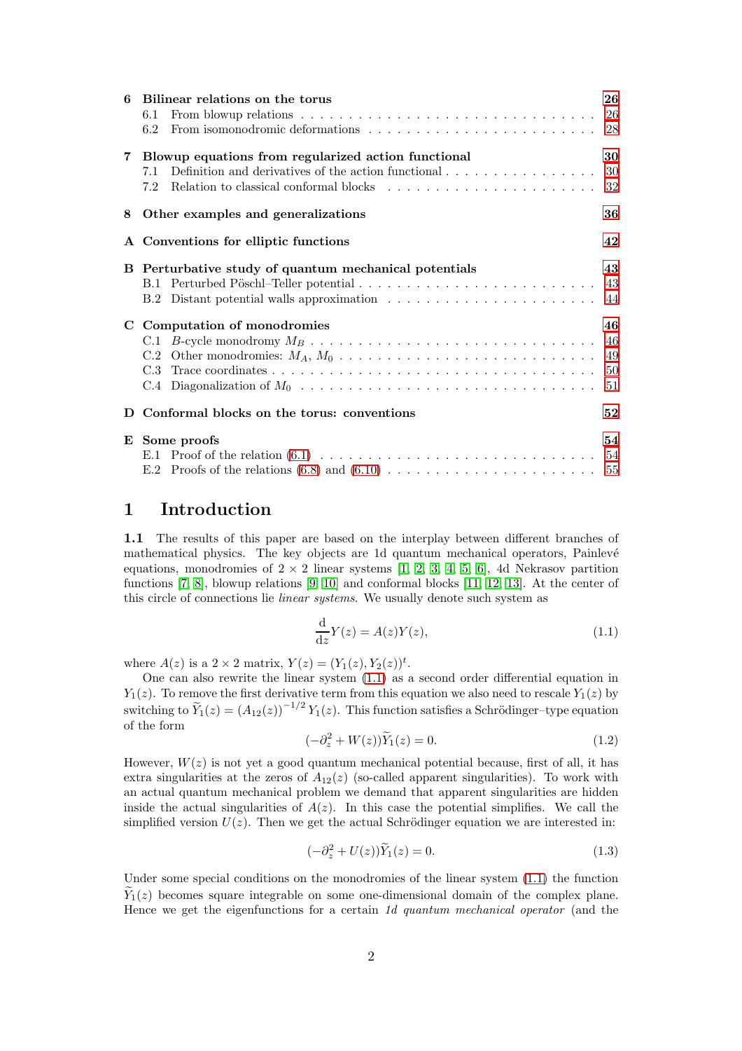| | | |
|---|---|---|
| **6** | **Bilinear relations on the torus** | **26** |
| | 6.1 From blowup relations | 26 |
| | 6.2 From isomonodromic deformations | 28 |
| **7** | **Blowup equations from regularized action functional** | **30** |
| | 7.1 Definition and derivatives of the action functional | 30 |
| | 7.2 Relation to classical conformal blocks | 32 |
| **8** | **Other examples and generalizations** | **36** |
| **A** | **Conventions for elliptic functions** | **42** |
| **B** | **Perturbative study of quantum mechanical potentials** | **43** |
| | B.1 Perturbed Pöschl–Teller potential | 43 |
| | B.2 Distant potential walls approximation | 44 |
| **C** | **Computation of monodromies** | **46** |
| | C.1 $B$-cycle monodromy $M_B$ | 46 |
| | C.2 Other monodromies: $M_A$, $M_0$ | 49 |
| | C.3 Trace coordinates | 50 |
| | C.4 Diagonalization of $M_0$ | 51 |
| **D** | **Conformal blocks on the torus: conventions** | **52** |
| **E** | **Some proofs** | **54** |
| | E.1 Proof of the relation (6.1) | 54 |
| | E.2 Proofs of the relations (6.8) and (6.10) | 55 |

# 1 Introduction

**1.1** The results of this paper are based on the interplay between different branches of mathematical physics. The key objects are 1d quantum mechanical operators, Painlevé equations, monodromies of $2\times 2$ linear systems [1, 2, 3, 4, 5, 6], 4d Nekrasov partition functions [7, 8], blowup relations [9, 10] and conformal blocks [11, 12, 13]. At the center of this circle of connections lie *linear systems*. We usually denote such system as

$$\frac{\mathrm{d}}{\mathrm{d}z}Y(z) = A(z)Y(z), \tag{1.1}$$

where $A(z)$ is a $2\times 2$ matrix, $Y(z) = (Y_1(z), Y_2(z))^t$.

One can also rewrite the linear system (1.1) as a second order differential equation in $Y_1(z)$. To remove the first derivative term from this equation we also need to rescale $Y_1(z)$ by switching to $\widetilde{Y}_1(z) = (A_{12}(z))^{-1/2}\, Y_1(z)$. This function satisfies a Schrödinger–type equation of the form

$$(-\partial_z^2 + W(z))\widetilde{Y}_1(z) = 0. \tag{1.2}$$

However, $W(z)$ is not yet a good quantum mechanical potential because, first of all, it has extra singularities at the zeros of $A_{12}(z)$ (so-called apparent singularities). To work with an actual quantum mechanical problem we demand that apparent singularities are hidden inside the actual singularities of $A(z)$. In this case the potential simplifies. We call the simplified version $U(z)$. Then we get the actual Schrödinger equation we are interested in:

$$(-\partial_z^2 + U(z))\widetilde{Y}_1(z) = 0. \tag{1.3}$$

Under some special conditions on the monodromies of the linear system (1.1) the function $\widetilde{Y}_1(z)$ becomes square integrable on some one-dimensional domain of the complex plane. Hence we get the eigenfunctions for a certain *1d quantum mechanical operator* (and the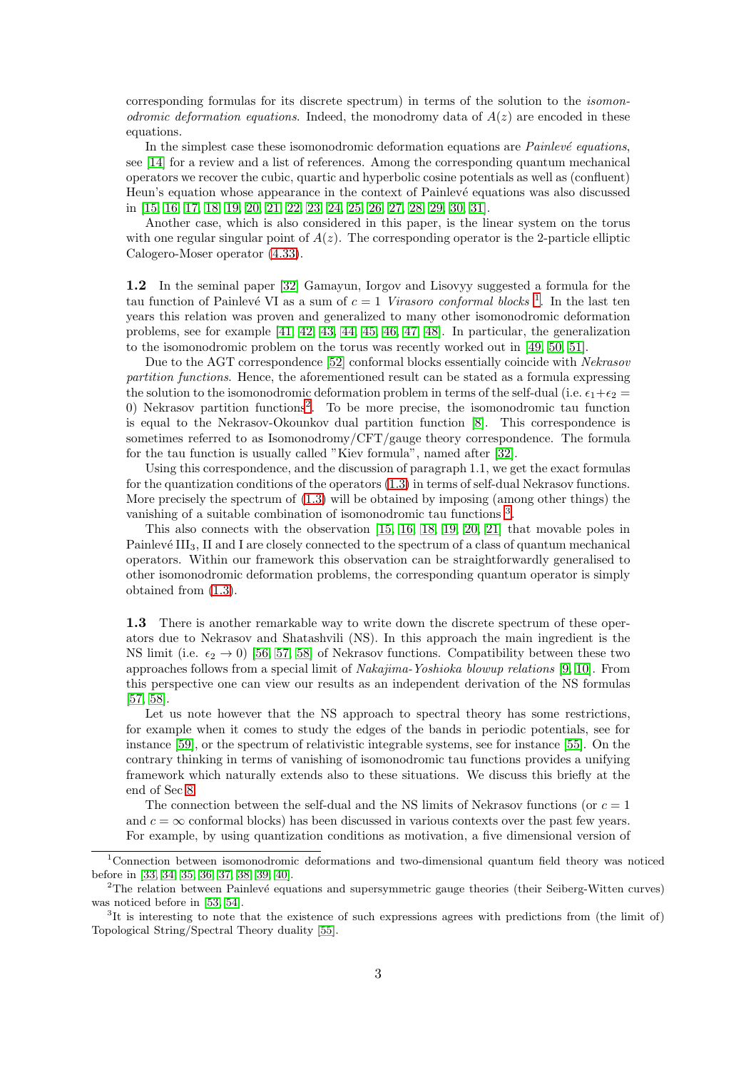corresponding formulas for its discrete spectrum) in terms of the solution to the *isomonodromic deformation equations*. Indeed, the monodromy data of $A(z)$ are encoded in these equations.

In the simplest case these isomonodromic deformation equations are *Painlevé equations*, see [14] for a review and a list of references. Among the corresponding quantum mechanical operators we recover the cubic, quartic and hyperbolic cosine potentials as well as (confluent) Heun's equation whose appearance in the context of Painlevé equations was also discussed in [15, 16, 17, 18, 19, 20, 21, 22, 23, 24, 25, 26, 27, 28, 29, 30, 31].

Another case, which is also considered in this paper, is the linear system on the torus with one regular singular point of $A(z)$. The corresponding operator is the 2-particle elliptic Calogero-Moser operator (4.33).

**1.2** In the seminal paper [32] Gamayun, Iorgov and Lisovyy suggested a formula for the tau function of Painlevé VI as a sum of $c = 1$ *Virasoro conformal blocks* [1]. In the last ten years this relation was proven and generalized to many other isomonodromic deformation problems, see for example [41, 42, 43, 44, 45, 46, 47, 48]. In particular, the generalization to the isomonodromic problem on the torus was recently worked out in [49, 50, 51].

Due to the AGT correspondence [52] conformal blocks essentially coincide with *Nekrasov partition functions*. Hence, the aforementioned result can be stated as a formula expressing the solution to the isomonodromic deformation problem in terms of the self-dual (i.e. $\epsilon_1 + \epsilon_2 = 0$) Nekrasov partition functions[2]. To be more precise, the isomonodromic tau function is equal to the Nekrasov-Okounkov dual partition function [8]. This correspondence is sometimes referred to as Isomonodromy/CFT/gauge theory correspondence. The formula for the tau function is usually called "Kiev formula", named after [32].

Using this correspondence, and the discussion of paragraph 1.1, we get the exact formulas for the quantization conditions of the operators (1.3) in terms of self-dual Nekrasov functions. More precisely the spectrum of (1.3) will be obtained by imposing (among other things) the vanishing of a suitable combination of isomonodromic tau functions [3].

This also connects with the observation [15, 16, 18, 19, 20, 21] that movable poles in Painlevé $\text{III}_3$, II and I are closely connected to the spectrum of a class of quantum mechanical operators. Within our framework this observation can be straightforwardly generalised to other isomonodromic deformation problems, the corresponding quantum operator is simply obtained from (1.3).

**1.3** There is another remarkable way to write down the discrete spectrum of these operators due to Nekrasov and Shatashvili (NS). In this approach the main ingredient is the NS limit (i.e. $\epsilon_2 \to 0$) [56, 57, 58] of Nekrasov functions. Compatibility between these two approaches follows from a special limit of *Nakajima-Yoshioka blowup relations* [9, 10]. From this perspective one can view our results as an independent derivation of the NS formulas [57, 58].

Let us note however that the NS approach to spectral theory has some restrictions, for example when it comes to study the edges of the bands in periodic potentials, see for instance [59], or the spectrum of relativistic integrable systems, see for instance [55]. On the contrary thinking in terms of vanishing of isomonodromic tau functions provides a unifying framework which naturally extends also to these situations. We discuss this briefly at the end of Sec 8.

The connection between the self-dual and the NS limits of Nekrasov functions (or $c = 1$ and $c = \infty$ conformal blocks) has discussed in various contexts over the past few years. For example, by using quantization conditions as motivation, a five dimensional version of

[1] Connection between isomonodromic deformations and two-dimensional quantum field theory was noticed before in [33, 34, 35, 36, 37, 38, 39, 40].

[2] The relation between Painlevé equations and supersymmetric gauge theories (their Seiberg-Witten curves) was noticed before in [53, 54].

[3] It is interesting to note that the existence of such expressions agrees with predictions from (the limit of) Topological String/Spectral Theory duality [55].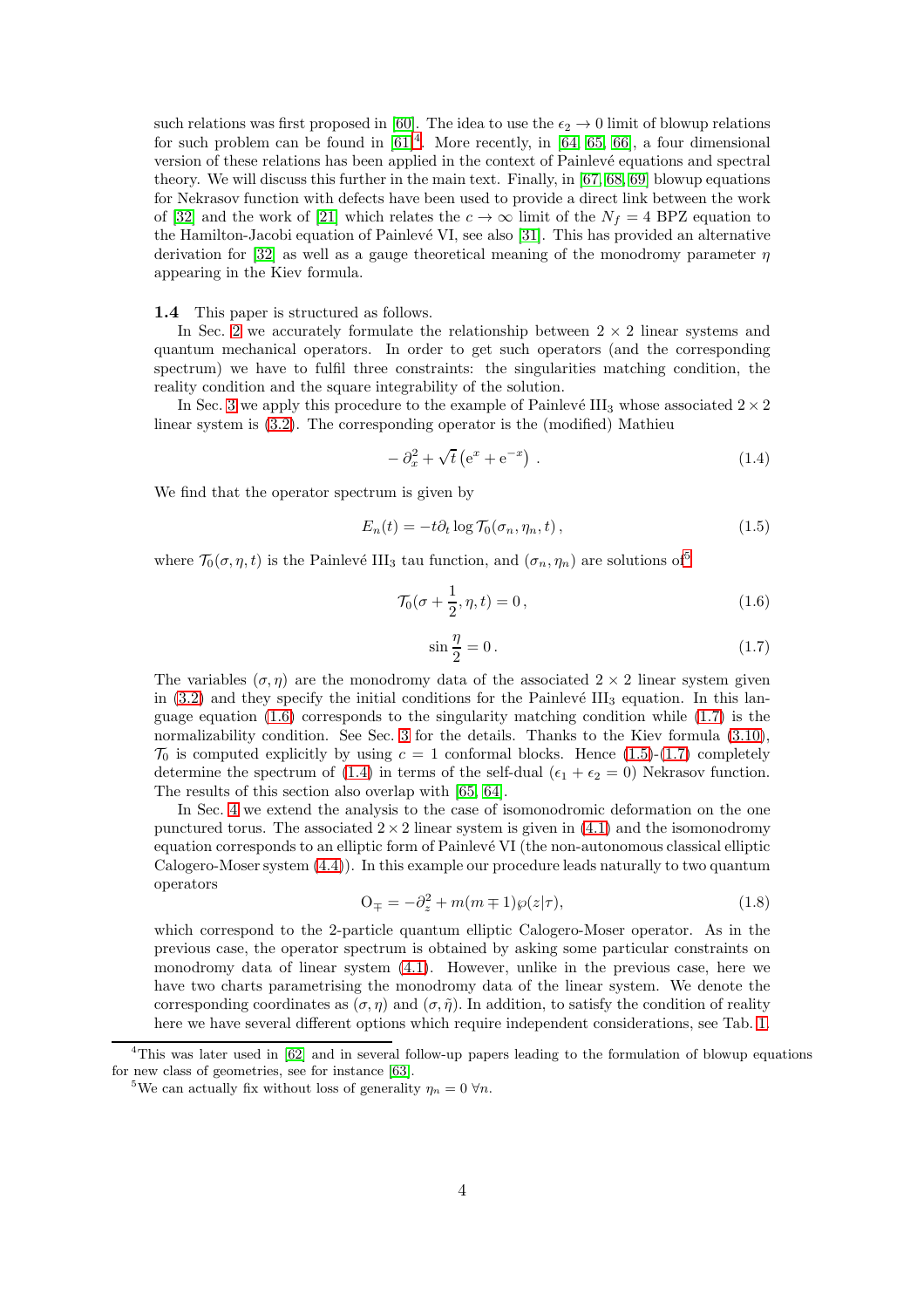such relations was first proposed in [60]. The idea to use the $\epsilon_2 \to 0$ limit of blowup relations for such problem can be found in [61][4]. More recently, in [64, 65, 66], a four dimensional version of these relations has been applied in the context of Painlevé equations and spectral theory. We will discuss this further in the main text. Finally, in [67, 68, 69] blowup equations for Nekrasov function with defects have been used to provide a direct link between the work of [32] and the work of [21] which relates the $c \to \infty$ limit of the $N_f = 4$ BPZ equation to the Hamilton-Jacobi equation of Painlevé VI, see also [31]. This has provided an alternative derivation for [32] as well as a gauge theoretical meaning of the monodromy parameter $\eta$ appearing in the Kiev formula.

**1.4** This paper is structured as follows.

In Sec. 2 we accurately formulate the relationship between $2 \times 2$ linear systems and quantum mechanical operators. In order to get such operators (and the corresponding spectrum) we have to fulfil three constraints: the singularities matching condition, the reality condition and the square integrability of the solution.

In Sec. 3 we apply this procedure to the example of Painlevé $\mathrm{III}_3$ whose associated $2 \times 2$ linear system is (3.2). The corresponding operator is the (modified) Mathieu

$$-\partial_x^2 + \sqrt{t}\left(\mathrm{e}^x + \mathrm{e}^{-x}\right) . \tag{1.4}$$

We find that the operator spectrum is given by

$$E_n(t) = -t\partial_t \log \mathcal{T}_0(\sigma_n, \eta_n, t)\,, \tag{1.5}$$

where $\mathcal{T}_0(\sigma, \eta, t)$ is the Painlevé $\mathrm{III}_3$ tau function, and $(\sigma_n, \eta_n)$ are solutions of[5]

$$\mathcal{T}_0(\sigma + \frac{1}{2}, \eta, t) = 0\,, \tag{1.6}$$

$$\sin\frac{\eta}{2} = 0\,. \tag{1.7}$$

The variables $(\sigma, \eta)$ are the monodromy data of the associated $2 \times 2$ linear system given in (3.2) and they specify the initial conditions for the Painlevé $\mathrm{III}_3$ equation. In this language equation (1.6) corresponds to the singularity matching condition while (1.7) is the normalizability condition. See Sec. 3 for the details. Thanks to the Kiev formula (3.10), $\mathcal{T}_0$ is computed explicitly by using $c = 1$ conformal blocks. Hence (1.5)-(1.7) completely determine the spectrum of (1.4) in terms of the self-dual ($\epsilon_1 + \epsilon_2 = 0$) Nekrasov function. The results of this section also overlap with [65, 64].

In Sec. 4 we extend the analysis to the case of isomonodromic deformation on the one punctured torus. The associated $2 \times 2$ linear system is given in (4.1) and the isomonodromy equation corresponds to an elliptic form of Painlevé VI (the non-autonomous classical elliptic Calogero-Moser system (4.4)). In this example our procedure leads naturally to two quantum operators

$$\mathrm{O}_{\mp} = -\partial_z^2 + m(m \mp 1)\wp(z|\tau), \tag{1.8}$$

which correspond to the 2-particle quantum elliptic Calogero-Moser operator. As in the previous case, the operator spectrum is obtained by asking some particular constraints on monodromy data of linear system (4.1). However, unlike in the previous case, here we have two charts parametrising the monodromy data of the linear system. We denote the corresponding coordinates as $(\sigma, \eta)$ and $(\sigma, \tilde{\eta})$. In addition, to satisfy the condition of reality here we have several different options which require independent considerations, see Tab. 1.

[4] This was later used in [62] and in several follow-up papers leading to the formulation of blowup equations for new class of geometries, see for instance [63].

[5] We can actually fix without loss of generality $\eta_n = 0\ \forall n$.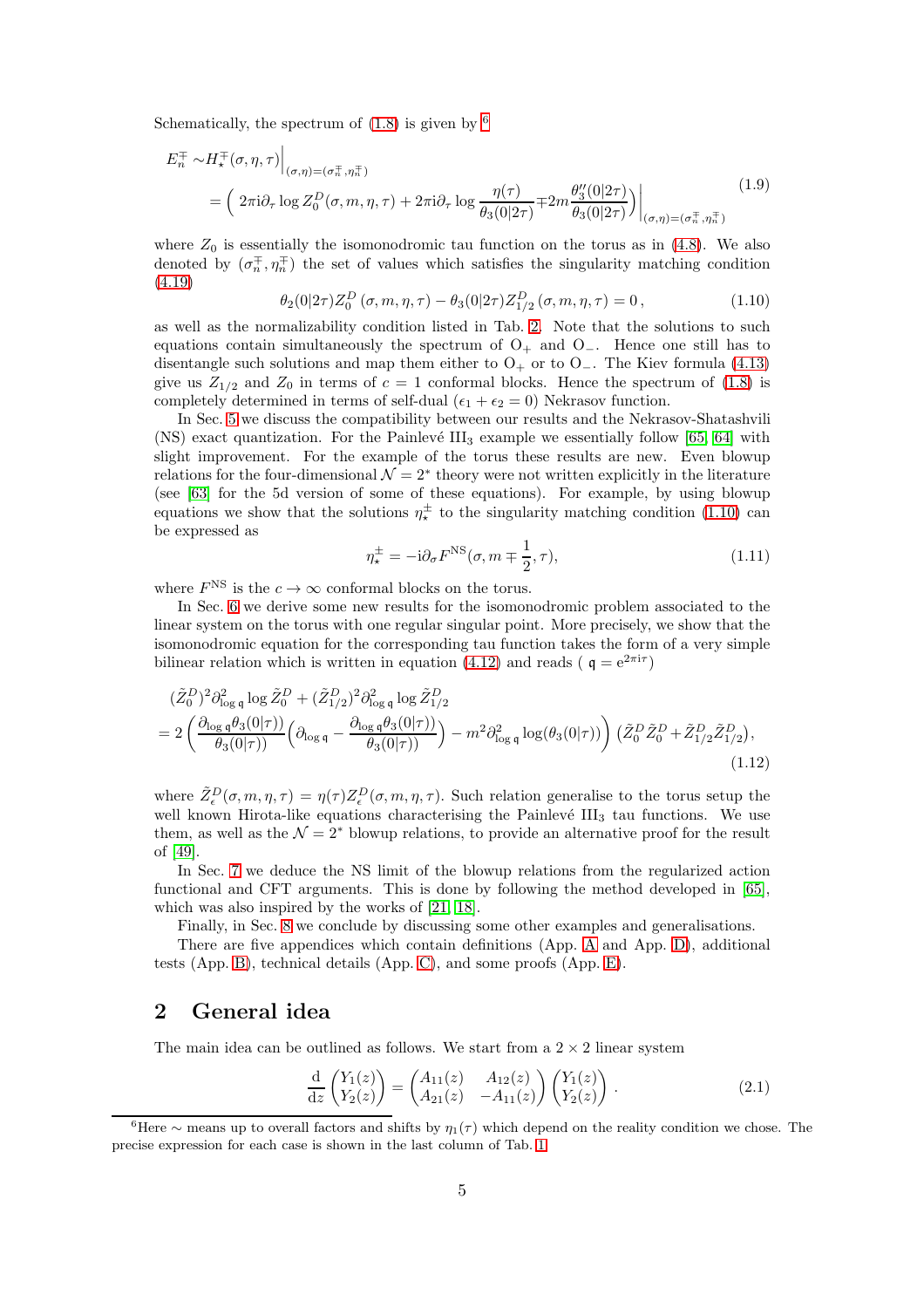Schematically, the spectrum of (1.8) is given by [6]

$$
\begin{aligned}
E_n^{\mp} \sim & H_\star^{\mp}(\sigma,\eta,\tau)\Big|_{(\sigma,\eta)=(\sigma_n^{\mp},\eta_n^{\mp})} \\
= & \left( 2\pi \mathrm{i}\partial_\tau \log Z_0^D(\sigma,m,\eta,\tau) + 2\pi\mathrm{i}\partial_\tau \log \frac{\eta(\tau)}{\theta_3(0|2\tau)} \mp 2m \frac{\theta_3''(0|2\tau)}{\theta_3(0|2\tau)}\right)\Big|_{(\sigma,\eta)=(\sigma_n^{\mp},\eta_n^{\mp})}
\end{aligned}
\tag{1.9}
$$

where $Z_0$ is essentially the isomonodromic tau function on the torus as in (4.8). We also denoted by $(\sigma_n^{\mp},\eta_n^{\mp})$ the set of values which satisfies the singularity matching condition (4.19)

$$
\theta_2(0|2\tau) Z_0^D\left(\sigma,m,\eta,\tau\right) - \theta_3(0|2\tau) Z_{1/2}^D\left(\sigma,m,\eta,\tau\right) = 0\,, \tag{1.10}
$$

as well as the normalizability condition listed in Tab. 2. Note that the solutions to such equations contain simultaneously the spectrum of $\mathrm{O}_+$ and $\mathrm{O}_-$. Hence one still has to disentangle such solutions and map them either to $\mathrm{O}_+$ or to $\mathrm{O}_-$. The Kiev formula (4.13) give us $Z_{1/2}$ and $Z_0$ in terms of $c=1$ conformal blocks. Hence the spectrum of (1.8) is completely determined in terms of self-dual ($\epsilon_1+\epsilon_2=0$) Nekrasov function.

In Sec. 5 we discuss the compatibility between our results and the Nekrasov-Shatashvili (NS) exact quantization. For the Painlevé $\mathrm{III}_3$ example we essentially follow [65, 64] with slight improvement. For the example of the torus these results are new. Even blowup relations for the four-dimensional $\mathcal{N}=2^*$ theory were not written explicitly in the literature (see [63] for the 5d version of some of these equations). For example, by using blowup equations we show that the solutions $\eta_\star^{\pm}$ to the singularity matching condition (1.10) can be expressed as

$$
\eta_\star^{\pm} = -\mathrm{i}\partial_\sigma F^{\mathrm{NS}}(\sigma, m\mp\frac{1}{2},\tau), \tag{1.11}
$$

where $F^{\mathrm{NS}}$ is the $c\to\infty$ conformal blocks on the torus.

In Sec. 6 we derive some new results for the isomonodromic problem associated to the linear system on the torus with one regular singular point. More precisely, we show that the isomonodromic equation for the corresponding tau function takes the form of a very simple bilinear relation which is written in equation (4.12) and reads ( $\mathfrak{q}=\mathrm{e}^{2\pi\mathrm{i}\tau}$)

$$
\begin{aligned}
&(\tilde{Z}_0^D)^2 \partial^2_{\log\mathfrak{q}} \log \tilde{Z}_0^D + (\tilde{Z}_{1/2}^D)^2 \partial^2_{\log\mathfrak{q}} \log \tilde{Z}_{1/2}^D \\
&= 2\left( \frac{\partial_{\log\mathfrak{q}}\theta_3(0|\tau))}{\theta_3(0|\tau))}\Big( \partial_{\log\mathfrak{q}} - \frac{\partial_{\log\mathfrak{q}}\theta_3(0|\tau))}{\theta_3(0|\tau))}\Big) - m^2 \partial^2_{\log\mathfrak{q}} \log(\theta_3(0|\tau))\right) \left(\tilde{Z}_0^D \tilde{Z}_0^D + \tilde{Z}_{1/2}^D \tilde{Z}_{1/2}^D\right),
\end{aligned}
\tag{1.12}
$$

where $\tilde{Z}_\epsilon^D(\sigma,m,\eta,\tau) = \eta(\tau) Z_\epsilon^D(\sigma,m,\eta,\tau)$. Such relation generalise to the torus setup the well known Hirota-like equations characterising the Painlevé $\mathrm{III}_3$ tau functions. We use them, as well as the $\mathcal{N}=2^*$ blowup relations, to provide an alternative proof for the result of [49].

In Sec. 7 we deduce the NS limit of the blowup relations from the regularized action functional and CFT arguments. This is done by following the method developed in [65], which was also inspired by the works of [21, 18].

Finally, in Sec. 8 we conclude by discussing some other examples and generalisations.

There are five appendices which contain definitions (App. A and App. D), additional tests (App. B), technical details (App. C), and some proofs (App. E).

## 2 General idea

The main idea can be outlined as follows. We start from a $2\times 2$ linear system

$$
\frac{\mathrm{d}}{\mathrm{d}z}\begin{pmatrix} Y_1(z) \\ Y_2(z)\end{pmatrix} = \begin{pmatrix} A_{11}(z) & A_{12}(z) \\ A_{21}(z) & -A_{11}(z)\end{pmatrix}\begin{pmatrix} Y_1(z) \\ Y_2(z)\end{pmatrix}\,. \tag{2.1}
$$

[6] Here $\sim$ means up to overall factors and shifts by $\eta_1(\tau)$ which depend on the reality condition we chose. The precise expression for each case is shown in the last column of Tab. 1.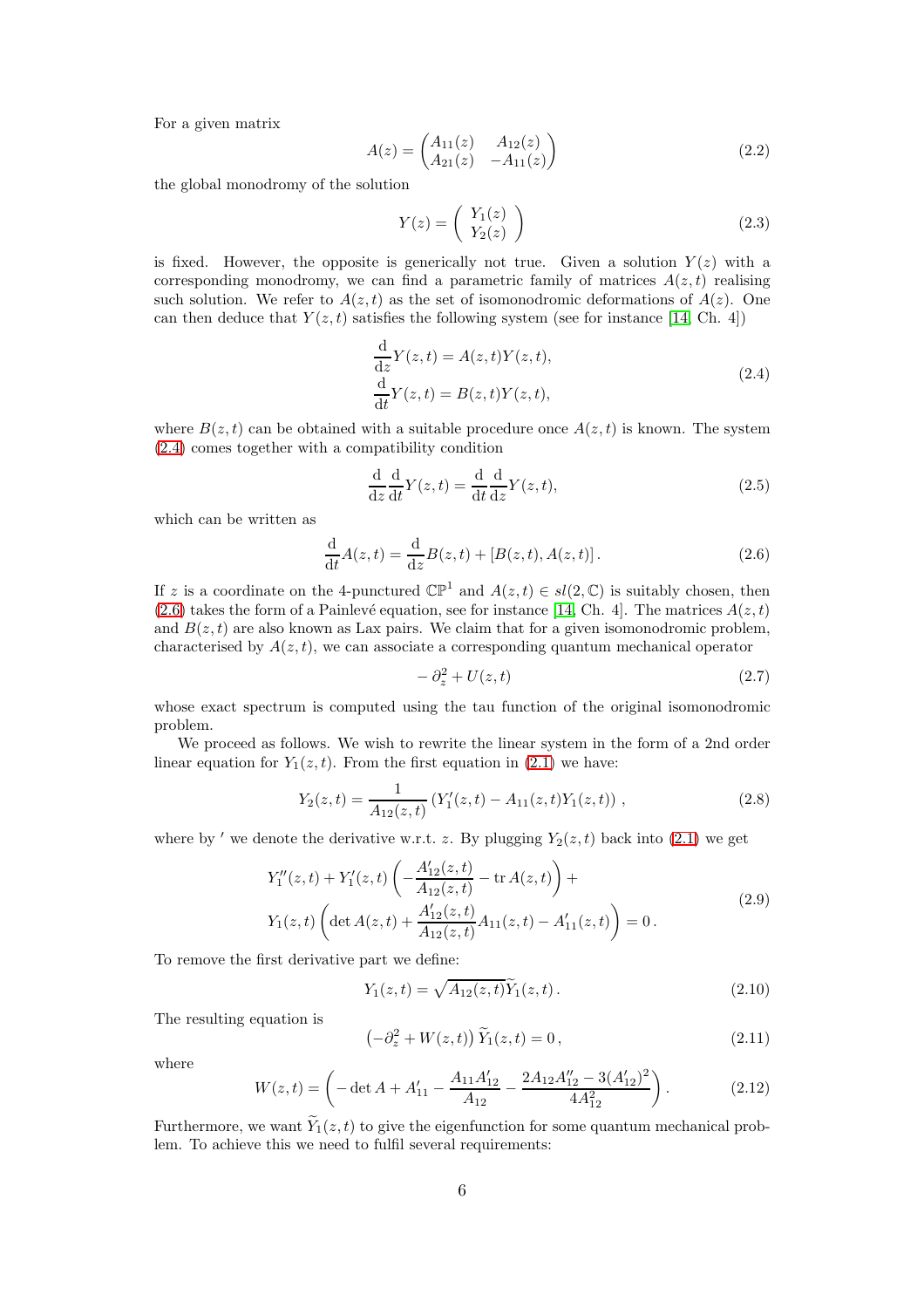For a given matrix

$$
A(z) = \begin{pmatrix} A_{11}(z) & A_{12}(z) \\ A_{21}(z) & -A_{11}(z) \end{pmatrix} \tag{2.2}
$$

the global monodromy of the solution

$$
Y(z) = \begin{pmatrix} Y_1(z) \\ Y_2(z) \end{pmatrix} \tag{2.3}
$$

is fixed. However, the opposite is generically not true. Given a solution $Y(z)$ with a corresponding monodromy, we can find a parametric family of matrices $A(z,t)$ realising such solution. We refer to $A(z,t)$ as the set of isomonodromic deformations of $A(z)$. One can then deduce that $Y(z,t)$ satisfies the following system (see for instance [14, Ch. 4])

$$
\begin{aligned}
\frac{\mathrm{d}}{\mathrm{d}z}Y(z,t) &= A(z,t)Y(z,t), \\
\frac{\mathrm{d}}{\mathrm{d}t}Y(z,t) &= B(z,t)Y(z,t),
\end{aligned} \tag{2.4}
$$

where $B(z,t)$ can be obtained with a suitable procedure once $A(z,t)$ is known. The system (2.4) comes together with a compatibility condition

$$
\frac{\mathrm{d}}{\mathrm{d}z}\frac{\mathrm{d}}{\mathrm{d}t}Y(z,t) = \frac{\mathrm{d}}{\mathrm{d}t}\frac{\mathrm{d}}{\mathrm{d}z}Y(z,t), \tag{2.5}
$$

which can be written as

$$
\frac{\mathrm{d}}{\mathrm{d}t}A(z,t) = \frac{\mathrm{d}}{\mathrm{d}z}B(z,t) + [B(z,t), A(z,t)]\,. \tag{2.6}
$$

If $z$ is a coordinate on the 4-punctured $\mathbb{CP}^1$ and $A(z,t) \in sl(2,\mathbb{C})$ is suitably chosen, then (2.6) takes the form of a Painlevé equation, see for instance [14, Ch. 4]. The matrices $A(z,t)$ and $B(z,t)$ are also known as Lax pairs. We claim that for a given isomonodromic problem, characterised by $A(z,t)$, we can associate a corresponding quantum mechanical operator

$$
-\partial_z^2 + U(z,t) \tag{2.7}
$$

whose exact spectrum is computed using the tau function of the original isomonodromic problem.

We proceed as follows. We wish to rewrite the linear system in the form of a 2nd order linear equation for $Y_1(z,t)$. From the first equation in (2.1) we have:

$$
Y_2(z,t) = \frac{1}{A_{12}(z,t)}\left(Y_1'(z,t) - A_{11}(z,t)Y_1(z,t)\right), \tag{2.8}
$$

where by $'$ we denote the derivative w.r.t. $z$. By plugging $Y_2(z,t)$ back into (2.1) we get

$$
\begin{aligned}
&Y_1''(z,t) + Y_1'(z,t)\left(-\frac{A_{12}'(z,t)}{A_{12}(z,t)} - \operatorname{tr}A(z,t)\right) + \\
&Y_1(z,t)\left(\det A(z,t) + \frac{A_{12}'(z,t)}{A_{12}(z,t)}A_{11}(z,t) - A_{11}'(z,t)\right) = 0\,.
\end{aligned} \tag{2.9}
$$

To remove the first derivative part we define:

$$
Y_1(z,t) = \sqrt{A_{12}(z,t)}\,\widetilde{Y}_1(z,t)\,. \tag{2.10}
$$

The resulting equation is

$$
\left(-\partial_z^2 + W(z,t)\right)\widetilde{Y}_1(z,t) = 0\,, \tag{2.11}
$$

where

$$
W(z,t) = \left(-\det A + A_{11}' - \frac{A_{11}A_{12}'}{A_{12}} - \frac{2A_{12}A_{12}'' - 3(A_{12}')^2}{4A_{12}^2}\right). \tag{2.12}
$$

Furthermore, we want $\widetilde{Y}_1(z,t)$ to give the eigenfunction for some quantum mechanical problem. To achieve this we need to fulfil several requirements: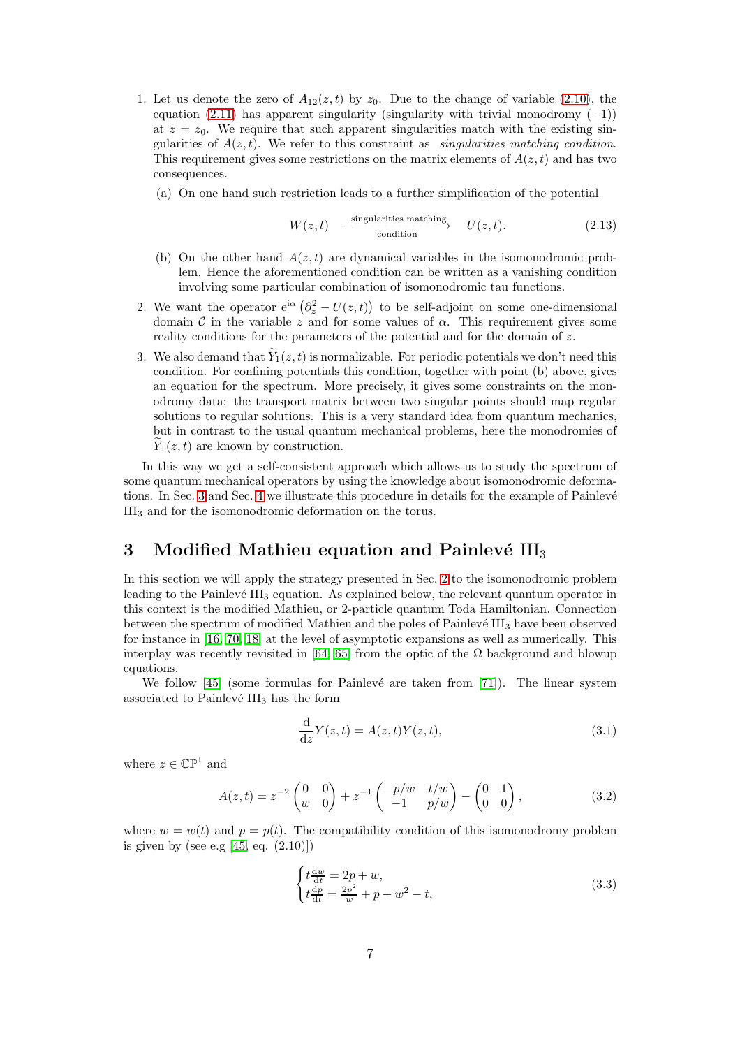1. Let us denote the zero of $A_{12}(z,t)$ by $z_0$. Due to the change of variable (2.10), the equation (2.11) has apparent singularity (singularity with trivial monodromy $(-1)$) at $z = z_0$. We require that such apparent singularities match with the existing singularities of $A(z,t)$. We refer to this constraint as *singularities matching condition*. This requirement gives some restrictions on the matrix elements of $A(z,t)$ and has two consequences.

   (a) On one hand such restriction leads to a further simplification of the potential

   $$W(z,t) \quad \xrightarrow[\text{condition}]{\text{singularities matching}} \quad U(z,t). \tag{2.13}$$

   (b) On the other hand $A(z,t)$ are dynamical variables in the isomonodromic problem. Hence the aforementioned condition can be written as a vanishing condition involving some particular combination of isomonodromic tau functions.

2. We want the operator $e^{i\alpha}\left(\partial_z^2 - U(z,t)\right)$ to be self-adjoint on some one-dimensional domain $\mathcal{C}$ in the variable $z$ and for some values of $\alpha$. This requirement gives some reality conditions for the parameters of the potential and for the domain of $z$.

3. We also demand that $\widetilde{Y}_1(z,t)$ is normalizable. For periodic potentials we don't need this condition. For confining potentials this condition, together with point (b) above, gives an equation for the spectrum. More precisely, it gives some constraints on the monodromy data: the transport matrix between two singular points should map regular solutions to regular solutions. This is a very standard idea from quantum mechanics, but in contrast to the usual quantum mechanical problems, here the monodromies of $\widetilde{Y}_1(z,t)$ are known by construction.

In this way we get a self-consistent approach which allows us to study the spectrum of some quantum mechanical operators by using the knowledge about isomonodromic deformations. In Sec. 3 and Sec. 4 we illustrate this procedure in details for the example of Painlevé $\mathrm{III}_3$ and for the isomonodromic deformation on the torus.

# 3 Modified Mathieu equation and Painlevé $\mathrm{III}_3$

In this section we will apply the strategy presented in Sec. 2 to the isomonodromic problem leading to the Painlevé $\mathrm{III}_3$ equation. As explained below, the relevant quantum operator in this context is the modified Mathieu, or 2-particle quantum Toda Hamiltonian. Connection between the spectrum of modified Mathieu and the poles of Painlevé $\mathrm{III}_3$ have been observed for instance in [16, 70, 18] at the level of asymptotic expansions as well as numerically. This interplay was recently revisited in [64, 65] from the optic of the $\Omega$ background and blowup equations.

We follow [45] (some formulas for Painlevé are taken from [71]). The linear system associated to Painlevé $\mathrm{III}_3$ has the form

$$\frac{\mathrm{d}}{\mathrm{d}z}Y(z,t) = A(z,t)Y(z,t), \tag{3.1}$$

where $z \in \mathbb{CP}^1$ and

$$A(z,t) = z^{-2}\begin{pmatrix} 0 & 0 \\ w & 0 \end{pmatrix} + z^{-1}\begin{pmatrix} -p/w & t/w \\ -1 & p/w \end{pmatrix} - \begin{pmatrix} 0 & 1 \\ 0 & 0 \end{pmatrix}, \tag{3.2}$$

where $w = w(t)$ and $p = p(t)$. The compatibility condition of this isomonodromy problem is given by (see e.g [45, eq. (2.10)])

$$\begin{cases} t\frac{\mathrm{d}w}{\mathrm{d}t} = 2p + w, \\ t\frac{\mathrm{d}p}{\mathrm{d}t} = \frac{2p^2}{w} + p + w^2 - t, \end{cases} \tag{3.3}$$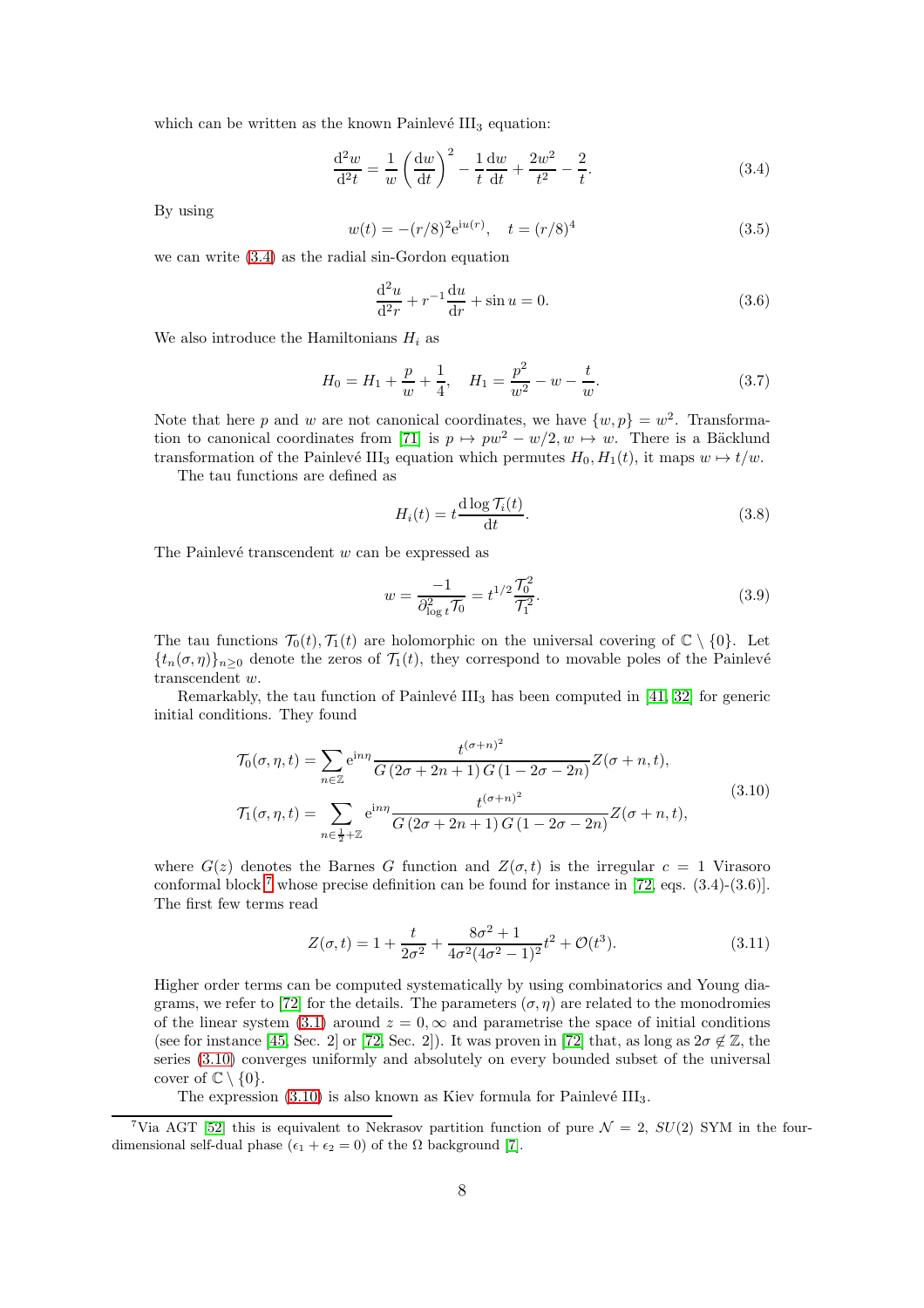which can be written as the known Painlevé $\mathrm{III}_3$ equation:

$$\frac{\mathrm{d}^2 w}{\mathrm{d}^2 t} = \frac{1}{w}\left(\frac{\mathrm{d}w}{\mathrm{d}t}\right)^2 - \frac{1}{t}\frac{\mathrm{d}w}{\mathrm{d}t} + \frac{2w^2}{t^2} - \frac{2}{t}. \tag{3.4}$$

By using

$$w(t) = -(r/8)^2 \mathrm{e}^{\mathrm{i}u(r)}, \quad t = (r/8)^4 \tag{3.5}$$

we can write (3.4) as the radial sin-Gordon equation

$$\frac{\mathrm{d}^2 u}{\mathrm{d}^2 r} + r^{-1}\frac{\mathrm{d}u}{\mathrm{d}r} + \sin u = 0. \tag{3.6}$$

We also introduce the Hamiltonians $H_i$ as

$$H_0 = H_1 + \frac{p}{w} + \frac{1}{4}, \quad H_1 = \frac{p^2}{w^2} - w - \frac{t}{w}. \tag{3.7}$$

Note that here $p$ and $w$ are not canonical coordinates, we have $\{w, p\} = w^2$. Transformation to canonical coordinates from [71] is $p \mapsto pw^2 - w/2, w \mapsto w$. There is a Bäcklund transformation of the Painlevé $\mathrm{III}_3$ equation which permutes $H_0, H_1(t)$, it maps $w \mapsto t/w$.

The tau functions are defined as

$$H_i(t) = t\frac{\mathrm{d}\log \mathcal{T}_i(t)}{\mathrm{d}t}. \tag{3.8}$$

The Painlevé transcendent $w$ can be expressed as

$$w = \frac{-1}{\partial^2_{\log t}\mathcal{T}_0} = t^{1/2}\frac{\mathcal{T}_0^2}{\mathcal{T}_1^2}. \tag{3.9}$$

The tau functions $\mathcal{T}_0(t), \mathcal{T}_1(t)$ are holomorphic on the universal covering of $\mathbb{C}\setminus\{0\}$. Let $\{t_n(\sigma,\eta)\}_{n\geq 0}$ denote the zeros of $\mathcal{T}_1(t)$, they correspond to movable poles of the Painlevé transcendent $w$.

Remarkably, the tau function of Painlevé $\mathrm{III}_3$ has been computed in [41, 32] for generic initial conditions. They found

$$\begin{aligned}
\mathcal{T}_0(\sigma,\eta,t) &= \sum_{n\in\mathbb{Z}} \mathrm{e}^{\mathrm{i}n\eta}\frac{t^{(\sigma+n)^2}}{G(2\sigma+2n+1)\,G(1-2\sigma-2n)} Z(\sigma+n,t),\\
\mathcal{T}_1(\sigma,\eta,t) &= \sum_{n\in\frac{1}{2}+\mathbb{Z}} \mathrm{e}^{\mathrm{i}n\eta}\frac{t^{(\sigma+n)^2}}{G(2\sigma+2n+1)\,G(1-2\sigma-2n)} Z(\sigma+n,t),
\end{aligned} \tag{3.10}$$

where $G(z)$ denotes the Barnes $G$ function and $Z(\sigma,t)$ is the irregular $c=1$ Virasoro conformal block,[7] whose precise definition can be found for instance in [72, eqs. (3.4)-(3.6)]. The first few terms read

$$Z(\sigma,t) = 1 + \frac{t}{2\sigma^2} + \frac{8\sigma^2+1}{4\sigma^2(4\sigma^2-1)^2}t^2 + \mathcal{O}(t^3). \tag{3.11}$$

Higher order terms can be computed systematically by using combinatorics and Young diagrams, we refer to [72] for the details. The parameters $(\sigma,\eta)$ are related to the monodromies of the linear system (3.1) around $z=0,\infty$ and parametrise the space of initial conditions (see for instance [45, Sec. 2] or [72, Sec. 2]). It was proven in [72] that, as long as $2\sigma \notin \mathbb{Z}$, the series (3.10) converges uniformly and absolutely on every bounded subset of the universal cover of $\mathbb{C}\setminus\{0\}$.

The expression (3.10) is also known as Kiev formula for Painlevé $\mathrm{III}_3$.

[7] Via AGT [52] this is equivalent to Nekrasov partition function of pure $\mathcal{N}=2$, $SU(2)$ SYM in the four-dimensional self-dual phase ($\epsilon_1+\epsilon_2=0$) of the $\Omega$ background [7].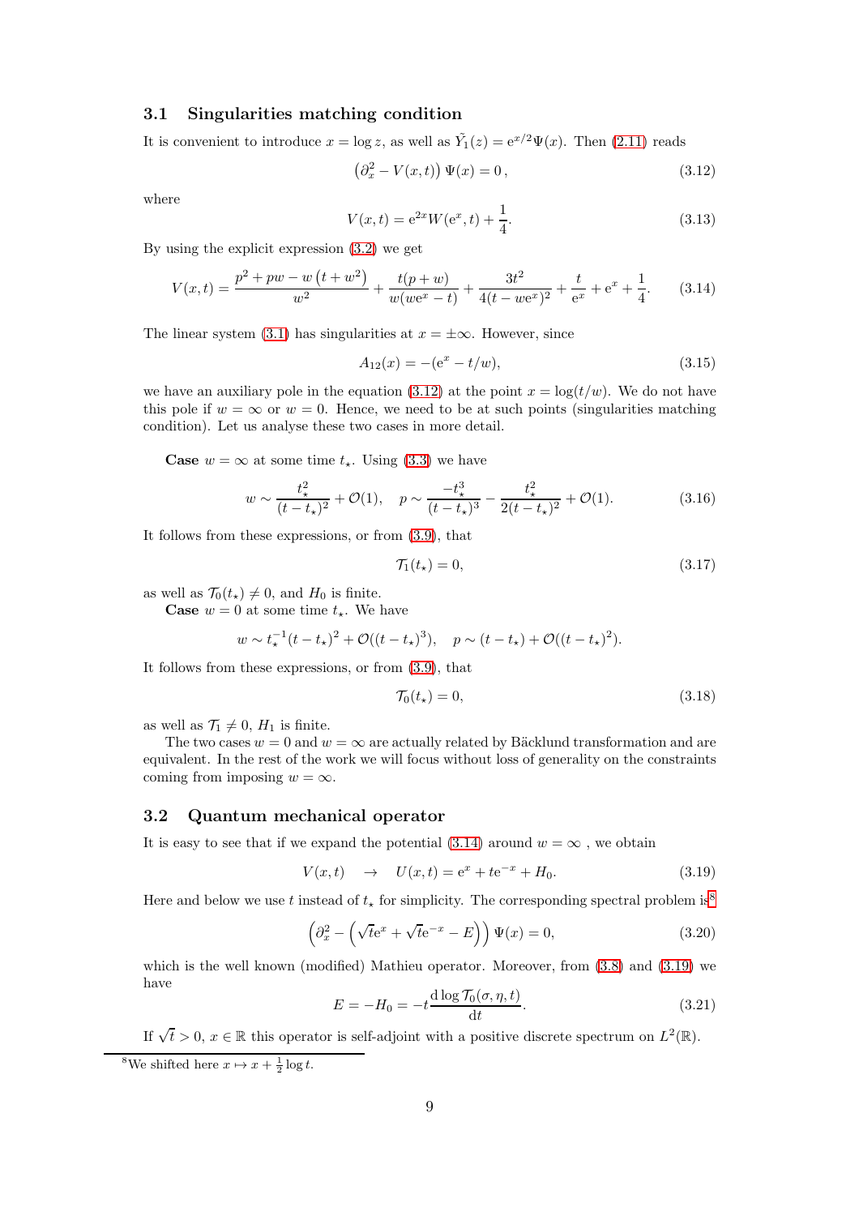### 3.1 Singularities matching condition

It is convenient to introduce $x = \log z$, as well as $\tilde{Y}_1(z) = \mathrm{e}^{x/2}\Psi(x)$. Then (2.11) reads

$$\left(\partial_x^2 - V(x,t)\right)\Psi(x) = 0\,, \tag{3.12}$$

where

$$V(x,t) = \mathrm{e}^{2x} W(\mathrm{e}^x, t) + \frac{1}{4}. \tag{3.13}$$

By using the explicit expression (3.2) we get

$$V(x,t) = \frac{p^2 + pw - w\left(t + w^2\right)}{w^2} + \frac{t(p+w)}{w(w\mathrm{e}^x - t)} + \frac{3t^2}{4(t - w\mathrm{e}^x)^2} + \frac{t}{\mathrm{e}^x} + \mathrm{e}^x + \frac{1}{4}. \tag{3.14}$$

The linear system (3.1) has singularities at $x = \pm\infty$. However, since

$$A_{12}(x) = -(\mathrm{e}^x - t/w), \tag{3.15}$$

we have an auxiliary pole in the equation (3.12) at the point $x = \log(t/w)$. We do not have this pole if $w = \infty$ or $w = 0$. Hence, we need to be at such points (singularities matching condition). Let us analyse these two cases in more detail.

**Case** $w = \infty$ at some time $t_\star$. Using (3.3) we have

$$w \sim \frac{t_\star^2}{(t - t_\star)^2} + \mathcal{O}(1), \quad p \sim \frac{-t_\star^3}{(t - t_\star)^3} - \frac{t_\star^2}{2(t - t_\star)^2} + \mathcal{O}(1). \tag{3.16}$$

It follows from these expressions, or from (3.9), that

$$\mathcal{T}_1(t_\star) = 0, \tag{3.17}$$

as well as $\mathcal{T}_0(t_\star) \neq 0$, and $H_0$ is finite.

**Case** $w = 0$ at some time $t_\star$. We have

$$w \sim t_\star^{-1}(t - t_\star)^2 + \mathcal{O}((t - t_\star)^3), \quad p \sim (t - t_\star) + \mathcal{O}((t - t_\star)^2).$$

It follows from these expressions, or from (3.9), that

$$\mathcal{T}_0(t_\star) = 0, \tag{3.18}$$

as well as $\mathcal{T}_1 \neq 0$, $H_1$ is finite.

The two cases $w = 0$ and $w = \infty$ are actually related by Bäcklund transformation and are equivalent. In the rest of the work we will focus without loss of generality on the constraints coming from imposing $w = \infty$.

### 3.2 Quantum mechanical operator

It is easy to see that if we expand the potential (3.14) around $w = \infty$ , we obtain

$$V(x,t) \quad \to \quad U(x,t) = \mathrm{e}^x + t\mathrm{e}^{-x} + H_0. \tag{3.19}$$

Here and below we use $t$ instead of $t_\star$ for simplicity. The corresponding spectral problem is[8]

$$\left(\partial_x^2 - \left(\sqrt{t}\mathrm{e}^x + \sqrt{t}\mathrm{e}^{-x} - E\right)\right)\Psi(x) = 0, \tag{3.20}$$

which is the well known (modified) Mathieu operator. Moreover, from (3.8) and (3.19) we have

$$E = -H_0 = -t\frac{\mathrm{d}\log\mathcal{T}_0(\sigma,\eta,t)}{\mathrm{d}t}. \tag{3.21}$$

If $\sqrt{t} > 0$, $x \in \mathbb{R}$ this operator is self-adjoint with a positive discrete spectrum on $L^2(\mathbb{R})$.

[8] We shifted here $x \mapsto x + \frac{1}{2}\log t$.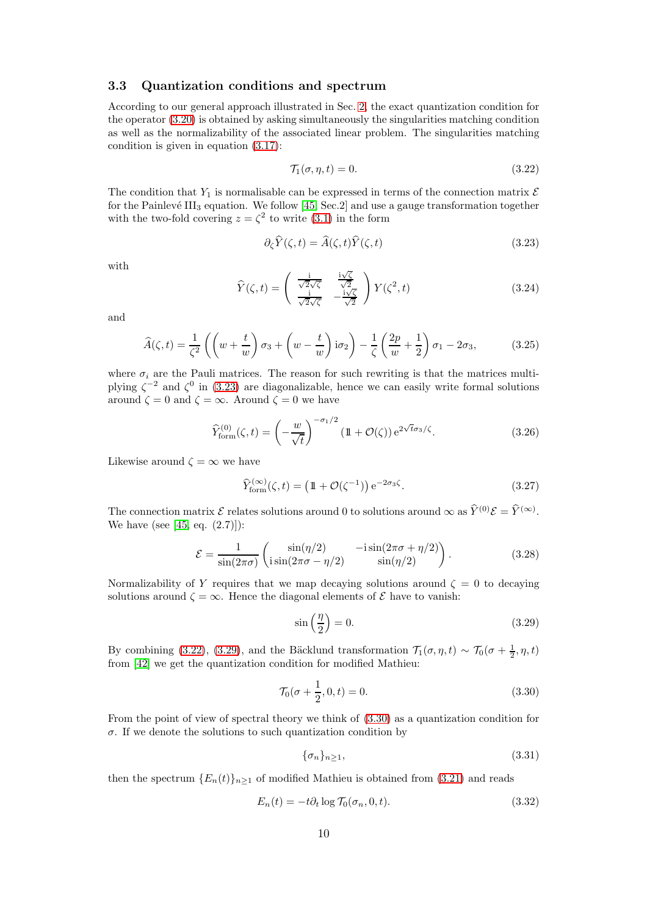### 3.3 Quantization conditions and spectrum

According to our general approach illustrated in Sec. 2, the exact quantization condition for the operator (3.20) is obtained by asking simultaneously the singularities matching condition as well as the normalizability of the associated linear problem. The singularities matching condition is given in equation (3.17):

$$\mathcal{T}_1(\sigma, \eta, t) = 0. \tag{3.22}$$

The condition that $Y_1$ is normalisable can be expressed in terms of the connection matrix $\mathcal{E}$ for the Painlevé III$_3$ equation. We follow [45, Sec.2] and use a gauge transformation together with the two-fold covering $z = \zeta^2$ to write (3.1) in the form

$$\partial_\zeta \widehat{Y}(\zeta, t) = \widehat{A}(\zeta, t)\widehat{Y}(\zeta, t) \tag{3.23}$$

with

$$\widehat{Y}(\zeta, t) = \begin{pmatrix} \frac{\mathrm{i}}{\sqrt{2}\sqrt{\zeta}} & \frac{\mathrm{i}\sqrt{\zeta}}{\sqrt{2}} \\ \frac{\mathrm{i}}{\sqrt{2}\sqrt{\zeta}} & -\frac{\mathrm{i}\sqrt{\zeta}}{\sqrt{2}} \end{pmatrix} Y(\zeta^2, t) \tag{3.24}$$

and

$$\widehat{A}(\zeta, t) = \frac{1}{\zeta^2}\left(\left(w + \frac{t}{w}\right)\sigma_3 + \left(w - \frac{t}{w}\right)\mathrm{i}\sigma_2\right) - \frac{1}{\zeta}\left(\frac{2p}{w} + \frac{1}{2}\right)\sigma_1 - 2\sigma_3, \tag{3.25}$$

where $\sigma_i$ are the Pauli matrices. The reason for such rewriting is that the matrices multiplying $\zeta^{-2}$ and $\zeta^0$ in (3.23) are diagonalizable, hence we can easily write formal solutions around $\zeta = 0$ and $\zeta = \infty$. Around $\zeta = 0$ we have

$$\widehat{Y}^{(0)}_{\text{form}}(\zeta, t) = \left(-\frac{w}{\sqrt{t}}\right)^{-\sigma_1/2} (\mathbb{1} + \mathcal{O}(\zeta))\, \mathrm{e}^{2\sqrt{t}\sigma_3/\zeta}. \tag{3.26}$$

Likewise around $\zeta = \infty$ we have

$$\widehat{Y}^{(\infty)}_{\text{form}}(\zeta, t) = \left(\mathbb{1} + \mathcal{O}(\zeta^{-1})\right) \mathrm{e}^{-2\sigma_3\zeta}. \tag{3.27}$$

The connection matrix $\mathcal{E}$ relates solutions around 0 to solutions around $\infty$ as $\widehat{Y}^{(0)}\mathcal{E} = \widehat{Y}^{(\infty)}$. We have (see [45, eq. (2.7)]):

$$\mathcal{E} = \frac{1}{\sin(2\pi\sigma)} \begin{pmatrix} \sin(\eta/2) & -\mathrm{i}\sin(2\pi\sigma + \eta/2) \\ \mathrm{i}\sin(2\pi\sigma - \eta/2) & \sin(\eta/2) \end{pmatrix}. \tag{3.28}$$

Normalizability of $Y$ requires that we map decaying solutions around $\zeta = 0$ to decaying solutions around $\zeta = \infty$. Hence the diagonal elements of $\mathcal{E}$ have to vanish:

$$\sin\left(\frac{\eta}{2}\right) = 0. \tag{3.29}$$

By combining (3.22), (3.29), and the Bäcklund transformation $\mathcal{T}_1(\sigma, \eta, t) \sim \mathcal{T}_0(\sigma + \frac{1}{2}, \eta, t)$ from [42] we get the quantization condition for modified Mathieu:

$$\mathcal{T}_0(\sigma + \frac{1}{2}, 0, t) = 0. \tag{3.30}$$

From the point of view of spectral theory we think of (3.30) as a quantization condition for $\sigma$. If we denote the solutions to such quantization condition by

$$\{\sigma_n\}_{n \geq 1}, \tag{3.31}$$

then the spectrum $\{E_n(t)\}_{n \geq 1}$ of modified Mathieu is obtained from (3.21) and reads

$$E_n(t) = -t\partial_t \log \mathcal{T}_0(\sigma_n, 0, t). \tag{3.32}$$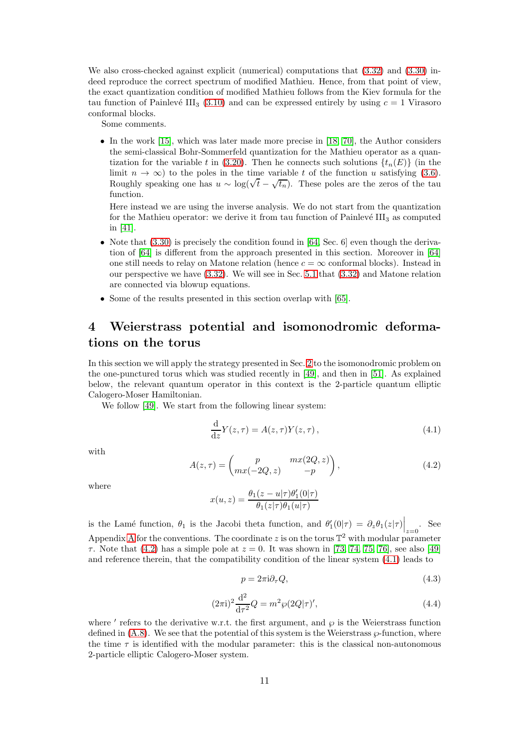We also cross-checked against explicit (numerical) computations that (3.32) and (3.30) indeed reproduce the correct spectrum of modified Mathieu. Hence, from that point of view, the exact quantization condition of modified Mathieu follows from the Kiev formula for the tau function of Painlevé $\mathrm{III}_3$ (3.10) and can be expressed entirely by using $c = 1$ Virasoro conformal blocks.

Some comments.

- In the work [15], which was later made more precise in [18, 70], the Author considers the semi-classical Bohr-Sommerfeld quantization for the Mathieu operator as a quantization for the variable $t$ in (3.20). Then he connects such solutions $\{t_n(E)\}$ (in the limit $n \to \infty$) to the poles in the time variable $t$ of the function $u$ satisfying (3.6). Roughly speaking one has $u \sim \log(\sqrt{t} - \sqrt{t_n})$. These poles are the zeros of the tau function.

  Here instead we are using the inverse analysis. We do not start from the quantization for the Mathieu operator: we derive it from tau function of Painlevé $\mathrm{III}_3$ as computed in [41].

- Note that (3.30) is precisely the condition found in [64, Sec. 6] even though the derivation of [64] is different from the approach presented in this section. Moreover in [64] one still needs to relay on Matone relation (hence $c = \infty$ conformal blocks). Instead in our perspective we have (3.32). We will see in Sec. 5.1 that (3.32) and Matone relation are connected via blowup equations.

- Some of the results presented in this section overlap with [65].

# 4 Weierstrass potential and isomonodromic deformations on the torus

In this section we will apply the strategy presented in Sec. 2 to the isomonodromic problem on the one-punctured torus which was studied recently in [49], and then in [51]. As explained below, the relevant quantum operator in this context is the 2-particle quantum elliptic Calogero-Moser Hamiltonian.

We follow [49]. We start from the following linear system:

$$\frac{\mathrm{d}}{\mathrm{d}z} Y(z,\tau) = A(z,\tau) Y(z,\tau)\,, \tag{4.1}$$

with

$$A(z,\tau) = \begin{pmatrix} p & m x(2Q,z) \\ m x(-2Q,z) & -p \end{pmatrix}, \tag{4.2}$$

where

$$x(u,z) = \frac{\theta_1(z-u|\tau)\theta_1'(0|\tau)}{\theta_1(z|\tau)\theta_1(u|\tau)}$$

is the Lamé function, $\theta_1$ is the Jacobi theta function, and $\theta_1'(0|\tau) = \partial_z \theta_1(z|\tau)\Big|_{z=0}$. See Appendix A for the conventions. The coordinate $z$ is on the torus $\mathbb{T}^2$ with modular parameter $\tau$. Note that (4.2) has a simple pole at $z = 0$. It was shown in [73, 74, 75, 76], see also [49] and reference therein, that the compatibility condition of the linear system (4.1) leads to

$$p = 2\pi \mathrm{i} \partial_\tau Q, \tag{4.3}$$

$$(2\pi \mathrm{i})^2 \frac{\mathrm{d}^2}{\mathrm{d}\tau^2} Q = m^2 \wp(2Q|\tau)', \tag{4.4}$$

where $'$ refers to the derivative w.r.t. the first argument, and $\wp$ is the Weierstrass function defined in (A.8). We see that the potential of this system is the Weierstrass $\wp$-function, where the time $\tau$ is identified with the modular parameter: this is the classical non-autonomous 2-particle elliptic Calogero-Moser system.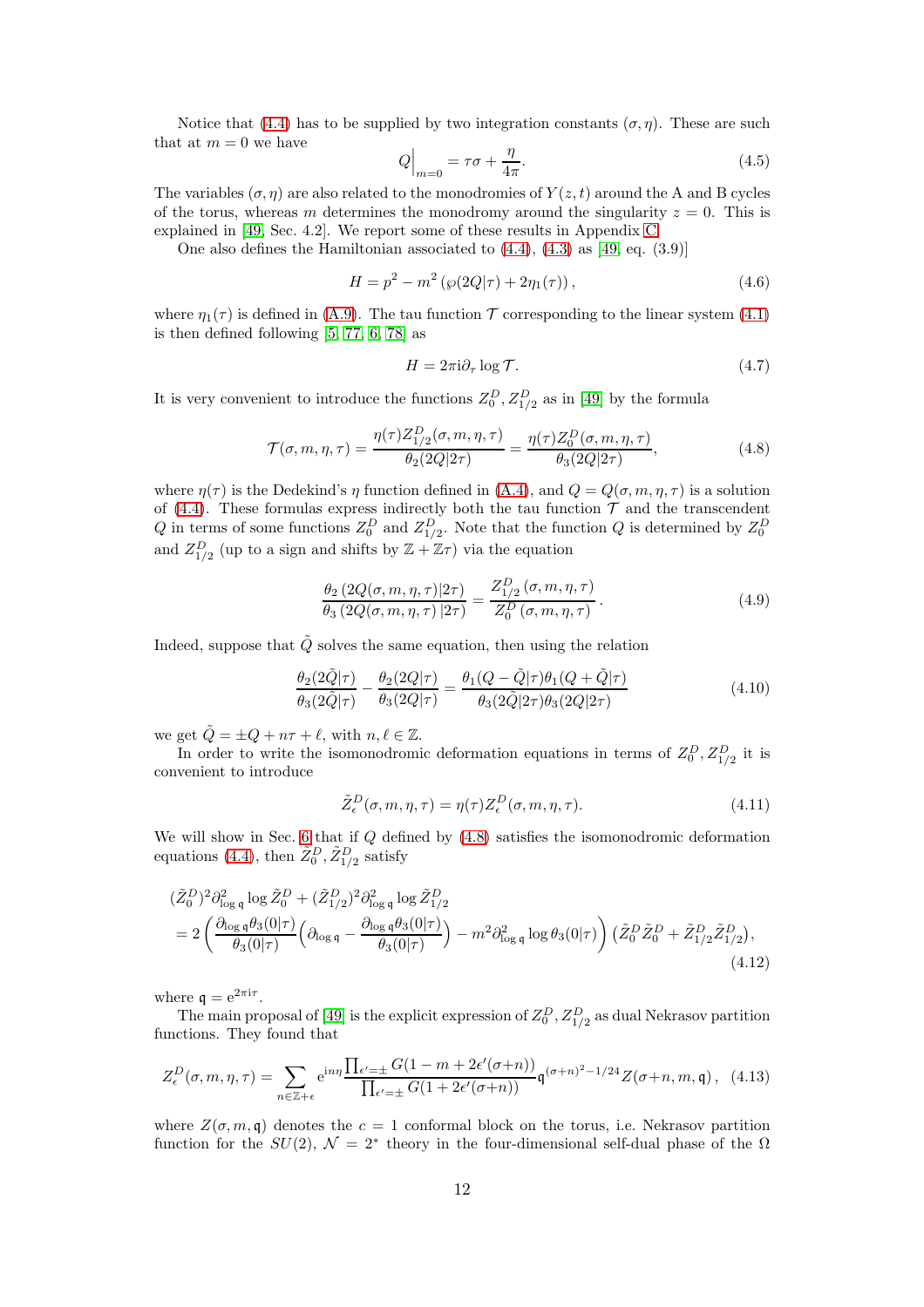Notice that (4.4) has to be supplied by two integration constants $(\sigma, \eta)$. These are such that at $m = 0$ we have

$$Q\Big|_{m=0} = \tau\sigma + \frac{\eta}{4\pi}. \tag{4.5}$$

The variables $(\sigma, \eta)$ are also related to the monodromies of $Y(z,t)$ around the A and B cycles of the torus, whereas $m$ determines the monodromy around the singularity $z = 0$. This is explained in [49, Sec. 4.2]. We report some of these results in Appendix C.

One also defines the Hamiltonian associated to (4.4), (4.3) as [49, eq. (3.9)]

$$H = p^2 - m^2 \left( \wp(2Q|\tau) + 2\eta_1(\tau) \right), \tag{4.6}$$

where $\eta_1(\tau)$ is defined in (A.9). The tau function $\mathcal{T}$ corresponding to the linear system (4.1) is then defined following [5, 77, 6, 78] as

$$H = 2\pi \mathrm{i} \partial_\tau \log \mathcal{T}. \tag{4.7}$$

It is very convenient to introduce the functions $Z_0^D, Z_{1/2}^D$ as in [49] by the formula

$$\mathcal{T}(\sigma, m, \eta, \tau) = \frac{\eta(\tau) Z_{1/2}^D(\sigma, m, \eta, \tau)}{\theta_2(2Q|2\tau)} = \frac{\eta(\tau) Z_0^D(\sigma, m, \eta, \tau)}{\theta_3(2Q|2\tau)}, \tag{4.8}$$

where $\eta(\tau)$ is the Dedekind's $\eta$ function defined in (A.4), and $Q = Q(\sigma, m, \eta, \tau)$ is a solution of (4.4). These formulas express indirectly both the tau function $\mathcal{T}$ and the transcendent $Q$ in terms of some functions $Z_0^D$ and $Z_{1/2}^D$. Note that the function $Q$ is determined by $Z_0^D$ and $Z_{1/2}^D$ (up to a sign and shifts by $\mathbb{Z} + \mathbb{Z}\tau$) via the equation

$$\frac{\theta_2\left(2Q(\sigma, m, \eta, \tau)|2\tau\right)}{\theta_3\left(2Q(\sigma, m, \eta, \tau)\,|2\tau\right)} = \frac{Z_{1/2}^D(\sigma, m, \eta, \tau)}{Z_0^D(\sigma, m, \eta, \tau)}. \tag{4.9}$$

Indeed, suppose that $\tilde{Q}$ solves the same equation, then using the relation

$$\frac{\theta_2(2\tilde{Q}|\tau)}{\theta_3(2\tilde{Q}|\tau)} - \frac{\theta_2(2Q|\tau)}{\theta_3(2Q|\tau)} = \frac{\theta_1(Q - \tilde{Q}|\tau)\theta_1(Q + \tilde{Q}|\tau)}{\theta_3(2\tilde{Q}|2\tau)\theta_3(2Q|2\tau)} \tag{4.10}$$

we get $\tilde{Q} = \pm Q + n\tau + \ell$, with $n, \ell \in \mathbb{Z}$.

In order to write the isomonodromic deformation equations in terms of $Z_0^D, Z_{1/2}^D$ it is convenient to introduce

$$\tilde{Z}_\epsilon^D(\sigma, m, \eta, \tau) = \eta(\tau) Z_\epsilon^D(\sigma, m, \eta, \tau). \tag{4.11}$$

We will show in Sec. 6 that if $Q$ defined by (4.8) satisfies the isomonodromic deformation equations (4.4), then $\tilde{Z}_0^D, \tilde{Z}_{1/2}^D$ satisfy

$$\begin{aligned}
&(\tilde{Z}_0^D)^2 \partial_{\log \mathfrak{q}}^2 \log \tilde{Z}_0^D + (\tilde{Z}_{1/2}^D)^2 \partial_{\log \mathfrak{q}}^2 \log \tilde{Z}_{1/2}^D \\
&= 2\left( \frac{\partial_{\log \mathfrak{q}} \theta_3(0|\tau)}{\theta_3(0|\tau)} \Big( \partial_{\log \mathfrak{q}} - \frac{\partial_{\log \mathfrak{q}} \theta_3(0|\tau)}{\theta_3(0|\tau)} \Big) - m^2 \partial_{\log \mathfrak{q}}^2 \log \theta_3(0|\tau) \right) \left( \tilde{Z}_0^D \tilde{Z}_0^D + \tilde{Z}_{1/2}^D \tilde{Z}_{1/2}^D \right),
\end{aligned} \tag{4.12}$$

where $\mathfrak{q} = \mathrm{e}^{2\pi \mathrm{i}\tau}$.

The main proposal of [49] is the explicit expression of $Z_0^D, Z_{1/2}^D$ as dual Nekrasov partition functions. They found that

$$Z_\epsilon^D(\sigma, m, \eta, \tau) = \sum_{n \in \mathbb{Z} + \epsilon} \mathrm{e}^{\mathrm{i} n \eta} \frac{\prod_{\epsilon' = \pm} G(1 - m + 2\epsilon'(\sigma + n))}{\prod_{\epsilon' = \pm} G(1 + 2\epsilon'(\sigma + n))} \mathfrak{q}^{(\sigma + n)^2 - 1/24} Z(\sigma + n, m, \mathfrak{q}), \tag{4.13}$$

where $Z(\sigma, m, \mathfrak{q})$ denotes the $c = 1$ conformal block on the torus, i.e. Nekrasov partition function for the $SU(2)$, $\mathcal{N} = 2^*$ theory in the four-dimensional self-dual phase of the $\Omega$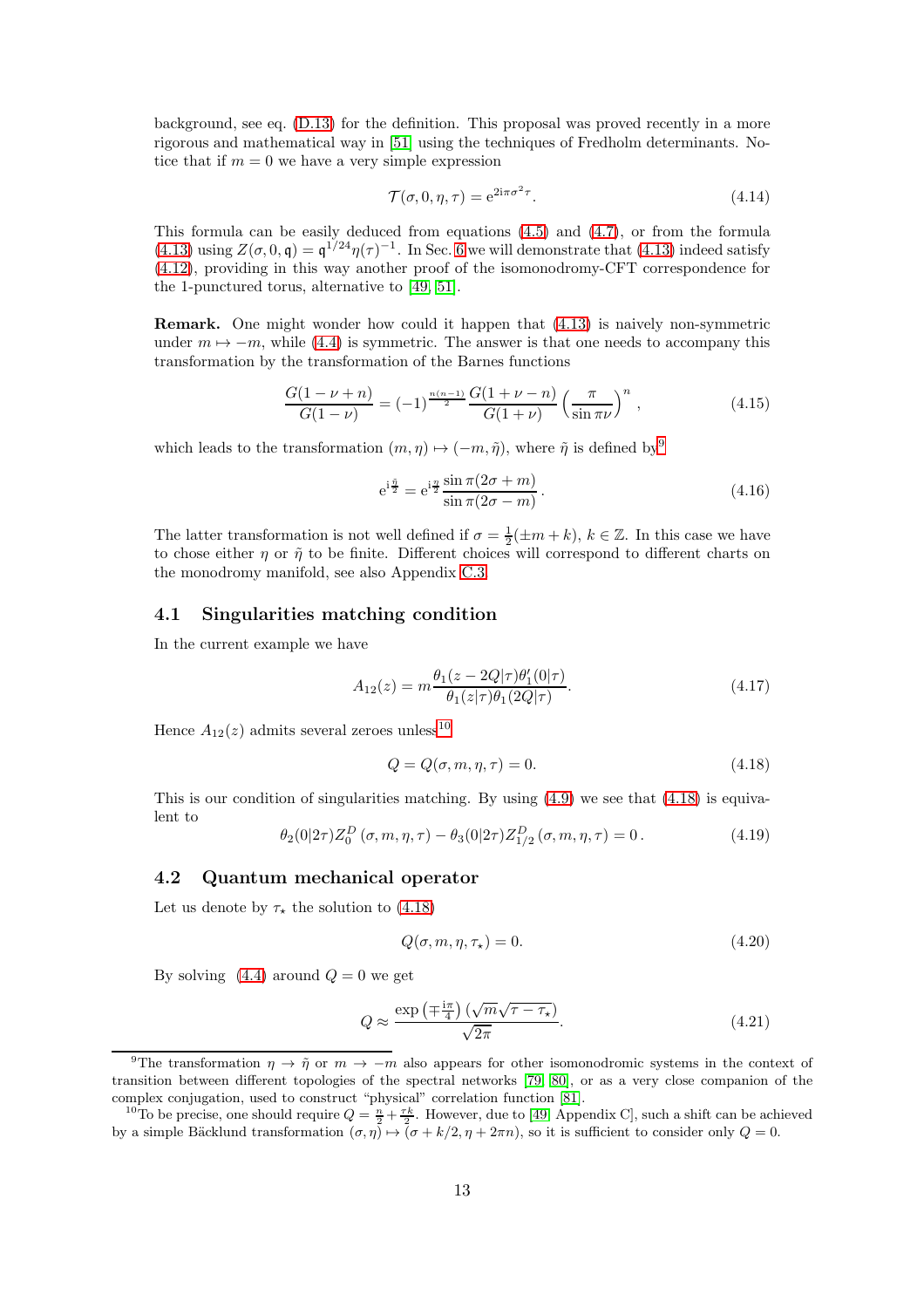background, see eq. (D.13) for the definition. This proposal was proved recently in a more rigorous and mathematical way in [51] using the techniques of Fredholm determinants. Notice that if $m = 0$ we have a very simple expression

$$\mathcal{T}(\sigma, 0, \eta, \tau) = \mathrm{e}^{2\mathrm{i}\pi\sigma^2\tau}. \tag{4.14}$$

This formula can be easily deduced from equations (4.5) and (4.7), or from the formula (4.13) using $Z(\sigma, 0, \mathfrak{q}) = \mathfrak{q}^{1/24}\eta(\tau)^{-1}$. In Sec. 6 we will demonstrate that (4.13) indeed satisfy (4.12), providing in this way another proof of the isomonodromy-CFT correspondence for the 1-punctured torus, alternative to [49, 51].

**Remark.** One might wonder how could it happen that (4.13) is naively non-symmetric under $m \mapsto -m$, while (4.4) is symmetric. The answer is that one needs to accompany this transformation by the transformation of the Barnes functions

$$\frac{G(1-\nu+n)}{G(1-\nu)} = (-1)^{\frac{n(n-1)}{2}} \frac{G(1+\nu-n)}{G(1+\nu)} \left(\frac{\pi}{\sin \pi\nu}\right)^n, \tag{4.15}$$

which leads to the transformation $(m, \eta) \mapsto (-m, \tilde{\eta})$, where $\tilde{\eta}$ is defined by[9]

$$\mathrm{e}^{\mathrm{i}\frac{\tilde{\eta}}{2}} = \mathrm{e}^{\mathrm{i}\frac{\eta}{2}} \frac{\sin \pi(2\sigma + m)}{\sin \pi(2\sigma - m)}. \tag{4.16}$$

The latter transformation is not well defined if $\sigma = \frac{1}{2}(\pm m + k)$, $k \in \mathbb{Z}$. In this case we have to chose either $\eta$ or $\tilde{\eta}$ to be finite. Different choices will correspond to different charts on the monodromy manifold, see also Appendix C.3.

## 4.1 Singularities matching condition

In the current example we have

$$A_{12}(z) = m \frac{\theta_1(z - 2Q|\tau)\theta_1'(0|\tau)}{\theta_1(z|\tau)\theta_1(2Q|\tau)}. \tag{4.17}$$

Hence $A_{12}(z)$ admits several zeroes unless[10]

$$Q = Q(\sigma, m, \eta, \tau) = 0. \tag{4.18}$$

This is our condition of singularities matching. By using (4.9) we see that (4.18) is equivalent to

$$\theta_2(0|2\tau) Z_0^D(\sigma, m, \eta, \tau) - \theta_3(0|2\tau) Z_{1/2}^D(\sigma, m, \eta, \tau) = 0. \tag{4.19}$$

## 4.2 Quantum mechanical operator

Let us denote by $\tau_\star$ the solution to (4.18)

$$Q(\sigma, m, \eta, \tau_\star) = 0. \tag{4.20}$$

By solving (4.4) around $Q = 0$ we get

$$Q \approx \frac{\exp\left(\mp\frac{\mathrm{i}\pi}{4}\right)\left(\sqrt{m}\sqrt{\tau - \tau_\star}\right)}{\sqrt{2\pi}}. \tag{4.21}$$

---

[9] The transformation $\eta \to \tilde{\eta}$ or $m \to -m$ also appears for other isomonodromic systems in the context of transition between different topologies of the spectral networks [79, 80], or as a very close companion of the complex conjugation, used to construct "physical" correlation function [81].

[10] To be precise, one should require $Q = \frac{n}{2} + \frac{\tau k}{2}$. However, due to [49, Appendix C], such a shift can be achieved by a simple Bäcklund transformation $(\sigma, \eta) \mapsto (\sigma + k/2, \eta + 2\pi n)$, so it is sufficient to consider only $Q = 0$.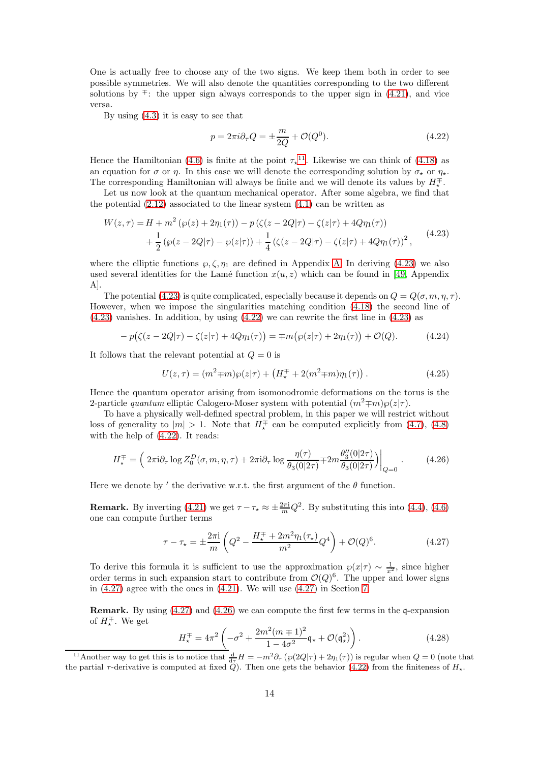One is actually free to choose any of the two signs. We keep them both in order to see possible symmetries. We will also denote the quantities corresponding to the two different solutions by $\mp$: the upper sign always corresponds to the upper sign in (4.21), and vice versa.

By using (4.3) it is easy to see that

$$p = 2\pi i \partial_\tau Q = \pm \frac{m}{2Q} + \mathcal{O}(Q^0). \tag{4.22}$$

Hence the Hamiltonian (4.6) is finite at the point $\tau_\star$[11]. Likewise we can think of (4.18) as an equation for $\sigma$ or $\eta$. In this case we will denote the corresponding solution by $\sigma_\star$ or $\eta_\star$. The corresponding Hamiltonian will always be finite and we will denote its values by $H_\star^\mp$.

Let us now look at the quantum mechanical operator. After some algebra, we find that the potential (2.12) associated to the linear system (4.1) can be written as

$$\begin{aligned} W(z,\tau) = {} & H + m^2\left(\wp(z) + 2\eta_1(\tau)\right) - p\left(\zeta(z-2Q|\tau) - \zeta(z|\tau) + 4Q\eta_1(\tau)\right) \\ & + \frac{1}{2}\left(\wp(z-2Q|\tau) - \wp(z|\tau)\right) + \frac{1}{4}\left(\zeta(z-2Q|\tau) - \zeta(z|\tau) + 4Q\eta_1(\tau)\right)^2, \end{aligned} \tag{4.23}$$

where the elliptic functions $\wp, \zeta, \eta_1$ are defined in Appendix A. In deriving (4.23) we also used several identities for the Lamé function $x(u,z)$ which can be found in [49, Appendix A].

The potential (4.23) is quite complicated, especially because it depends on $Q = Q(\sigma, m, \eta, \tau)$. However, when we impose the singularities matching condition (4.18) the second line of (4.23) vanishes. In addition, by using (4.22) we can rewrite the first line in (4.23) as

$$-p\big(\zeta(z-2Q|\tau) - \zeta(z|\tau) + 4Q\eta_1(\tau)\big) = \mp m\big(\wp(z|\tau) + 2\eta_1(\tau)\big) + \mathcal{O}(Q). \tag{4.24}$$

It follows that the relevant potential at $Q=0$ is

$$U(z,\tau) = (m^2 \mp m)\wp(z|\tau) + \left(H_\star^\mp + 2(m^2 \mp m)\eta_1(\tau)\right). \tag{4.25}$$

Hence the quantum operator arising from isomonodromic deformations on the torus is the 2-particle *quantum* elliptic Calogero-Moser system with potential $(m^2 \mp m)\wp(z|\tau)$.

To have a physically well-defined spectral problem, in this paper we will restrict without loss of generality to $|m| > 1$. Note that $H_\star^\mp$ can be computed explicitly from (4.7), (4.8) with the help of (4.22). It reads:

$$H_\star^\mp = \left( 2\pi i \partial_\tau \log Z_0^D(\sigma, m, \eta, \tau) + 2\pi i \partial_\tau \log \frac{\eta(\tau)}{\theta_3(0|2\tau)} \mp 2m \frac{\theta_3''(0|2\tau)}{\theta_3(0|2\tau)} \right)\Bigg|_{Q=0}. \tag{4.26}$$

Here we denote by $'$ the derivative w.r.t. the first argument of the $\theta$ function.

**Remark.** By inverting (4.21) we get $\tau - \tau_\star \approx \pm \frac{2\pi i}{m} Q^2$. By substituting this into (4.4), (4.6) one can compute further terms

$$\tau - \tau_\star = \pm \frac{2\pi i}{m}\left(Q^2 - \frac{H_\star^\mp + 2m^2\eta_1(\tau_\star)}{m^2} Q^4\right) + \mathcal{O}(Q)^6. \tag{4.27}$$

To derive this formula it is sufficient to use the approximation $\wp(x|\tau) \sim \frac{1}{x^2}$, since higher order terms in such expansion start to contribute from $\mathcal{O}(Q)^6$. The upper and lower signs in (4.27) agree with the ones in (4.21). We will use (4.27) in Section 7.

**Remark.** By using (4.27) and (4.26) we can compute the first few terms in the $\mathfrak{q}$-expansion of $H_\star^\mp$. We get

$$H_\star^\mp = 4\pi^2\left(-\sigma^2 + \frac{2m^2(m\mp 1)^2}{1-4\sigma^2}\mathfrak{q}_\star + \mathcal{O}(\mathfrak{q}_\star^2)\right). \tag{4.28}$$

[11] Another way to get this is to notice that $\frac{d}{d\tau}H = -m^2\partial_\tau\left(\wp(2Q|\tau) + 2\eta_1(\tau)\right)$ is regular when $Q=0$ (note that the partial $\tau$-derivative is computed at fixed $Q$). Then one gets the behavior (4.22) from the finiteness of $H_\star$.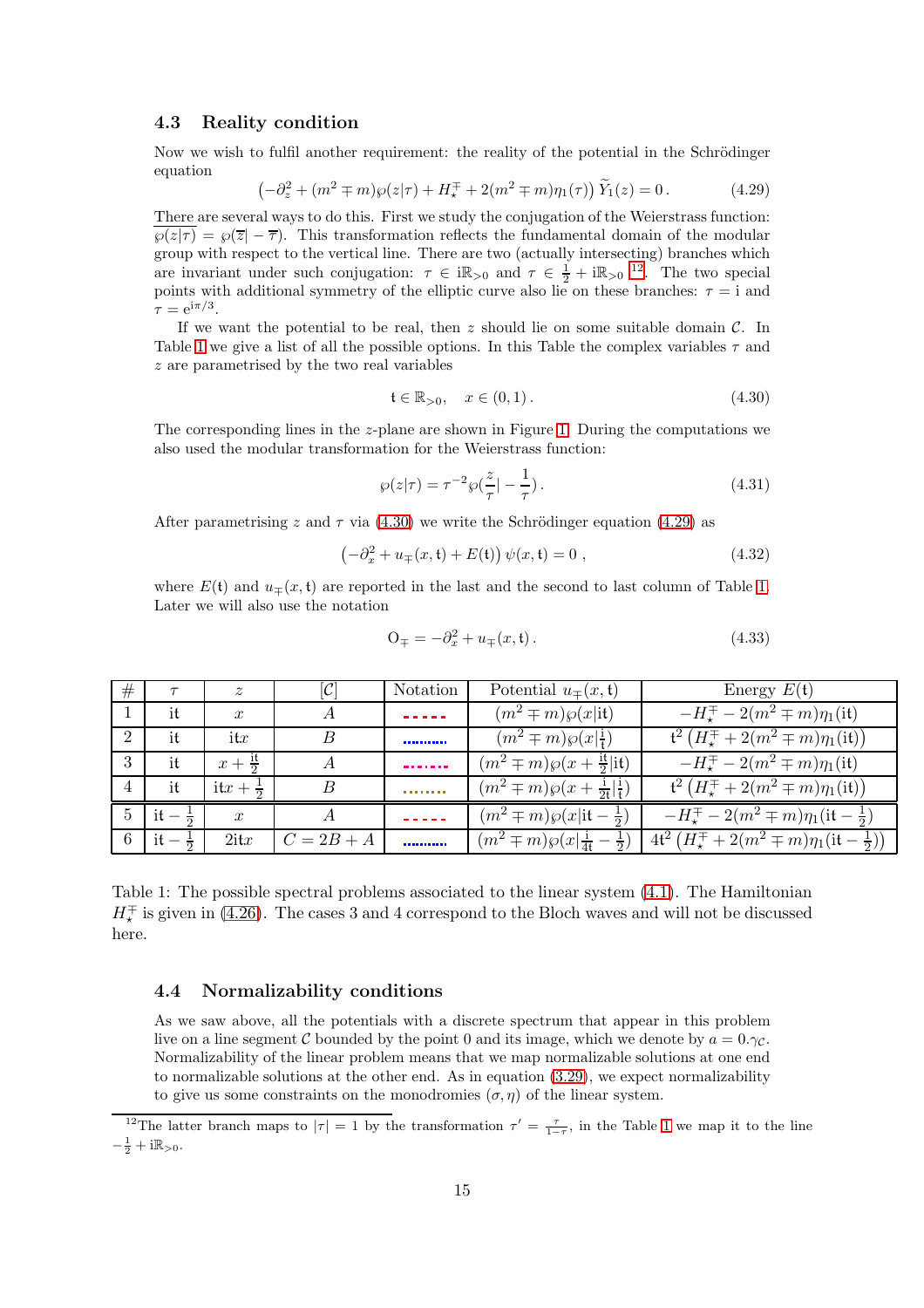### 4.3 Reality condition

Now we wish to fulfil another requirement: the reality of the potential in the Schrödinger equation

$$\left(-\partial_z^2 + (m^2 \mp m)\wp(z|\tau) + H_\star^\mp + 2(m^2 \mp m)\eta_1(\tau)\right)\widetilde{Y}_1(z) = 0\,. \tag{4.29}$$

There are several ways to do this. First we study the conjugation of the Weierstrass function: $\overline{\wp(z|\tau)} = \wp(\overline{z}| - \overline{\tau})$. This transformation reflects the fundamental domain of the modular group with respect to the vertical line. There are two (actually intersecting) branches which are invariant under such conjugation: $\tau \in \mathrm{i}\mathbb{R}_{>0}$ and $\tau \in \frac{1}{2} + \mathrm{i}\mathbb{R}_{>0}$ [12]. The two special points with additional symmetry of the elliptic curve also lie on these branches: $\tau = \mathrm{i}$ and $\tau = \mathrm{e}^{\mathrm{i}\pi/3}$.

If we want the potential to be real, then $z$ should lie on some suitable domain $\mathcal{C}$. In Table 1 we give a list of all the possible options. In this Table the complex variables $\tau$ and $z$ are parametrised by the two real variables

$$\mathfrak{t} \in \mathbb{R}_{>0}, \quad x \in (0,1)\,. \tag{4.30}$$

The corresponding lines in the $z$-plane are shown in Figure 1. During the computations we also used the modular transformation for the Weierstrass function:

$$\wp(z|\tau) = \tau^{-2}\wp(\frac{z}{\tau}| - \frac{1}{\tau})\,. \tag{4.31}$$

After parametrising $z$ and $\tau$ via (4.30) we write the Schrödinger equation (4.29) as

$$\left(-\partial_x^2 + u_\mp(x,\mathfrak{t}) + E(\mathfrak{t})\right)\psi(x,\mathfrak{t}) = 0\;, \tag{4.32}$$

where $E(\mathfrak{t})$ and $u_\mp(x,\mathfrak{t})$ are reported in the last and the second to last column of Table 1. Later we will also use the notation

$$\mathrm{O}_\mp = -\partial_x^2 + u_\mp(x,\mathfrak{t})\,. \tag{4.33}$$

| # | $\tau$ | $z$ | $[\mathcal{C}]$ | Notation | Potential $u_\mp(x,\mathfrak{t})$ | Energy $E(\mathfrak{t})$ |
|---|---|---|---|---|---|---|
| 1 | $\mathrm{i}\mathfrak{t}$ | $x$ | $A$ | (red dashed) | $(m^2 \mp m)\wp(x\|\mathrm{i}\mathfrak{t})$ | $-H_\star^\mp - 2(m^2 \mp m)\eta_1(\mathrm{i}\mathfrak{t})$ |
| 2 | $\mathrm{i}\mathfrak{t}$ | $\mathrm{i}\mathfrak{t}x$ | $B$ | (blue dotted) | $(m^2 \mp m)\wp(x\|\frac{\mathrm{i}}{\mathfrak{t}})$ | $\mathfrak{t}^2\left(H_\star^\mp + 2(m^2 \mp m)\eta_1(\mathrm{i}\mathfrak{t})\right)$ |
| 3 | $\mathrm{i}\mathfrak{t}$ | $x + \frac{\mathrm{i}\mathfrak{t}}{2}$ | $A$ | (magenta dashed) | $(m^2 \mp m)\wp(x + \frac{\mathrm{i}\mathfrak{t}}{2}\|\mathrm{i}\mathfrak{t})$ | $-H_\star^\mp - 2(m^2 \mp m)\eta_1(\mathrm{i}\mathfrak{t})$ |
| 4 | $\mathrm{i}\mathfrak{t}$ | $\mathrm{i}\mathfrak{t}x + \frac{1}{2}$ | $B$ | (olive dotted) | $(m^2 \mp m)\wp(x + \frac{\mathrm{i}}{2\mathfrak{t}}\|\frac{\mathrm{i}}{\mathfrak{t}})$ | $\mathfrak{t}^2\left(H_\star^\mp + 2(m^2 \mp m)\eta_1(\mathrm{i}\mathfrak{t})\right)$ |
| 5 | $\mathrm{i}\mathfrak{t} - \frac{1}{2}$ | $x$ | $A$ | (red dashed) | $(m^2 \mp m)\wp(x\|\mathrm{i}\mathfrak{t} - \frac{1}{2})$ | $-H_\star^\mp - 2(m^2 \mp m)\eta_1(\mathrm{i}\mathfrak{t} - \frac{1}{2})$ |
| 6 | $\mathrm{i}\mathfrak{t} - \frac{1}{2}$ | $2\mathrm{i}\mathfrak{t}x$ | $C = 2B + A$ | (blue dotted) | $(m^2 \mp m)\wp(x\|\frac{\mathrm{i}}{4\mathfrak{t}} - \frac{1}{2})$ | $4\mathfrak{t}^2\left(H_\star^\mp + 2(m^2 \mp m)\eta_1(\mathrm{i}\mathfrak{t} - \frac{1}{2})\right)$ |

Table 1: The possible spectral problems associated to the linear system (4.1). The Hamiltonian $H_\star^\mp$ is given in (4.26). The cases 3 and 4 correspond to the Bloch waves and will not be discussed here.

### 4.4 Normalizability conditions

As we saw above, all the potentials with a discrete spectrum that appear in this problem live on a line segment $\mathcal{C}$ bounded by the point 0 and its image, which we denote by $a = 0.\gamma_\mathcal{C}$. Normalizability of the linear problem means that we map normalizable solutions at one end to normalizable solutions at the other end. As in equation (3.29), we expect normalizability to give us some constraints on the monodromies $(\sigma, \eta)$ of the linear system.

[12] The latter branch maps to $|\tau| = 1$ by the transformation $\tau' = \frac{\tau}{1-\tau}$, in the Table 1 we map it to the line $-\frac{1}{2} + \mathrm{i}\mathbb{R}_{>0}$.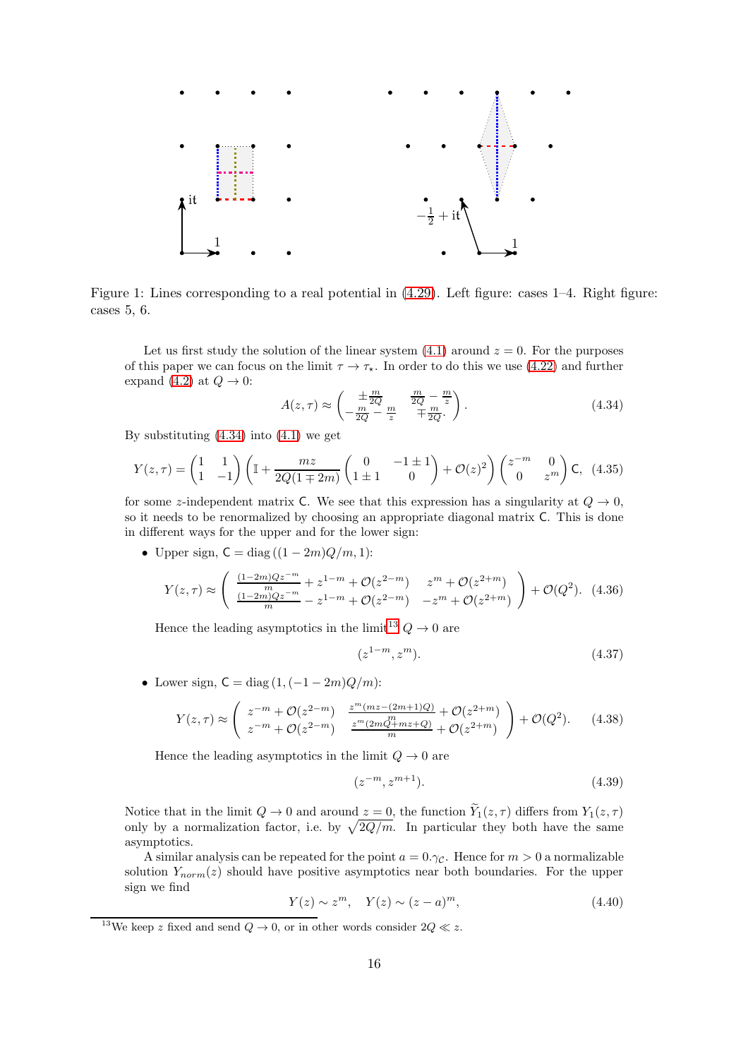Figure 1: Lines corresponding to a real potential in (4.29). Left figure: cases 1–4. Right figure: cases 5, 6.

Let us first study the solution of the linear system (4.1) around $z = 0$. For the purposes of this paper we can focus on the limit $\tau \to \tau_\star$. In order to do this we use (4.22) and further expand (4.2) at $Q \to 0$:

$$A(z,\tau) \approx \begin{pmatrix} \pm\frac{m}{2Q} & \frac{m}{2Q} - \frac{m}{z} \\ -\frac{m}{2Q} - \frac{m}{z} & \mp\frac{m}{2Q}. \end{pmatrix}. \tag{4.34}$$

By substituting (4.34) into (4.1) we get

$$Y(z,\tau) = \begin{pmatrix} 1 & 1 \\ 1 & -1 \end{pmatrix} \left( \mathbb{I} + \frac{mz}{2Q(1 \mp 2m)} \begin{pmatrix} 0 & -1 \pm 1 \\ 1 \pm 1 & 0 \end{pmatrix} + \mathcal{O}(z)^2 \right) \begin{pmatrix} z^{-m} & 0 \\ 0 & z^m \end{pmatrix} \mathsf{C}, \tag{4.35}$$

for some $z$-independent matrix $\mathsf{C}$. We see that this expression has a singularity at $Q \to 0$, so it needs to be renormalized by choosing an appropriate diagonal matrix $\mathsf{C}$. This is done in different ways for the upper and for the lower sign:

- Upper sign, $\mathsf{C} = \operatorname{diag}\left((1-2m)Q/m, 1\right)$:

$$Y(z,\tau) \approx \begin{pmatrix} \frac{(1-2m)Qz^{-m}}{m} + z^{1-m} + \mathcal{O}(z^{2-m}) & z^m + \mathcal{O}(z^{2+m}) \\ \frac{(1-2m)Qz^{-m}}{m} - z^{1-m} + \mathcal{O}(z^{2-m}) & -z^m + \mathcal{O}(z^{2+m}) \end{pmatrix} + \mathcal{O}(Q^2). \tag{4.36}$$

  Hence the leading asymptotics in the limit[13] $Q \to 0$ are

$$(z^{1-m}, z^m). \tag{4.37}$$

- Lower sign, $\mathsf{C} = \operatorname{diag}\left(1, (-1-2m)Q/m\right)$:

$$Y(z,\tau) \approx \begin{pmatrix} z^{-m} + \mathcal{O}(z^{2-m}) & \frac{z^m(mz-(2m+1)Q)}{m} + \mathcal{O}(z^{2+m}) \\ z^{-m} + \mathcal{O}(z^{2-m}) & \frac{z^m(2mQ+mz+Q)}{m} + \mathcal{O}(z^{2+m}) \end{pmatrix} + \mathcal{O}(Q^2). \tag{4.38}$$

  Hence the leading asymptotics in the limit $Q \to 0$ are

$$(z^{-m}, z^{m+1}). \tag{4.39}$$

Notice that in the limit $Q \to 0$ and around $z = 0$, the function $\widetilde{Y}_1(z,\tau)$ differs from $Y_1(z,\tau)$ only by a normalization factor, i.e. by $\sqrt{2Q/m}$. In particular they both have the same asymptotics.

A similar analysis can be repeated for the point $a = 0.\gamma_{\mathcal{C}}$. Hence for $m > 0$ a normalizable solution $Y_{norm}(z)$ should have positive asymptotics near both boundaries. For the upper sign we find

$$Y(z) \sim z^m, \quad Y(z) \sim (z-a)^m, \tag{4.40}$$

[13] We keep $z$ fixed and send $Q \to 0$, or in other words consider $2Q \ll z$.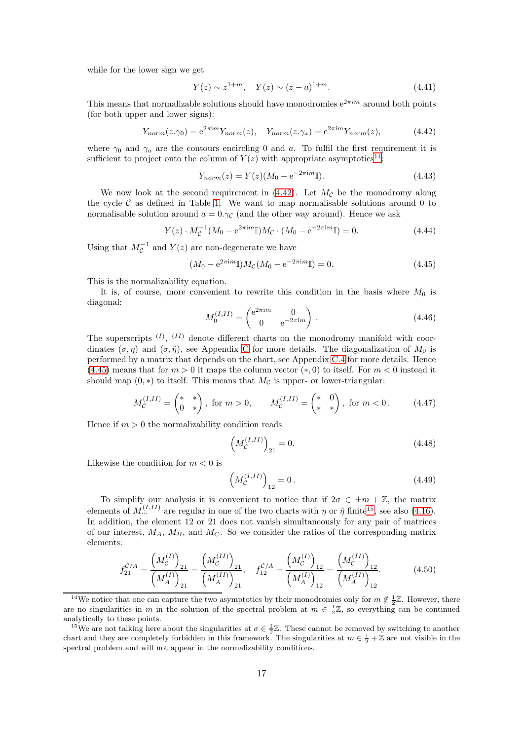while for the lower sign we get

$$Y(z) \sim z^{1+m}, \quad Y(z) \sim (z-a)^{1+m}. \tag{4.41}$$

This means that normalizable solutions should have monodromies $e^{2\pi i m}$ around both points (for both upper and lower signs):

$$Y_{norm}(z.\gamma_0) = e^{2\pi i m} Y_{norm}(z), \quad Y_{norm}(z.\gamma_a) = e^{2\pi i m} Y_{norm}(z), \tag{4.42}$$

where $\gamma_0$ and $\gamma_a$ are the contours encircling 0 and $a$. To fulfil the first requirement it is sufficient to project onto the column of $Y(z)$ with appropriate asymptotics[14]:

$$Y_{norm}(z) = Y(z)(M_0 - e^{-2\pi i m}\mathbb{I}). \tag{4.43}$$

We now look at the second requirement in (4.42). Let $M_\mathcal{C}$ be the monodromy along the cycle $\mathcal{C}$ as defined in Table 1. We want to map normalisable solutions around 0 to normalisable solution around $a = 0.\gamma_\mathcal{C}$ (and the other way around). Hence we ask

$$Y(z) \cdot M_\mathcal{C}^{-1}(M_0 - e^{2\pi i m}\mathbb{I})M_\mathcal{C} \cdot (M_0 - e^{-2\pi i m}\mathbb{I}) = 0. \tag{4.44}$$

Using that $M_\mathcal{C}^{-1}$ and $Y(z)$ are non-degenerate we have

$$(M_0 - e^{2\pi i m}\mathbb{I})M_\mathcal{C}(M_0 - e^{-2\pi i m}\mathbb{I}) = 0. \tag{4.45}$$

This is the normalizability equation.

It is, of course, more convenient to rewrite this condition in the basis where $M_0$ is diagonal:

$$M_0^{(I,II)} = \begin{pmatrix} e^{2\pi i m} & 0 \\ 0 & e^{-2\pi i m} \end{pmatrix}. \tag{4.46}$$

The superscripts $^{(I)}$, $^{(II)}$ denote different charts on the monodromy manifold with coordinates $(\sigma, \eta)$ and $(\sigma, \tilde{\eta})$, see Appendix C for more details. The diagonalization of $M_0$ is performed by a matrix that depends on the chart, see Appendix C.4 for more details. Hence (4.45) means that for $m > 0$ it maps the column vector $(*, 0)$ to itself. For $m < 0$ instead it should map $(0, *)$ to itself. This means that $M_\mathcal{C}$ is upper- or lower-triangular:

$$M_\mathcal{C}^{(I,II)} = \begin{pmatrix} * & * \\ 0 & * \end{pmatrix}, \text{ for } m > 0, \qquad M_\mathcal{C}^{(I,II)} = \begin{pmatrix} * & 0 \\ * & * \end{pmatrix}, \text{ for } m < 0. \tag{4.47}$$

Hence if $m > 0$ the normalizability condition reads

$$\left(M_\mathcal{C}^{(I,II)}\right)_{21} = 0. \tag{4.48}$$

Likewise the condition for $m < 0$ is

$$\left(M_\mathcal{C}^{(I,II)}\right)_{12} = 0. \tag{4.49}$$

To simplify our analysis it is convenient to notice that if $2\sigma \in \pm m + \mathbb{Z}$, the matrix elements of $M_{\dots}^{(I,II)}$ are regular in one of the two charts with $\eta$ or $\tilde{\eta}$ finite[15], see also (4.16). In addition, the element 12 or 21 does not vanish simultaneously for any pair of matrices of our interest, $M_A$, $M_B$, and $M_C$. So we consider the ratios of the corresponding matrix elements:

$$f_{21}^{\mathcal{C}/A} = \frac{\left(M_\mathcal{C}^{(I)}\right)_{21}}{\left(M_A^{(I)}\right)_{21}} = \frac{\left(M_\mathcal{C}^{(II)}\right)_{21}}{\left(M_A^{(II)}\right)_{21}}, \quad f_{12}^{\mathcal{C}/A} = \frac{\left(M_\mathcal{C}^{(I)}\right)_{12}}{\left(M_A^{(I)}\right)_{12}} = \frac{\left(M_\mathcal{C}^{(II)}\right)_{12}}{\left(M_A^{(II)}\right)_{12}}. \tag{4.50}$$

---

[14] We notice that one can capture the two asymptotics by their monodromies only for $m \notin \frac{1}{2}\mathbb{Z}$. However, there are no singularities in $m$ in the solution of the spectral problem at $m \in \frac{1}{2}\mathbb{Z}$, so everything can be continued analytically to these points.

[15] We are not talking here about the singularities at $\sigma \in \frac{1}{2}\mathbb{Z}$. These cannot be removed by switching to another chart and they are completely forbidden in this framework. The singularities at $m \in \frac{1}{2} + \mathbb{Z}$ are not visible in the spectral problem and will not appear in the normalizability conditions.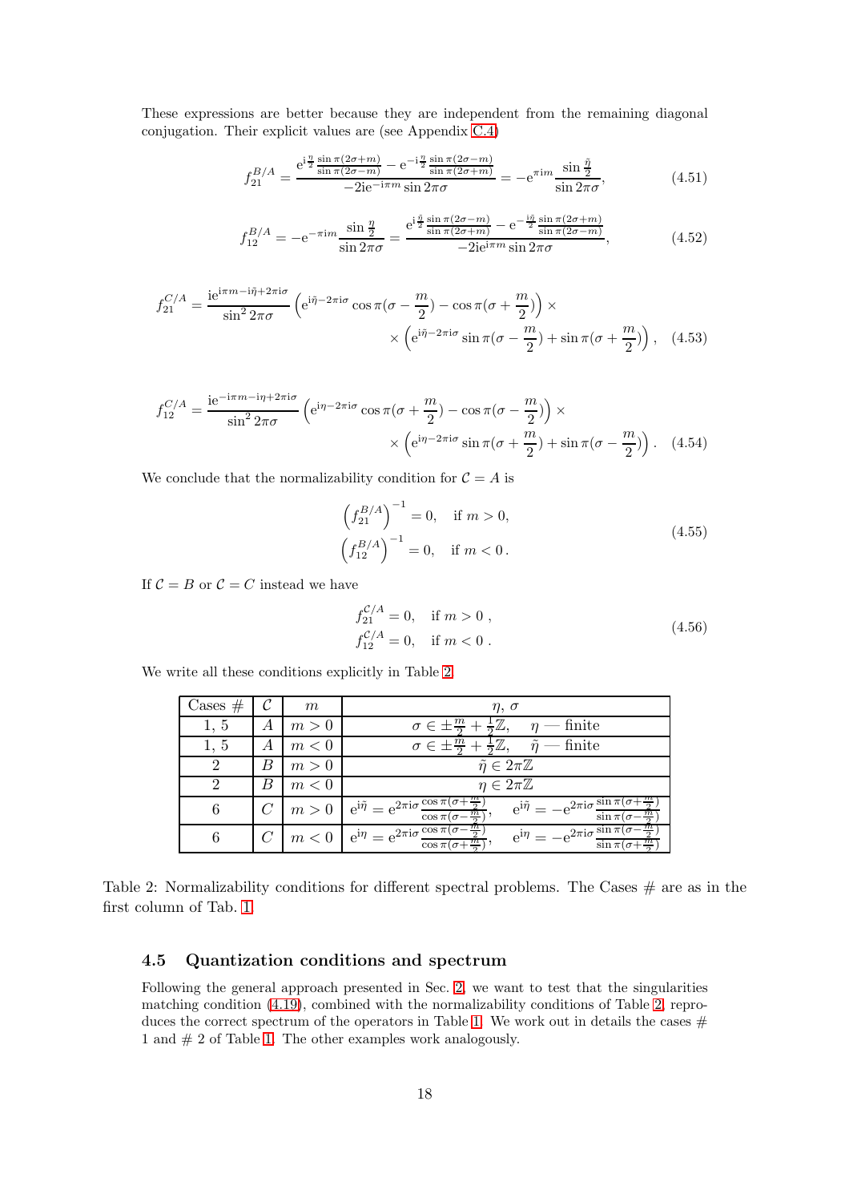These expressions are better because they are independent from the remaining diagonal conjugation. Their explicit values are (see Appendix C.4)

$$f_{21}^{B/A} = \frac{\mathrm{e}^{\mathrm{i}\frac{\eta}{2}}\frac{\sin\pi(2\sigma+m)}{\sin\pi(2\sigma-m)} - \mathrm{e}^{-\mathrm{i}\frac{\eta}{2}}\frac{\sin\pi(2\sigma-m)}{\sin\pi(2\sigma+m)}}{-2\mathrm{i}\mathrm{e}^{-\mathrm{i}\pi m}\sin 2\pi\sigma} = -\mathrm{e}^{\pi\mathrm{i}m}\frac{\sin\frac{\tilde{\eta}}{2}}{\sin 2\pi\sigma}, \tag{4.51}$$

$$f_{12}^{B/A} = -\mathrm{e}^{-\pi\mathrm{i}m}\frac{\sin\frac{\eta}{2}}{\sin 2\pi\sigma} = \frac{\mathrm{e}^{\mathrm{i}\frac{\tilde{\eta}}{2}}\frac{\sin\pi(2\sigma-m)}{\sin\pi(2\sigma+m)} - \mathrm{e}^{-\frac{\mathrm{i}\tilde{\eta}}{2}}\frac{\sin\pi(2\sigma+m)}{\sin\pi(2\sigma-m)}}{-2\mathrm{i}\mathrm{e}^{\mathrm{i}\pi m}\sin 2\pi\sigma}, \tag{4.52}$$

$$f_{21}^{C/A} = \frac{\mathrm{i}\mathrm{e}^{\mathrm{i}\pi m - \mathrm{i}\tilde{\eta} + 2\pi\mathrm{i}\sigma}}{\sin^2 2\pi\sigma}\left(\mathrm{e}^{\mathrm{i}\tilde{\eta} - 2\pi\mathrm{i}\sigma}\cos\pi(\sigma - \frac{m}{2}) - \cos\pi(\sigma + \frac{m}{2})\right) \times \left(\mathrm{e}^{\mathrm{i}\tilde{\eta} - 2\pi\mathrm{i}\sigma}\sin\pi(\sigma - \frac{m}{2}) + \sin\pi(\sigma + \frac{m}{2})\right), \tag{4.53}$$

$$f_{12}^{C/A} = \frac{\mathrm{i}\mathrm{e}^{-\mathrm{i}\pi m - \mathrm{i}\eta + 2\pi\mathrm{i}\sigma}}{\sin^2 2\pi\sigma}\left(\mathrm{e}^{\mathrm{i}\eta - 2\pi\mathrm{i}\sigma}\cos\pi(\sigma + \frac{m}{2}) - \cos\pi(\sigma - \frac{m}{2})\right) \times \left(\mathrm{e}^{\mathrm{i}\eta - 2\pi\mathrm{i}\sigma}\sin\pi(\sigma + \frac{m}{2}) + \sin\pi(\sigma - \frac{m}{2})\right). \tag{4.54}$$

We conclude that the normalizability condition for $\mathcal{C} = A$ is

$$\begin{aligned} &\left(f_{21}^{B/A}\right)^{-1} = 0, \quad \text{if } m > 0, \\ &\left(f_{12}^{B/A}\right)^{-1} = 0, \quad \text{if } m < 0\,. \end{aligned} \tag{4.55}$$

If $\mathcal{C} = B$ or $\mathcal{C} = C$ instead we have

$$\begin{aligned} &f_{21}^{\mathcal{C}/A} = 0, \quad \text{if } m > 0\,, \\ &f_{12}^{\mathcal{C}/A} = 0, \quad \text{if } m < 0\,. \end{aligned} \tag{4.56}$$

We write all these conditions explicitly in Table 2.

| Cases # | $\mathcal{C}$ | $m$ | $\eta,\ \sigma$ |
|---|---|---|---|
| 1, 5 | $A$ | $m > 0$ | $\sigma \in \pm\frac{m}{2} + \frac{1}{2}\mathbb{Z}, \quad \eta$ — finite |
| 1, 5 | $A$ | $m < 0$ | $\sigma \in \pm\frac{m}{2} + \frac{1}{2}\mathbb{Z}, \quad \tilde{\eta}$ — finite |
| 2 | $B$ | $m > 0$ | $\tilde{\eta} \in 2\pi\mathbb{Z}$ |
| 2 | $B$ | $m < 0$ | $\eta \in 2\pi\mathbb{Z}$ |
| 6 | $C$ | $m > 0$ | $\mathrm{e}^{\mathrm{i}\tilde{\eta}} = \mathrm{e}^{2\pi\mathrm{i}\sigma}\frac{\cos\pi(\sigma+\frac{m}{2})}{\cos\pi(\sigma-\frac{m}{2})}, \quad \mathrm{e}^{\mathrm{i}\tilde{\eta}} = -\mathrm{e}^{2\pi\mathrm{i}\sigma}\frac{\sin\pi(\sigma+\frac{m}{2})}{\sin\pi(\sigma-\frac{m}{2})}$ |
| 6 | $C$ | $m < 0$ | $\mathrm{e}^{\mathrm{i}\eta} = \mathrm{e}^{2\pi\mathrm{i}\sigma}\frac{\cos\pi(\sigma-\frac{m}{2})}{\cos\pi(\sigma+\frac{m}{2})}, \quad \mathrm{e}^{\mathrm{i}\eta} = -\mathrm{e}^{2\pi\mathrm{i}\sigma}\frac{\sin\pi(\sigma-\frac{m}{2})}{\sin\pi(\sigma+\frac{m}{2})}$ |

Table 2: Normalizability conditions for different spectral problems. The Cases # are as in the first column of Tab. 1.

### 4.5 Quantization conditions and spectrum

Following the general approach presented in Sec. 2, we want to test that the singularities matching condition (4.19), combined with the normalizability conditions of Table 2, reproduces the correct spectrum of the operators in Table 1. We work out in details the cases # 1 and # 2 of Table 1. The other examples work analogously.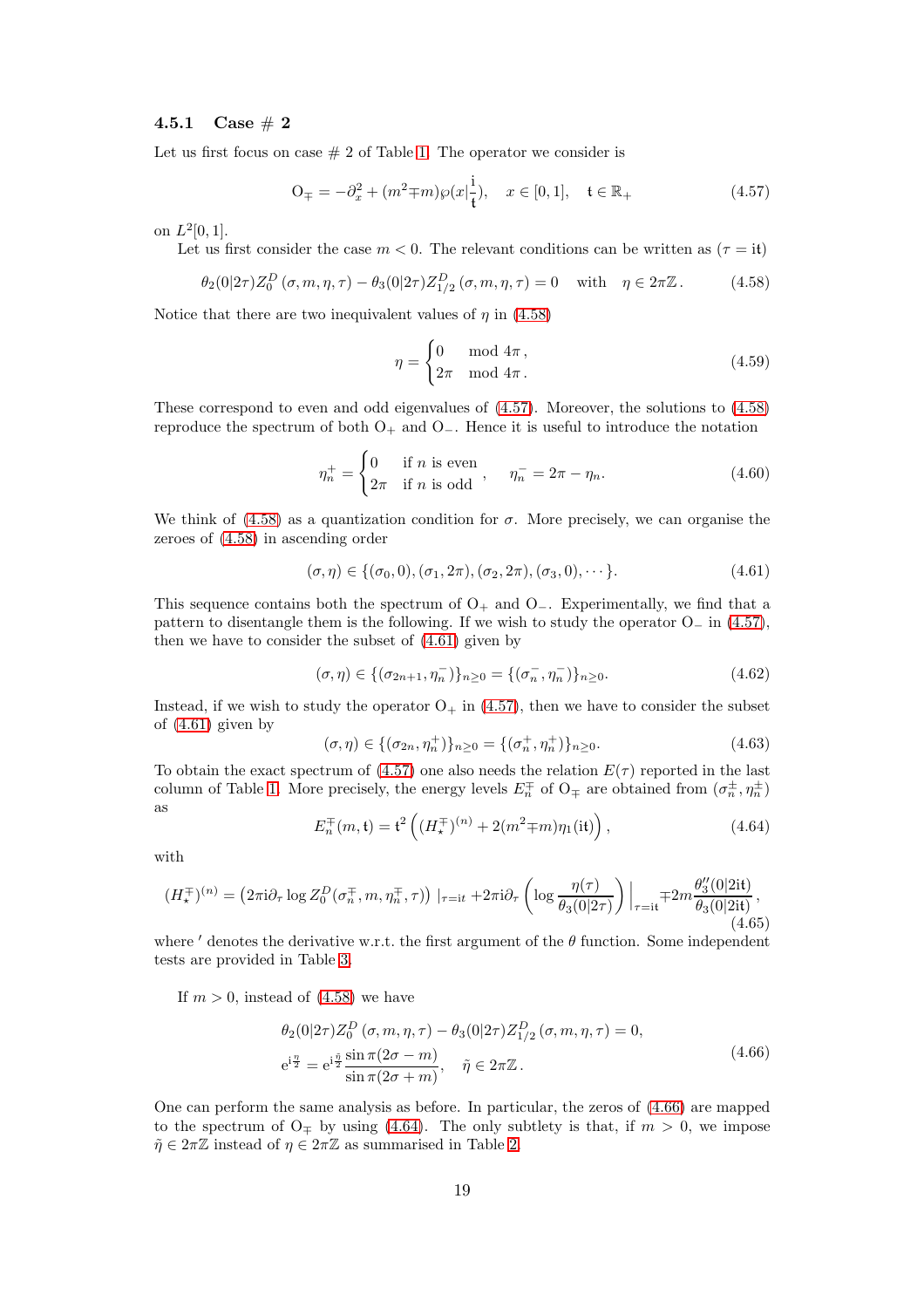### 4.5.1 Case # 2

Let us first focus on case # 2 of Table 1. The operator we consider is

$$\mathrm{O}_{\mp} = -\partial_x^2 + (m^2 \mp m)\wp(x|\frac{\mathrm{i}}{\mathfrak{t}}), \quad x \in [0,1], \quad \mathfrak{t} \in \mathbb{R}_+ \tag{4.57}$$

on $L^2[0,1]$.

Let us first consider the case $m < 0$. The relevant conditions can be written as ($\tau = \mathrm{i}\mathfrak{t}$)

$$\theta_2(0|2\tau) Z_0^D(\sigma, m, \eta, \tau) - \theta_3(0|2\tau) Z_{1/2}^D(\sigma, m, \eta, \tau) = 0 \quad \text{with} \quad \eta \in 2\pi\mathbb{Z}. \tag{4.58}$$

Notice that there are two inequivalent values of $\eta$ in (4.58)

$$\eta = \begin{cases} 0 & \mod 4\pi\,, \\ 2\pi & \mod 4\pi\,. \end{cases} \tag{4.59}$$

These correspond to even and odd eigenvalues of (4.57). Moreover, the solutions to (4.58) reproduce the spectrum of both $\mathrm{O}_+$ and $\mathrm{O}_-$. Hence it is useful to introduce the notation

$$\eta_n^+ = \begin{cases} 0 & \text{if } n \text{ is even} \\ 2\pi & \text{if } n \text{ is odd} \end{cases}, \quad \eta_n^- = 2\pi - \eta_n. \tag{4.60}$$

We think of (4.58) as a quantization condition for $\sigma$. More precisely, we can organise the zeroes of (4.58) in ascending order

$$(\sigma, \eta) \in \{(\sigma_0, 0), (\sigma_1, 2\pi), (\sigma_2, 2\pi), (\sigma_3, 0), \cdots\}. \tag{4.61}$$

This sequence contains both the spectrum of $\mathrm{O}_+$ and $\mathrm{O}_-$. Experimentally, we find that a pattern to disentangle them is the following. If we wish to study the operator $\mathrm{O}_-$ in (4.57), then we have to consider the subset of (4.61) given by

$$(\sigma, \eta) \in \{(\sigma_{2n+1}, \eta_n^-)\}_{n\geq 0} = \{(\sigma_n^-, \eta_n^-)\}_{n\geq 0}. \tag{4.62}$$

Instead, if we wish to study the operator $\mathrm{O}_+$ in (4.57), then we have to consider the subset of (4.61) given by

$$(\sigma, \eta) \in \{(\sigma_{2n}, \eta_n^+)\}_{n\geq 0} = \{(\sigma_n^+, \eta_n^+)\}_{n\geq 0}. \tag{4.63}$$

To obtain the exact spectrum of (4.57) one also needs the relation $E(\tau)$ reported in the last column of Table 1. More precisely, the energy levels $E_n^{\mp}$ of $\mathrm{O}_{\mp}$ are obtained from $(\sigma_n^{\pm}, \eta_n^{\pm})$ as

$$E_n^{\mp}(m, \mathfrak{t}) = \mathfrak{t}^2 \left( (H_\star^{\mp})^{(n)} + 2(m^2 \mp m)\eta_1(\mathrm{i}\mathfrak{t}) \right), \tag{4.64}$$

with

$$(H_\star^{\mp})^{(n)} = \left(2\pi \mathrm{i}\partial_\tau \log Z_0^D(\sigma_n^{\mp}, m, \eta_n^{\mp}, \tau)\right)\big|_{\tau=\mathrm{i}\mathfrak{t}} + 2\pi\mathrm{i}\partial_\tau \left(\log \frac{\eta(\tau)}{\theta_3(0|2\tau)}\right)\bigg|_{\tau=\mathrm{i}\mathfrak{t}} \mp 2m\frac{\theta_3''(0|2\mathrm{i}\mathfrak{t})}{\theta_3(0|2\mathrm{i}\mathfrak{t})}, \tag{4.65}$$

where $'$ denotes the derivative w.r.t. the first argument of the $\theta$ function. Some independent tests are provided in Table 3.

If $m > 0$, instead of (4.58) we have

$$\begin{aligned} &\theta_2(0|2\tau) Z_0^D(\sigma, m, \eta, \tau) - \theta_3(0|2\tau) Z_{1/2}^D(\sigma, m, \eta, \tau) = 0, \\ &\mathrm{e}^{\mathrm{i}\frac{\eta}{2}} = \mathrm{e}^{\mathrm{i}\frac{\tilde{\eta}}{2}} \frac{\sin \pi(2\sigma - m)}{\sin \pi(2\sigma + m)}, \quad \tilde{\eta} \in 2\pi\mathbb{Z}. \end{aligned} \tag{4.66}$$

One can perform the same analysis as before. In particular, the zeros of (4.66) are mapped to the spectrum of $\mathrm{O}_{\mp}$ by using (4.64). The only subtlety is that, if $m > 0$, we impose $\tilde{\eta} \in 2\pi\mathbb{Z}$ instead of $\eta \in 2\pi\mathbb{Z}$ as summarised in Table 2.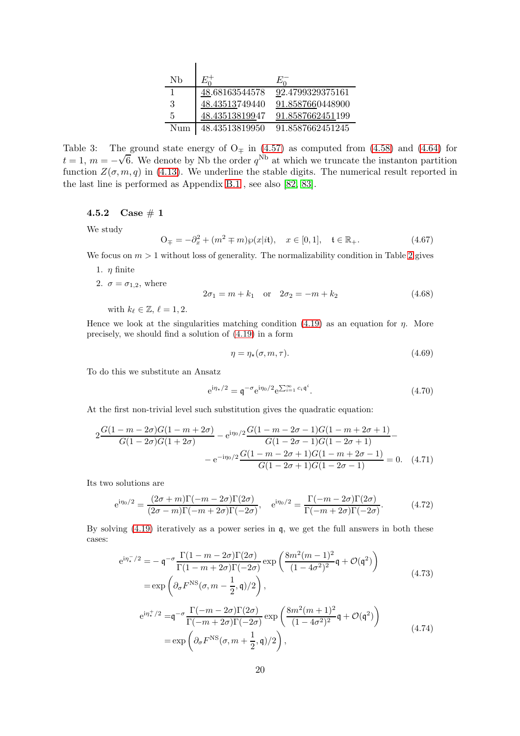| Nb | $E_0^+$ | $E_0^-$ |
|---|---|---|
| 1 | 48.68163544578 | 92.4799329375161 |
| 3 | 48.43513749440 | 91.8587660448900 |
| 5 | 48.43513819947 | 91.8587662451199 |
| Num | 48.43513819950 | 91.8587662451245 |

Table 3: The ground state energy of $\mathrm{O}_\mp$ in (4.57) as computed from (4.58) and (4.64) for $t = 1$, $m = -\sqrt{6}$. We denote by Nb the order $q^{\mathrm{Nb}}$ at which we truncate the instanton partition function $Z(\sigma, m, q)$ in (4.13). We underline the stable digits. The numerical result reported in the last line is performed as Appendix B.1 , see also [82, 83].

### 4.5.2 Case # 1

We study

$$\mathrm{O}_\mp = -\partial_x^2 + (m^2 \mp m)\wp(x|i\mathfrak{t}), \quad x \in [0,1], \quad \mathfrak{t} \in \mathbb{R}_+. \tag{4.67}$$

We focus on $m > 1$ without loss of generality. The normalizability condition in Table 2 gives

1. $\eta$ finite
2. $\sigma = \sigma_{1,2}$, where
$$2\sigma_1 = m + k_1 \quad \text{or} \quad 2\sigma_2 = -m + k_2 \tag{4.68}$$
with $k_\ell \in \mathbb{Z}$, $\ell = 1, 2$.

Hence we look at the singularities matching condition (4.19) as an equation for $\eta$. More precisely, we should find a solution of (4.19) in a form

$$\eta = \eta_\star(\sigma, m, \tau). \tag{4.69}$$

To do this we substitute an Ansatz

$$\mathrm{e}^{\mathrm{i}\eta_\star/2} = \mathfrak{q}^{-\sigma} \mathrm{e}^{\mathrm{i}\eta_0/2} \mathrm{e}^{\sum_{i=1}^\infty c_i \mathfrak{q}^i}. \tag{4.70}$$

At the first non-trivial level such substitution gives the quadratic equation:

$$2\frac{G(1-m-2\sigma)G(1-m+2\sigma)}{G(1-2\sigma)G(1+2\sigma)} - \mathrm{e}^{\mathrm{i}\eta_0/2}\frac{G(1-m-2\sigma-1)G(1-m+2\sigma+1)}{G(1-2\sigma-1)G(1-2\sigma+1)} - \\ - \mathrm{e}^{-\mathrm{i}\eta_0/2}\frac{G(1-m-2\sigma+1)G(1-m+2\sigma-1)}{G(1-2\sigma+1)G(1-2\sigma-1)} = 0. \tag{4.71}$$

Its two solutions are

$$\mathrm{e}^{\mathrm{i}\eta_0/2} = \frac{(2\sigma+m)\Gamma(-m-2\sigma)\Gamma(2\sigma)}{(2\sigma-m)\Gamma(-m+2\sigma)\Gamma(-2\sigma)}, \quad \mathrm{e}^{\mathrm{i}\eta_0/2} = \frac{\Gamma(-m-2\sigma)\Gamma(2\sigma)}{\Gamma(-m+2\sigma)\Gamma(-2\sigma)}. \tag{4.72}$$

By solving (4.19) iteratively as a power series in $\mathfrak{q}$, we get the full answers in both these cases:

$$\begin{aligned}\mathrm{e}^{\mathrm{i}\eta_\star^-/2} =& -\mathfrak{q}^{-\sigma}\frac{\Gamma(1-m-2\sigma)\Gamma(2\sigma)}{\Gamma(1-m+2\sigma)\Gamma(-2\sigma)}\exp\left(\frac{8m^2(m-1)^2}{(1-4\sigma^2)^2}\mathfrak{q} + \mathcal{O}(\mathfrak{q}^2)\right) \\ =& \exp\left(\partial_\sigma F^{\mathrm{NS}}(\sigma, m - \frac{1}{2}, \mathfrak{q})/2\right),\end{aligned} \tag{4.73}$$

$$\begin{aligned}\mathrm{e}^{\mathrm{i}\eta_\star^+/2} =& \mathfrak{q}^{-\sigma}\frac{\Gamma(-m-2\sigma)\Gamma(2\sigma)}{\Gamma(-m+2\sigma)\Gamma(-2\sigma)}\exp\left(\frac{8m^2(m+1)^2}{(1-4\sigma^2)^2}\mathfrak{q} + \mathcal{O}(\mathfrak{q}^2)\right) \\ =& \exp\left(\partial_\sigma F^{\mathrm{NS}}(\sigma, m + \frac{1}{2}, \mathfrak{q})/2\right),\end{aligned} \tag{4.74}$$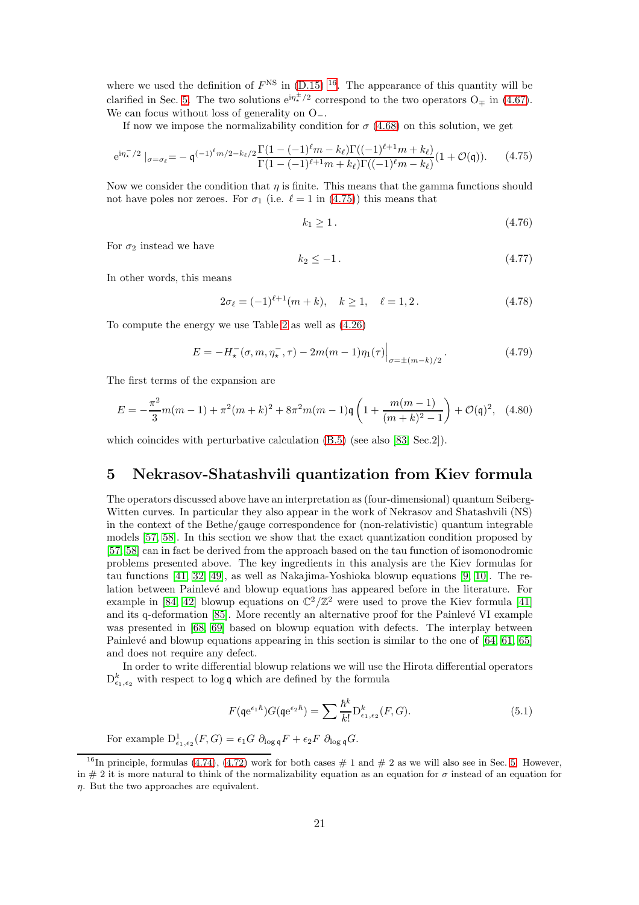where we used the definition of $F^{\rm NS}$ in (D.15) [16]. The appearance of this quantity will be clarified in Sec. 5. The two solutions $\mathrm{e}^{\mathrm{i}\eta_\star^\pm/2}$ correspond to the two operators $\mathrm{O}_\mp$ in (4.67). We can focus without loss of generality on $\mathrm{O}_-$.

If now we impose the normalizability condition for $\sigma$ (4.68) on this solution, we get

$$\mathrm{e}^{\mathrm{i}\eta_\star^-/2}\,|_{\sigma=\sigma_\ell}= -\,\mathfrak{q}^{(-1)^\ell m/2-k_\ell/2}\frac{\Gamma(1-(-1)^\ell m-k_\ell)\Gamma((-1)^{\ell+1}m+k_\ell)}{\Gamma(1-(-1)^{\ell+1}m+k_\ell)\Gamma((-1)^\ell m-k_\ell)}(1+\mathcal{O}(\mathfrak{q})). \tag{4.75}$$

Now we consider the condition that $\eta$ is finite. This means that the gamma functions should not have poles nor zeroes. For $\sigma_1$ (i.e. $\ell=1$ in (4.75)) this means that

$$k_1\geq 1\,. \tag{4.76}$$

For $\sigma_2$ instead we have

$$k_2\leq -1\,. \tag{4.77}$$

In other words, this means

$$2\sigma_\ell=(-1)^{\ell+1}(m+k),\quad k\geq 1,\quad \ell=1,2\,. \tag{4.78}$$

To compute the energy we use Table 2 as well as (4.26)

$$E=-H_\star^-(\sigma,m,\eta_\star^-,\tau)-2m(m-1)\eta_1(\tau)\Big|_{\sigma=\pm(m-k)/2}\,. \tag{4.79}$$

The first terms of the expansion are

$$E=-\frac{\pi^2}{3}m(m-1)+\pi^2(m+k)^2+8\pi^2m(m-1)\mathfrak{q}\left(1+\frac{m(m-1)}{(m+k)^2-1}\right)+\mathcal{O}(\mathfrak{q})^2, \tag{4.80}$$

which coincides with perturbative calculation (B.5) (see also [83, Sec.2]).

# 5 Nekrasov-Shatashvili quantization from Kiev formula

The operators discussed above have an interpretation as (four-dimensional) quantum Seiberg-Witten curves. In particular they also appear in the work of Nekrasov and Shatashvili (NS) in the context of the Bethe/gauge correspondence for (non-relativistic) quantum integrable models [57, 58]. In this section we show that the exact quantization condition proposed by [57, 58] can in fact be derived from the approach based on the tau function of isomonodromic problems presented above. The key ingredients in this analysis are the Kiev formulas for tau functions [41, 32, 49], as well as Nakajima-Yoshioka blowup equations [9, 10]. The relation between Painlevé and blowup equations has appeared before in the literature. For example in [84, 42] blowup equations on $\mathbb{C}^2/\mathbb{Z}^2$ were used to prove the Kiev formula [41] and its q-deformation [85]. More recently an alternative proof for the Painlevé VI example was presented in [68, 69] based on blowup equation with defects. The interplay between Painlevé and blowup equations appearing in this section is similar to the one of [64, 61, 65] and does not require any defect.

In order to write differential blowup relations we will use the Hirota differential operators $\mathrm{D}^k_{\epsilon_1,\epsilon_2}$ with respect to $\log\mathfrak{q}$ which are defined by the formula

$$F(\mathfrak{q}\mathrm{e}^{\epsilon_1\hbar})G(\mathfrak{q}\mathrm{e}^{\epsilon_2\hbar})=\sum\frac{\hbar^k}{k!}\mathrm{D}^k_{\epsilon_1,\epsilon_2}(F,G). \tag{5.1}$$

For example $\mathrm{D}^1_{\epsilon_1,\epsilon_2}(F,G)=\epsilon_1 G\ \partial_{\log\mathfrak{q}}F+\epsilon_2 F\ \partial_{\log\mathfrak{q}}G$.

[16] In principle, formulas (4.74), (4.72) work for both cases # 1 and # 2 as we will also see in Sec. 5. However, in # 2 it is more natural to think of the normalizability equation as an equation for $\sigma$ instead of an equation for $\eta$. But the two approaches are equivalent.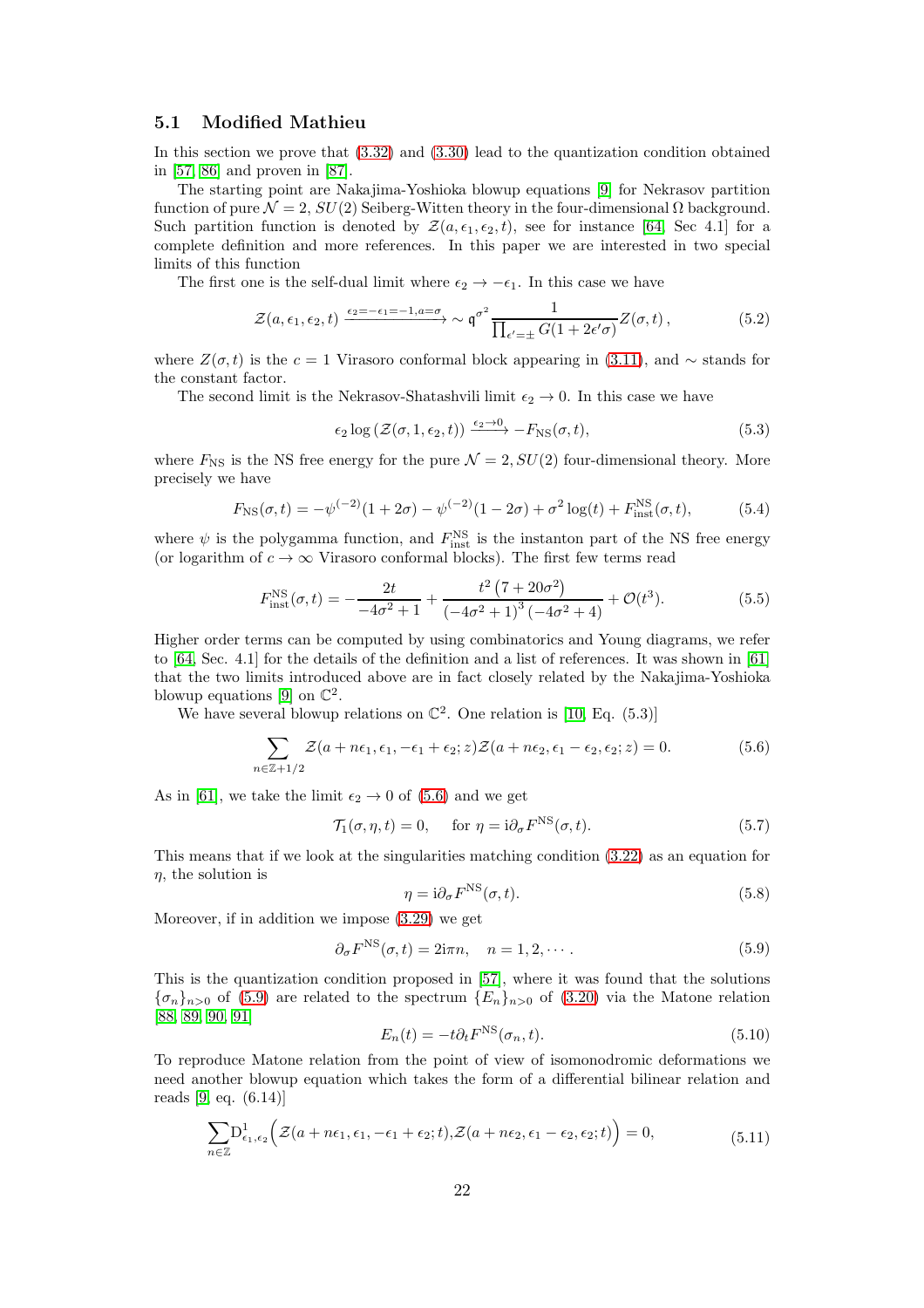### 5.1 Modified Mathieu

In this section we prove that (3.32) and (3.30) lead to the quantization condition obtained in [57, 86] and proven in [87].

The starting point are Nakajima-Yoshioka blowup equations [9] for Nekrasov partition function of pure $\mathcal{N}=2$, $SU(2)$ Seiberg-Witten theory in the four-dimensional $\Omega$ background. Such partition function is denoted by $\mathcal{Z}(a,\epsilon_1,\epsilon_2,t)$, see for instance [64, Sec 4.1] for a complete definition and more references. In this paper we are interested in two special limits of this function

The first one is the self-dual limit where $\epsilon_2 \to -\epsilon_1$. In this case we have

$$\mathcal{Z}(a,\epsilon_1,\epsilon_2,t) \xrightarrow{\epsilon_2=-\epsilon_1=-1, a=\sigma} \sim \mathfrak{q}^{\sigma^2} \frac{1}{\prod_{\epsilon'=\pm} G(1+2\epsilon'\sigma)} Z(\sigma,t)\,, \tag{5.2}$$

where $Z(\sigma,t)$ is the $c=1$ Virasoro conformal block appearing in (3.11), and $\sim$ stands for the constant factor.

The second limit is the Nekrasov-Shatashvili limit $\epsilon_2 \to 0$. In this case we have

$$\epsilon_2 \log\left(\mathcal{Z}(\sigma,1,\epsilon_2,t)\right) \xrightarrow{\epsilon_2\to 0} -F_{\rm NS}(\sigma,t), \tag{5.3}$$

where $F_{\rm NS}$ is the NS free energy for the pure $\mathcal{N}=2, SU(2)$ four-dimensional theory. More precisely we have

$$F_{\rm NS}(\sigma,t) = -\psi^{(-2)}(1+2\sigma) - \psi^{(-2)}(1-2\sigma) + \sigma^2\log(t) + F^{\rm NS}_{\rm inst}(\sigma,t), \tag{5.4}$$

where $\psi$ is the polygamma function, and $F^{\rm NS}_{\rm inst}$ is the instanton part of the NS free energy (or logarithm of $c\to\infty$ Virasoro conformal blocks). The first few terms read

$$F^{\rm NS}_{\rm inst}(\sigma,t) = -\frac{2t}{-4\sigma^2+1} + \frac{t^2\left(7+20\sigma^2\right)}{\left(-4\sigma^2+1\right)^3\left(-4\sigma^2+4\right)} + \mathcal{O}(t^3). \tag{5.5}$$

Higher order terms can be computed by using combinatorics and Young diagrams, we refer to [64, Sec. 4.1] for the details of the definition and a list of references. It was shown in [61] that the two limits introduced above are in fact closely related by the Nakajima-Yoshioka blowup equations [9] on $\mathbb{C}^2$.

We have several blowup relations on $\mathbb{C}^2$. One relation is [10, Eq. (5.3)]

$$\sum_{n\in\mathbb{Z}+1/2} \mathcal{Z}(a+n\epsilon_1,\epsilon_1,-\epsilon_1+\epsilon_2;z)\mathcal{Z}(a+n\epsilon_2,\epsilon_1-\epsilon_2,\epsilon_2;z) = 0. \tag{5.6}$$

As in [61], we take the limit $\epsilon_2\to 0$ of (5.6) and we get

$$\mathcal{T}_1(\sigma,\eta,t) = 0, \quad \text{ for } \eta = {\rm i}\partial_\sigma F^{\rm NS}(\sigma,t). \tag{5.7}$$

This means that if we look at the singularities matching condition (3.22) as an equation for $\eta$, the solution is

$$\eta = {\rm i}\partial_\sigma F^{\rm NS}(\sigma,t). \tag{5.8}$$

Moreover, if in addition we impose (3.29) we get

$$\partial_\sigma F^{\rm NS}(\sigma,t) = 2{\rm i}\pi n, \quad n=1,2,\cdots. \tag{5.9}$$

This is the quantization condition proposed in [57], where it was found that the solutions $\{\sigma_n\}_{n>0}$ of (5.9) are related to the spectrum $\{E_n\}_{n>0}$ of (3.20) via the Matone relation [88, 89, 90, 91]

$$E_n(t) = -t\partial_t F^{\rm NS}(\sigma_n,t). \tag{5.10}$$

To reproduce Matone relation from the point of view of isomonodromic deformations we need another blowup equation which takes the form of a differential bilinear relation and reads [9, eq. (6.14)]

$$\sum_{n\in\mathbb{Z}} {\rm D}^1_{\epsilon_1,\epsilon_2}\Big(\mathcal{Z}(a+n\epsilon_1,\epsilon_1,-\epsilon_1+\epsilon_2;t),\mathcal{Z}(a+n\epsilon_2,\epsilon_1-\epsilon_2,\epsilon_2;t)\Big) = 0, \tag{5.11}$$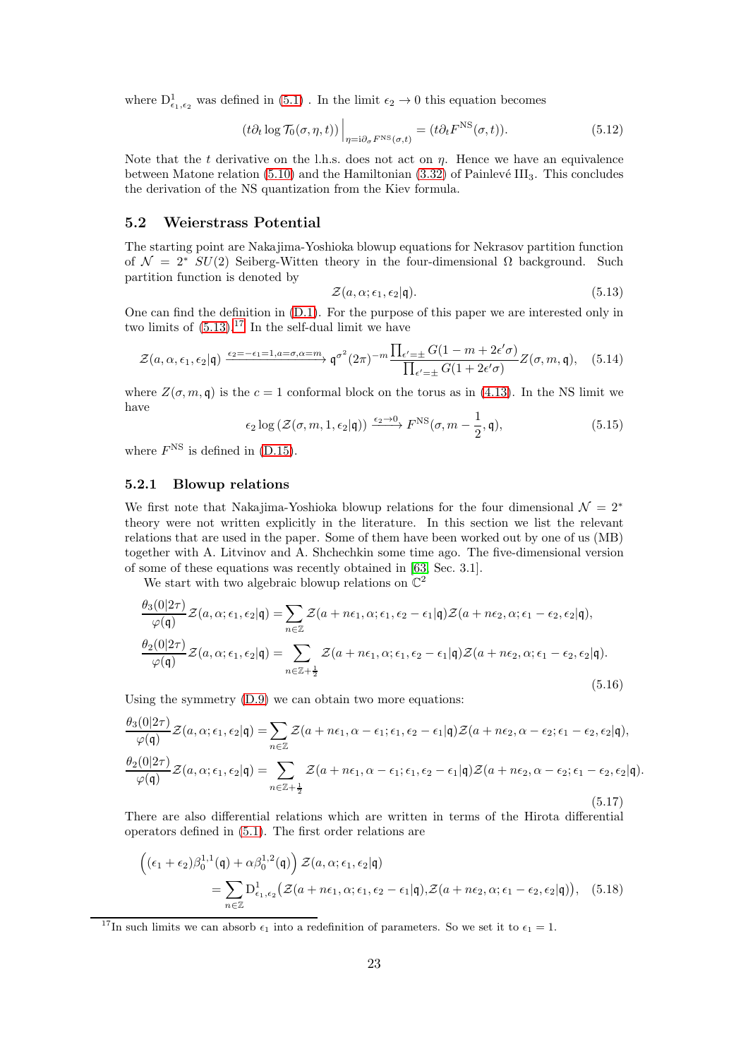where $\mathrm{D}^1_{\epsilon_1,\epsilon_2}$ was defined in (5.1) . In the limit $\epsilon_2 \to 0$ this equation becomes

$$(t\partial_t \log \mathcal{T}_0(\sigma, \eta, t))\Big|_{\eta = \mathrm{i}\partial_\sigma F^{\mathrm{NS}}(\sigma,t)} = (t\partial_t F^{\mathrm{NS}}(\sigma, t)). \tag{5.12}$$

Note that the $t$ derivative on the l.h.s. does not act on $\eta$. Hence we have an equivalence between Matone relation (5.10) and the Hamiltonian (3.32) of Painlevé $\mathrm{III}_3$. This concludes the derivation of the NS quantization from the Kiev formula.

## 5.2 Weierstrass Potential

The starting point are Nakajima-Yoshioka blowup equations for Nekrasov partition function of $\mathcal{N} = 2^*$ $SU(2)$ Seiberg-Witten theory in the four-dimensional $\Omega$ background. Such partition function is denoted by

$$\mathcal{Z}(a, \alpha; \epsilon_1, \epsilon_2|\mathfrak{q}). \tag{5.13}$$

One can find the definition in (D.1). For the purpose of this paper we are interested only in two limits of (5.13).[17] In the self-dual limit we have

$$\mathcal{Z}(a, \alpha, \epsilon_1, \epsilon_2|\mathfrak{q}) \xrightarrow{\epsilon_2=-\epsilon_1=1, a=\sigma, \alpha=m} \mathfrak{q}^{\sigma^2}(2\pi)^{-m}\frac{\prod_{\epsilon'=\pm} G(1-m+2\epsilon'\sigma)}{\prod_{\epsilon'=\pm} G(1+2\epsilon'\sigma)} Z(\sigma, m, \mathfrak{q}), \tag{5.14}$$

where $Z(\sigma, m, \mathfrak{q})$ is the $c = 1$ conformal block on the torus as in (4.13). In the NS limit we have

$$\epsilon_2 \log\left(\mathcal{Z}(\sigma, m, 1, \epsilon_2|\mathfrak{q})\right) \xrightarrow{\epsilon_2 \to 0} F^{\mathrm{NS}}(\sigma, m - \frac{1}{2}, \mathfrak{q}), \tag{5.15}$$

where $F^{\mathrm{NS}}$ is defined in (D.15).

### 5.2.1 Blowup relations

We first note that Nakajima-Yoshioka blowup relations for the four dimensional $\mathcal{N} = 2^*$ theory were not written explicitly in the literature. In this section we list the relevant relations that are used in the paper. Some of them have been worked out by one of us (MB) together with A. Litvinov and A. Shchechkin some time ago. The five-dimensional version of some of these equations was recently obtained in [63, Sec. 3.1].

We start with two algebraic blowup relations on $\mathbb{C}^2$

$$\begin{aligned}
\frac{\theta_3(0|2\tau)}{\varphi(\mathfrak{q})}\mathcal{Z}(a, \alpha; \epsilon_1, \epsilon_2|\mathfrak{q}) &= \sum_{n\in\mathbb{Z}} \mathcal{Z}(a + n\epsilon_1, \alpha; \epsilon_1, \epsilon_2 - \epsilon_1|\mathfrak{q})\mathcal{Z}(a + n\epsilon_2, \alpha; \epsilon_1 - \epsilon_2, \epsilon_2|\mathfrak{q}), \\
\frac{\theta_2(0|2\tau)}{\varphi(\mathfrak{q})}\mathcal{Z}(a, \alpha; \epsilon_1, \epsilon_2|\mathfrak{q}) &= \sum_{n\in\mathbb{Z}+\frac{1}{2}} \mathcal{Z}(a + n\epsilon_1, \alpha; \epsilon_1, \epsilon_2 - \epsilon_1|\mathfrak{q})\mathcal{Z}(a + n\epsilon_2, \alpha; \epsilon_1 - \epsilon_2, \epsilon_2|\mathfrak{q}).
\end{aligned} \tag{5.16}$$

Using the symmetry (D.9) we can obtain two more equations:

$$\begin{aligned}
\frac{\theta_3(0|2\tau)}{\varphi(\mathfrak{q})}\mathcal{Z}(a, \alpha; \epsilon_1, \epsilon_2|\mathfrak{q}) &= \sum_{n\in\mathbb{Z}} \mathcal{Z}(a + n\epsilon_1, \alpha - \epsilon_1; \epsilon_1, \epsilon_2 - \epsilon_1|\mathfrak{q})\mathcal{Z}(a + n\epsilon_2, \alpha - \epsilon_2; \epsilon_1 - \epsilon_2, \epsilon_2|\mathfrak{q}), \\
\frac{\theta_2(0|2\tau)}{\varphi(\mathfrak{q})}\mathcal{Z}(a, \alpha; \epsilon_1, \epsilon_2|\mathfrak{q}) &= \sum_{n\in\mathbb{Z}+\frac{1}{2}} \mathcal{Z}(a + n\epsilon_1, \alpha - \epsilon_1; \epsilon_1, \epsilon_2 - \epsilon_1|\mathfrak{q})\mathcal{Z}(a + n\epsilon_2, \alpha - \epsilon_2; \epsilon_1 - \epsilon_2, \epsilon_2|\mathfrak{q}).
\end{aligned} \tag{5.17}$$

There are also differential relations which are written in terms of the Hirota differential operators defined in (5.1). The first order relations are

$$\begin{aligned}
&\Big((\epsilon_1 + \epsilon_2)\beta_0^{1,1}(\mathfrak{q}) + \alpha\beta_0^{1,2}(\mathfrak{q})\Big)\, \mathcal{Z}(a, \alpha; \epsilon_1, \epsilon_2|\mathfrak{q}) \\
&\qquad = \sum_{n\in\mathbb{Z}} \mathrm{D}^1_{\epsilon_1,\epsilon_2}\big(\mathcal{Z}(a + n\epsilon_1, \alpha; \epsilon_1, \epsilon_2 - \epsilon_1|\mathfrak{q}), \mathcal{Z}(a + n\epsilon_2, \alpha; \epsilon_1 - \epsilon_2, \epsilon_2|\mathfrak{q})\big),
\end{aligned} \tag{5.18}$$

[17] In such limits we can absorb $\epsilon_1$ into a redefinition of parameters. So we set it to $\epsilon_1 = 1$.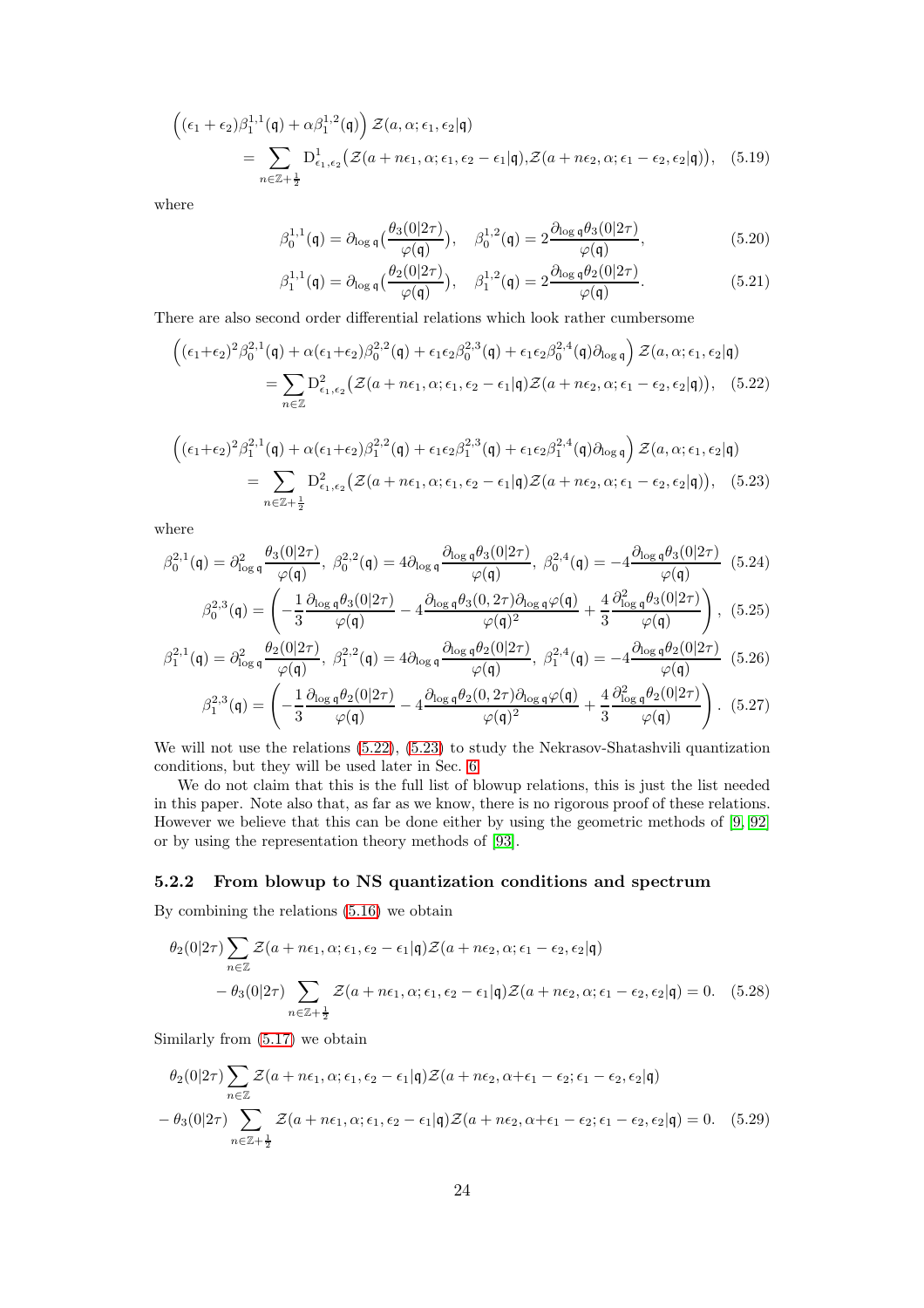$$\Big((\epsilon_1+\epsilon_2)\beta_1^{1,1}(\mathfrak{q})+\alpha\beta_1^{1,2}(\mathfrak{q})\Big)\,\mathcal{Z}(a,\alpha;\epsilon_1,\epsilon_2|\mathfrak{q})$$
$$=\sum_{n\in\mathbb{Z}+\frac{1}{2}}\mathrm{D}^1_{\epsilon_1,\epsilon_2}\big(\mathcal{Z}(a+n\epsilon_1,\alpha;\epsilon_1,\epsilon_2-\epsilon_1|\mathfrak{q}),\mathcal{Z}(a+n\epsilon_2,\alpha;\epsilon_1-\epsilon_2,\epsilon_2|\mathfrak{q})\big),\quad (5.19)$$

where

$$\beta_0^{1,1}(\mathfrak{q})=\partial_{\log\mathfrak{q}}\big(\frac{\theta_3(0|2\tau)}{\varphi(\mathfrak{q})}\big),\quad \beta_0^{1,2}(\mathfrak{q})=2\frac{\partial_{\log\mathfrak{q}}\theta_3(0|2\tau)}{\varphi(\mathfrak{q})},\quad (5.20)$$

$$\beta_1^{1,1}(\mathfrak{q})=\partial_{\log\mathfrak{q}}\big(\frac{\theta_2(0|2\tau)}{\varphi(\mathfrak{q})}\big),\quad \beta_1^{1,2}(\mathfrak{q})=2\frac{\partial_{\log\mathfrak{q}}\theta_2(0|2\tau)}{\varphi(\mathfrak{q})}.\quad (5.21)$$

There are also second order differential relations which look rather cumbersome

$$\Big((\epsilon_1+\epsilon_2)^2\beta_0^{2,1}(\mathfrak{q})+\alpha(\epsilon_1+\epsilon_2)\beta_0^{2,2}(\mathfrak{q})+\epsilon_1\epsilon_2\beta_0^{2,3}(\mathfrak{q})+\epsilon_1\epsilon_2\beta_0^{2,4}(\mathfrak{q})\partial_{\log\mathfrak{q}}\Big)\,\mathcal{Z}(a,\alpha;\epsilon_1,\epsilon_2|\mathfrak{q})$$
$$=\sum_{n\in\mathbb{Z}}\mathrm{D}^2_{\epsilon_1,\epsilon_2}\big(\mathcal{Z}(a+n\epsilon_1,\alpha;\epsilon_1,\epsilon_2-\epsilon_1|\mathfrak{q})\mathcal{Z}(a+n\epsilon_2,\alpha;\epsilon_1-\epsilon_2,\epsilon_2|\mathfrak{q})\big),\quad (5.22)$$

$$\Big((\epsilon_1+\epsilon_2)^2\beta_1^{2,1}(\mathfrak{q})+\alpha(\epsilon_1+\epsilon_2)\beta_1^{2,2}(\mathfrak{q})+\epsilon_1\epsilon_2\beta_1^{2,3}(\mathfrak{q})+\epsilon_1\epsilon_2\beta_1^{2,4}(\mathfrak{q})\partial_{\log\mathfrak{q}}\Big)\,\mathcal{Z}(a,\alpha;\epsilon_1,\epsilon_2|\mathfrak{q})$$
$$=\sum_{n\in\mathbb{Z}+\frac{1}{2}}\mathrm{D}^2_{\epsilon_1,\epsilon_2}\big(\mathcal{Z}(a+n\epsilon_1,\alpha;\epsilon_1,\epsilon_2-\epsilon_1|\mathfrak{q})\mathcal{Z}(a+n\epsilon_2,\alpha;\epsilon_1-\epsilon_2,\epsilon_2|\mathfrak{q})\big),\quad (5.23)$$

where

$$\beta_0^{2,1}(\mathfrak{q})=\partial^2_{\log\mathfrak{q}}\frac{\theta_3(0|2\tau)}{\varphi(\mathfrak{q})},\ \beta_0^{2,2}(\mathfrak{q})=4\partial_{\log\mathfrak{q}}\frac{\partial_{\log\mathfrak{q}}\theta_3(0|2\tau)}{\varphi(\mathfrak{q})},\ \beta_0^{2,4}(\mathfrak{q})=-4\frac{\partial_{\log\mathfrak{q}}\theta_3(0|2\tau)}{\varphi(\mathfrak{q})}\quad (5.24)$$

$$\beta_0^{2,3}(\mathfrak{q})=\left(-\frac{1}{3}\frac{\partial_{\log\mathfrak{q}}\theta_3(0|2\tau)}{\varphi(\mathfrak{q})}-4\frac{\partial_{\log\mathfrak{q}}\theta_3(0,2\tau)\partial_{\log\mathfrak{q}}\varphi(\mathfrak{q})}{\varphi(\mathfrak{q})^2}+\frac{4}{3}\frac{\partial^2_{\log\mathfrak{q}}\theta_3(0|2\tau)}{\varphi(\mathfrak{q})}\right),\quad (5.25)$$

$$\beta_1^{2,1}(\mathfrak{q})=\partial^2_{\log\mathfrak{q}}\frac{\theta_2(0|2\tau)}{\varphi(\mathfrak{q})},\ \beta_1^{2,2}(\mathfrak{q})=4\partial_{\log\mathfrak{q}}\frac{\partial_{\log\mathfrak{q}}\theta_2(0|2\tau)}{\varphi(\mathfrak{q})},\ \beta_1^{2,4}(\mathfrak{q})=-4\frac{\partial_{\log\mathfrak{q}}\theta_2(0|2\tau)}{\varphi(\mathfrak{q})}\quad (5.26)$$

$$\beta_1^{2,3}(\mathfrak{q})=\left(-\frac{1}{3}\frac{\partial_{\log\mathfrak{q}}\theta_2(0|2\tau)}{\varphi(\mathfrak{q})}-4\frac{\partial_{\log\mathfrak{q}}\theta_2(0,2\tau)\partial_{\log\mathfrak{q}}\varphi(\mathfrak{q})}{\varphi(\mathfrak{q})^2}+\frac{4}{3}\frac{\partial^2_{\log\mathfrak{q}}\theta_2(0|2\tau)}{\varphi(\mathfrak{q})}\right).\quad (5.27)$$

We will not use the relations (5.22), (5.23) to study the Nekrasov-Shatashvili quantization conditions, but they will be used later in Sec. 6.

We do not claim that this is the full list of blowup relations, this is just the list needed in this paper. Note also that, as far as we know, there is no rigorous proof of these relations. However we believe that this can be done either by using the geometric methods of [9, 92] or by using the representation theory methods of [93].

### 5.2.2 From blowup to NS quantization conditions and spectrum

By combining the relations (5.16) we obtain

$$\theta_2(0|2\tau)\sum_{n\in\mathbb{Z}}\mathcal{Z}(a+n\epsilon_1,\alpha;\epsilon_1,\epsilon_2-\epsilon_1|\mathfrak{q})\mathcal{Z}(a+n\epsilon_2,\alpha;\epsilon_1-\epsilon_2,\epsilon_2|\mathfrak{q})$$
$$-\theta_3(0|2\tau)\sum_{n\in\mathbb{Z}+\frac{1}{2}}\mathcal{Z}(a+n\epsilon_1,\alpha;\epsilon_1,\epsilon_2-\epsilon_1|\mathfrak{q})\mathcal{Z}(a+n\epsilon_2,\alpha;\epsilon_1-\epsilon_2,\epsilon_2|\mathfrak{q})=0.\quad (5.28)$$

Similarly from (5.17) we obtain

$$\theta_2(0|2\tau)\sum_{n\in\mathbb{Z}}\mathcal{Z}(a+n\epsilon_1,\alpha;\epsilon_1,\epsilon_2-\epsilon_1|\mathfrak{q})\mathcal{Z}(a+n\epsilon_2,\alpha+\epsilon_1-\epsilon_2;\epsilon_1-\epsilon_2,\epsilon_2|\mathfrak{q})$$
$$-\theta_3(0|2\tau)\sum_{n\in\mathbb{Z}+\frac{1}{2}}\mathcal{Z}(a+n\epsilon_1,\alpha;\epsilon_1,\epsilon_2-\epsilon_1|\mathfrak{q})\mathcal{Z}(a+n\epsilon_2,\alpha+\epsilon_1-\epsilon_2;\epsilon_1-\epsilon_2,\epsilon_2|\mathfrak{q})=0.\quad (5.29)$$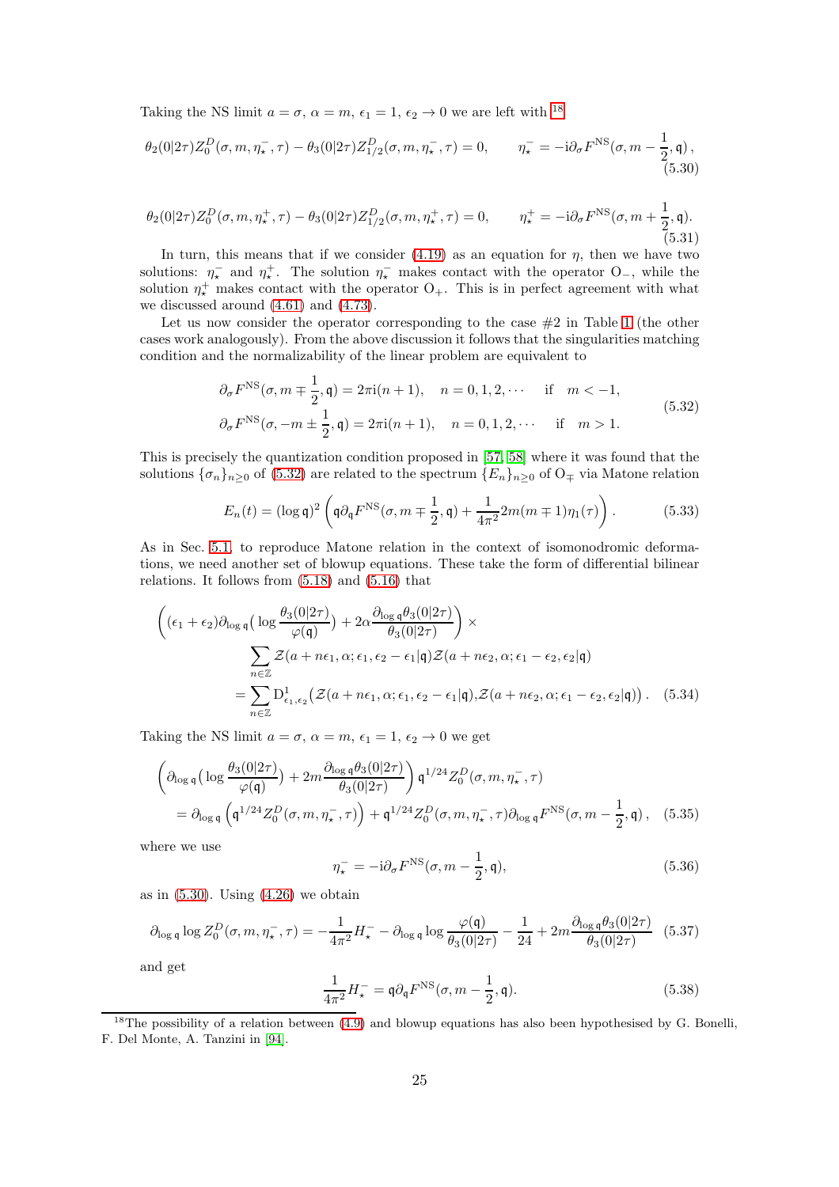Taking the NS limit $a = \sigma$, $\alpha = m$, $\epsilon_1 = 1$, $\epsilon_2 \to 0$ we are left with [18]

$$\theta_2(0|2\tau) Z_0^D(\sigma, m, \eta_\star^-, \tau) - \theta_3(0|2\tau) Z_{1/2}^D(\sigma, m, \eta_\star^-, \tau) = 0, \qquad \eta_\star^- = -\mathrm{i}\partial_\sigma F^{\mathrm{NS}}(\sigma, m - \frac{1}{2}, \mathfrak{q}), \tag{5.30}$$

$$\theta_2(0|2\tau) Z_0^D(\sigma, m, \eta_\star^+, \tau) - \theta_3(0|2\tau) Z_{1/2}^D(\sigma, m, \eta_\star^+, \tau) = 0, \qquad \eta_\star^+ = -\mathrm{i}\partial_\sigma F^{\mathrm{NS}}(\sigma, m + \frac{1}{2}, \mathfrak{q}). \tag{5.31}$$

In turn, this means that if we consider (4.19) as an equation for $\eta$, then we have two solutions: $\eta_\star^-$ and $\eta_\star^+$. The solution $\eta_\star^-$ makes contact with the operator $\mathrm{O}_-$, while the solution $\eta_\star^+$ makes contact with the operator $\mathrm{O}_+$. This is in perfect agreement with what we discussed around (4.61) and (4.73).

Let us now consider the operator corresponding to the case #2 in Table 1 (the other cases work analogously). From the above discussion it follows that the singularities matching condition and the normalizability of the linear problem are equivalent to

$$\begin{aligned}
\partial_\sigma F^{\mathrm{NS}}(\sigma, m \mp \frac{1}{2}, \mathfrak{q}) &= 2\pi\mathrm{i}(n+1), \quad n = 0, 1, 2, \cdots \quad \text{if} \quad m < -1, \\
\partial_\sigma F^{\mathrm{NS}}(\sigma, -m \pm \frac{1}{2}, \mathfrak{q}) &= 2\pi\mathrm{i}(n+1), \quad n = 0, 1, 2, \cdots \quad \text{if} \quad m > 1.
\end{aligned} \tag{5.32}$$

This is precisely the quantization condition proposed in [57, 58] where it was found that the solutions $\{\sigma_n\}_{n\geq 0}$ of (5.32) are related to the spectrum $\{E_n\}_{n\geq 0}$ of $\mathrm{O}_\mp$ via Matone relation

$$E_n(t) = (\log \mathfrak{q})^2 \left( \mathfrak{q}\partial_{\mathfrak{q}} F^{\mathrm{NS}}(\sigma, m \mp \frac{1}{2}, \mathfrak{q}) + \frac{1}{4\pi^2} 2m(m \mp 1)\eta_1(\tau) \right). \tag{5.33}$$

As in Sec. 5.1, to reproduce Matone relation in the context of isomonodromic deformations, we need another set of blowup equations. These take the form of differential bilinear relations. It follows from (5.18) and (5.16) that

$$\begin{aligned}
&\left( (\epsilon_1 + \epsilon_2)\partial_{\log \mathfrak{q}} \big( \log \frac{\theta_3(0|2\tau)}{\varphi(\mathfrak{q})} \big) + 2\alpha \frac{\partial_{\log \mathfrak{q}} \theta_3(0|2\tau)}{\theta_3(0|2\tau)} \right) \times \\
&\qquad \sum_{n\in\mathbb{Z}} \mathcal{Z}(a + n\epsilon_1, \alpha; \epsilon_1, \epsilon_2 - \epsilon_1|\mathfrak{q}) \mathcal{Z}(a + n\epsilon_2, \alpha; \epsilon_1 - \epsilon_2, \epsilon_2|\mathfrak{q}) \\
&\quad = \sum_{n\in\mathbb{Z}} \mathrm{D}^1_{\epsilon_1,\epsilon_2} \big( \mathcal{Z}(a + n\epsilon_1, \alpha; \epsilon_1, \epsilon_2 - \epsilon_1|\mathfrak{q}), \mathcal{Z}(a + n\epsilon_2, \alpha; \epsilon_1 - \epsilon_2, \epsilon_2|\mathfrak{q}) \big).
\end{aligned} \tag{5.34}$$

Taking the NS limit $a = \sigma$, $\alpha = m$, $\epsilon_1 = 1$, $\epsilon_2 \to 0$ we get

$$\begin{aligned}
&\left( \partial_{\log \mathfrak{q}} \big( \log \frac{\theta_3(0|2\tau)}{\varphi(\mathfrak{q})} \big) + 2m \frac{\partial_{\log \mathfrak{q}} \theta_3(0|2\tau)}{\theta_3(0|2\tau)} \right) \mathfrak{q}^{1/24} Z_0^D(\sigma, m, \eta_\star^-, \tau) \\
&\quad = \partial_{\log \mathfrak{q}} \left( \mathfrak{q}^{1/24} Z_0^D(\sigma, m, \eta_\star^-, \tau) \right) + \mathfrak{q}^{1/24} Z_0^D(\sigma, m, \eta_\star^-, \tau) \partial_{\log \mathfrak{q}} F^{\mathrm{NS}}(\sigma, m - \frac{1}{2}, \mathfrak{q}),
\end{aligned} \tag{5.35}$$

where we use

$$\eta_\star^- = -\mathrm{i}\partial_\sigma F^{\mathrm{NS}}(\sigma, m - \frac{1}{2}, \mathfrak{q}), \tag{5.36}$$

as in (5.30). Using (4.26) we obtain

$$\partial_{\log \mathfrak{q}} \log Z_0^D(\sigma, m, \eta_\star^-, \tau) = -\frac{1}{4\pi^2} H_\star^- - \partial_{\log \mathfrak{q}} \log \frac{\varphi(\mathfrak{q})}{\theta_3(0|2\tau)} - \frac{1}{24} + 2m \frac{\partial_{\log \mathfrak{q}} \theta_3(0|2\tau)}{\theta_3(0|2\tau)} \tag{5.37}$$

and get

$$\frac{1}{4\pi^2} H_\star^- = \mathfrak{q}\partial_{\mathfrak{q}} F^{\mathrm{NS}}(\sigma, m - \frac{1}{2}, \mathfrak{q}). \tag{5.38}$$

---

[18] The possibility of a relation between (4.9) and blowup equations has also been hypothesised by G. Bonelli, F. Del Monte, A. Tanzini in [94].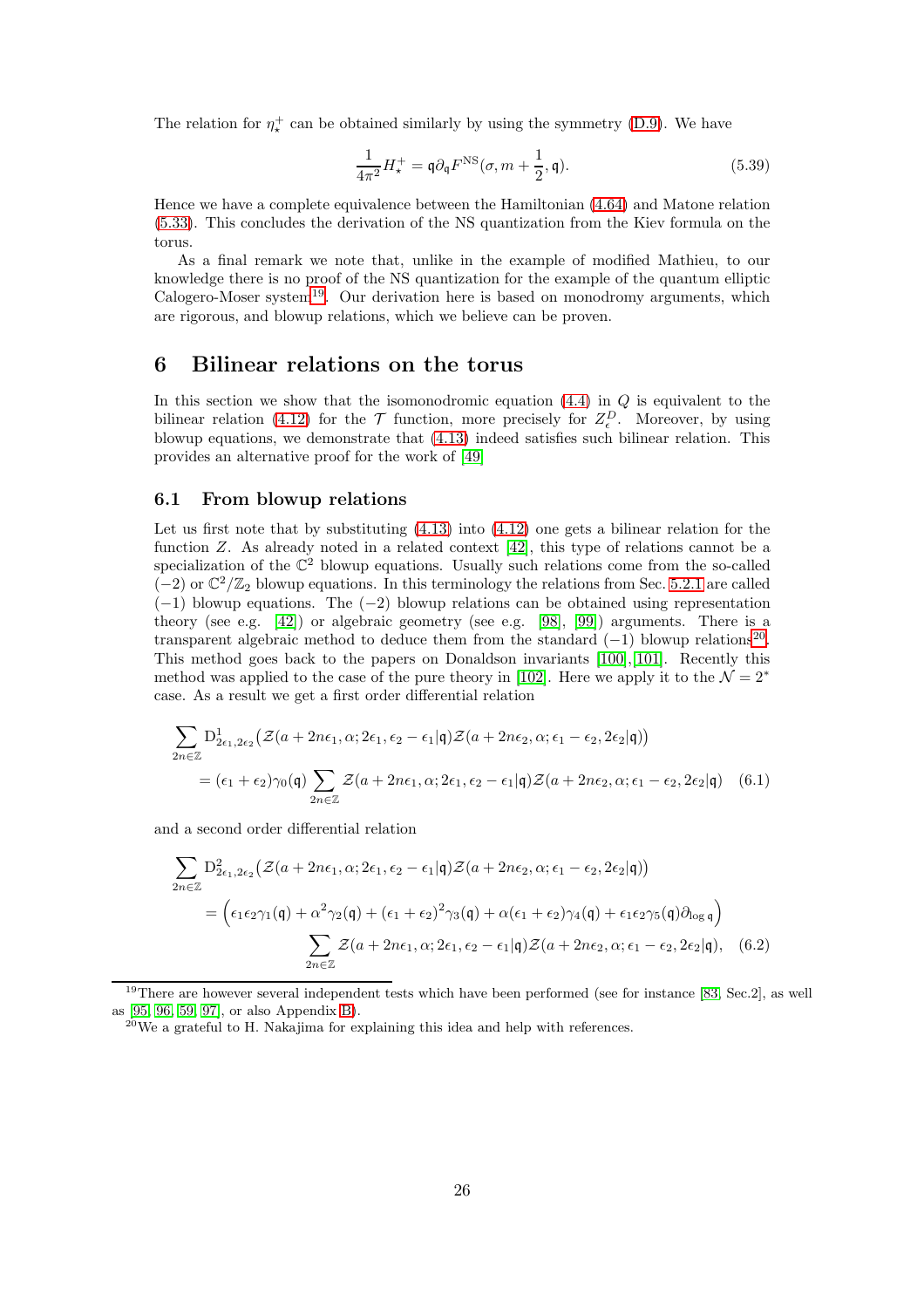The relation for $\eta_\star^+$ can be obtained similarly by using the symmetry (D.9). We have

$$\frac{1}{4\pi^2}H_\star^+ = \mathfrak{q}\partial_\mathfrak{q} F^{\rm NS}(\sigma, m+\frac{1}{2}, \mathfrak{q}). \tag{5.39}$$

Hence we have a complete equivalence between the Hamiltonian (4.64) and Matone relation (5.33). This concludes the derivation of the NS quantization from the Kiev formula on the torus.

As a final remark we note that, unlike in the example of modified Mathieu, to our knowledge there is no proof of the NS quantization for the example of the quantum elliptic Calogero-Moser system[19]. Our derivation here is based on monodromy arguments, which are rigorous, and blowup relations, which we believe can be proven.

# 6 Bilinear relations on the torus

In this section we show that the isomonodromic equation (4.4) in $Q$ is equivalent to the bilinear relation (4.12) for the $\mathcal{T}$ function, more precisely for $Z_\epsilon^D$. Moreover, by using blowup equations, we demonstrate that (4.13) indeed satisfies such bilinear relation. This provides an alternative proof for the work of [49]

## 6.1 From blowup relations

Let us first note that by substituting (4.13) into (4.12) one gets a bilinear relation for the function $Z$. As already noted in a related context [42], this type of relations cannot be a specialization of the $\mathbb{C}^2$ blowup equations. Usually such relations come from the so-called $(-2)$ or $\mathbb{C}^2/\mathbb{Z}_2$ blowup equations. In this terminology the relations from Sec. 5.2.1 are called $(-1)$ blowup equations. The $(-2)$ blowup relations can be obtained using representation theory (see e.g. [42]) or algebraic geometry (see e.g. [98], [99]) arguments. There is a transparent algebraic method to deduce them from the standard $(-1)$ blowup relations[20]. This method goes back to the papers on Donaldson invariants [100],[101]. Recently this method was applied to the case of the pure theory in [102]. Here we apply it to the $\mathcal{N}=2^*$ case. As a result we get a first order differential relation

$$\begin{aligned}
&\sum_{2n\in\mathbb{Z}} \mathrm{D}^1_{2\epsilon_1,2\epsilon_2}\big(\mathcal{Z}(a+2n\epsilon_1,\alpha;2\epsilon_1,\epsilon_2-\epsilon_1|\mathfrak{q})\mathcal{Z}(a+2n\epsilon_2,\alpha;\epsilon_1-\epsilon_2,2\epsilon_2|\mathfrak{q})\big)\\
&\qquad = (\epsilon_1+\epsilon_2)\gamma_0(\mathfrak{q})\sum_{2n\in\mathbb{Z}} \mathcal{Z}(a+2n\epsilon_1,\alpha;2\epsilon_1,\epsilon_2-\epsilon_1|\mathfrak{q})\mathcal{Z}(a+2n\epsilon_2,\alpha;\epsilon_1-\epsilon_2,2\epsilon_2|\mathfrak{q})
\end{aligned} \tag{6.1}$$

and a second order differential relation

$$\begin{aligned}
&\sum_{2n\in\mathbb{Z}} \mathrm{D}^2_{2\epsilon_1,2\epsilon_2}\big(\mathcal{Z}(a+2n\epsilon_1,\alpha;2\epsilon_1,\epsilon_2-\epsilon_1|\mathfrak{q})\mathcal{Z}(a+2n\epsilon_2,\alpha;\epsilon_1-\epsilon_2,2\epsilon_2|\mathfrak{q})\big)\\
&\qquad = \Big(\epsilon_1\epsilon_2\gamma_1(\mathfrak{q})+\alpha^2\gamma_2(\mathfrak{q})+(\epsilon_1+\epsilon_2)^2\gamma_3(\mathfrak{q})+\alpha(\epsilon_1+\epsilon_2)\gamma_4(\mathfrak{q})+\epsilon_1\epsilon_2\gamma_5(\mathfrak{q})\partial_{\log\mathfrak{q}}\Big)\\
&\qquad\qquad\sum_{2n\in\mathbb{Z}} \mathcal{Z}(a+2n\epsilon_1,\alpha;2\epsilon_1,\epsilon_2-\epsilon_1|\mathfrak{q})\mathcal{Z}(a+2n\epsilon_2,\alpha;\epsilon_1-\epsilon_2,2\epsilon_2|\mathfrak{q}),
\end{aligned} \tag{6.2}$$

[19] There are however several independent tests which have been performed (see for instance [83, Sec.2], as well as [95, 96, 59, 97], or also Appendix B).

[20] We a greatful to H. Nakajima for explaining this idea and help with references.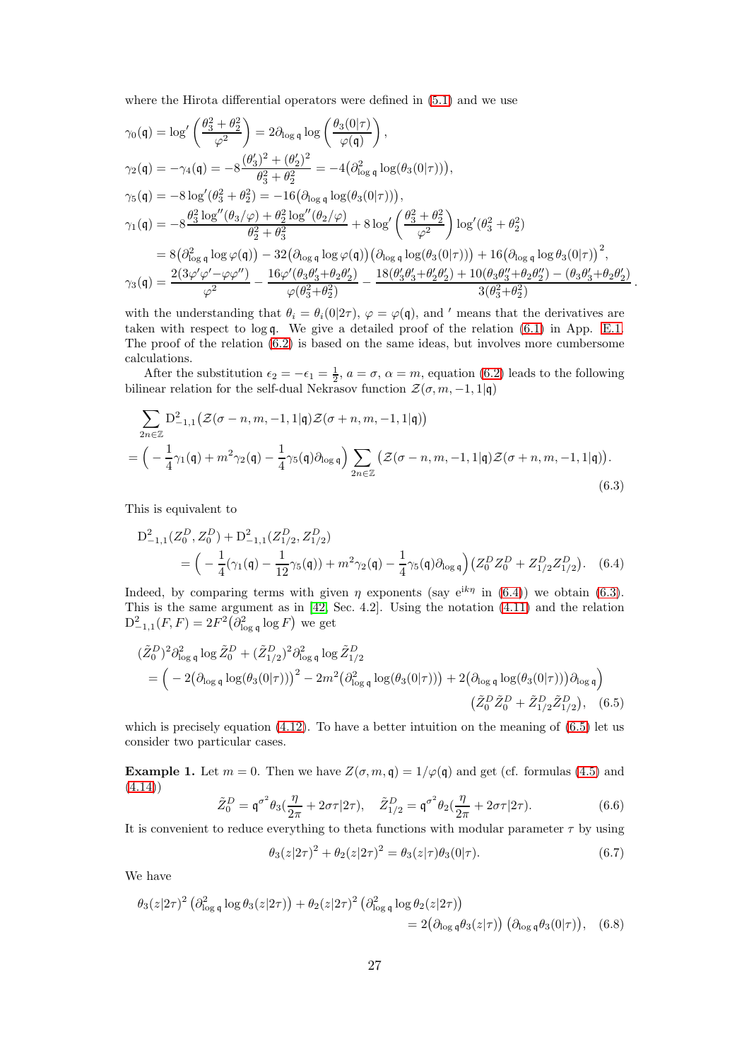where the Hirota differential operators were defined in (5.1) and we use

$$
\begin{aligned}
\gamma_0(\mathfrak{q}) &= \log'\left(\frac{\theta_3^2+\theta_2^2}{\varphi^2}\right) = 2\partial_{\log\mathfrak{q}}\log\left(\frac{\theta_3(0|\tau)}{\varphi(\mathfrak{q})}\right),\\
\gamma_2(\mathfrak{q}) &= -\gamma_4(\mathfrak{q}) = -8\frac{(\theta_3')^2+(\theta_2')^2}{\theta_3^2+\theta_2^2} = -4\big(\partial^2_{\log\mathfrak{q}}\log(\theta_3(0|\tau))\big),\\
\gamma_5(\mathfrak{q}) &= -8\log'(\theta_3^2+\theta_2^2) = -16\big(\partial_{\log\mathfrak{q}}\log(\theta_3(0|\tau))\big),\\
\gamma_1(\mathfrak{q}) &= -8\frac{\theta_3^2\log''(\theta_3/\varphi)+\theta_2^2\log''(\theta_2/\varphi)}{\theta_2^2+\theta_3^2} + 8\log'\left(\frac{\theta_3^2+\theta_2^2}{\varphi^2}\right)\log'(\theta_3^2+\theta_2^2)\\
&= 8\big(\partial^2_{\log\mathfrak{q}}\log\varphi(\mathfrak{q})\big) - 32\big(\partial_{\log\mathfrak{q}}\log\varphi(\mathfrak{q})\big)\big(\partial_{\log\mathfrak{q}}\log(\theta_3(0|\tau))\big) + 16\big(\partial_{\log\mathfrak{q}}\log\theta_3(0|\tau)\big)^2,\\
\gamma_3(\mathfrak{q}) &= \frac{2(3\varphi'\varphi'-\varphi\varphi'')}{\varphi^2} - \frac{16\varphi'(\theta_3\theta_3'+\theta_2\theta_2')}{\varphi(\theta_3^2+\theta_2^2)} - \frac{18(\theta_3'\theta_3'+\theta_2'\theta_2')+10(\theta_3\theta_3''+\theta_2\theta_2'')-(\theta_3\theta_3'+\theta_2\theta_2')}{3(\theta_3^2+\theta_2^2)}.
\end{aligned}
$$

with the understanding that $\theta_i = \theta_i(0|2\tau)$, $\varphi = \varphi(\mathfrak{q})$, and $'$ means that the derivatives are taken with respect to $\log\mathfrak{q}$. We give a detailed proof of the relation (6.1) in App. E.1. The proof of the relation (6.2) is based on the same ideas, but involves more cumbersome calculations.

After the substitution $\epsilon_2 = -\epsilon_1 = \frac{1}{2}$, $a=\sigma$, $\alpha = m$, equation (6.2) leads to the following bilinear relation for the self-dual Nekrasov function $\mathcal{Z}(\sigma, m, -1, 1|\mathfrak{q})$

$$
\begin{aligned}
&\sum_{2n\in\mathbb{Z}} \mathrm{D}^2_{-1,1}\big(\mathcal{Z}(\sigma-n, m, -1, 1|\mathfrak{q})\mathcal{Z}(\sigma+n, m, -1, 1|\mathfrak{q})\big)\\
&= \Big(-\frac{1}{4}\gamma_1(\mathfrak{q}) + m^2\gamma_2(\mathfrak{q}) - \frac{1}{4}\gamma_5(\mathfrak{q})\partial_{\log\mathfrak{q}}\Big)\sum_{2n\in\mathbb{Z}}\big(\mathcal{Z}(\sigma-n, m, -1, 1|\mathfrak{q})\mathcal{Z}(\sigma+n, m, -1, 1|\mathfrak{q})\big).
\end{aligned} \tag{6.3}
$$

This is equivalent to

$$
\begin{aligned}
&\mathrm{D}^2_{-1,1}(Z_0^D, Z_0^D) + \mathrm{D}^2_{-1,1}(Z_{1/2}^D, Z_{1/2}^D)\\
&\qquad = \Big(-\frac{1}{4}(\gamma_1(\mathfrak{q}) - \frac{1}{12}\gamma_5(\mathfrak{q})) + m^2\gamma_2(\mathfrak{q}) - \frac{1}{4}\gamma_5(\mathfrak{q})\partial_{\log\mathfrak{q}}\Big)\big(Z_0^D Z_0^D + Z_{1/2}^D Z_{1/2}^D\big).
\end{aligned} \tag{6.4}
$$

Indeed, by comparing terms with given $\eta$ exponents (say $e^{ik\eta}$ in (6.4)) we obtain (6.3). This is the same argument as in [42, Sec. 4.2]. Using the notation (4.11) and the relation $\mathrm{D}^2_{-1,1}(F,F) = 2F^2\big(\partial^2_{\log\mathfrak{q}}\log F\big)$ we get

$$
\begin{aligned}
&(\tilde{Z}_0^D)^2\partial^2_{\log\mathfrak{q}}\log\tilde{Z}_0^D + (\tilde{Z}_{1/2}^D)^2\partial^2_{\log\mathfrak{q}}\log\tilde{Z}_{1/2}^D\\
&= \Big(-2\big(\partial_{\log\mathfrak{q}}\log(\theta_3(0|\tau))\big)^2 - 2m^2\big(\partial^2_{\log\mathfrak{q}}\log(\theta_3(0|\tau))\big) + 2\big(\partial_{\log\mathfrak{q}}\log(\theta_3(0|\tau))\big)\partial_{\log\mathfrak{q}}\Big)\\
&\qquad\qquad\qquad\qquad\qquad\qquad\qquad\qquad\qquad\qquad\qquad\big(\tilde{Z}_0^D\tilde{Z}_0^D + \tilde{Z}_{1/2}^D\tilde{Z}_{1/2}^D\big),
\end{aligned} \tag{6.5}
$$

which is precisely equation (4.12). To have a better intuition on the meaning of (6.5) let us consider two particular cases.

**Example 1.** Let $m=0$. Then we have $Z(\sigma, m, \mathfrak{q}) = 1/\varphi(\mathfrak{q})$ and get (cf. formulas (4.5) and (4.14))

$$
\tilde{Z}_0^D = \mathfrak{q}^{\sigma^2}\theta_3(\frac{\eta}{2\pi} + 2\sigma\tau|2\tau), \quad \tilde{Z}_{1/2}^D = \mathfrak{q}^{\sigma^2}\theta_2(\frac{\eta}{2\pi} + 2\sigma\tau|2\tau). \tag{6.6}
$$

It is convenient to reduce everything to theta functions with modular parameter $\tau$ by using

$$
\theta_3(z|2\tau)^2 + \theta_2(z|2\tau)^2 = \theta_3(z|\tau)\theta_3(0|\tau). \tag{6.7}
$$

We have

$$
\begin{aligned}
\theta_3(z|2\tau)^2\left(\partial^2_{\log\mathfrak{q}}\log\theta_3(z|2\tau)\right) + \theta_2(z|2\tau)^2\left(\partial^2_{\log\mathfrak{q}}\log\theta_2(z|2\tau)\right)&\\
= 2\big(\partial_{\log\mathfrak{q}}\theta_3(z|\tau)\big)\left(\partial_{\log\mathfrak{q}}\theta_3(0|\tau)\right),&
\end{aligned} \tag{6.8}
$$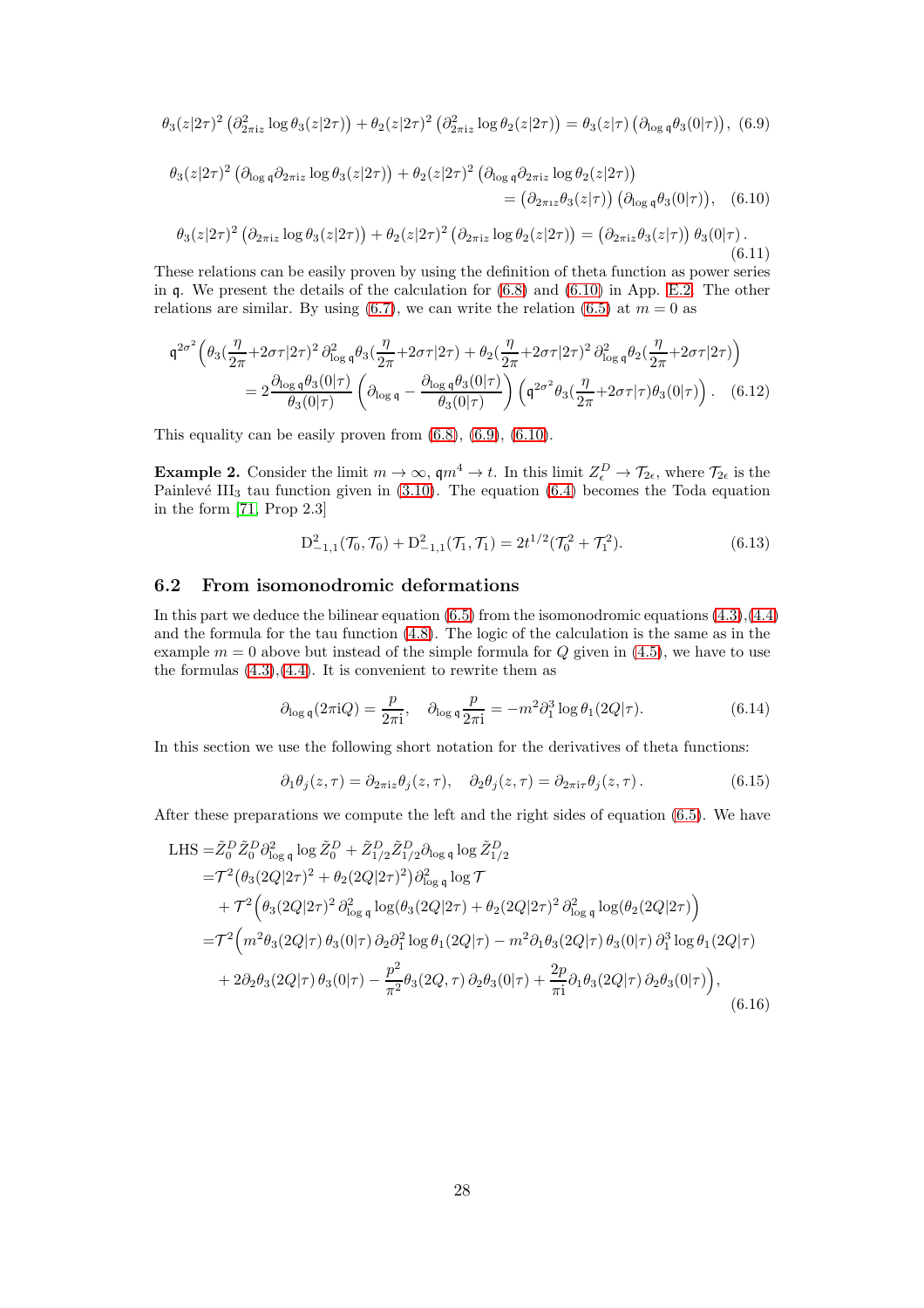$$\theta_3(z|2\tau)^2\left(\partial^2_{2\pi\mathrm{i}z}\log\theta_3(z|2\tau)\right)+\theta_2(z|2\tau)^2\left(\partial^2_{2\pi\mathrm{i}z}\log\theta_2(z|2\tau)\right)=\theta_3(z|\tau)\left(\partial_{\log\mathfrak{q}}\theta_3(0|\tau)\right),\quad(6.9)$$

$$\theta_3(z|2\tau)^2\left(\partial_{\log\mathfrak{q}}\partial_{2\pi\mathrm{i}z}\log\theta_3(z|2\tau)\right)+\theta_2(z|2\tau)^2\left(\partial_{\log\mathfrak{q}}\partial_{2\pi\mathrm{i}z}\log\theta_2(z|2\tau)\right)$$
$$=\left(\partial_{2\pi\mathrm{i}z}\theta_3(z|\tau)\right)\left(\partial_{\log\mathfrak{q}}\theta_3(0|\tau)\right),\quad(6.10)$$

$$\theta_3(z|2\tau)^2\left(\partial_{2\pi\mathrm{i}z}\log\theta_3(z|2\tau)\right)+\theta_2(z|2\tau)^2\left(\partial_{2\pi\mathrm{i}z}\log\theta_2(z|2\tau)\right)=\left(\partial_{2\pi\mathrm{i}z}\theta_3(z|\tau)\right)\theta_3(0|\tau).\quad(6.11)$$

These relations can be easily proven by using the definition of theta function as power series in $\mathfrak{q}$. We present the details of the calculation for (6.8) and (6.10) in App. E.2. The other relations are similar. By using (6.7), we can write the relation (6.5) at $m=0$ as

$$\mathfrak{q}^{2\sigma^2}\Big(\theta_3(\tfrac{\eta}{2\pi}+2\sigma\tau|2\tau)^2\,\partial^2_{\log\mathfrak{q}}\theta_3(\tfrac{\eta}{2\pi}+2\sigma\tau|2\tau)+\theta_2(\tfrac{\eta}{2\pi}+2\sigma\tau|2\tau)^2\,\partial^2_{\log\mathfrak{q}}\theta_2(\tfrac{\eta}{2\pi}+2\sigma\tau|2\tau)\Big)$$
$$=2\frac{\partial_{\log\mathfrak{q}}\theta_3(0|\tau)}{\theta_3(0|\tau)}\left(\partial_{\log\mathfrak{q}}-\frac{\partial_{\log\mathfrak{q}}\theta_3(0|\tau)}{\theta_3(0|\tau)}\right)\left(\mathfrak{q}^{2\sigma^2}\theta_3(\tfrac{\eta}{2\pi}+2\sigma\tau|\tau)\theta_3(0|\tau)\right).\quad(6.12)$$

This equality can be easily proven from (6.8), (6.9), (6.10).

**Example 2.** Consider the limit $m\to\infty$, $\mathfrak{q}m^4\to t$. In this limit $Z^D_\epsilon\to\mathcal{T}_{2\epsilon}$, where $\mathcal{T}_{2\epsilon}$ is the Painlevé $\mathrm{III}_3$ tau function given in (3.10). The equation (6.4) becomes the Toda equation in the form [71, Prop 2.3]

$$\mathrm{D}^2_{-1,1}(\mathcal{T}_0,\mathcal{T}_0)+\mathrm{D}^2_{-1,1}(\mathcal{T}_1,\mathcal{T}_1)=2t^{1/2}(\mathcal{T}_0^2+\mathcal{T}_1^2).\quad(6.13)$$

## 6.2 From isomonodromic deformations

In this part we deduce the bilinear equation (6.5) from the isomonodromic equations (4.3),(4.4) and the formula for the tau function (4.8). The logic of the calculation is the same as in the example $m=0$ above but instead of the simple formula for $Q$ given in (4.5), we have to use the formulas (4.3),(4.4). It is convenient to rewrite them as

$$\partial_{\log\mathfrak{q}}(2\pi\mathrm{i}Q)=\frac{p}{2\pi\mathrm{i}},\quad\partial_{\log\mathfrak{q}}\frac{p}{2\pi\mathrm{i}}=-m^2\partial_1^3\log\theta_1(2Q|\tau).\quad(6.14)$$

In this section we use the following short notation for the derivatives of theta functions:

$$\partial_1\theta_j(z,\tau)=\partial_{2\pi\mathrm{i}z}\theta_j(z,\tau),\quad\partial_2\theta_j(z,\tau)=\partial_{2\pi\mathrm{i}\tau}\theta_j(z,\tau).\quad(6.15)$$

After these preparations we compute the left and the right sides of equation (6.5). We have

$$\begin{aligned}\mathrm{LHS}=&\tilde{Z}^D_0\tilde{Z}^D_0\partial^2_{\log\mathfrak{q}}\log\tilde{Z}^D_0+\tilde{Z}^D_{1/2}\tilde{Z}^D_{1/2}\partial_{\log\mathfrak{q}}\log\tilde{Z}^D_{1/2}\\=&\mathcal{T}^2\big(\theta_3(2Q|2\tau)^2+\theta_2(2Q|2\tau)^2\big)\partial^2_{\log\mathfrak{q}}\log\mathcal{T}\\&+\mathcal{T}^2\Big(\theta_3(2Q|2\tau)^2\,\partial^2_{\log\mathfrak{q}}\log(\theta_3(2Q|2\tau)+\theta_2(2Q|2\tau)^2\,\partial^2_{\log\mathfrak{q}}\log(\theta_2(2Q|2\tau)\Big)\\=&\mathcal{T}^2\Big(m^2\theta_3(2Q|\tau)\,\theta_3(0|\tau)\,\partial_2\partial_1^2\log\theta_1(2Q|\tau)-m^2\partial_1\theta_3(2Q|\tau)\,\theta_3(0|\tau)\,\partial_1^3\log\theta_1(2Q|\tau)\\&+2\partial_2\theta_3(2Q|\tau)\,\theta_3(0|\tau)-\frac{p^2}{\pi^2}\theta_3(2Q,\tau)\,\partial_2\theta_3(0|\tau)+\frac{2p}{\pi\mathrm{i}}\partial_1\theta_3(2Q|\tau)\,\partial_2\theta_3(0|\tau)\Big),\end{aligned}\quad(6.16)$$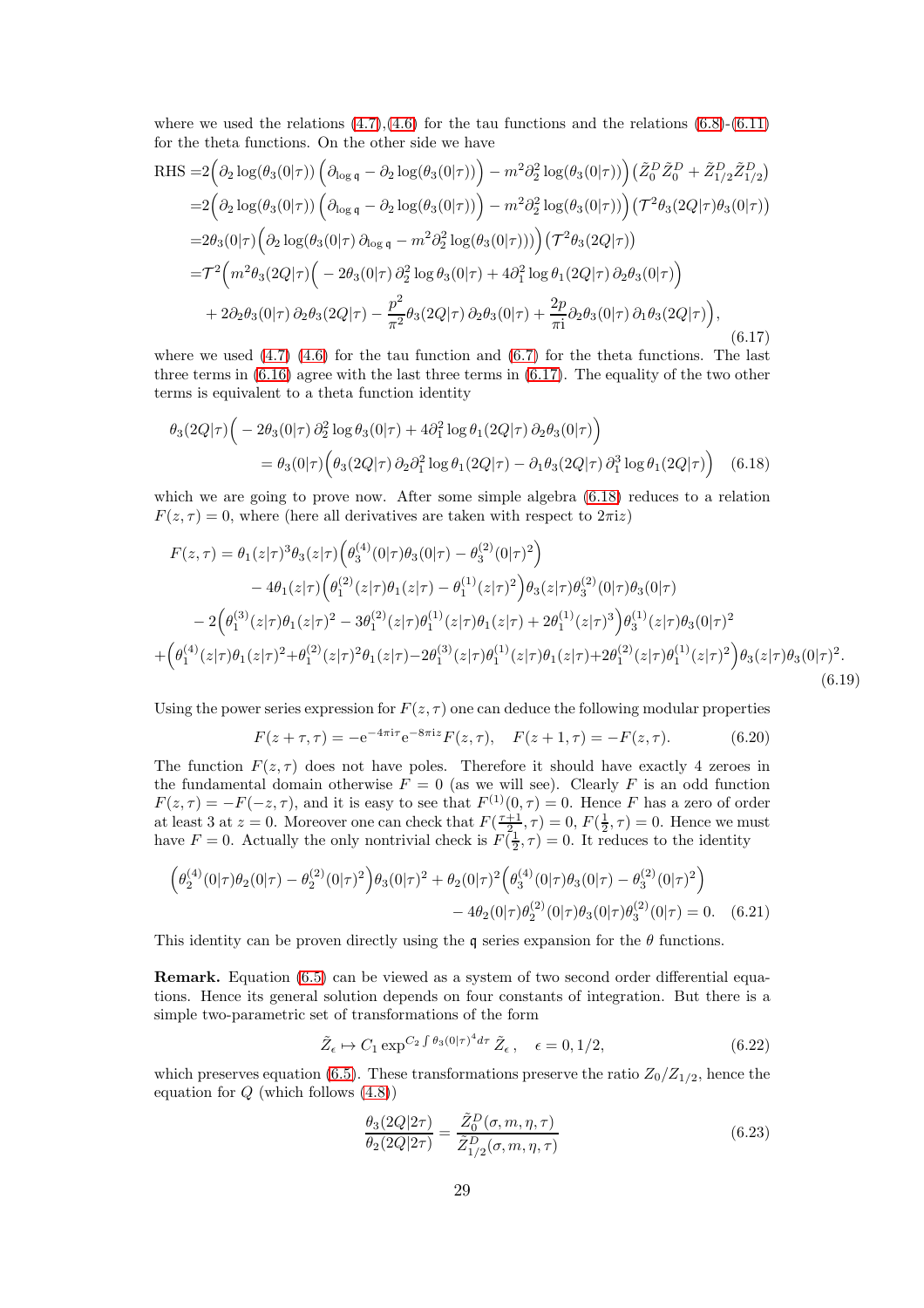where we used the relations (4.7),(4.6) for the tau functions and the relations (6.8)-(6.11) for the theta functions. On the other side we have

$$
\begin{aligned}
\text{RHS} =&2\Big(\partial_2 \log(\theta_3(0|\tau))\left(\partial_{\log \mathfrak{q}} - \partial_2 \log(\theta_3(0|\tau))\right) - m^2 \partial_2^2 \log(\theta_3(0|\tau))\Big)\left(\tilde{Z}_0^D \tilde{Z}_0^D + \tilde{Z}_{1/2}^D \tilde{Z}_{1/2}^D\right) \\
=&2\Big(\partial_2 \log(\theta_3(0|\tau))\left(\partial_{\log \mathfrak{q}} - \partial_2 \log(\theta_3(0|\tau))\right) - m^2 \partial_2^2 \log(\theta_3(0|\tau))\Big)\left(\mathcal{T}^2 \theta_3(2Q|\tau)\theta_3(0|\tau)\right) \\
=&2\theta_3(0|\tau)\Big(\partial_2 \log(\theta_3(0|\tau)\,\partial_{\log \mathfrak{q}} - m^2 \partial_2^2 \log(\theta_3(0|\tau)))\Big)\left(\mathcal{T}^2 \theta_3(2Q|\tau)\right) \\
=&\mathcal{T}^2\Big(m^2 \theta_3(2Q|\tau)\Big(-2\theta_3(0|\tau)\,\partial_2^2 \log\theta_3(0|\tau) + 4\partial_1^2 \log\theta_1(2Q|\tau)\,\partial_2\theta_3(0|\tau)\Big) \\
&+ 2\partial_2\theta_3(0|\tau)\,\partial_2\theta_3(2Q|\tau) - \frac{p^2}{\pi^2}\theta_3(2Q|\tau)\,\partial_2\theta_3(0|\tau) + \frac{2p}{\pi \mathrm{i}}\partial_2\theta_3(0|\tau)\,\partial_1\theta_3(2Q|\tau)\Big),
\end{aligned}
\tag{6.17}
$$

where we used (4.7) (4.6) for the tau function and (6.7) for the theta functions. The last three terms in (6.16) agree with the last three terms in (6.17). The equality of the two other terms is equivalent to a theta function identity

$$
\begin{aligned}
\theta_3(2Q|\tau)\Big(-2\theta_3(0|\tau)\,\partial_2^2 \log\theta_3(0|\tau) + 4\partial_1^2 \log\theta_1(2Q|\tau)\,\partial_2\theta_3(0|\tau)\Big)& \\
= \theta_3(0|\tau)\Big(\theta_3(2Q|\tau)\,\partial_2\partial_1^2 \log\theta_1(2Q|\tau) - \partial_1\theta_3(2Q|\tau)\,\partial_1^3 \log\theta_1(2Q|\tau)\Big)&
\end{aligned}
\tag{6.18}
$$

which we are going to prove now. After some simple algebra (6.18) reduces to a relation $F(z,\tau) = 0$, where (here all derivatives are taken with respect to $2\pi \mathrm{i} z$)

$$
\begin{aligned}
F(z,\tau) =& \,\theta_1(z|\tau)^3 \theta_3(z|\tau)\Big(\theta_3^{(4)}(0|\tau)\theta_3(0|\tau) - \theta_3^{(2)}(0|\tau)^2\Big) \\
&- 4\theta_1(z|\tau)\Big(\theta_1^{(2)}(z|\tau)\theta_1(z|\tau) - \theta_1^{(1)}(z|\tau)^2\Big)\theta_3(z|\tau)\theta_3^{(2)}(0|\tau)\theta_3(0|\tau) \\
&- 2\Big(\theta_1^{(3)}(z|\tau)\theta_1(z|\tau)^2 - 3\theta_1^{(2)}(z|\tau)\theta_1^{(1)}(z|\tau)\theta_1(z|\tau) + 2\theta_1^{(1)}(z|\tau)^3\Big)\theta_3^{(1)}(z|\tau)\theta_3(0|\tau)^2 \\
&+\Big(\theta_1^{(4)}(z|\tau)\theta_1(z|\tau)^2 + \theta_1^{(2)}(z|\tau)^2\theta_1(z|\tau) - 2\theta_1^{(3)}(z|\tau)\theta_1^{(1)}(z|\tau)\theta_1(z|\tau) + 2\theta_1^{(2)}(z|\tau)\theta_1^{(1)}(z|\tau)^2\Big)\theta_3(z|\tau)\theta_3(0|\tau)^2.
\end{aligned}
\tag{6.19}
$$

Using the power series expression for $F(z,\tau)$ one can deduce the following modular properties

$$
F(z+\tau,\tau) = -\mathrm{e}^{-4\pi \mathrm{i}\tau}\mathrm{e}^{-8\pi \mathrm{i} z}F(z,\tau), \quad F(z+1,\tau) = -F(z,\tau). \tag{6.20}
$$

The function $F(z,\tau)$ does not have poles. Therefore it should have exactly 4 zeroes in the fundamental domain otherwise $F = 0$ (as we will see). Clearly $F$ is an odd function $F(z,\tau) = -F(-z,\tau)$, and it is easy to see that $F^{(1)}(0,\tau) = 0$. Hence $F$ has a zero of order at least 3 at $z = 0$. Moreover one can check that $F(\frac{\tau+1}{2},\tau) = 0$, $F(\frac{1}{2},\tau) = 0$. Hence we must have $F = 0$. Actually the only nontrivial check is $F(\frac{1}{2},\tau) = 0$. It reduces to the identity

$$
\begin{aligned}
\Big(\theta_2^{(4)}(0|\tau)\theta_2(0|\tau) - \theta_2^{(2)}(0|\tau)^2\Big)\theta_3(0|\tau)^2 + \theta_2(0|\tau)^2\Big(\theta_3^{(4)}(0|\tau)\theta_3(0|\tau) - \theta_3^{(2)}(0|\tau)^2\Big)& \\
- 4\theta_2(0|\tau)\theta_2^{(2)}(0|\tau)\theta_3(0|\tau)\theta_3^{(2)}(0|\tau) = 0.&
\end{aligned}
\tag{6.21}
$$

This identity can be proven directly using the $\mathfrak{q}$ series expansion for the $\theta$ functions.

**Remark.** Equation (6.5) can be viewed as a system of two second order differential equations. Hence its general solution depends on four constants of integration. But there is a simple two-parametric set of transformations of the form

$$
\tilde{Z}_\epsilon \mapsto C_1 \exp^{C_2 \int \theta_3(0|\tau)^4 d\tau}\,\tilde{Z}_\epsilon\,, \quad \epsilon = 0, 1/2, \tag{6.22}
$$

which preserves equation (6.5). These transformations preserve the ratio $Z_0/Z_{1/2}$, hence the equation for $Q$ (which follows (4.8))

$$
\frac{\theta_3(2Q|2\tau)}{\theta_2(2Q|2\tau)} = \frac{\tilde{Z}_0^D(\sigma,m,\eta,\tau)}{\tilde{Z}_{1/2}^D(\sigma,m,\eta,\tau)} \tag{6.23}
$$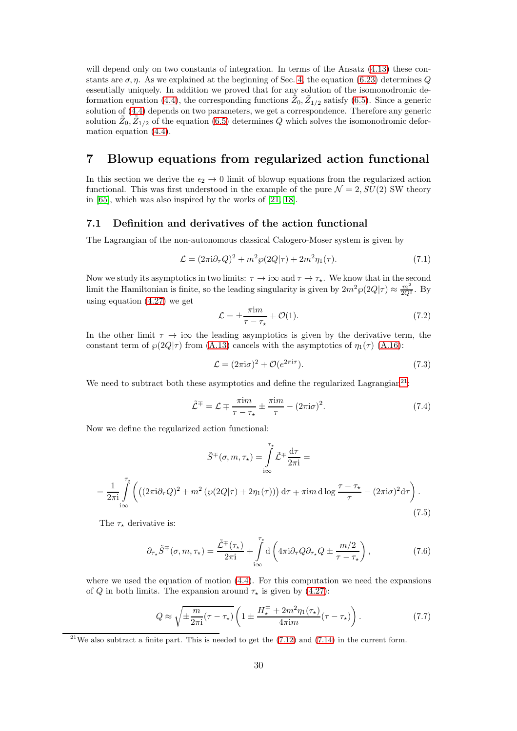will depend only on two constants of integration. In terms of the Ansatz (4.13) these constants are $\sigma, \eta$. As we explained at the beginning of Sec. 4, the equation (6.23) determines $Q$ essentially uniquely. In addition we proved that for any solution of the isomonodromic deformation equation (4.4), the corresponding functions $\tilde{Z}_0, \tilde{Z}_{1/2}$ satisfy (6.5). Since a generic solution of (4.4) depends on two parameters, we get a correspondence. Therefore any generic solution $\tilde{Z}_0, \tilde{Z}_{1/2}$ of the equation (6.5) determines $Q$ which solves the isomonodromic deformation equation (4.4).

# 7 Blowup equations from regularized action functional

In this section we derive the $\epsilon_2 \to 0$ limit of blowup equations from the regularized action functional. This was first understood in the example of the pure $\mathcal{N}=2, SU(2)$ SW theory in [65], which was also inspired by the works of [21, 18].

## 7.1 Definition and derivatives of the action functional

The Lagrangian of the non-autonomous classical Calogero-Moser system is given by

$$\mathcal{L} = (2\pi \mathrm{i} \partial_\tau Q)^2 + m^2 \wp(2Q|\tau) + 2m^2 \eta_1(\tau). \tag{7.1}$$

Now we study its asymptotics in two limits: $\tau \to \mathrm{i}\infty$ and $\tau \to \tau_\star$. We know that in the second limit the Hamiltonian is finite, so the leading singularity is given by $2m^2\wp(2Q|\tau) \approx \frac{m^2}{2Q^2}$. By using equation (4.27) we get

$$\mathcal{L} = \pm \frac{\pi \mathrm{i} m}{\tau - \tau_\star} + \mathcal{O}(1). \tag{7.2}$$

In the other limit $\tau \to \mathrm{i}\infty$ the leading asymptotics is given by the derivative term, the constant term of $\wp(2Q|\tau)$ from (A.13) cancels with the asymptotics of $\eta_1(\tau)$ (A.16):

$$\mathcal{L} = (2\pi \mathrm{i}\sigma)^2 + \mathcal{O}(e^{2\pi \mathrm{i}\tau}). \tag{7.3}$$

We need to subtract both these asymptotics and define the regularized Lagrangian[21]:

$$\tilde{\mathcal{L}}^{\mp} = \mathcal{L} \mp \frac{\pi \mathrm{i} m}{\tau - \tau_\star} \pm \frac{\pi \mathrm{i} m}{\tau} - (2\pi \mathrm{i}\sigma)^2. \tag{7.4}$$

Now we define the regularized action functional:

$$\tilde{S}^{\mp}(\sigma, m, \tau_\star) = \int_{\mathrm{i}\infty}^{\tau_\star} \tilde{\mathcal{L}}^{\mp} \frac{\mathrm{d}\tau}{2\pi \mathrm{i}} =$$

$$= \frac{1}{2\pi \mathrm{i}} \int_{\mathrm{i}\infty}^{\tau_\star} \left( \left( (2\pi \mathrm{i}\partial_\tau Q)^2 + m^2 \left( \wp(2Q|\tau) + 2\eta_1(\tau) \right) \right) \mathrm{d}\tau \mp \pi \mathrm{i} m \, \mathrm{d} \log \frac{\tau - \tau_\star}{\tau} - (2\pi \mathrm{i}\sigma)^2 \mathrm{d}\tau \right). \tag{7.5}$$

The $\tau_\star$ derivative is:

$$\partial_{\tau_\star} \tilde{S}^{\mp}(\sigma, m, \tau_\star) = \frac{\tilde{\mathcal{L}}^{\mp}(\tau_\star)}{2\pi \mathrm{i}} + \int_{\mathrm{i}\infty}^{\tau_\star} \mathrm{d}\left( 4\pi \mathrm{i} \partial_\tau Q \partial_{\tau_\star} Q \pm \frac{m/2}{\tau - \tau_\star} \right), \tag{7.6}$$

where we used the equation of motion (4.4). For this computation we need the expansions of $Q$ in both limits. The expansion around $\tau_\star$ is given by (4.27):

$$Q \approx \sqrt{\pm \frac{m}{2\pi \mathrm{i}} (\tau - \tau_\star)} \left( 1 \pm \frac{H_\star^{\mp} + 2m^2 \eta_1(\tau_\star)}{4\pi \mathrm{i} m} (\tau - \tau_\star) \right). \tag{7.7}$$

[21] We also subtract a finite part. This is needed to get the (7.12) and (7.14) in the current form.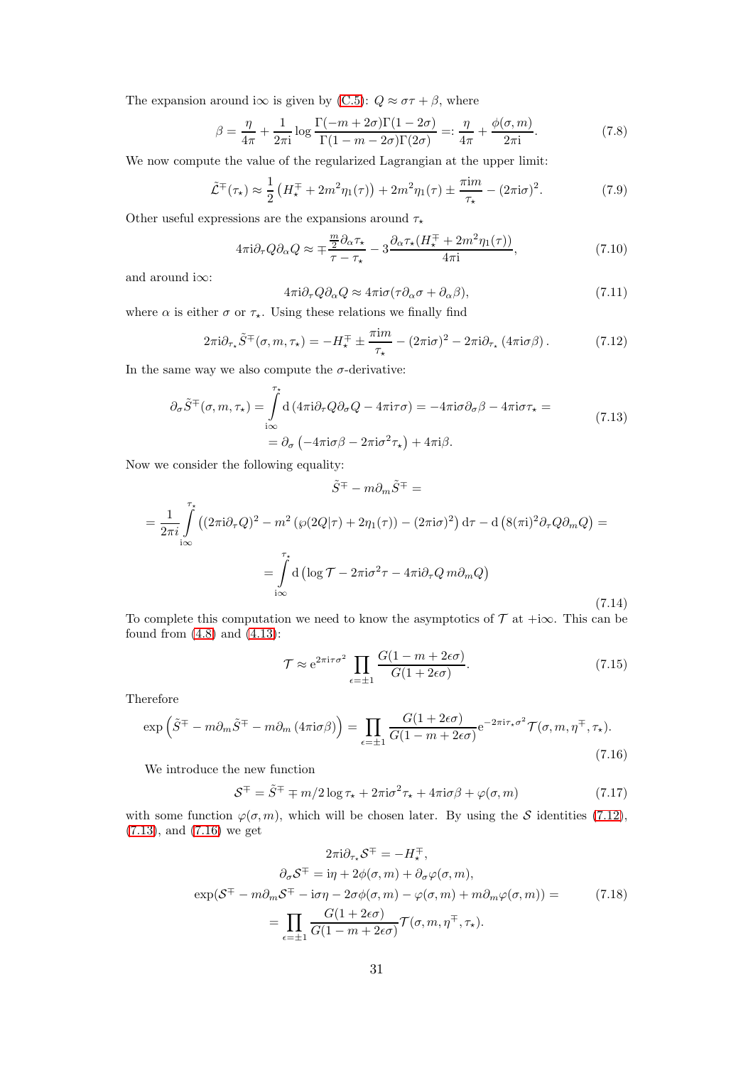The expansion around i$\infty$ is given by (C.5): $Q \approx \sigma\tau + \beta$, where

$$\beta = \frac{\eta}{4\pi} + \frac{1}{2\pi\mathrm{i}} \log \frac{\Gamma(-m+2\sigma)\Gamma(1-2\sigma)}{\Gamma(1-m-2\sigma)\Gamma(2\sigma)} =: \frac{\eta}{4\pi} + \frac{\phi(\sigma,m)}{2\pi\mathrm{i}}. \tag{7.8}$$

We now compute the value of the regularized Lagrangian at the upper limit:

$$\tilde{\mathcal{L}}^{\mp}(\tau_\star) \approx \frac{1}{2}\left(H_\star^{\mp} + 2m^2\eta_1(\tau)\right) + 2m^2\eta_1(\tau) \pm \frac{\pi\mathrm{i}m}{\tau_\star} - (2\pi\mathrm{i}\sigma)^2. \tag{7.9}$$

Other useful expressions are the expansions around $\tau_\star$

$$4\pi\mathrm{i}\partial_\tau Q\partial_\alpha Q \approx \mp\frac{\frac{m}{2}\partial_\alpha\tau_\star}{\tau-\tau_\star} - 3\frac{\partial_\alpha\tau_\star(H_\star^{\mp}+2m^2\eta_1(\tau))}{4\pi\mathrm{i}}, \tag{7.10}$$

and around i$\infty$:

$$4\pi\mathrm{i}\partial_\tau Q\partial_\alpha Q \approx 4\pi\mathrm{i}\sigma(\tau\partial_\alpha\sigma + \partial_\alpha\beta), \tag{7.11}$$

where $\alpha$ is either $\sigma$ or $\tau_\star$. Using these relations we finally find

$$2\pi\mathrm{i}\partial_{\tau_\star}\tilde{S}^{\mp}(\sigma,m,\tau_\star) = -H_\star^{\mp} \pm \frac{\pi\mathrm{i}m}{\tau_\star} - (2\pi\mathrm{i}\sigma)^2 - 2\pi\mathrm{i}\partial_{\tau_\star}\left(4\pi\mathrm{i}\sigma\beta\right). \tag{7.12}$$

In the same way we also compute the $\sigma$-derivative:

$$\begin{aligned}\partial_\sigma\tilde{S}^{\mp}(\sigma,m,\tau_\star) &= \int_{\mathrm{i}\infty}^{\tau_\star} \mathrm{d}\left(4\pi\mathrm{i}\partial_\tau Q\partial_\sigma Q - 4\pi\mathrm{i}\tau\sigma\right) = -4\pi\mathrm{i}\sigma\partial_\sigma\beta - 4\pi\mathrm{i}\sigma\tau_\star = \\ &= \partial_\sigma\left(-4\pi\mathrm{i}\sigma\beta - 2\pi\mathrm{i}\sigma^2\tau_\star\right) + 4\pi\mathrm{i}\beta.\end{aligned} \tag{7.13}$$

Now we consider the following equality:

$$\begin{aligned}&\tilde{S}^{\mp} - m\partial_m\tilde{S}^{\mp} = \\ &= \frac{1}{2\pi i}\int_{\mathrm{i}\infty}^{\tau_\star}\left((2\pi\mathrm{i}\partial_\tau Q)^2 - m^2\left(\wp(2Q|\tau) + 2\eta_1(\tau)\right) - (2\pi\mathrm{i}\sigma)^2\right)\mathrm{d}\tau - \mathrm{d}\left(8(\pi\mathrm{i})^2\partial_\tau Q\partial_m Q\right) = \\ &= \int_{\mathrm{i}\infty}^{\tau_\star}\mathrm{d}\left(\log\mathcal{T} - 2\pi\mathrm{i}\sigma^2\tau - 4\pi\mathrm{i}\partial_\tau Q\, m\partial_m Q\right)\end{aligned} \tag{7.14}$$

To complete this computation we need to know the asymptotics of $\mathcal{T}$ at $+\mathrm{i}\infty$. This can be found from (4.8) and (4.13):

$$\mathcal{T} \approx \mathrm{e}^{2\pi\mathrm{i}\tau\sigma^2}\prod_{\epsilon=\pm1}\frac{G(1-m+2\epsilon\sigma)}{G(1+2\epsilon\sigma)}. \tag{7.15}$$

Therefore

$$\exp\left(\tilde{S}^{\mp} - m\partial_m\tilde{S}^{\mp} - m\partial_m\left(4\pi\mathrm{i}\sigma\beta\right)\right) = \prod_{\epsilon=\pm1}\frac{G(1+2\epsilon\sigma)}{G(1-m+2\epsilon\sigma)}\mathrm{e}^{-2\pi\mathrm{i}\tau_\star\sigma^2}\mathcal{T}(\sigma,m,\eta^{\mp},\tau_\star). \tag{7.16}$$

We introduce the new function

$$\mathcal{S}^{\mp} = \tilde{S}^{\mp} \mp m/2\log\tau_\star + 2\pi\mathrm{i}\sigma^2\tau_\star + 4\pi\mathrm{i}\sigma\beta + \varphi(\sigma,m) \tag{7.17}$$

with some function $\varphi(\sigma,m)$, which will be chosen later. By using the $\mathcal{S}$ identities (7.12), (7.13), and (7.16) we get

$$\begin{aligned}2\pi\mathrm{i}\partial_{\tau_\star}\mathcal{S}^{\mp} &= -H_\star^{\mp},\\ \partial_\sigma\mathcal{S}^{\mp} &= \mathrm{i}\eta + 2\phi(\sigma,m) + \partial_\sigma\varphi(\sigma,m),\\ \exp(\mathcal{S}^{\mp} - m\partial_m\mathcal{S}^{\mp} - \mathrm{i}\sigma\eta - 2\sigma\phi(\sigma,m) - \varphi(\sigma,m) + m\partial_m\varphi(\sigma,m)) &= \\ = \prod_{\epsilon=\pm1}\frac{G(1+2\epsilon\sigma)}{G(1-m+2\epsilon\sigma)}\mathcal{T}(\sigma,m,\eta^{\mp},\tau_\star).\end{aligned} \tag{7.18}$$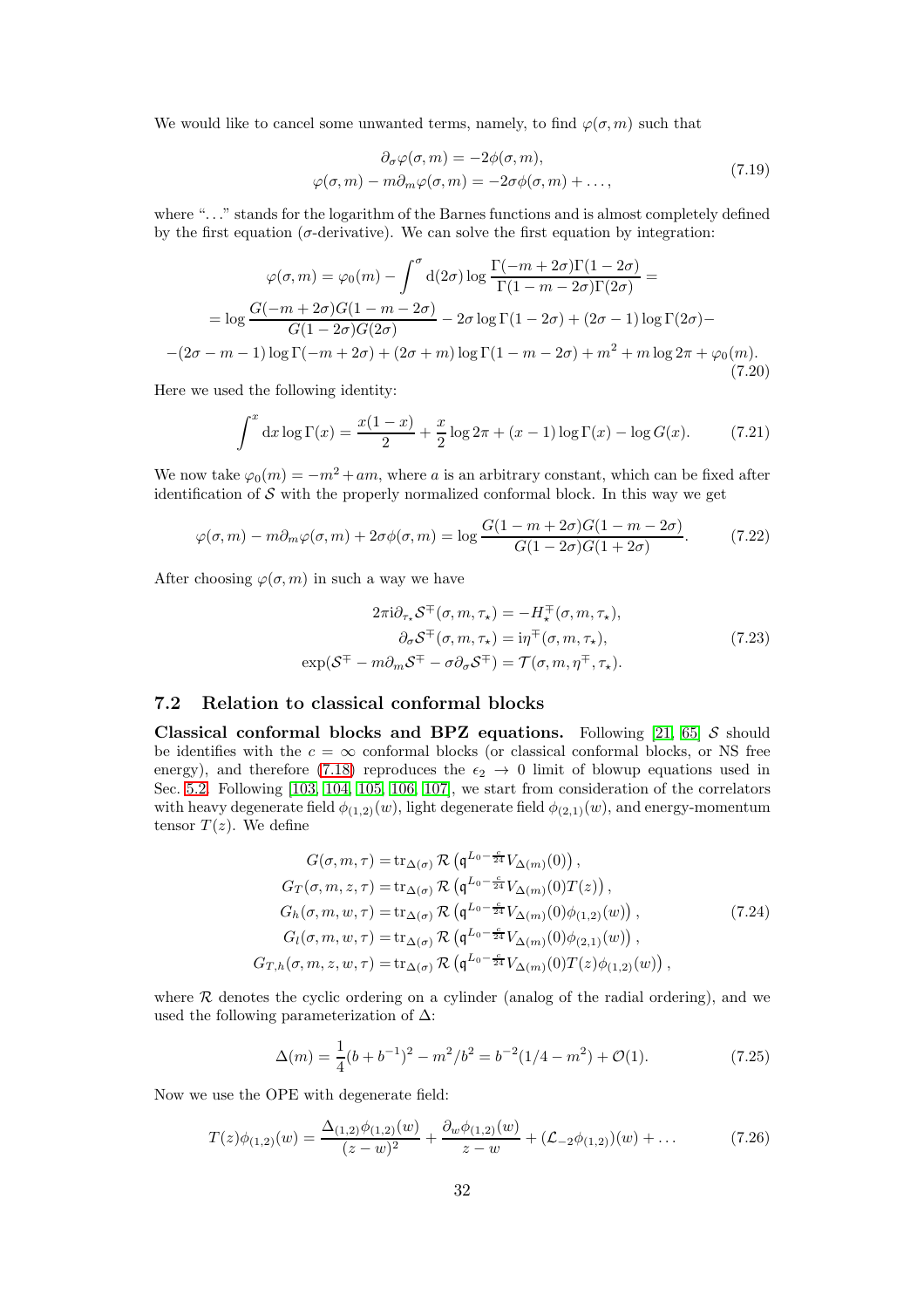We would like to cancel some unwanted terms, namely, to find $\varphi(\sigma,m)$ such that

$$
\begin{aligned}
\partial_\sigma \varphi(\sigma,m) &= -2\phi(\sigma,m),\\
\varphi(\sigma,m) - m\partial_m \varphi(\sigma,m) &= -2\sigma\phi(\sigma,m) + \ldots,
\end{aligned}
\tag{7.19}
$$

where "…" stands for the logarithm of the Barnes functions and is almost completely defined by the first equation ($\sigma$-derivative). We can solve the first equation by integration:

$$
\begin{aligned}
\varphi(\sigma,m) &= \varphi_0(m) - \int^\sigma \mathrm{d}(2\sigma) \log \frac{\Gamma(-m+2\sigma)\Gamma(1-2\sigma)}{\Gamma(1-m-2\sigma)\Gamma(2\sigma)} = \\
&= \log \frac{G(-m+2\sigma)G(1-m-2\sigma)}{G(1-2\sigma)G(2\sigma)} - 2\sigma \log\Gamma(1-2\sigma) + (2\sigma-1)\log\Gamma(2\sigma) - \\
&\quad -(2\sigma-m-1)\log\Gamma(-m+2\sigma) + (2\sigma+m)\log\Gamma(1-m-2\sigma) + m^2 + m\log 2\pi + \varphi_0(m).
\end{aligned}
\tag{7.20}
$$

Here we used the following identity:

$$
\int^x \mathrm{d}x \log\Gamma(x) = \frac{x(1-x)}{2} + \frac{x}{2}\log 2\pi + (x-1)\log\Gamma(x) - \log G(x).
\tag{7.21}
$$

We now take $\varphi_0(m) = -m^2 + am$, where $a$ is an arbitrary constant, which can be fixed after identification of $\mathcal{S}$ with the properly normalized conformal block. In this way we get

$$
\varphi(\sigma,m) - m\partial_m\varphi(\sigma,m) + 2\sigma\phi(\sigma,m) = \log\frac{G(1-m+2\sigma)G(1-m-2\sigma)}{G(1-2\sigma)G(1+2\sigma)}.
\tag{7.22}
$$

After choosing $\varphi(\sigma,m)$ in such a way we have

$$
\begin{aligned}
2\pi\mathrm{i}\partial_{\tau_\star}\mathcal{S}^\mp(\sigma,m,\tau_\star) &= -H_\star^\mp(\sigma,m,\tau_\star),\\
\partial_\sigma\mathcal{S}^\mp(\sigma,m,\tau_\star) &= \mathrm{i}\eta^\mp(\sigma,m,\tau_\star),\\
\exp(\mathcal{S}^\mp - m\partial_m\mathcal{S}^\mp - \sigma\partial_\sigma\mathcal{S}^\mp) &= \mathcal{T}(\sigma,m,\eta^\mp,\tau_\star).
\end{aligned}
\tag{7.23}
$$

## 7.2 Relation to classical conformal blocks

**Classical conformal blocks and BPZ equations.** Following [21, 65] $\mathcal{S}$ should be identifies with the $c=\infty$ conformal blocks (or classical conformal blocks, or NS free energy), and therefore (7.18) reproduces the $\epsilon_2\to 0$ limit of blowup equations used in Sec. 5.2. Following [103, 104, 105, 106, 107], we start from consideration of the correlators with heavy degenerate field $\phi_{(1,2)}(w)$, light degenerate field $\phi_{(2,1)}(w)$, and energy-momentum tensor $T(z)$. We define

$$
\begin{aligned}
G(\sigma,m,\tau) &= \mathrm{tr}_{\Delta(\sigma)}\,\mathcal{R}\left(\mathfrak{q}^{L_0-\frac{c}{24}}V_{\Delta(m)}(0)\right),\\
G_T(\sigma,m,z,\tau) &= \mathrm{tr}_{\Delta(\sigma)}\,\mathcal{R}\left(\mathfrak{q}^{L_0-\frac{c}{24}}V_{\Delta(m)}(0)T(z)\right),\\
G_h(\sigma,m,w,\tau) &= \mathrm{tr}_{\Delta(\sigma)}\,\mathcal{R}\left(\mathfrak{q}^{L_0-\frac{c}{24}}V_{\Delta(m)}(0)\phi_{(1,2)}(w)\right),\\
G_l(\sigma,m,w,\tau) &= \mathrm{tr}_{\Delta(\sigma)}\,\mathcal{R}\left(\mathfrak{q}^{L_0-\frac{c}{24}}V_{\Delta(m)}(0)\phi_{(2,1)}(w)\right),\\
G_{T,h}(\sigma,m,z,w,\tau) &= \mathrm{tr}_{\Delta(\sigma)}\,\mathcal{R}\left(\mathfrak{q}^{L_0-\frac{c}{24}}V_{\Delta(m)}(0)T(z)\phi_{(1,2)}(w)\right),
\end{aligned}
\tag{7.24}
$$

where $\mathcal{R}$ denotes the cyclic ordering on a cylinder (analog of the radial ordering), and we used the following parameterization of $\Delta$:

$$
\Delta(m) = \frac{1}{4}(b+b^{-1})^2 - m^2/b^2 = b^{-2}(1/4 - m^2) + \mathcal{O}(1).
\tag{7.25}
$$

Now we use the OPE with degenerate field:

$$
T(z)\phi_{(1,2)}(w) = \frac{\Delta_{(1,2)}\phi_{(1,2)}(w)}{(z-w)^2} + \frac{\partial_w\phi_{(1,2)}(w)}{z-w} + (\mathcal{L}_{-2}\phi_{(1,2)})(w) + \ldots
\tag{7.26}
$$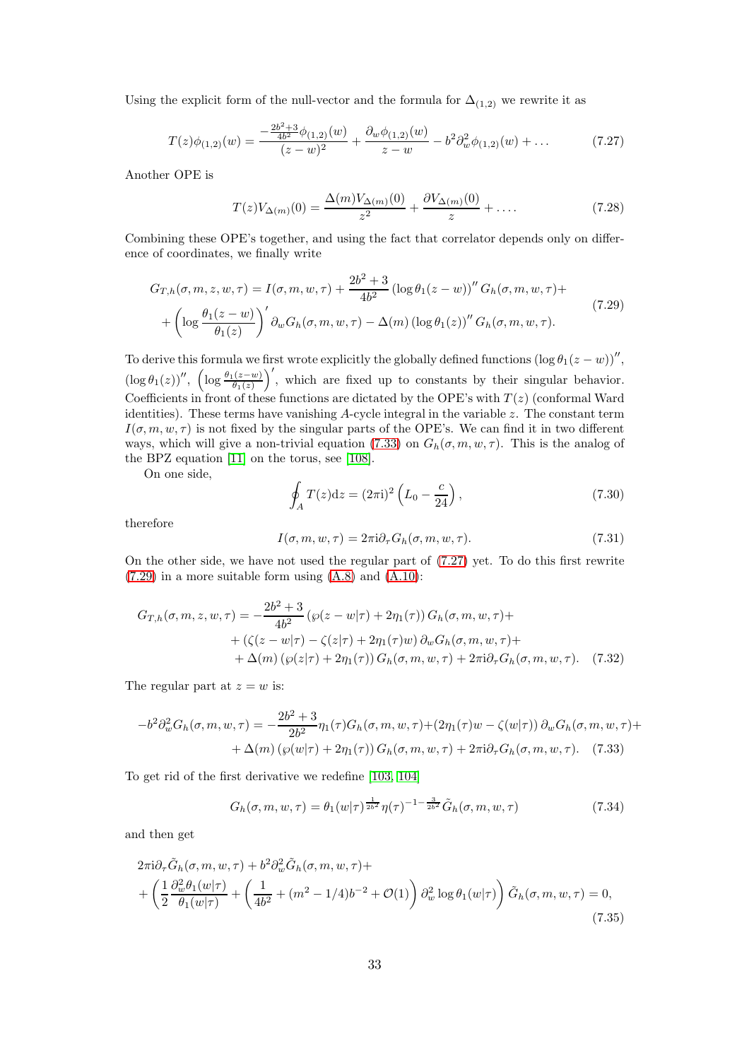Using the explicit form of the null-vector and the formula for $\Delta_{(1,2)}$ we rewrite it as

$$T(z)\phi_{(1,2)}(w) = \frac{-\frac{2b^2+3}{4b^2}\phi_{(1,2)}(w)}{(z-w)^2} + \frac{\partial_w \phi_{(1,2)}(w)}{z-w} - b^2\partial_w^2\phi_{(1,2)}(w) + \dots \tag{7.27}$$

Another OPE is

$$T(z)V_{\Delta(m)}(0) = \frac{\Delta(m)V_{\Delta(m)}(0)}{z^2} + \frac{\partial V_{\Delta(m)}(0)}{z} + \dots. \tag{7.28}$$

Combining these OPE's together, and using the fact that correlator depends only on difference of coordinates, we finally write

$$\begin{aligned} G_{T,h}(\sigma,m,z,w,\tau) &= I(\sigma,m,w,\tau) + \frac{2b^2+3}{4b^2}\left(\log\theta_1(z-w)\right)'' G_h(\sigma,m,w,\tau) + \\ &+ \left(\log\frac{\theta_1(z-w)}{\theta_1(z)}\right)'\partial_w G_h(\sigma,m,w,\tau) - \Delta(m)\left(\log\theta_1(z)\right)'' G_h(\sigma,m,w,\tau). \end{aligned} \tag{7.29}$$

To derive this formula we first wrote explicitly the globally defined functions $(\log\theta_1(z-w))''$, $(\log\theta_1(z))''$, $\left(\log\frac{\theta_1(z-w)}{\theta_1(z)}\right)'$, which are fixed up to constants by their singular behavior. Coefficients in front of these functions are dictated by the OPE's with $T(z)$ (conformal Ward identities). These terms have vanishing $A$-cycle integral in the variable $z$. The constant term $I(\sigma,m,w,\tau)$ is not fixed by the singular parts of the OPE's. We can find it in two different ways, which will give a non-trivial equation (7.33) on $G_h(\sigma,m,w,\tau)$. This is the analog of the BPZ equation [11] on the torus, see [108].

On one side,

$$\oint_A T(z)\mathrm{d}z = (2\pi \mathrm{i})^2\left(L_0 - \frac{c}{24}\right), \tag{7.30}$$

therefore

$$I(\sigma,m,w,\tau) = 2\pi\mathrm{i}\partial_\tau G_h(\sigma,m,w,\tau). \tag{7.31}$$

On the other side, we have not used the regular part of (7.27) yet. To do this first rewrite (7.29) in a more suitable form using (A.8) and (A.10):

$$\begin{aligned} G_{T,h}(\sigma,m,z,w,\tau) = &-\frac{2b^2+3}{4b^2}\left(\wp(z-w|\tau) + 2\eta_1(\tau)\right)G_h(\sigma,m,w,\tau) + \\ &+ \left(\zeta(z-w|\tau) - \zeta(z|\tau) + 2\eta_1(\tau)w\right)\partial_w G_h(\sigma,m,w,\tau) + \\ &+ \Delta(m)\left(\wp(z|\tau) + 2\eta_1(\tau)\right)G_h(\sigma,m,w,\tau) + 2\pi\mathrm{i}\partial_\tau G_h(\sigma,m,w,\tau). \end{aligned} \tag{7.32}$$

The regular part at $z=w$ is:

$$\begin{aligned} -b^2\partial_w^2 G_h(\sigma,m,w,\tau) = &-\frac{2b^2+3}{2b^2}\eta_1(\tau)G_h(\sigma,m,w,\tau) + \left(2\eta_1(\tau)w - \zeta(w|\tau)\right)\partial_w G_h(\sigma,m,w,\tau) + \\ &+ \Delta(m)\left(\wp(w|\tau) + 2\eta_1(\tau)\right)G_h(\sigma,m,w,\tau) + 2\pi\mathrm{i}\partial_\tau G_h(\sigma,m,w,\tau). \end{aligned} \tag{7.33}$$

To get rid of the first derivative we redefine [103, 104]

$$G_h(\sigma,m,w,\tau) = \theta_1(w|\tau)^{\frac{1}{2b^2}}\eta(\tau)^{-1-\frac{3}{2b^2}}\tilde{G}_h(\sigma,m,w,\tau) \tag{7.34}$$

and then get

$$\begin{aligned} &2\pi\mathrm{i}\partial_\tau \tilde{G}_h(\sigma,m,w,\tau) + b^2\partial_w^2\tilde{G}_h(\sigma,m,w,\tau) + \\ &+ \left(\frac{1}{2}\frac{\partial_w^2\theta_1(w|\tau)}{\theta_1(w|\tau)} + \left(\frac{1}{4b^2} + (m^2 - 1/4)b^{-2} + \mathcal{O}(1)\right)\partial_w^2\log\theta_1(w|\tau)\right)\tilde{G}_h(\sigma,m,w,\tau) = 0, \end{aligned} \tag{7.35}$$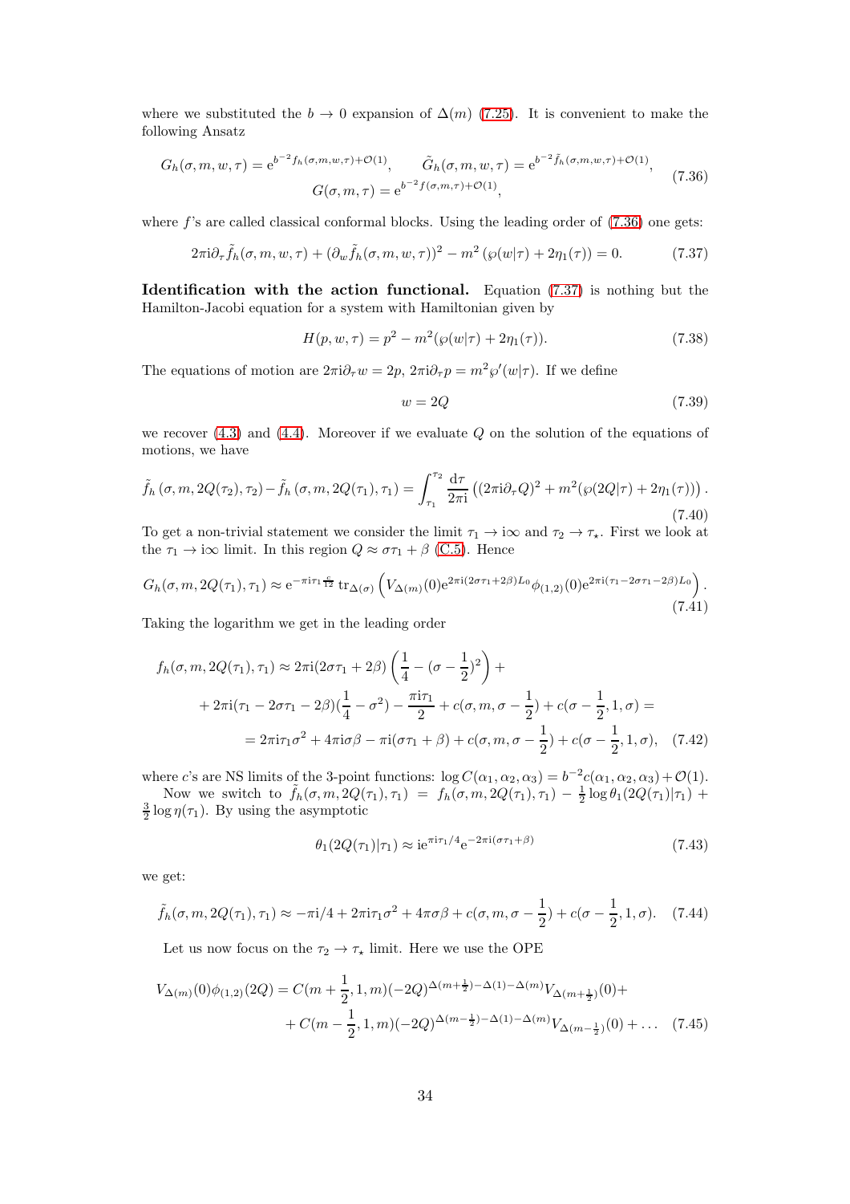where we substituted the $b \to 0$ expansion of $\Delta(m)$ (7.25). It is convenient to make the following Ansatz

$$
G_h(\sigma, m, w, \tau) = \mathrm{e}^{b^{-2} f_h(\sigma,m,w,\tau)+\mathcal{O}(1)}, \qquad \tilde{G}_h(\sigma, m, w, \tau) = \mathrm{e}^{b^{-2}\tilde{f}_h(\sigma,m,w,\tau)+\mathcal{O}(1)},
$$
$$
G(\sigma, m, \tau) = \mathrm{e}^{b^{-2} f(\sigma,m,\tau)+\mathcal{O}(1)}, \tag{7.36}
$$

where $f$'s are called classical conformal blocks. Using the leading order of (7.36) one gets:

$$
2\pi\mathrm{i}\partial_\tau \tilde{f}_h(\sigma, m, w, \tau) + (\partial_w \tilde{f}_h(\sigma, m, w, \tau))^2 - m^2 \left(\wp(w|\tau) + 2\eta_1(\tau)\right) = 0. \tag{7.37}
$$

**Identification with the action functional.** Equation (7.37) is nothing but the Hamilton-Jacobi equation for a system with Hamiltonian given by

$$
H(p, w, \tau) = p^2 - m^2(\wp(w|\tau) + 2\eta_1(\tau)). \tag{7.38}
$$

The equations of motion are $2\pi\mathrm{i}\partial_\tau w = 2p$, $2\pi\mathrm{i}\partial_\tau p = m^2\wp'(w|\tau)$. If we define

$$
w = 2Q \tag{7.39}
$$

we recover (4.3) and (4.4). Moreover if we evaluate $Q$ on the solution of the equations of motions, we have

$$
\tilde{f}_h\left(\sigma, m, 2Q(\tau_2), \tau_2\right) - \tilde{f}_h\left(\sigma, m, 2Q(\tau_1), \tau_1\right) = \int_{\tau_1}^{\tau_2} \frac{\mathrm{d}\tau}{2\pi\mathrm{i}} \left((2\pi\mathrm{i}\partial_\tau Q)^2 + m^2(\wp(2Q|\tau) + 2\eta_1(\tau))\right). \tag{7.40}
$$

To get a non-trivial statement we consider the limit $\tau_1 \to \mathrm{i}\infty$ and $\tau_2 \to \tau_\star$. First we look at the $\tau_1 \to \mathrm{i}\infty$ limit. In this region $Q \approx \sigma\tau_1 + \beta$ (C.5). Hence

$$
G_h(\sigma, m, 2Q(\tau_1), \tau_1) \approx \mathrm{e}^{-\pi\mathrm{i}\tau_1\frac{c}{12}}\,\mathrm{tr}_{\Delta(\sigma)}\left(V_{\Delta(m)}(0)\mathrm{e}^{2\pi\mathrm{i}(2\sigma\tau_1+2\beta)L_0}\phi_{(1,2)}(0)\mathrm{e}^{2\pi\mathrm{i}(\tau_1-2\sigma\tau_1-2\beta)L_0}\right). \tag{7.41}
$$

Taking the logarithm we get in the leading order

$$
\begin{aligned}
f_h(\sigma, m, 2Q(\tau_1), \tau_1) &\approx 2\pi\mathrm{i}(2\sigma\tau_1 + 2\beta)\left(\frac{1}{4} - (\sigma - \frac{1}{2})^2\right) + \\
&+ 2\pi\mathrm{i}(\tau_1 - 2\sigma\tau_1 - 2\beta)(\frac{1}{4} - \sigma^2) - \frac{\pi\mathrm{i}\tau_1}{2} + c(\sigma, m, \sigma - \frac{1}{2}) + c(\sigma - \frac{1}{2}, 1, \sigma) = \\
&= 2\pi\mathrm{i}\tau_1\sigma^2 + 4\pi\mathrm{i}\sigma\beta - \pi\mathrm{i}(\sigma\tau_1 + \beta) + c(\sigma, m, \sigma - \frac{1}{2}) + c(\sigma - \frac{1}{2}, 1, \sigma),
\end{aligned} \tag{7.42}
$$

where $c$'s are NS limits of the 3-point functions: $\log C(\alpha_1, \alpha_2, \alpha_3) = b^{-2}c(\alpha_1, \alpha_2, \alpha_3) + \mathcal{O}(1)$.

Now we switch to $\tilde{f}_h(\sigma, m, 2Q(\tau_1), \tau_1) = f_h(\sigma, m, 2Q(\tau_1), \tau_1) - \frac{1}{2}\log\theta_1(2Q(\tau_1)|\tau_1) + \frac{3}{2}\log\eta(\tau_1)$. By using the asymptotic

$$
\theta_1(2Q(\tau_1)|\tau_1) \approx \mathrm{i}\mathrm{e}^{\pi\mathrm{i}\tau_1/4}\mathrm{e}^{-2\pi\mathrm{i}(\sigma\tau_1+\beta)} \tag{7.43}
$$

we get:

$$
\tilde{f}_h(\sigma, m, 2Q(\tau_1), \tau_1) \approx -\pi\mathrm{i}/4 + 2\pi\mathrm{i}\tau_1\sigma^2 + 4\pi\sigma\beta + c(\sigma, m, \sigma - \frac{1}{2}) + c(\sigma - \frac{1}{2}, 1, \sigma). \tag{7.44}
$$

Let us now focus on the $\tau_2 \to \tau_\star$ limit. Here we use the OPE

$$
\begin{aligned}
V_{\Delta(m)}(0)\phi_{(1,2)}(2Q) &= C(m + \frac{1}{2}, 1, m)(-2Q)^{\Delta(m+\frac{1}{2})-\Delta(1)-\Delta(m)}V_{\Delta(m+\frac{1}{2})}(0) + \\
&+ C(m - \frac{1}{2}, 1, m)(-2Q)^{\Delta(m-\frac{1}{2})-\Delta(1)-\Delta(m)}V_{\Delta(m-\frac{1}{2})}(0) + \ldots
\end{aligned} \tag{7.45}
$$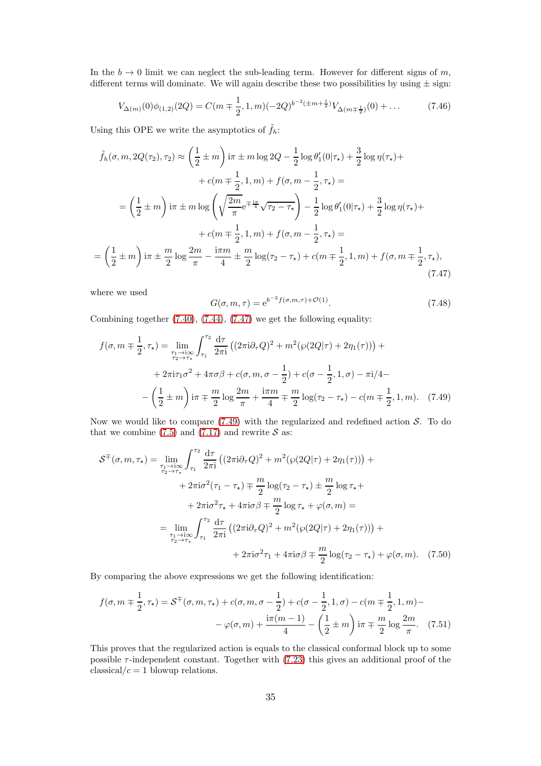In the $b \to 0$ limit we can neglect the sub-leading term. However for different signs of $m$, different terms will dominate. We will again describe these two possibilities by using $\pm$ sign:

$$V_{\Delta(m)}(0)\phi_{(1,2)}(2Q) = C(m \mp \frac{1}{2}, 1, m)(-2Q)^{b^{-2}(\pm m + \frac{1}{2})} V_{\Delta(m \mp \frac{1}{2})}(0) + \dots \tag{7.46}$$

Using this OPE we write the asymptotics of $\tilde{f}_h$:

$$\begin{aligned}
\tilde{f}_h(\sigma, m, 2Q(\tau_2), \tau_2) &\approx \left(\frac{1}{2} \pm m\right) \mathrm{i}\pi \pm m \log 2Q - \frac{1}{2}\log\theta_1'(0|\tau_\star) + \frac{3}{2}\log\eta(\tau_\star) + \\
&\quad + c(m \mp \frac{1}{2}, 1, m) + f(\sigma, m - \frac{1}{2}, \tau_\star) = \\
&= \left(\frac{1}{2} \pm m\right) \mathrm{i}\pi \pm m \log\left(\sqrt{\frac{2m}{\pi}} \mathrm{e}^{\mp\frac{\mathrm{i}\pi}{4}} \sqrt{\tau_2 - \tau_\star}\right) - \frac{1}{2}\log\theta_1'(0|\tau_\star) + \frac{3}{2}\log\eta(\tau_\star) + \\
&\quad + c(m \mp \frac{1}{2}, 1, m) + f(\sigma, m - \frac{1}{2}, \tau_\star) = \\
= \left(\frac{1}{2} \pm m\right) \mathrm{i}\pi \pm \frac{m}{2}\log\frac{2m}{\pi} &- \frac{\mathrm{i}\pi m}{4} \pm \frac{m}{2}\log(\tau_2 - \tau_\star) + c(m \mp \frac{1}{2}, 1, m) + f(\sigma, m \mp \frac{1}{2}, \tau_\star),
\end{aligned} \tag{7.47}$$

where we used

$$G(\sigma, m, \tau) = \mathrm{e}^{b^{-2} f(\sigma, m, \tau) + \mathcal{O}(1)}. \tag{7.48}$$

Combining together (7.40), (7.44), (7.47) we get the following equality:

$$\begin{aligned}
f(\sigma, m \mp \frac{1}{2}, \tau_\star) = &\lim_{\substack{\tau_1 \to \mathrm{i}\infty \\ \tau_2 \to \tau_\star}} \int_{\tau_1}^{\tau_2} \frac{\mathrm{d}\tau}{2\pi\mathrm{i}} \left((2\pi\mathrm{i}\partial_\tau Q)^2 + m^2(\wp(2Q|\tau) + 2\eta_1(\tau))\right) + \\
&+ 2\pi\mathrm{i}\tau_1\sigma^2 + 4\pi\sigma\beta + c(\sigma, m, \sigma - \frac{1}{2}) + c(\sigma - \frac{1}{2}, 1, \sigma) - \pi\mathrm{i}/4 - \\
&- \left(\frac{1}{2} \pm m\right)\mathrm{i}\pi \mp \frac{m}{2}\log\frac{2m}{\pi} + \frac{\mathrm{i}\pi m}{4} \mp \frac{m}{2}\log(\tau_2 - \tau_\star) - c(m \mp \frac{1}{2}, 1, m).
\end{aligned} \tag{7.49}$$

Now we would like to compare (7.49) with the regularized and redefined action $\mathcal{S}$. To do that we combine (7.5) and (7.17) and rewrite $\mathcal{S}$ as:

$$\begin{aligned}
\mathcal{S}^{\mp}(\sigma, m, \tau_\star) = &\lim_{\substack{\tau_1 \to \mathrm{i}\infty \\ \tau_2 \to \tau_\star}} \int_{\tau_1}^{\tau_2} \frac{\mathrm{d}\tau}{2\pi\mathrm{i}} \left((2\pi\mathrm{i}\partial_\tau Q)^2 + m^2(\wp(2Q|\tau) + 2\eta_1(\tau))\right) + \\
&+ 2\pi\mathrm{i}\sigma^2(\tau_1 - \tau_\star) \mp \frac{m}{2}\log(\tau_2 - \tau_\star) \pm \frac{m}{2}\log\tau_\star + \\
&+ 2\pi\mathrm{i}\sigma^2\tau_\star + 4\pi\mathrm{i}\sigma\beta \mp \frac{m}{2}\log\tau_\star + \varphi(\sigma, m) = \\
= &\lim_{\substack{\tau_1 \to \mathrm{i}\infty \\ \tau_2 \to \tau_\star}} \int_{\tau_1}^{\tau_2} \frac{\mathrm{d}\tau}{2\pi\mathrm{i}} \left((2\pi\mathrm{i}\partial_\tau Q)^2 + m^2(\wp(2Q|\tau) + 2\eta_1(\tau))\right) + \\
&+ 2\pi\mathrm{i}\sigma^2\tau_1 + 4\pi\mathrm{i}\sigma\beta \mp \frac{m}{2}\log(\tau_2 - \tau_\star) + \varphi(\sigma, m).
\end{aligned} \tag{7.50}$$

By comparing the above expressions we get the following identification:

$$\begin{aligned}
f(\sigma, m \mp \frac{1}{2}, \tau_\star) = \mathcal{S}^{\mp}(\sigma, m, \tau_\star) + c(\sigma, m, \sigma - \frac{1}{2}) + c(\sigma - \frac{1}{2}, 1, \sigma) - c(m \mp \frac{1}{2}, 1, m) - \\
- \varphi(\sigma, m) + \frac{\mathrm{i}\pi(m-1)}{4} - \left(\frac{1}{2} \pm m\right)\mathrm{i}\pi \mp \frac{m}{2}\log\frac{2m}{\pi}.
\end{aligned} \tag{7.51}$$

This proves that the regularized action is equals to the classical conformal block up to some possible $\tau$-independent constant. Together with (7.23) this gives an additional proof of the classical/$c = 1$ blowup relations.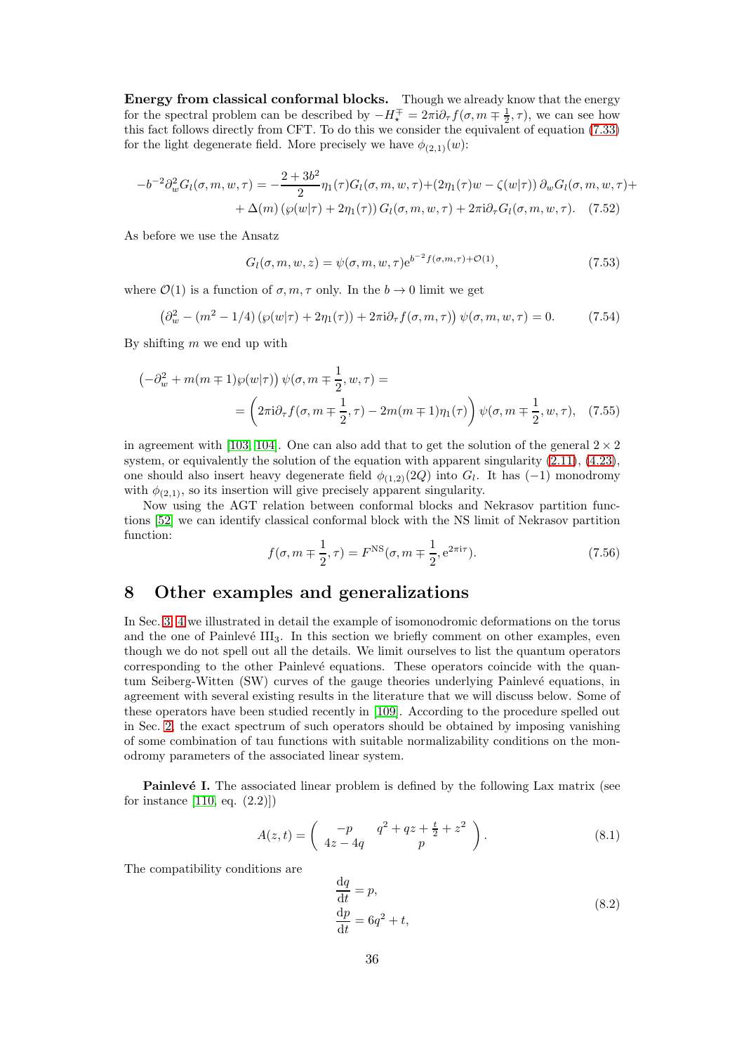**Energy from classical conformal blocks.** Though we already know that the energy for the spectral problem can be described by $-H_\star^\mp = 2\pi \mathrm{i}\partial_\tau f(\sigma, m \mp \frac{1}{2}, \tau)$, we can see how this fact follows directly from CFT. To do this we consider the equivalent of equation (7.33) for the light degenerate field. More precisely we have $\phi_{(2,1)}(w)$:

$$
\begin{aligned}
-b^{-2}\partial_w^2 G_l(\sigma, m, w, \tau) = -\frac{2+3b^2}{2}\eta_1(\tau) G_l(\sigma, m, w, \tau) + \left(2\eta_1(\tau) w - \zeta(w|\tau)\right)\partial_w G_l(\sigma, m, w, \tau) + \\
+ \Delta(m)\left(\wp(w|\tau) + 2\eta_1(\tau)\right) G_l(\sigma, m, w, \tau) + 2\pi \mathrm{i}\partial_\tau G_l(\sigma, m, w, \tau). \quad (7.52)
\end{aligned}
$$

As before we use the Ansatz

$$
G_l(\sigma, m, w, z) = \psi(\sigma, m, w, \tau) \mathrm{e}^{b^{-2} f(\sigma, m, \tau) + \mathcal{O}(1)}, \tag{7.53}
$$

where $\mathcal{O}(1)$ is a function of $\sigma, m, \tau$ only. In the $b \to 0$ limit we get

$$
\left(\partial_w^2 - (m^2 - 1/4)\left(\wp(w|\tau) + 2\eta_1(\tau)\right) + 2\pi \mathrm{i}\partial_\tau f(\sigma, m, \tau)\right)\psi(\sigma, m, w, \tau) = 0. \tag{7.54}
$$

By shifting $m$ we end up with

$$
\begin{aligned}
\left(-\partial_w^2 + m(m \mp 1)\wp(w|\tau)\right)\psi(\sigma, m \mp \frac{1}{2}, w, \tau) = \\
= \left(2\pi \mathrm{i}\partial_\tau f(\sigma, m \mp \frac{1}{2}, \tau) - 2m(m \mp 1)\eta_1(\tau)\right)\psi(\sigma, m \mp \frac{1}{2}, w, \tau), \quad (7.55)
\end{aligned}
$$

in agreement with [103, 104]. One can also add that to get the solution of the general $2 \times 2$ system, or equivalently the solution of the equation with apparent singularity (2.11), (4.23), one should also insert heavy degenerate field $\phi_{(1,2)}(2Q)$ into $G_l$. It has $(-1)$ monodromy with $\phi_{(2,1)}$, so its insertion will give precisely apparent singularity.

Now using the AGT relation between conformal blocks and Nekrasov partition functions [52] we can identify classical conformal block with the NS limit of Nekrasov partition function:

$$
f(\sigma, m \mp \frac{1}{2}, \tau) = F^{\mathrm{NS}}(\sigma, m \mp \frac{1}{2}, \mathrm{e}^{2\pi \mathrm{i}\tau}). \tag{7.56}
$$

# 8 Other examples and generalizations

In Sec. 3, 4 we illustrated in detail the example of isomonodromic deformations on the torus and the one of Painlevé $\mathrm{III}_3$. In this section we briefly comment on other examples, even though we do not spell out all the details. We limit ourselves to list the quantum operators corresponding to the other Painlevé equations. These operators coincide with the quantum Seiberg-Witten (SW) curves of the gauge theories underlying Painlevé equations, in agreement with several existing results in the literature that we will discuss below. Some of these operators have been studied recently in [109]. According to the procedure spelled out in Sec. 2, the exact spectrum of such operators should be obtained by imposing vanishing of some combination of tau functions with suitable normalizability conditions on the monodromy parameters of the associated linear system.

**Painlevé I.** The associated linear problem is defined by the following Lax matrix (see for instance [110, eq. (2.2)])

$$
A(z, t) = \begin{pmatrix} -p & q^2 + qz + \frac{t}{2} + z^2 \\ 4z - 4q & p \end{pmatrix}. \tag{8.1}
$$

The compatibility conditions are

$$
\begin{aligned}
\frac{\mathrm{d}q}{\mathrm{d}t} &= p, \\
\frac{\mathrm{d}p}{\mathrm{d}t} &= 6q^2 + t,
\end{aligned} \tag{8.2}
$$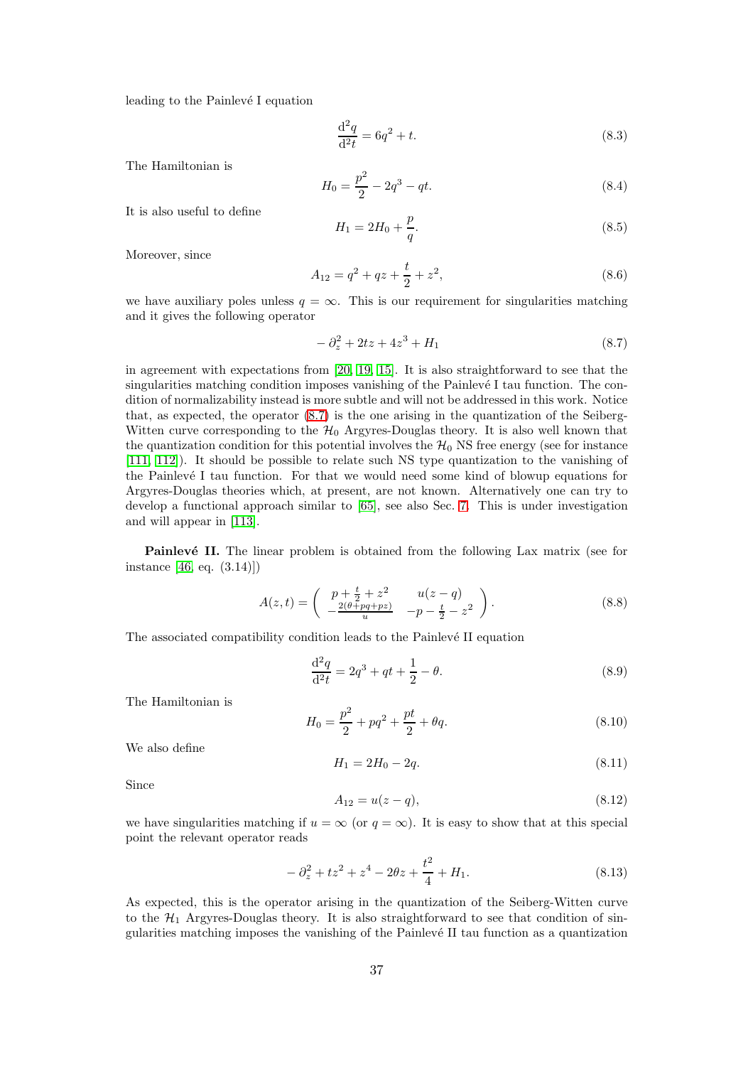leading to the Painlevé I equation

$$\frac{\mathrm{d}^2 q}{\mathrm{d}^2 t} = 6q^2 + t. \tag{8.3}$$

The Hamiltonian is

$$H_0 = \frac{p^2}{2} - 2q^3 - qt. \tag{8.4}$$

It is also useful to define

$$H_1 = 2H_0 + \frac{p}{q}. \tag{8.5}$$

Moreover, since

$$A_{12} = q^2 + qz + \frac{t}{2} + z^2, \tag{8.6}$$

we have auxiliary poles unless $q = \infty$. This is our requirement for singularities matching and it gives the following operator

$$-\partial_z^2 + 2tz + 4z^3 + H_1 \tag{8.7}$$

in agreement with expectations from [20, 19, 15]. It is also straightforward to see that the singularities matching condition imposes vanishing of the Painlevé I tau function. The condition of normalizability instead is more subtle and will not be addressed in this work. Notice that, as expected, the operator (8.7) is the one arising in the quantization of the Seiberg-Witten curve corresponding to the $\mathcal{H}_0$ Argyres-Douglas theory. It is also well known that the quantization condition for this potential involves the $\mathcal{H}_0$ NS free energy (see for instance [111, 112]). It should be possible to relate such NS type quantization to the vanishing of the Painlevé I tau function. For that we would need some kind of blowup equations for Argyres-Douglas theories which, at present, are not known. Alternatively one can try to develop a functional approach similar to [65], see also Sec. 7. This is under investigation and will appear in [113].

**Painlevé II.** The linear problem is obtained from the following Lax matrix (see for instance [46, eq. (3.14)])

$$A(z,t) = \begin{pmatrix} p + \frac{t}{2} + z^2 & u(z-q) \\ -\frac{2(\theta + pq + pz)}{u} & -p - \frac{t}{2} - z^2 \end{pmatrix}. \tag{8.8}$$

The associated compatibility condition leads to the Painlevé II equation

$$\frac{\mathrm{d}^2 q}{\mathrm{d}^2 t} = 2q^3 + qt + \frac{1}{2} - \theta. \tag{8.9}$$

The Hamiltonian is

$$H_0 = \frac{p^2}{2} + pq^2 + \frac{pt}{2} + \theta q. \tag{8.10}$$

We also define

$$H_1 = 2H_0 - 2q. \tag{8.11}$$

Since

$$A_{12} = u(z-q), \tag{8.12}$$

we have singularities matching if $u = \infty$ (or $q = \infty$). It is easy to show that at this special point the relevant operator reads

$$-\partial_z^2 + tz^2 + z^4 - 2\theta z + \frac{t^2}{4} + H_1. \tag{8.13}$$

As expected, this is the operator arising in the quantization of the Seiberg-Witten curve to the $\mathcal{H}_1$ Argyres-Douglas theory. It is also straightforward to see that condition of singularities matching imposes the vanishing of the Painlevé II tau function as a quantization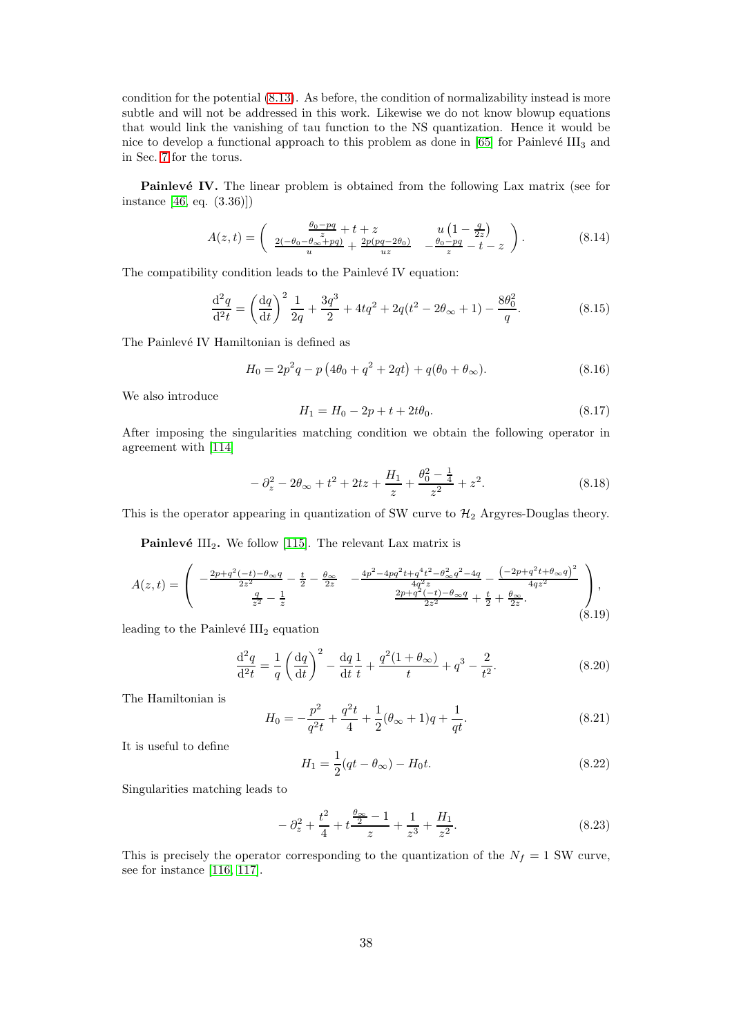condition for the potential (8.13). As before, the condition of normalizability instead is more subtle and will not be addressed in this work. Likewise we do not know blowup equations that would link the vanishing of tau function to the NS quantization. Hence it would be nice to develop a functional approach to this problem as done in [65] for Painlevé $\mathrm{III}_3$ and in Sec. 7 for the torus.

**Painlevé IV.** The linear problem is obtained from the following Lax matrix (see for instance [46, eq. (3.36)])

$$A(z,t) = \begin{pmatrix} \frac{\theta_0 - pq}{z} + t + z & u\left(1 - \frac{q}{2z}\right) \\ \frac{2(-\theta_0 - \theta_\infty + pq)}{u} + \frac{2p(pq - 2\theta_0)}{uz} & -\frac{\theta_0 - pq}{z} - t - z \end{pmatrix}. \tag{8.14}$$

The compatibility condition leads to the Painlevé IV equation:

$$\frac{\mathrm{d}^2 q}{\mathrm{d}^2 t} = \left(\frac{\mathrm{d}q}{\mathrm{d}t}\right)^2 \frac{1}{2q} + \frac{3q^3}{2} + 4tq^2 + 2q(t^2 - 2\theta_\infty + 1) - \frac{8\theta_0^2}{q}. \tag{8.15}$$

The Painlevé IV Hamiltonian is defined as

$$H_0 = 2p^2 q - p\left(4\theta_0 + q^2 + 2qt\right) + q(\theta_0 + \theta_\infty). \tag{8.16}$$

We also introduce

$$H_1 = H_0 - 2p + t + 2t\theta_0. \tag{8.17}$$

After imposing the singularities matching condition we obtain the following operator in agreement with [114]

$$-\partial_z^2 - 2\theta_\infty + t^2 + 2tz + \frac{H_1}{z} + \frac{\theta_0^2 - \frac{1}{4}}{z^2} + z^2. \tag{8.18}$$

This is the operator appearing in quantization of SW curve to $\mathcal{H}_2$ Argyres-Douglas theory.

**Painlevé $\mathrm{III}_2$.** We follow [115]. The relevant Lax matrix is

$$A(z,t) = \begin{pmatrix} -\frac{2p + q^2(-t) - \theta_\infty q}{2z^2} - \frac{t}{2} - \frac{\theta_\infty}{2z} & -\frac{4p^2 - 4pq^2 t + q^4 t^2 - \theta_\infty^2 q^2 - 4q}{4q^2 z} - \frac{\left(-2p + q^2 t + \theta_\infty q\right)^2}{4qz^2} \\ \frac{q}{z^2} - \frac{1}{z} & \frac{2p + q^2(-t) - \theta_\infty q}{2z^2} + \frac{t}{2} + \frac{\theta_\infty}{2z}. \end{pmatrix}, \tag{8.19}$$

leading to the Painlevé $\mathrm{III}_2$ equation

$$\frac{\mathrm{d}^2 q}{\mathrm{d}^2 t} = \frac{1}{q}\left(\frac{\mathrm{d}q}{\mathrm{d}t}\right)^2 - \frac{\mathrm{d}q}{\mathrm{d}t}\frac{1}{t} + \frac{q^2(1 + \theta_\infty)}{t} + q^3 - \frac{2}{t^2}. \tag{8.20}$$

The Hamiltonian is

$$H_0 = -\frac{p^2}{q^2 t} + \frac{q^2 t}{4} + \frac{1}{2}(\theta_\infty + 1)q + \frac{1}{qt}. \tag{8.21}$$

It is useful to define

$$H_1 = \frac{1}{2}(qt - \theta_\infty) - H_0 t. \tag{8.22}$$

Singularities matching leads to

$$-\partial_z^2 + \frac{t^2}{4} + t\frac{\frac{\theta_\infty}{2} - 1}{z} + \frac{1}{z^3} + \frac{H_1}{z^2}. \tag{8.23}$$

This is precisely the operator corresponding to the quantization of the $N_f = 1$ SW curve, see for instance [116, 117].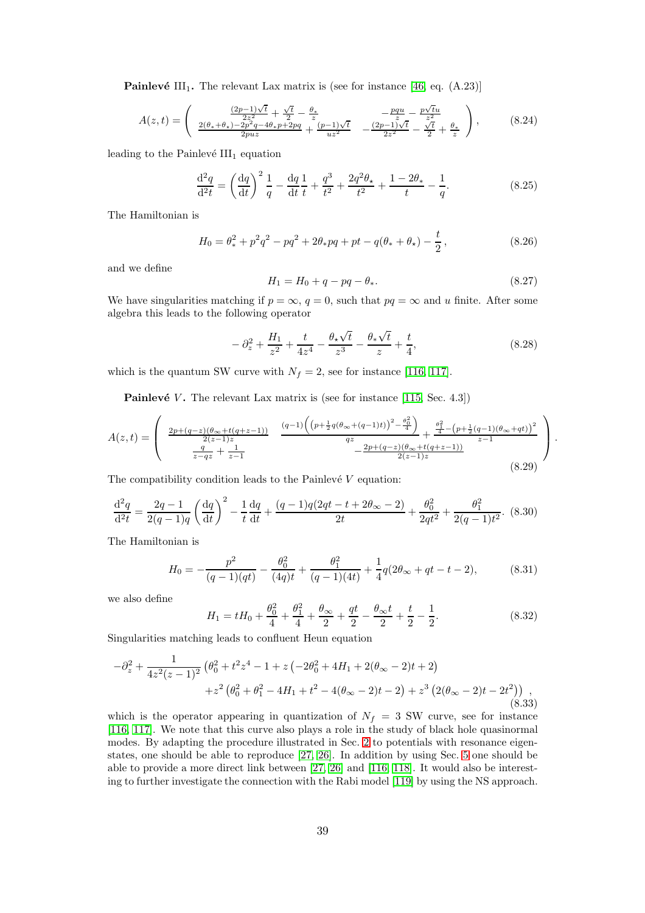**Painlevé** $\mathrm{III}_1$**.** The relevant Lax matrix is (see for instance [46, eq. (A.23)]

$$A(z,t) = \begin{pmatrix} \frac{(2p-1)\sqrt{t}}{2z^2} + \frac{\sqrt{t}}{2} - \frac{\theta_\star}{z} & -\frac{pqu}{z} - \frac{p\sqrt{t}u}{z^2} \\ \frac{2(\theta_*+\theta_\star)-2p^2q-4\theta_*p+2pq}{2puz} + \frac{(p-1)\sqrt{t}}{uz^2} & -\frac{(2p-1)\sqrt{t}}{2z^2} - \frac{\sqrt{t}}{2} + \frac{\theta_\star}{z} \end{pmatrix}, \tag{8.24}$$

leading to the Painlevé $\mathrm{III}_1$ equation

$$\frac{\mathrm{d}^2q}{\mathrm{d}^2t} = \left(\frac{\mathrm{d}q}{\mathrm{d}t}\right)^2\frac{1}{q} - \frac{\mathrm{d}q}{\mathrm{d}t}\frac{1}{t} + \frac{q^3}{t^2} + \frac{2q^2\theta_\star}{t^2} + \frac{1-2\theta_*}{t} - \frac{1}{q}. \tag{8.25}$$

The Hamiltonian is

$$H_0 = \theta_*^2 + p^2q^2 - pq^2 + 2\theta_*pq + pt - q(\theta_* + \theta_\star) - \frac{t}{2}, \tag{8.26}$$

and we define

$$H_1 = H_0 + q - pq - \theta_*. \tag{8.27}$$

We have singularities matching if $p=\infty$, $q=0$, such that $pq=\infty$ and $u$ finite. After some algebra this leads to the following operator

$$-\partial_z^2 + \frac{H_1}{z^2} + \frac{t}{4z^4} - \frac{\theta_\star\sqrt{t}}{z^3} - \frac{\theta_*\sqrt{t}}{z} + \frac{t}{4}, \tag{8.28}$$

which is the quantum SW curve with $N_f = 2$, see for instance [116, 117].

**Painlevé** $V$**.** The relevant Lax matrix is (see for instance [115, Sec. 4.3])

$$A(z,t) = \begin{pmatrix} \frac{2p+(q-z)(\theta_\infty+t(q+z-1))}{2(z-1)z} & \frac{(q-1)\left(\left(p+\frac{1}{2}q(\theta_\infty+(q-1)t)\right)^2-\frac{\theta_0^2}{4}\right)}{qz} + \frac{\frac{\theta_1^2}{4}-\left(p+\frac{1}{2}(q-1)(\theta_\infty+qt)\right)^2}{z-1} \\ \frac{q}{z-qz} + \frac{1}{z-1} & -\frac{2p+(q-z)(\theta_\infty+t(q+z-1))}{2(z-1)z} \end{pmatrix}. \tag{8.29}$$

The compatibility condition leads to the Painlevé $V$ equation:

$$\frac{\mathrm{d}^2q}{\mathrm{d}^2t} = \frac{2q-1}{2(q-1)q}\left(\frac{\mathrm{d}q}{\mathrm{d}t}\right)^2 - \frac{1}{t}\frac{\mathrm{d}q}{\mathrm{d}t} + \frac{(q-1)q(2qt-t+2\theta_\infty-2)}{2t} + \frac{\theta_0^2}{2qt^2} + \frac{\theta_1^2}{2(q-1)t^2}. \tag{8.30}$$

The Hamiltonian is

$$H_0 = -\frac{p^2}{(q-1)(qt)} - \frac{\theta_0^2}{(4q)t} + \frac{\theta_1^2}{(q-1)(4t)} + \frac{1}{4}q(2\theta_\infty + qt - t - 2), \tag{8.31}$$

we also define

$$H_1 = tH_0 + \frac{\theta_0^2}{4} + \frac{\theta_1^2}{4} + \frac{\theta_\infty}{2} + \frac{qt}{2} - \frac{\theta_\infty t}{2} + \frac{t}{2} - \frac{1}{2}. \tag{8.32}$$

Singularities matching leads to confluent Heun equation

$$\begin{aligned} -\partial_z^2 + \frac{1}{4z^2(z-1)^2}&\left(\theta_0^2 + t^2z^4 - 1 + z\left(-2\theta_0^2 + 4H_1 + 2(\theta_\infty - 2)t + 2\right)\right. \\ &\left.+z^2\left(\theta_0^2 + \theta_1^2 - 4H_1 + t^2 - 4(\theta_\infty - 2)t - 2\right) + z^3\left(2(\theta_\infty - 2)t - 2t^2\right)\right), \end{aligned} \tag{8.33}$$

which is the operator appearing in quantization of $N_f = 3$ SW curve, see for instance [116, 117]. We note that this curve also plays a role in the study of black hole quasinormal modes. By adapting the procedure illustrated in Sec. 2 to potentials with resonance eigenstates, one should be able to reproduce [27, 26]. In addition by using Sec. 5 one should be able to provide a more direct link between [27, 26] and [116, 118]. It would also be interesting to further investigate the connection with the Rabi model [119] by using the NS approach.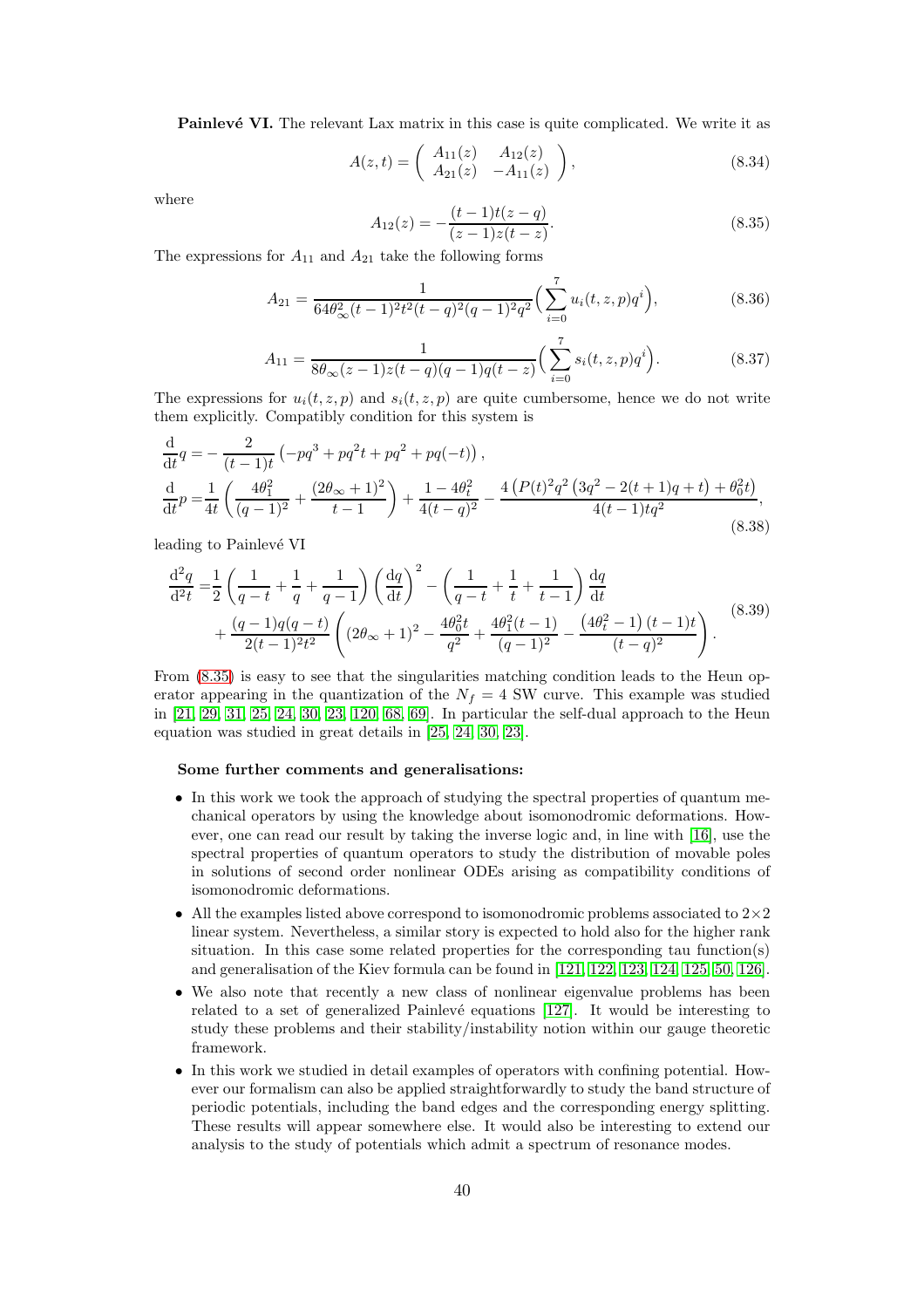**Painlevé VI.** The relevant Lax matrix in this case is quite complicated. We write it as

$$A(z,t) = \begin{pmatrix} A_{11}(z) & A_{12}(z) \\ A_{21}(z) & -A_{11}(z) \end{pmatrix}, \tag{8.34}$$

where

$$A_{12}(z) = -\frac{(t-1)t(z-q)}{(z-1)z(t-z)}. \tag{8.35}$$

The expressions for $A_{11}$ and $A_{21}$ take the following forms

$$A_{21} = \frac{1}{64\theta_\infty^2(t-1)^2t^2(t-q)^2(q-1)^2q^2}\Big(\sum_{i=0}^{7} u_i(t,z,p)q^i\Big), \tag{8.36}$$

$$A_{11} = \frac{1}{8\theta_\infty(z-1)z(t-q)(q-1)q(t-z)}\Big(\sum_{i=0}^{7} s_i(t,z,p)q^i\Big). \tag{8.37}$$

The expressions for $u_i(t,z,p)$ and $s_i(t,z,p)$ are quite cumbersome, hence we do not write them explicitly. Compatibly condition for this system is

$$\begin{aligned}
\frac{\mathrm{d}}{\mathrm{d}t}q &= -\frac{2}{(t-1)t}\left(-pq^3 + pq^2t + pq^2 + pq(-t)\right), \\
\frac{\mathrm{d}}{\mathrm{d}t}p &= \frac{1}{4t}\left(\frac{4\theta_1^2}{(q-1)^2} + \frac{(2\theta_\infty+1)^2}{t-1}\right) + \frac{1-4\theta_t^2}{4(t-q)^2} - \frac{4\left(P(t)^2q^2\left(3q^2-2(t+1)q+t\right)+\theta_0^2t\right)}{4(t-1)tq^2},
\end{aligned} \tag{8.38}$$

leading to Painlevé VI

$$\begin{aligned}
\frac{\mathrm{d}^2q}{\mathrm{d}^2t} =& \frac{1}{2}\left(\frac{1}{q-t}+\frac{1}{q}+\frac{1}{q-1}\right)\left(\frac{\mathrm{d}q}{\mathrm{d}t}\right)^2 - \left(\frac{1}{q-t}+\frac{1}{t}+\frac{1}{t-1}\right)\frac{\mathrm{d}q}{\mathrm{d}t} \\
&+ \frac{(q-1)q(q-t)}{2(t-1)^2t^2}\left((2\theta_\infty+1)^2 - \frac{4\theta_0^2t}{q^2} + \frac{4\theta_1^2(t-1)}{(q-1)^2} - \frac{\left(4\theta_t^2-1\right)(t-1)t}{(t-q)^2}\right).
\end{aligned} \tag{8.39}$$

From (8.35) is easy to see that the singularities matching condition leads to the Heun operator appearing in the quantization of the $N_f = 4$ SW curve. This example was studied in [21, 29, 31, 25, 24, 30, 23, 120, 68, 69]. In particular the self-dual approach to the Heun equation was studied in great details in [25, 24, 30, 23].

**Some further comments and generalisations:**

- In this work we took the approach of studying the spectral properties of quantum mechanical operators by using the knowledge about isomonodromic deformations. However, one can read our result by taking the inverse logic and, in line with [16], use the spectral properties of quantum operators to study the distribution of movable poles in solutions of second order nonlinear ODEs arising as compatibility conditions of isomonodromic deformations.
- All the examples listed above correspond to isomonodromic problems associated to $2\times2$ linear system. Nevertheless, a similar story is expected to hold also for the higher rank situation. In this case some related properties for the corresponding tau function(s) and generalisation of the Kiev formula can be found in [121, 122, 123, 124, 125, 50, 126].
- We also note that recently a new class of nonlinear eigenvalue problems has been related to a set of generalized Painlevé equations [127]. It would be interesting to study these problems and their stability/instability notion within our gauge theoretic framework.
- In this work we studied in detail examples of operators with confining potential. However our formalism can also be applied straightforwardly to study the band structure of periodic potentials, including the band edges and the corresponding energy splitting. These results will appear somewhere else. It would also be interesting to extend our analysis to the study of potentials which admit a spectrum of resonance modes.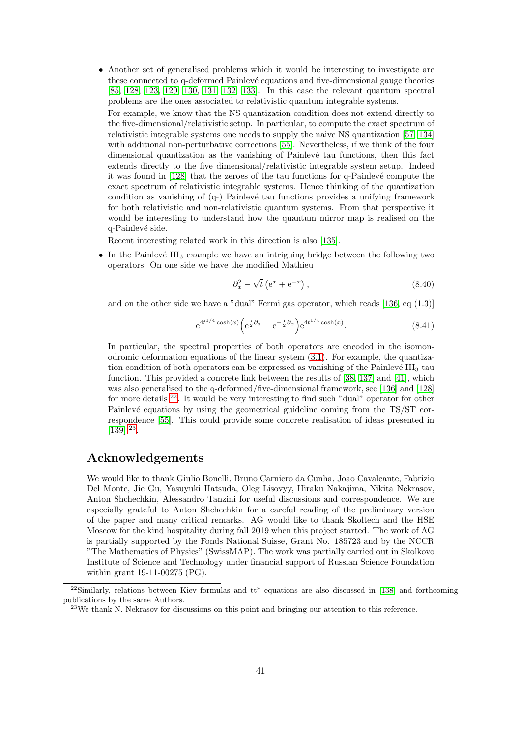- Another set of generalised problems which it would be interesting to investigate are these connected to q-deformed Painlevé equations and five-dimensional gauge theories [85, 128, 123, 129, 130, 131, 132, 133]. In this case the relevant quantum spectral problems are the ones associated to relativistic quantum integrable systems.

  For example, we know that the NS quantization condition does not extend directly to the five-dimensional/relativistic setup. In particular, to compute the exact spectrum of relativistic integrable systems one needs to supply the naive NS quantization [57, 134] with additional non-perturbative corrections [55]. Nevertheless, if we think of the four dimensional quantization as the vanishing of Painlevé tau functions, then this fact extends directly to the five dimensional/relativistic integrable system setup. Indeed it was found in [128] that the zeroes of the tau functions for q-Painlevé compute the exact spectrum of relativistic integrable systems. Hence thinking of the quantization condition as vanishing of (q-) Painlevé tau functions provides a unifying framework for both relativistic and non-relativistic quantum systems. From that perspective it would be interesting to understand how the quantum mirror map is realised on the q-Painlevé side.

  Recent interesting related work in this direction is also [135].

- In the Painlevé $\mathrm{III}_3$ example we have an intriguing bridge between the following two operators. On one side we have the modified Mathieu

$$\partial_x^2 - \sqrt{t}\left(\mathrm{e}^{x} + \mathrm{e}^{-x}\right), \tag{8.40}$$

  and on the other side we have a "dual" Fermi gas operator, which reads [136, eq (1.3)]

$$\mathrm{e}^{4t^{1/4}\cosh(x)}\left(\mathrm{e}^{\frac{\mathrm{i}}{2}\partial_x} + \mathrm{e}^{-\frac{\mathrm{i}}{2}\partial_x}\right)\mathrm{e}^{4t^{1/4}\cosh(x)}. \tag{8.41}$$

  In particular, the spectral properties of both operators are encoded in the isomonodromic deformation equations of the linear system (3.1). For example, the quantization condition of both operators can be expressed as vanishing of the Painlevé $\mathrm{III}_3$ tau function. This provided a concrete link between the results of [38, 137] and [41], which was also generalised to the q-deformed/five-dimensional framework, see [136] and [128] for more details [22]. It would be very interesting to find such "dual" operator for other Painlevé equations by using the geometrical guideline coming from the TS/ST correspondence [55]. This could provide some concrete realisation of ideas presented in [139] [23].

## Acknowledgements

We would like to thank Giulio Bonelli, Bruno Carniero da Cunha, Joao Cavalcante, Fabrizio Del Monte, Jie Gu, Yasuyuki Hatsuda, Oleg Lisovyy, Hiraku Nakajima, Nikita Nekrasov, Anton Shchechkin, Alessandro Tanzini for useful discussions and correspondence. We are especially grateful to Anton Shchechkin for a careful reading of the preliminary version of the paper and many critical remarks. AG would like to thank Skoltech and the HSE Moscow for the kind hospitality during fall 2019 when this project started. The work of AG is partially supported by the Fonds National Suisse, Grant No. 185723 and by the NCCR "The Mathematics of Physics" (SwissMAP). The work was partially carried out in Skolkovo Institute of Science and Technology under financial support of Russian Science Foundation within grant 19-11-00275 (PG).

[22] Similarly, relations between Kiev formulas and tt* equations are also discussed in [138] and forthcoming publications by the same Authors.

[23] We thank N. Nekrasov for discussions on this point and bringing our attention to this reference.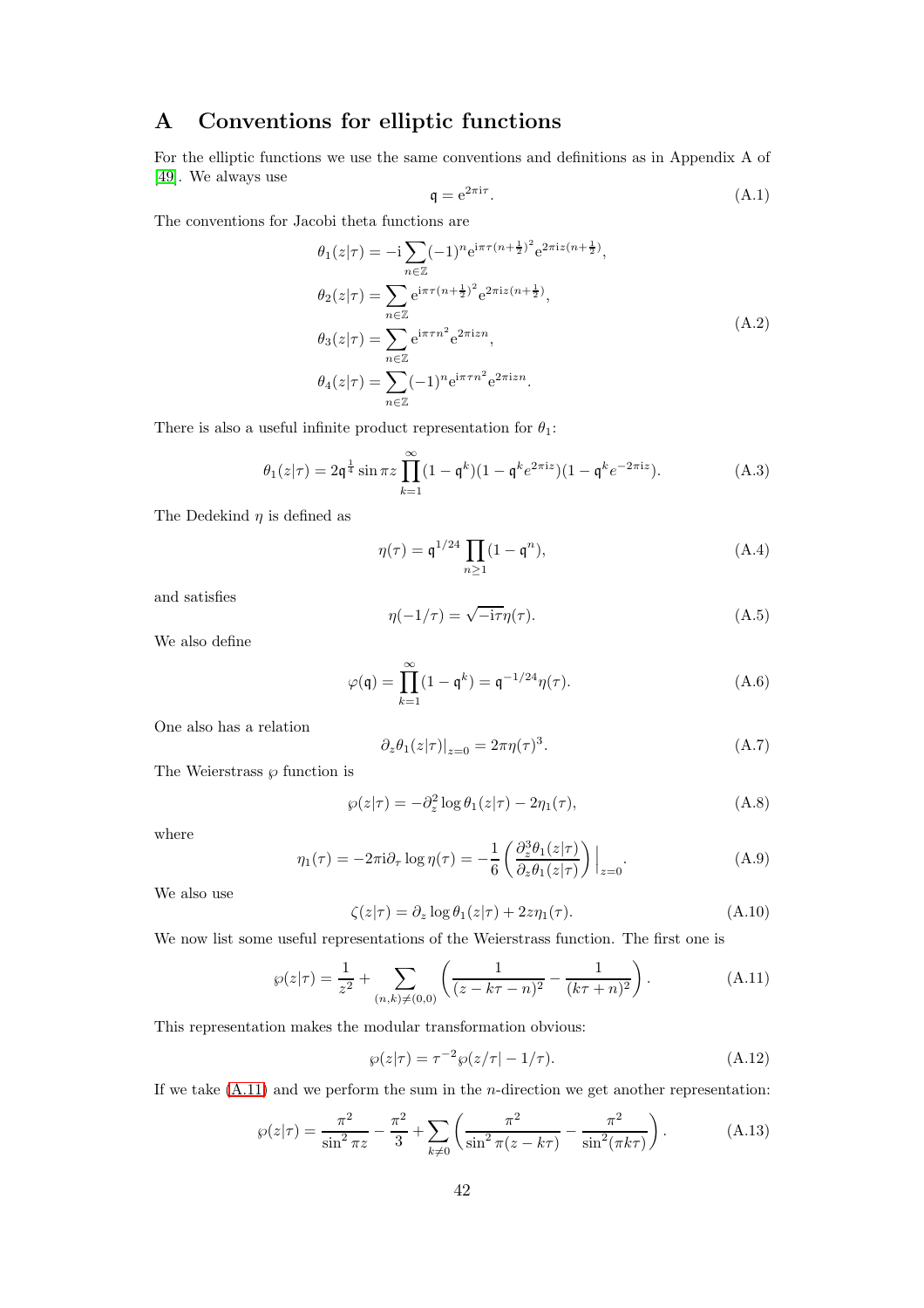# A Conventions for elliptic functions

For the elliptic functions we use the same conventions and definitions as in Appendix A of [49]. We always use

$$\mathfrak{q} = \mathrm{e}^{2\pi \mathrm{i}\tau}. \tag{A.1}$$

The conventions for Jacobi theta functions are

$$\begin{aligned}
\theta_1(z|\tau) &= -\mathrm{i}\sum_{n\in\mathbb{Z}}(-1)^n \mathrm{e}^{\mathrm{i}\pi\tau(n+\frac{1}{2})^2}\mathrm{e}^{2\pi\mathrm{i}z(n+\frac{1}{2})},\\
\theta_2(z|\tau) &= \sum_{n\in\mathbb{Z}} \mathrm{e}^{\mathrm{i}\pi\tau(n+\frac{1}{2})^2}\mathrm{e}^{2\pi\mathrm{i}z(n+\frac{1}{2})},\\
\theta_3(z|\tau) &= \sum_{n\in\mathbb{Z}} \mathrm{e}^{\mathrm{i}\pi\tau n^2}\mathrm{e}^{2\pi\mathrm{i}zn},\\
\theta_4(z|\tau) &= \sum_{n\in\mathbb{Z}}(-1)^n \mathrm{e}^{\mathrm{i}\pi\tau n^2}\mathrm{e}^{2\pi\mathrm{i}zn}.
\end{aligned} \tag{A.2}$$

There is also a useful infinite product representation for $\theta_1$:

$$\theta_1(z|\tau) = 2\mathfrak{q}^{\frac{1}{4}}\sin\pi z\prod_{k=1}^{\infty}(1-\mathfrak{q}^k)(1-\mathfrak{q}^k e^{2\pi\mathrm{i}z})(1-\mathfrak{q}^k e^{-2\pi\mathrm{i}z}). \tag{A.3}$$

The Dedekind $\eta$ is defined as

$$\eta(\tau) = \mathfrak{q}^{1/24}\prod_{n\geq 1}(1-\mathfrak{q}^n), \tag{A.4}$$

and satisfies

$$\eta(-1/\tau) = \sqrt{-\mathrm{i}\tau}\,\eta(\tau). \tag{A.5}$$

We also define

$$\varphi(\mathfrak{q}) = \prod_{k=1}^{\infty}(1-\mathfrak{q}^k) = \mathfrak{q}^{-1/24}\eta(\tau). \tag{A.6}$$

One also has a relation

$$\partial_z\theta_1(z|\tau)\big|_{z=0} = 2\pi\eta(\tau)^3. \tag{A.7}$$

The Weierstrass $\wp$ function is

$$\wp(z|\tau) = -\partial_z^2\log\theta_1(z|\tau) - 2\eta_1(\tau), \tag{A.8}$$

where

$$\eta_1(\tau) = -2\pi\mathrm{i}\partial_\tau\log\eta(\tau) = -\frac{1}{6}\left(\frac{\partial_z^3\theta_1(z|\tau)}{\partial_z\theta_1(z|\tau)}\right)\Big|_{z=0}. \tag{A.9}$$

We also use

$$\zeta(z|\tau) = \partial_z\log\theta_1(z|\tau) + 2z\eta_1(\tau). \tag{A.10}$$

We now list some useful representations of the Weierstrass function. The first one is

$$\wp(z|\tau) = \frac{1}{z^2} + \sum_{(n,k)\neq(0,0)}\left(\frac{1}{(z-k\tau-n)^2} - \frac{1}{(k\tau+n)^2}\right). \tag{A.11}$$

This representation makes the modular transformation obvious:

$$\wp(z|\tau) = \tau^{-2}\wp(z/\tau|-1/\tau). \tag{A.12}$$

If we take (A.11) and we perform the sum in the $n$-direction we get another representation:

$$\wp(z|\tau) = \frac{\pi^2}{\sin^2\pi z} - \frac{\pi^2}{3} + \sum_{k\neq 0}\left(\frac{\pi^2}{\sin^2\pi(z-k\tau)} - \frac{\pi^2}{\sin^2(\pi k\tau)}\right). \tag{A.13}$$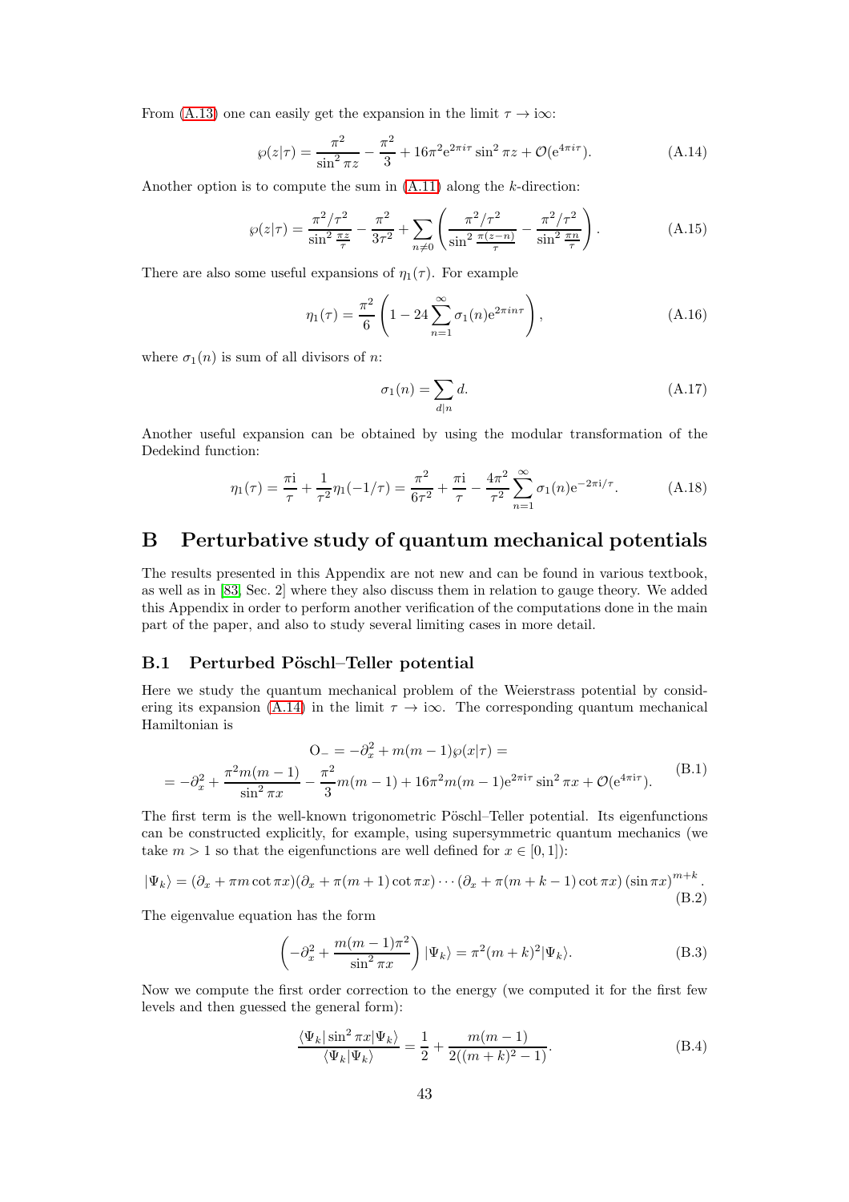From (A.13) one can easily get the expansion in the limit $\tau \to \mathrm{i}\infty$:

$$\wp(z|\tau) = \frac{\pi^2}{\sin^2 \pi z} - \frac{\pi^2}{3} + 16\pi^2 \mathrm{e}^{2\pi i \tau} \sin^2 \pi z + \mathcal{O}(\mathrm{e}^{4\pi i \tau}). \tag{A.14}$$

Another option is to compute the sum in (A.11) along the $k$-direction:

$$\wp(z|\tau) = \frac{\pi^2/\tau^2}{\sin^2 \frac{\pi z}{\tau}} - \frac{\pi^2}{3\tau^2} + \sum_{n\neq 0} \left( \frac{\pi^2/\tau^2}{\sin^2 \frac{\pi(z-n)}{\tau}} - \frac{\pi^2/\tau^2}{\sin^2 \frac{\pi n}{\tau}} \right). \tag{A.15}$$

There are also some useful expansions of $\eta_1(\tau)$. For example

$$\eta_1(\tau) = \frac{\pi^2}{6} \left( 1 - 24 \sum_{n=1}^{\infty} \sigma_1(n) \mathrm{e}^{2\pi i n \tau} \right), \tag{A.16}$$

where $\sigma_1(n)$ is sum of all divisors of $n$:

$$\sigma_1(n) = \sum_{d|n} d. \tag{A.17}$$

Another useful expansion can be obtained by using the modular transformation of the Dedekind function:

$$\eta_1(\tau) = \frac{\pi \mathrm{i}}{\tau} + \frac{1}{\tau^2} \eta_1(-1/\tau) = \frac{\pi^2}{6\tau^2} + \frac{\pi \mathrm{i}}{\tau} - \frac{4\pi^2}{\tau^2} \sum_{n=1}^{\infty} \sigma_1(n) \mathrm{e}^{-2\pi \mathrm{i}/\tau}. \tag{A.18}$$

# B Perturbative study of quantum mechanical potentials

The results presented in this Appendix are not new and can be found in various textbook, as well as in [83, Sec. 2] where they also discuss them in relation to gauge theory. We added this Appendix in order to perform another verification of the computations done in the main part of the paper, and also to study several limiting cases in more detail.

## B.1 Perturbed Pöschl–Teller potential

Here we study the quantum mechanical problem of the Weierstrass potential by considering its expansion (A.14) in the limit $\tau \to \mathrm{i}\infty$. The corresponding quantum mechanical Hamiltonian is

$$\begin{gathered} \mathrm{O}_- = -\partial_x^2 + m(m-1)\wp(x|\tau) = \\ = -\partial_x^2 + \frac{\pi^2 m(m-1)}{\sin^2 \pi x} - \frac{\pi^2}{3} m(m-1) + 16\pi^2 m(m-1) \mathrm{e}^{2\pi \mathrm{i} \tau} \sin^2 \pi x + \mathcal{O}(\mathrm{e}^{4\pi \mathrm{i} \tau}). \end{gathered} \tag{B.1}$$

The first term is the well-known trigonometric Pöschl–Teller potential. Its eigenfunctions can be constructed explicitly, for example, using supersymmetric quantum mechanics (we take $m > 1$ so that the eigenfunctions are well defined for $x \in [0, 1]$):

$$|\Psi_k\rangle = (\partial_x + \pi m \cot \pi x)(\partial_x + \pi(m+1) \cot \pi x) \cdots (\partial_x + \pi(m+k-1) \cot \pi x) (\sin \pi x)^{m+k}. \tag{B.2}$$

The eigenvalue equation has the form

$$\left( -\partial_x^2 + \frac{m(m-1)\pi^2}{\sin^2 \pi x} \right) |\Psi_k\rangle = \pi^2 (m+k)^2 |\Psi_k\rangle. \tag{B.3}$$

Now we compute the first order correction to the energy (we computed it for the first few levels and then guessed the general form):

$$\frac{\langle \Psi_k | \sin^2 \pi x | \Psi_k \rangle}{\langle \Psi_k | \Psi_k \rangle} = \frac{1}{2} + \frac{m(m-1)}{2((m+k)^2 - 1)}. \tag{B.4}$$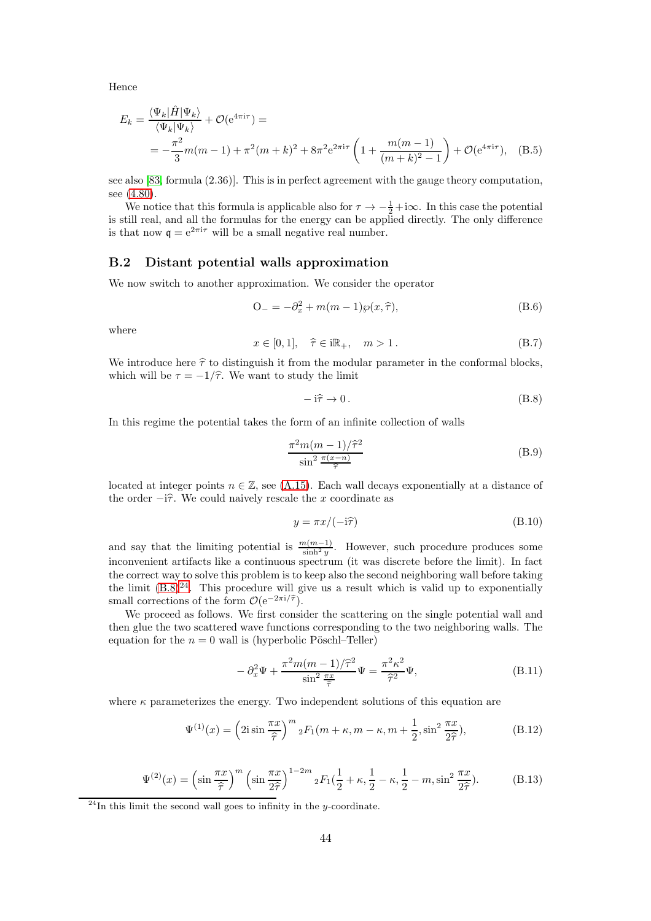Hence

$$E_k = \frac{\langle\Psi_k|\hat{H}|\Psi_k\rangle}{\langle\Psi_k|\Psi_k\rangle} + \mathcal{O}(\mathrm{e}^{4\pi\mathrm{i}\tau}) =$$
$$= -\frac{\pi^2}{3}m(m-1) + \pi^2(m+k)^2 + 8\pi^2\mathrm{e}^{2\pi\mathrm{i}\tau}\left(1 + \frac{m(m-1)}{(m+k)^2-1}\right) + \mathcal{O}(\mathrm{e}^{4\pi\mathrm{i}\tau}), \quad \text{(B.5)}$$

see also [83, formula (2.36)]. This is in perfect agreement with the gauge theory computation, see (4.80).

We notice that this formula is applicable also for $\tau \to -\frac{1}{2} + \mathrm{i}\infty$. In this case the potential is still real, and all the formulas for the energy can be applied directly. The only difference is that now $\mathfrak{q} = \mathrm{e}^{2\pi\mathrm{i}\tau}$ will be a small negative real number.

## B.2 Distant potential walls approximation

We now switch to another approximation. We consider the operator

$$\mathrm{O}_- = -\partial_x^2 + m(m-1)\wp(x, \widehat{\tau}), \quad \text{(B.6)}$$

where

$$x \in [0,1], \quad \widehat{\tau} \in \mathrm{i}\mathbb{R}_+, \quad m > 1\,. \quad \text{(B.7)}$$

We introduce here $\widehat{\tau}$ to distinguish it from the modular parameter in the conformal blocks, which will be $\tau = -1/\widehat{\tau}$. We want to study the limit

$$-\mathrm{i}\widehat{\tau} \to 0\,. \quad \text{(B.8)}$$

In this regime the potential takes the form of an infinite collection of walls

$$\frac{\pi^2 m(m-1)/\widehat{\tau}^2}{\sin^2\frac{\pi(x-n)}{\widehat{\tau}}} \quad \text{(B.9)}$$

located at integer points $n \in \mathbb{Z}$, see (A.15). Each wall decays exponentially at a distance of the order $-\mathrm{i}\widehat{\tau}$. We could naively rescale the $x$ coordinate as

$$y = \pi x/(-\mathrm{i}\widehat{\tau}) \quad \text{(B.10)}$$

and say that the limiting potential is $\frac{m(m-1)}{\sinh^2 y}$. However, such procedure produces some inconvenient artifacts like a continuous spectrum (it was discrete before the limit). In fact the correct way to solve this problem is to keep also the second neighboring wall before taking the limit (B.8)[24]. This procedure will give us a result which is valid up to exponentially small corrections of the form $\mathcal{O}(\mathrm{e}^{-2\pi\mathrm{i}/\widehat{\tau}})$.

We proceed as follows. We first consider the scattering on the single potential wall and then glue the two scattered wave functions corresponding to the two neighboring walls. The equation for the $n = 0$ wall is (hyperbolic Pöschl–Teller)

$$-\partial_x^2\Psi + \frac{\pi^2 m(m-1)/\widehat{\tau}^2}{\sin^2\frac{\pi x}{\widehat{\tau}}}\Psi = \frac{\pi^2\kappa^2}{\widehat{\tau}^2}\Psi, \quad \text{(B.11)}$$

where $\kappa$ parameterizes the energy. Two independent solutions of this equation are

$$\Psi^{(1)}(x) = \left(2\mathrm{i}\sin\frac{\pi x}{\widehat{\tau}}\right)^m {}_2F_1(m+\kappa, m-\kappa, m+\frac{1}{2}, \sin^2\frac{\pi x}{2\widehat{\tau}}), \quad \text{(B.12)}$$

$$\Psi^{(2)}(x) = \left(\sin\frac{\pi x}{\widehat{\tau}}\right)^m \left(\sin\frac{\pi x}{2\widehat{\tau}}\right)^{1-2m} {}_2F_1(\frac{1}{2}+\kappa, \frac{1}{2}-\kappa, \frac{1}{2}-m, \sin^2\frac{\pi x}{2\widehat{\tau}}). \quad \text{(B.13)}$$

[24] In this limit the second wall goes to infinity in the $y$-coordinate.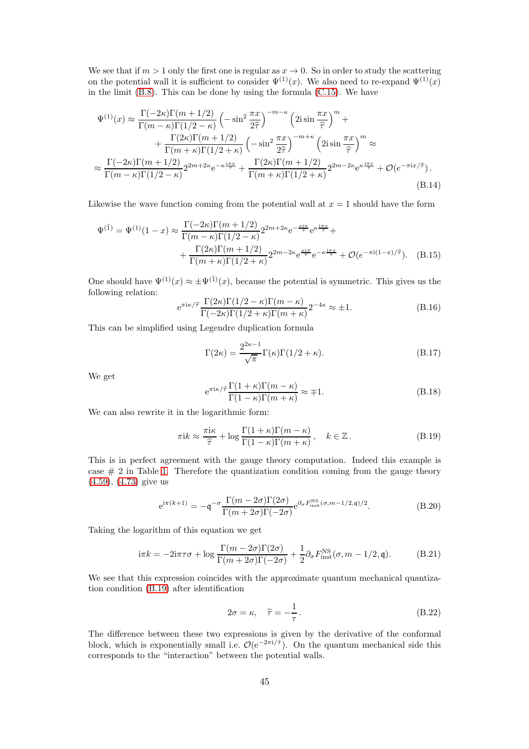We see that if $m > 1$ only the first one is regular as $x \to 0$. So in order to study the scattering on the potential wall it is sufficient to consider $\Psi^{(1)}(x)$. We also need to re-expand $\Psi^{(1)}(x)$ in the limit (B.8). This can be done by using the formula (C.15). We have

$$
\begin{aligned}
\Psi^{(1)}(x) \approx & \frac{\Gamma(-2\kappa)\Gamma(m+1/2)}{\Gamma(m-\kappa)\Gamma(1/2-\kappa)} \left(-\sin^2 \frac{\pi x}{2\widehat{\tau}}\right)^{-m-\kappa} \left(2\mathrm{i} \sin \frac{\pi x}{\widehat{\tau}}\right)^m + \\
& + \frac{\Gamma(2\kappa)\Gamma(m+1/2)}{\Gamma(m+\kappa)\Gamma(1/2+\kappa)} \left(-\sin^2 \frac{\pi x}{2\widehat{\tau}}\right)^{-m+\kappa} \left(2\mathrm{i} \sin \frac{\pi x}{\widehat{\tau}}\right)^m \approx \\
\approx & \frac{\Gamma(-2\kappa)\Gamma(m+1/2)}{\Gamma(m-\kappa)\Gamma(1/2-\kappa)} 2^{2m+2\kappa} \mathrm{e}^{-\kappa \frac{\mathrm{i}\pi x}{\widehat{\tau}}} + \frac{\Gamma(2\kappa)\Gamma(m+1/2)}{\Gamma(m+\kappa)\Gamma(1/2+\kappa)} 2^{2m-2\kappa} \mathrm{e}^{\kappa \frac{\mathrm{i}\pi x}{\widehat{\tau}}} + \mathcal{O}(e^{-\pi \mathrm{i} x/\widehat{\tau}}) .
\end{aligned}
\tag{B.14}
$$

Likewise the wave function coming from the potential wall at $x = 1$ should have the form

$$
\begin{aligned}
\Psi^{(\bar{1})} = \Psi^{(1)}(1-x) \approx & \frac{\Gamma(-2\kappa)\Gamma(m+1/2)}{\Gamma(m-\kappa)\Gamma(1/2-\kappa)} 2^{2m+2\kappa} \mathrm{e}^{-\frac{\kappa \mathrm{i}\pi}{\widehat{\tau}}} \mathrm{e}^{\kappa \frac{\mathrm{i}\pi x}{\widehat{\tau}}} + \\
& + \frac{\Gamma(2\kappa)\Gamma(m+1/2)}{\Gamma(m+\kappa)\Gamma(1/2+\kappa)} 2^{2m-2\kappa} \mathrm{e}^{\frac{\kappa \mathrm{i}\pi}{\widehat{\tau}}} \mathrm{e}^{-\kappa \frac{\mathrm{i}\pi x}{\widehat{\tau}}} + \mathcal{O}(e^{-\pi \mathrm{i}(1-x)/\widehat{\tau}}).
\end{aligned}
\tag{B.15}
$$

One should have $\Psi^{(1)}(x) \approx \pm \Psi^{(\bar{1})}(x)$, because the potential is symmetric. This gives us the following relation:

$$
\mathrm{e}^{\pi \mathrm{i}\kappa/\widehat{\tau}} \frac{\Gamma(2\kappa)\Gamma(1/2-\kappa)\Gamma(m-\kappa)}{\Gamma(-2\kappa)\Gamma(1/2+\kappa)\Gamma(m+\kappa)} 2^{-4\kappa} \approx \pm 1. \tag{B.16}
$$

This can be simplified using Legendre duplication formula

$$
\Gamma(2\kappa) = \frac{2^{2\kappa-1}}{\sqrt{\pi}} \Gamma(\kappa)\Gamma(1/2+\kappa). \tag{B.17}
$$

We get

$$
\mathrm{e}^{\pi \mathrm{i}\kappa/\widehat{\tau}} \frac{\Gamma(1+\kappa)\Gamma(m-\kappa)}{\Gamma(1-\kappa)\Gamma(m+\kappa)} \approx \mp 1. \tag{B.18}
$$

We can also rewrite it in the logarithmic form:

$$
\pi \mathrm{i} k \approx \frac{\pi \mathrm{i}\kappa}{\widehat{\tau}} + \log \frac{\Gamma(1+\kappa)\Gamma(m-\kappa)}{\Gamma(1-\kappa)\Gamma(m+\kappa)}, \quad k \in \mathbb{Z}. \tag{B.19}
$$

This is in perfect agreement with the gauge theory computation. Indeed this example is case # 2 in Table 1. Therefore the quantization condition coming from the gauge theory (4.59), (4.73) give us

$$
\mathrm{e}^{\mathrm{i}\pi(k+1)} = -\mathfrak{q}^{-\sigma} \frac{\Gamma(m-2\sigma)\Gamma(2\sigma)}{\Gamma(m+2\sigma)\Gamma(-2\sigma)} \mathrm{e}^{\partial_\sigma F^{\mathrm{NS}}_{\mathrm{inst}}(\sigma, m-1/2, \mathfrak{q})/2}. \tag{B.20}
$$

Taking the logarithm of this equation we get

$$
\mathrm{i}\pi k = -2\mathrm{i}\pi\tau\sigma + \log \frac{\Gamma(m-2\sigma)\Gamma(2\sigma)}{\Gamma(m+2\sigma)\Gamma(-2\sigma)} + \frac{1}{2} \partial_\sigma F^{\mathrm{NS}}_{\mathrm{inst}}(\sigma, m-1/2, \mathfrak{q}). \tag{B.21}
$$

We see that this expression coincides with the approximate quantum mechanical quantization condition (B.19) after identification

$$
2\sigma = \kappa, \quad \widehat{\tau} = -\frac{1}{\tau}. \tag{B.22}
$$

The difference between these two expressions is given by the derivative of the conformal block, which is exponentially small i.e. $\mathcal{O}(\mathrm{e}^{-2\pi \mathrm{i}/\widehat{\tau}})$. On the quantum mechanical side this corresponds to the "interaction" between the potential walls.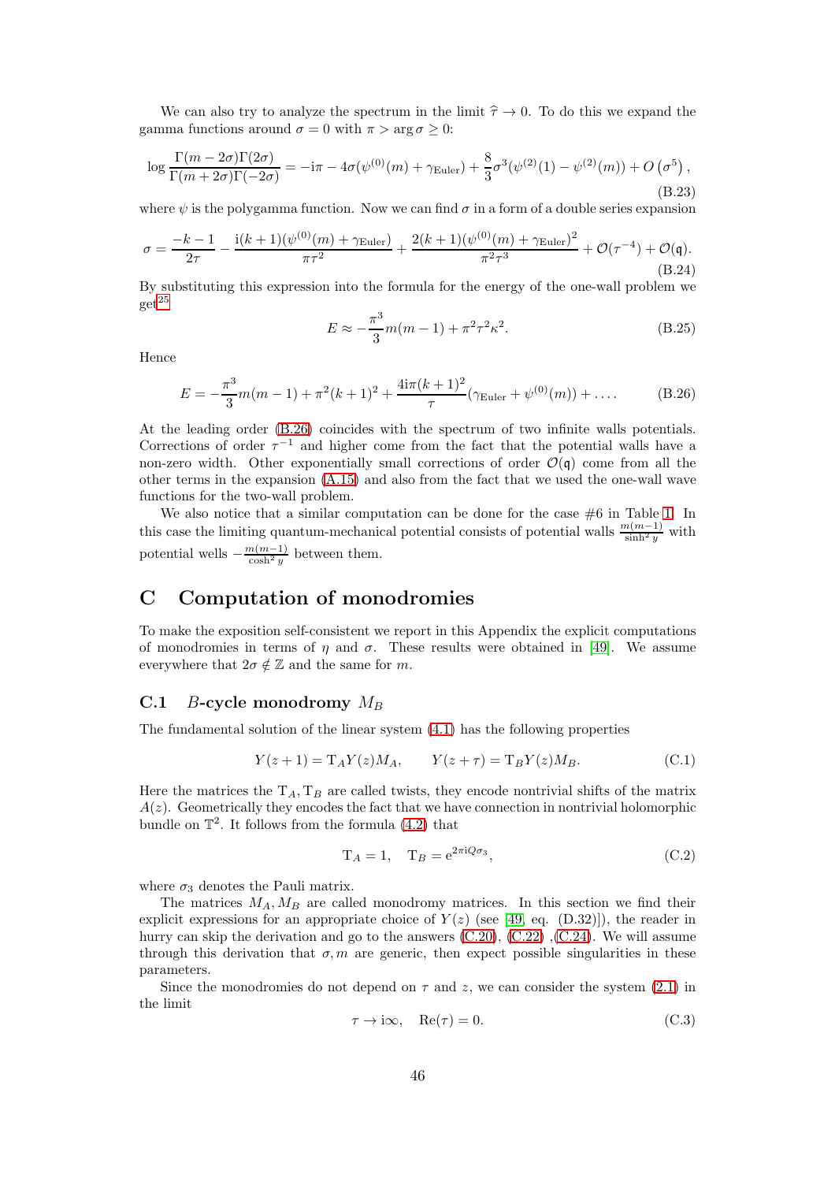We can also try to analyze the spectrum in the limit $\widehat{\tau} \to 0$. To do this we expand the gamma functions around $\sigma = 0$ with $\pi > \arg \sigma \geq 0$:

$$\log \frac{\Gamma(m-2\sigma)\Gamma(2\sigma)}{\Gamma(m+2\sigma)\Gamma(-2\sigma)} = -\mathrm{i}\pi - 4\sigma(\psi^{(0)}(m) + \gamma_{\mathrm{Euler}}) + \frac{8}{3}\sigma^3(\psi^{(2)}(1) - \psi^{(2)}(m)) + O\left(\sigma^5\right), \tag{B.23}$$

where $\psi$ is the polygamma function. Now we can find $\sigma$ in a form of a double series expansion

$$\sigma = \frac{-k-1}{2\tau} - \frac{\mathrm{i}(k+1)(\psi^{(0)}(m) + \gamma_{\mathrm{Euler}})}{\pi\tau^2} + \frac{2(k+1)(\psi^{(0)}(m) + \gamma_{\mathrm{Euler}})^2}{\pi^2\tau^3} + \mathcal{O}(\tau^{-4}) + \mathcal{O}(\mathfrak{q}). \tag{B.24}$$

By substituting this expression into the formula for the energy of the one-wall problem we get[25]

$$E \approx -\frac{\pi^3}{3}m(m-1) + \pi^2\tau^2\kappa^2. \tag{B.25}$$

Hence

$$E = -\frac{\pi^3}{3}m(m-1) + \pi^2(k+1)^2 + \frac{4\mathrm{i}\pi(k+1)^2}{\tau}(\gamma_{\mathrm{Euler}} + \psi^{(0)}(m)) + \ldots. \tag{B.26}$$

At the leading order (B.26) coincides with the spectrum of two infinite walls potentials. Corrections of order $\tau^{-1}$ and higher come from the fact that the potential walls have a non-zero width. Other exponentially small corrections of order $\mathcal{O}(\mathfrak{q})$ come from all the other terms in the expansion (A.15) and also from the fact that we used the one-wall wave functions for the two-wall problem.

We also notice that a similar computation can be done for the case #6 in Table 1. In this case the limiting quantum-mechanical potential consists of potential walls $\frac{m(m-1)}{\sinh^2 y}$ with potential wells $-\frac{m(m-1)}{\cosh^2 y}$ between them.

# C Computation of monodromies

To make the exposition self-consistent we report in this Appendix the explicit computations of monodromies in terms of $\eta$ and $\sigma$. These results were obtained in [49]. We assume everywhere that $2\sigma \notin \mathbb{Z}$ and the same for $m$.

## C.1 $B$-cycle monodromy $M_B$

The fundamental solution of the linear system (4.1) has the following properties

$$Y(z+1) = \mathrm{T}_A Y(z) M_A, \qquad Y(z+\tau) = \mathrm{T}_B Y(z) M_B. \tag{C.1}$$

Here the matrices the $\mathrm{T}_A, \mathrm{T}_B$ are called twists, they encode nontrivial shifts of the matrix $A(z)$. Geometrically they encodes the fact that we have connection in nontrivial holomorphic bundle on $\mathbb{T}^2$. It follows from the formula (4.2) that

$$\mathrm{T}_A = 1, \quad \mathrm{T}_B = \mathrm{e}^{2\pi\mathrm{i}Q\sigma_3}, \tag{C.2}$$

where $\sigma_3$ denotes the Pauli matrix.

The matrices $M_A, M_B$ are called monodromy matrices. In this section we find their explicit expressions for an appropriate choice of $Y(z)$ (see [49, eq. (D.32)]), the reader in hurry can skip the derivation and go to the answers (C.20), (C.22) ,(C.24). We will assume through this derivation that $\sigma, m$ are generic, then expect possible singularities in these parameters.

Since the monodromies do not depend on $\tau$ and $z$, we can consider the system (2.1) in the limit

$$\tau \to \mathrm{i}\infty, \quad \mathrm{Re}(\tau) = 0. \tag{C.3}$$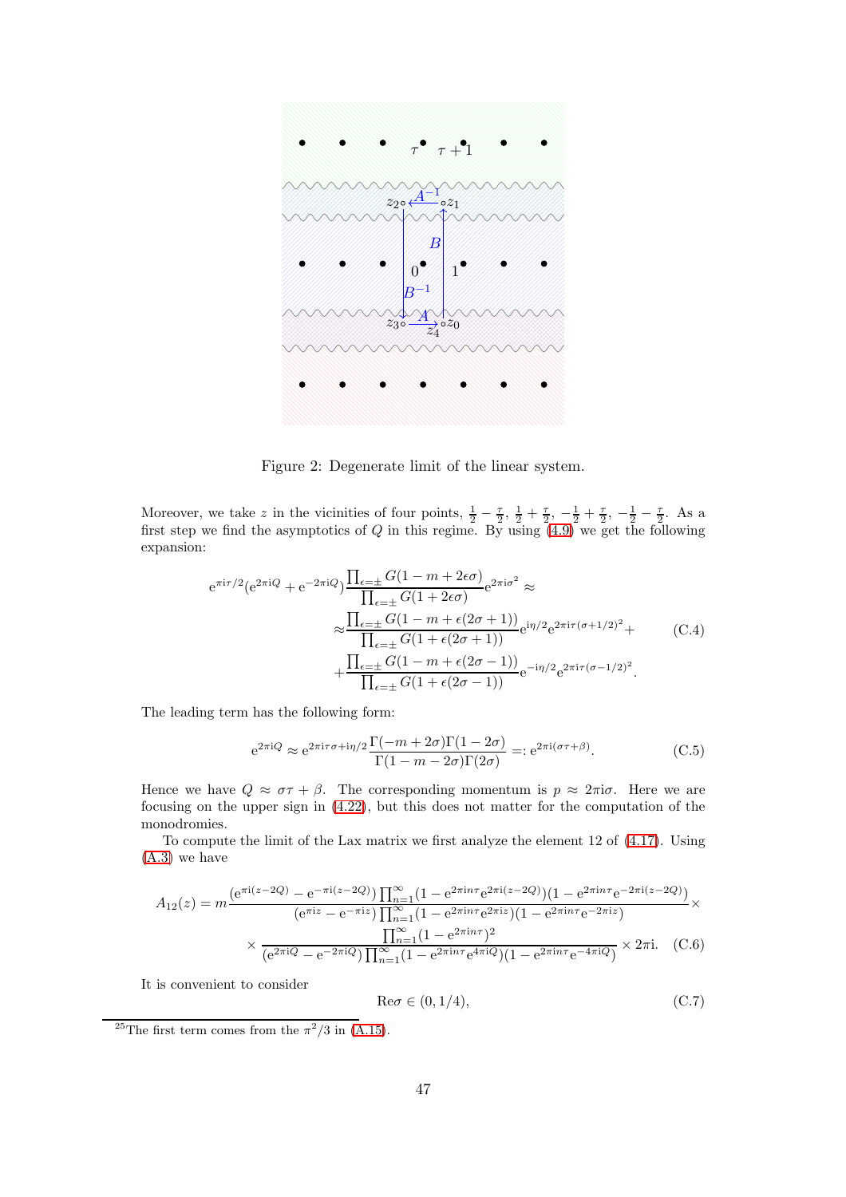Figure 2: Degenerate limit of the linear system.

Moreover, we take $z$ in the vicinities of four points, $\frac{1}{2}-\frac{\tau}{2}$, $\frac{1}{2}+\frac{\tau}{2}$, $-\frac{1}{2}+\frac{\tau}{2}$, $-\frac{1}{2}-\frac{\tau}{2}$. As a first step we find the asymptotics of $Q$ in this regime. By using (4.9) we get the following expansion:

$$
\begin{aligned}
\mathrm{e}^{\pi \mathrm{i}\tau/2}(\mathrm{e}^{2\pi\mathrm{i}Q}+\mathrm{e}^{-2\pi\mathrm{i}Q})&\frac{\prod_{\epsilon=\pm}G(1-m+2\epsilon\sigma)}{\prod_{\epsilon=\pm}G(1+2\epsilon\sigma)}\mathrm{e}^{2\pi\mathrm{i}\sigma^2}\approx\\
\approx&\frac{\prod_{\epsilon=\pm}G(1-m+\epsilon(2\sigma+1))}{\prod_{\epsilon=\pm}G(1+\epsilon(2\sigma+1))}\mathrm{e}^{\mathrm{i}\eta/2}\mathrm{e}^{2\pi\mathrm{i}\tau(\sigma+1/2)^2}+\\
+&\frac{\prod_{\epsilon=\pm}G(1-m+\epsilon(2\sigma-1))}{\prod_{\epsilon=\pm}G(1+\epsilon(2\sigma-1))}\mathrm{e}^{-\mathrm{i}\eta/2}\mathrm{e}^{2\pi\mathrm{i}\tau(\sigma-1/2)^2}.
\end{aligned}
\tag{C.4}
$$

The leading term has the following form:

$$
\mathrm{e}^{2\pi\mathrm{i}Q}\approx \mathrm{e}^{2\pi\mathrm{i}\tau\sigma+\mathrm{i}\eta/2}\frac{\Gamma(-m+2\sigma)\Gamma(1-2\sigma)}{\Gamma(1-m-2\sigma)\Gamma(2\sigma)}=:\mathrm{e}^{2\pi\mathrm{i}(\sigma\tau+\beta)}. \tag{C.5}
$$

Hence we have $Q\approx\sigma\tau+\beta$. The corresponding momentum is $p\approx 2\pi\mathrm{i}\sigma$. Here we are focusing on the upper sign in (4.22), but this does not matter for the computation of the monodromies.

To compute the limit of the Lax matrix we first analyze the element 12 of (4.17). Using (A.3) we have

$$
\begin{aligned}
A_{12}(z)=m&\frac{(\mathrm{e}^{\pi\mathrm{i}(z-2Q)}-\mathrm{e}^{-\pi\mathrm{i}(z-2Q)})\prod_{n=1}^{\infty}(1-\mathrm{e}^{2\pi\mathrm{i}n\tau}\mathrm{e}^{2\pi\mathrm{i}(z-2Q)})(1-\mathrm{e}^{2\pi\mathrm{i}n\tau}\mathrm{e}^{-2\pi\mathrm{i}(z-2Q)})}{(\mathrm{e}^{\pi\mathrm{i}z}-\mathrm{e}^{-\pi\mathrm{i}z})\prod_{n=1}^{\infty}(1-\mathrm{e}^{2\pi\mathrm{i}n\tau}\mathrm{e}^{2\pi\mathrm{i}z})(1-\mathrm{e}^{2\pi\mathrm{i}n\tau}\mathrm{e}^{-2\pi\mathrm{i}z})}\times\\
&\times\frac{\prod_{n=1}^{\infty}(1-\mathrm{e}^{2\pi\mathrm{i}n\tau})^2}{(\mathrm{e}^{2\pi\mathrm{i}Q}-\mathrm{e}^{-2\pi\mathrm{i}Q})\prod_{n=1}^{\infty}(1-\mathrm{e}^{2\pi\mathrm{i}n\tau}\mathrm{e}^{4\pi\mathrm{i}Q})(1-\mathrm{e}^{2\pi\mathrm{i}n\tau}\mathrm{e}^{-4\pi\mathrm{i}Q})}\times 2\pi\mathrm{i}.
\end{aligned}
\tag{C.6}
$$

It is convenient to consider

$$
\mathrm{Re}\sigma\in(0,1/4), \tag{C.7}
$$

[25] The first term comes from the $\pi^2/3$ in (A.15).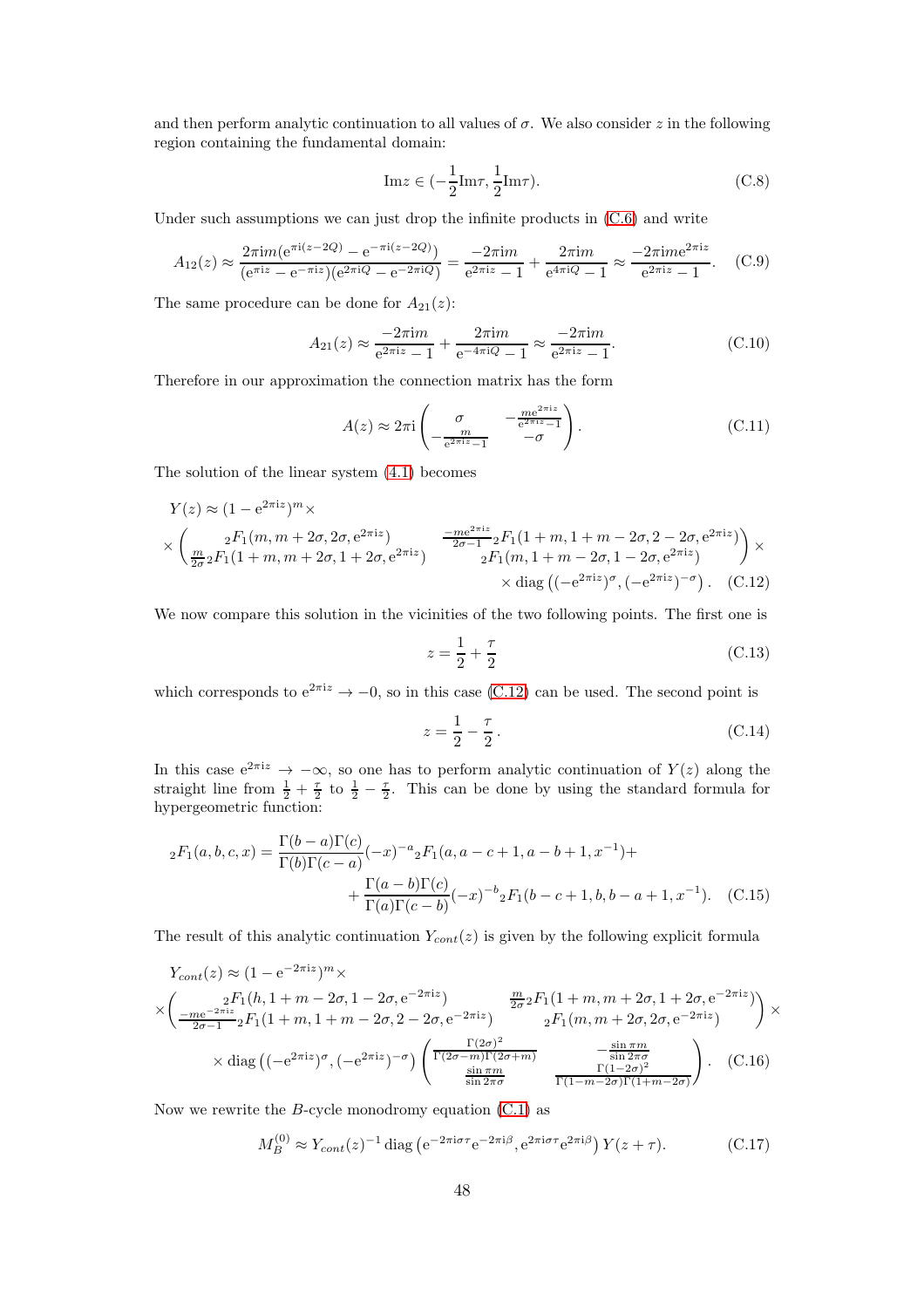and then perform analytic continuation to all values of $\sigma$. We also consider $z$ in the following region containing the fundamental domain:

$$\mathrm{Im}z \in (-\frac{1}{2}\mathrm{Im}\tau, \frac{1}{2}\mathrm{Im}\tau). \tag{C.8}$$

Under such assumptions we can just drop the infinite products in (C.6) and write

$$A_{12}(z) \approx \frac{2\pi \mathrm{i} m(\mathrm{e}^{\pi \mathrm{i}(z-2Q)} - \mathrm{e}^{-\pi \mathrm{i}(z-2Q)})}{(\mathrm{e}^{\pi \mathrm{i} z} - \mathrm{e}^{-\pi \mathrm{i} z})(\mathrm{e}^{2\pi \mathrm{i} Q} - \mathrm{e}^{-2\pi \mathrm{i} Q})} = \frac{-2\pi \mathrm{i} m}{\mathrm{e}^{2\pi \mathrm{i} z} - 1} + \frac{2\pi \mathrm{i} m}{\mathrm{e}^{4\pi \mathrm{i} Q} - 1} \approx \frac{-2\pi \mathrm{i} m \mathrm{e}^{2\pi \mathrm{i} z}}{\mathrm{e}^{2\pi \mathrm{i} z} - 1}. \tag{C.9}$$

The same procedure can be done for $A_{21}(z)$:

$$A_{21}(z) \approx \frac{-2\pi \mathrm{i} m}{\mathrm{e}^{2\pi \mathrm{i} z} - 1} + \frac{2\pi \mathrm{i} m}{\mathrm{e}^{-4\pi \mathrm{i} Q} - 1} \approx \frac{-2\pi \mathrm{i} m}{\mathrm{e}^{2\pi \mathrm{i} z} - 1}. \tag{C.10}$$

Therefore in our approximation the connection matrix has the form

$$A(z) \approx 2\pi \mathrm{i} \begin{pmatrix} \sigma & -\frac{m \mathrm{e}^{2\pi \mathrm{i} z}}{\mathrm{e}^{2\pi \mathrm{i} z} - 1} \\ -\frac{m}{\mathrm{e}^{2\pi \mathrm{i} z} - 1} & -\sigma \end{pmatrix}. \tag{C.11}$$

The solution of the linear system (4.1) becomes

$$\begin{aligned} Y(z) &\approx (1 - \mathrm{e}^{2\pi \mathrm{i} z})^m \times \\ &\times \begin{pmatrix} {}_2F_1(m, m+2\sigma, 2\sigma, \mathrm{e}^{2\pi \mathrm{i} z}) & \frac{-m \mathrm{e}^{2\pi \mathrm{i} z}}{2\sigma - 1} {}_2F_1(1+m, 1+m-2\sigma, 2-2\sigma, \mathrm{e}^{2\pi \mathrm{i} z}) \\ \frac{m}{2\sigma} {}_2F_1(1+m, m+2\sigma, 1+2\sigma, \mathrm{e}^{2\pi \mathrm{i} z}) & {}_2F_1(m, 1+m-2\sigma, 1-2\sigma, \mathrm{e}^{2\pi \mathrm{i} z}) \end{pmatrix} \times \\ &\qquad \times \mathrm{diag}\left((-\mathrm{e}^{2\pi \mathrm{i} z})^{\sigma}, (-\mathrm{e}^{2\pi \mathrm{i} z})^{-\sigma}\right). \end{aligned} \tag{C.12}$$

We now compare this solution in the vicinities of the two following points. The first one is

$$z = \frac{1}{2} + \frac{\tau}{2} \tag{C.13}$$

which corresponds to $\mathrm{e}^{2\pi \mathrm{i} z} \to -0$, so in this case (C.12) can be used. The second point is

$$z = \frac{1}{2} - \frac{\tau}{2}. \tag{C.14}$$

In this case $\mathrm{e}^{2\pi \mathrm{i} z} \to -\infty$, so one has to perform analytic continuation of $Y(z)$ along the straight line from $\frac{1}{2} + \frac{\tau}{2}$ to $\frac{1}{2} - \frac{\tau}{2}$. This can be done by using the standard formula for hypergeometric function:

$$\begin{aligned} {}_2F_1(a, b, c, x) = \frac{\Gamma(b-a)\Gamma(c)}{\Gamma(b)\Gamma(c-a)} (-x)^{-a} {}_2F_1(a, a-c+1, a-b+1, x^{-1}) + \\ + \frac{\Gamma(a-b)\Gamma(c)}{\Gamma(a)\Gamma(c-b)} (-x)^{-b} {}_2F_1(b-c+1, b, b-a+1, x^{-1}). \end{aligned} \tag{C.15}$$

The result of this analytic continuation $Y_{cont}(z)$ is given by the following explicit formula

$$\begin{aligned} Y_{cont}(z) &\approx (1 - \mathrm{e}^{-2\pi \mathrm{i} z})^m \times \\ &\times \begin{pmatrix} {}_2F_1(h, 1+m-2\sigma, 1-2\sigma, \mathrm{e}^{-2\pi \mathrm{i} z}) & \frac{m}{2\sigma} {}_2F_1(1+m, m+2\sigma, 1+2\sigma, \mathrm{e}^{-2\pi \mathrm{i} z}) \\ \frac{-m \mathrm{e}^{-2\pi \mathrm{i} z}}{2\sigma - 1} {}_2F_1(1+m, 1+m-2\sigma, 2-2\sigma, \mathrm{e}^{-2\pi \mathrm{i} z}) & {}_2F_1(m, m+2\sigma, 2\sigma, \mathrm{e}^{-2\pi \mathrm{i} z}) \end{pmatrix} \times \\ &\times \mathrm{diag}\left((-\mathrm{e}^{2\pi \mathrm{i} z})^{\sigma}, (-\mathrm{e}^{2\pi \mathrm{i} z})^{-\sigma}\right) \begin{pmatrix} \frac{\Gamma(2\sigma)^2}{\Gamma(2\sigma - m)\Gamma(2\sigma + m)} & -\frac{\sin \pi m}{\sin 2\pi \sigma} \\ \frac{\sin \pi m}{\sin 2\pi \sigma} & \frac{\Gamma(1-2\sigma)^2}{\Gamma(1-m-2\sigma)\Gamma(1+m-2\sigma)} \end{pmatrix}. \end{aligned} \tag{C.16}$$

Now we rewrite the $B$-cycle monodromy equation (C.1) as

$$M_B^{(0)} \approx Y_{cont}(z)^{-1} \, \mathrm{diag}\left(\mathrm{e}^{-2\pi \mathrm{i} \sigma \tau} \mathrm{e}^{-2\pi \mathrm{i} \beta}, \mathrm{e}^{2\pi \mathrm{i} \sigma \tau} \mathrm{e}^{2\pi \mathrm{i} \beta}\right) Y(z + \tau). \tag{C.17}$$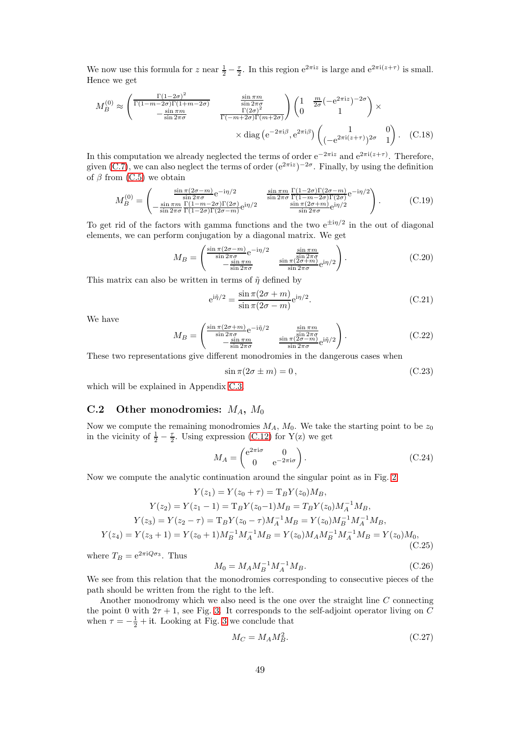We now use this formula for $z$ near $\frac{1}{2} - \frac{\tau}{2}$. In this region $\mathrm{e}^{2\pi \mathrm{i} z}$ is large and $\mathrm{e}^{2\pi \mathrm{i}(z+\tau)}$ is small. Hence we get

$$
\begin{aligned}
M_B^{(0)} \approx \begin{pmatrix} \frac{\Gamma(1-2\sigma)^2}{\Gamma(1-m-2\sigma)\Gamma(1+m-2\sigma)} & \frac{\sin \pi m}{\sin 2\pi\sigma} \\ -\frac{\sin \pi m}{\sin 2\pi \sigma} & \frac{\Gamma(2\sigma)^2}{\Gamma(-m+2\sigma)\Gamma(m+2\sigma)} \end{pmatrix} \begin{pmatrix} 1 & \frac{m}{2\sigma}(-\mathrm{e}^{2\pi \mathrm{i} z})^{-2\sigma} \\ 0 & 1 \end{pmatrix} \times \\
\times \operatorname{diag}\left(\mathrm{e}^{-2\pi \mathrm{i}\beta}, \mathrm{e}^{2\pi \mathrm{i}\beta}\right) \begin{pmatrix} 1 & 0 \\ (-\mathrm{e}^{2\pi \mathrm{i}(z+\tau)})^{2\sigma} & 1 \end{pmatrix}. \quad \text{(C.18)}
\end{aligned}
$$

In this computation we already neglected the terms of order $\mathrm{e}^{-2\pi \mathrm{i} z}$ and $\mathrm{e}^{2\pi \mathrm{i}(z+\tau)}$. Therefore, given (C.7), we can also neglect the terms of order $(\mathrm{e}^{2\pi \mathrm{i} z})^{-2\sigma}$. Finally, by using the definition of $\beta$ from (C.5) we obtain

$$
M_B^{(0)} = \begin{pmatrix} \frac{\sin \pi(2\sigma - m)}{\sin 2\pi\sigma} \mathrm{e}^{-\mathrm{i}\eta/2} & \frac{\sin \pi m}{\sin 2\pi\sigma} \frac{\Gamma(1-2\sigma)\Gamma(2\sigma-m)}{\Gamma(1-m-2\sigma)\Gamma(2\sigma)} \mathrm{e}^{-\mathrm{i}\eta/2} \\ -\frac{\sin \pi m}{\sin 2\pi\sigma} \frac{\Gamma(1-m-2\sigma)\Gamma(2\sigma)}{\Gamma(1-2\sigma)\Gamma(2\sigma-m)} \mathrm{e}^{\mathrm{i}\eta/2} & \frac{\sin \pi(2\sigma+m)}{\sin 2\pi\sigma} \mathrm{e}^{\mathrm{i}\eta/2} \end{pmatrix}. \quad \text{(C.19)}
$$

To get rid of the factors with gamma functions and the two $\mathrm{e}^{\pm \mathrm{i}\eta/2}$ in the out of diagonal elements, we can perform conjugation by a diagonal matrix. We get

$$
M_B = \begin{pmatrix} \frac{\sin \pi(2\sigma - m)}{\sin 2\pi\sigma} \mathrm{e}^{-\mathrm{i}\eta/2} & \frac{\sin \pi m}{\sin 2\pi\sigma} \\ -\frac{\sin \pi m}{\sin 2\pi\sigma} & \frac{\sin \pi(2\sigma+m)}{\sin 2\pi\sigma} \mathrm{e}^{\mathrm{i}\eta/2} \end{pmatrix}. \quad \text{(C.20)}
$$

This matrix can also be written in terms of $\tilde{\eta}$ defined by

$$
\mathrm{e}^{\mathrm{i}\tilde{\eta}/2} = \frac{\sin \pi(2\sigma + m)}{\sin \pi(2\sigma - m)} \mathrm{e}^{\mathrm{i}\eta/2}. \quad \text{(C.21)}
$$

We have

$$
M_B = \begin{pmatrix} \frac{\sin \pi(2\sigma + m)}{\sin 2\pi\sigma} \mathrm{e}^{-\mathrm{i}\tilde{\eta}/2} & \frac{\sin \pi m}{\sin 2\pi\sigma} \\ -\frac{\sin \pi m}{\sin 2\pi\sigma} & \frac{\sin \pi(2\sigma-m)}{\sin 2\pi\sigma} \mathrm{e}^{\mathrm{i}\tilde{\eta}/2} \end{pmatrix}. \quad \text{(C.22)}
$$

These two representations give different monodromies in the dangerous cases when

$$
\sin \pi(2\sigma \pm m) = 0, \quad \text{(C.23)}
$$

which will be explained in Appendix C.3.

## C.2 Other monodromies: $M_A$, $M_0$

Now we compute the remaining monodromies $M_A$, $M_0$. We take the starting point to be $z_0$ in the vicinity of $\frac{1}{2} - \frac{\tau}{2}$. Using expression (C.12) for $\mathrm{Y}(z)$ we get

$$
M_A = \begin{pmatrix} \mathrm{e}^{2\pi \mathrm{i}\sigma} & 0 \\ 0 & \mathrm{e}^{-2\pi \mathrm{i}\sigma} \end{pmatrix}. \quad \text{(C.24)}
$$

Now we compute the analytic continuation around the singular point as in Fig. 2

$$
\begin{aligned}
Y(z_1) &= Y(z_0 + \tau) = \mathrm{T}_B Y(z_0) M_B, \\
Y(z_2) &= Y(z_1 - 1) = \mathrm{T}_B Y(z_0 - 1) M_B = T_B Y(z_0) M_A^{-1} M_B, \\
Y(z_3) &= Y(z_2 - \tau) = \mathrm{T}_B Y(z_0 - \tau) M_A^{-1} M_B = Y(z_0) M_B^{-1} M_A^{-1} M_B, \\
Y(z_4) &= Y(z_3 + 1) = Y(z_0 + 1) M_B^{-1} M_A^{-1} M_B = Y(z_0) M_A M_B^{-1} M_A^{-1} M_B = Y(z_0) M_0,
\end{aligned} \quad \text{(C.25)}
$$

where $T_B = \mathrm{e}^{2\pi \mathrm{i} Q \sigma_3}$. Thus

$$
M_0 = M_A M_B^{-1} M_A^{-1} M_B. \quad \text{(C.26)}
$$

We see from this relation that the monodromies corresponding to consecutive pieces of the path should be written from the right to the left.

Another monodromy which we also need is the one over the straight line $C$ connecting the point 0 with $2\tau + 1$, see Fig. 3. It corresponds to the self-adjoint operator living on $C$ when $\tau = -\frac{1}{2} + \mathrm{i}t$. Looking at Fig. 3 we conclude that

$$
M_C = M_A M_B^2. \quad \text{(C.27)}
$$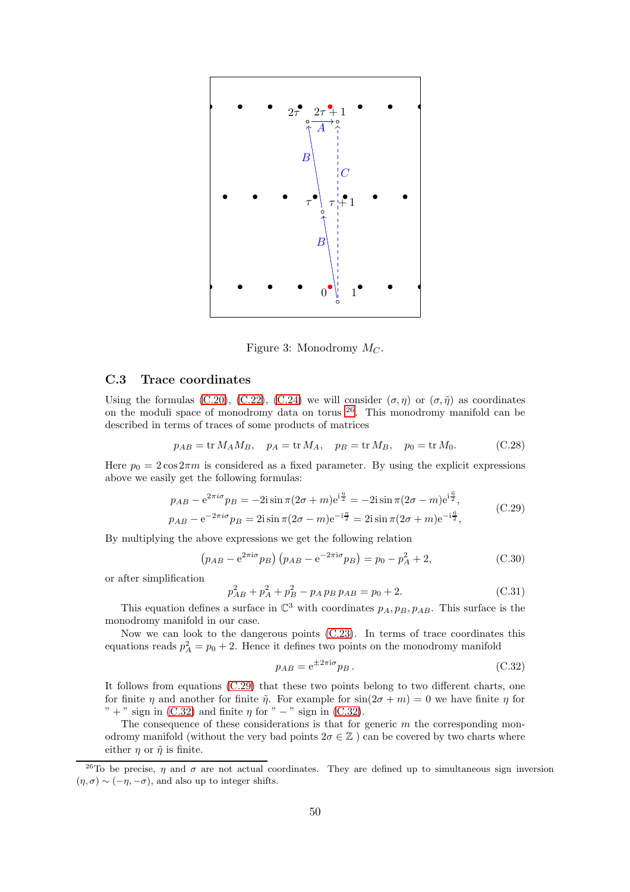Figure 3: Monodromy $M_C$.

### C.3 Trace coordinates

Using the formulas (C.20), (C.22), (C.24) we will consider $(\sigma, \eta)$ or $(\sigma, \tilde{\eta})$ as coordinates on the moduli space of monodromy data on torus [26]. This monodromy manifold can be described in terms of traces of some products of matrices

$$p_{AB} = \operatorname{tr} M_A M_B, \quad p_A = \operatorname{tr} M_A, \quad p_B = \operatorname{tr} M_B, \quad p_0 = \operatorname{tr} M_0. \tag{C.28}$$

Here $p_0 = 2\cos 2\pi m$ is considered as a fixed parameter. By using the explicit expressions above we easily get the following formulas:

$$\begin{aligned} p_{AB} - \mathrm{e}^{2\pi i\sigma} p_B &= -2\mathrm{i} \sin \pi(2\sigma + m) \mathrm{e}^{\mathrm{i}\frac{\eta}{2}} = -2\mathrm{i} \sin \pi(2\sigma - m) \mathrm{e}^{\mathrm{i}\frac{\tilde{\eta}}{2}}, \\ p_{AB} - \mathrm{e}^{-2\pi i\sigma} p_B &= 2\mathrm{i} \sin \pi(2\sigma - m) \mathrm{e}^{-\mathrm{i}\frac{\eta}{2}} = 2\mathrm{i} \sin \pi(2\sigma + m) \mathrm{e}^{-\mathrm{i}\frac{\tilde{\eta}}{2}}, \end{aligned} \tag{C.29}$$

By multiplying the above expressions we get the following relation

$$\left(p_{AB} - \mathrm{e}^{2\pi \mathrm{i}\sigma} p_B\right)\left(p_{AB} - \mathrm{e}^{-2\pi \mathrm{i}\sigma} p_B\right) = p_0 - p_A^2 + 2, \tag{C.30}$$

or after simplification

$$p_{AB}^2 + p_A^2 + p_B^2 - p_A\, p_B\, p_{AB} = p_0 + 2. \tag{C.31}$$

This equation defines a surface in $\mathbb{C}^3$ with coordinates $p_A, p_B, p_{AB}$. This surface is the monodromy manifold in our case.

Now we can look to the dangerous points (C.23). In terms of trace coordinates this equations reads $p_A^2 = p_0 + 2$. Hence it defines two points on the monodromy manifold

$$p_{AB} = \mathrm{e}^{\pm 2\pi \mathrm{i}\sigma} p_B\,. \tag{C.32}$$

It follows from equations (C.29) that these two points belong to two different charts, one for finite $\eta$ and another for finite $\tilde{\eta}$. For example for $\sin(2\sigma + m) = 0$ we have finite $\eta$ for " + " sign in (C.32) and finite $\eta$ for " − " sign in (C.32).

The consequence of these considerations is that for generic $m$ the corresponding monodromy manifold (without the very bad points $2\sigma \in \mathbb{Z}$ ) can be covered by two charts where either $\eta$ or $\tilde{\eta}$ is finite.

[26] To be precise, $\eta$ and $\sigma$ are not actual coordinates. They are defined up to simultaneous sign inversion $(\eta, \sigma) \sim (-\eta, -\sigma)$, and also up to integer shifts.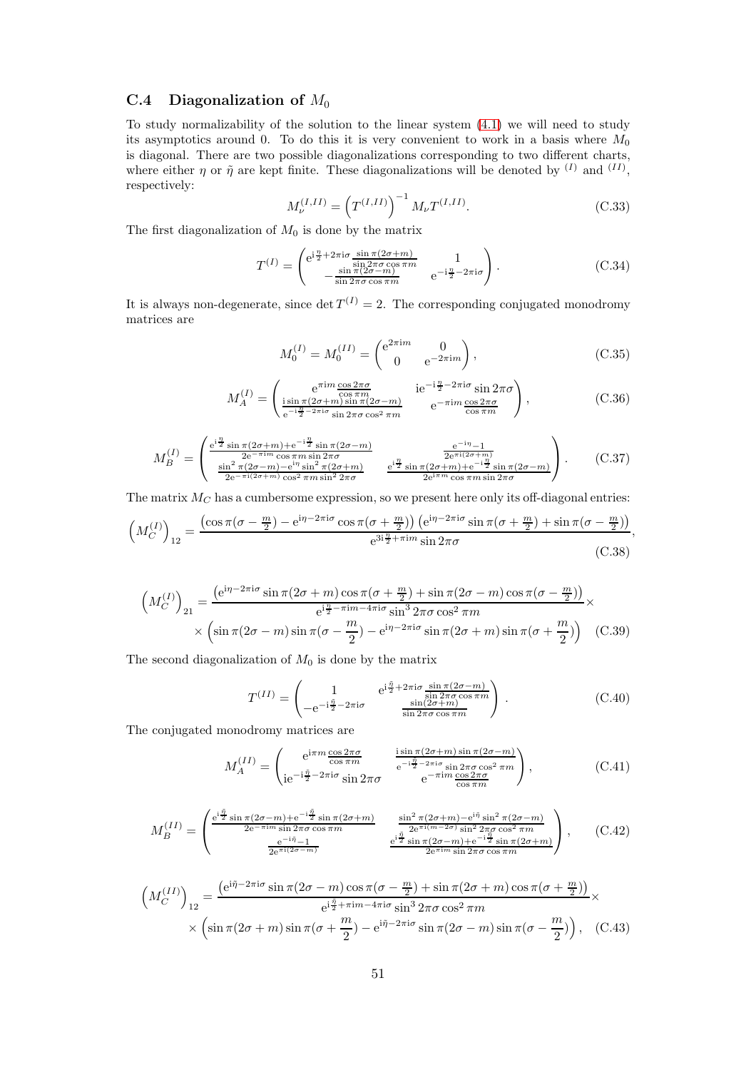### C.4 Diagonalization of $M_0$

To study normalizability of the solution to the linear system (4.1) we will need to study its asymptotics around 0. To do this it is very convenient to work in a basis where $M_0$ is diagonal. There are two possible diagonalizations corresponding to two different charts, where either $\eta$ or $\tilde{\eta}$ are kept finite. These diagonalizations will be denoted by ${}^{(I)}$ and ${}^{(II)}$, respectively:

$$M_\nu^{(I,II)} = \left(T^{(I,II)}\right)^{-1} M_\nu T^{(I,II)}. \tag{C.33}$$

The first diagonalization of $M_0$ is done by the matrix

$$T^{(I)} = \begin{pmatrix} e^{i\frac{\eta}{2}+2\pi i\sigma}\frac{\sin\pi(2\sigma+m)}{\sin 2\pi\sigma\cos\pi m} & 1 \\ -\frac{\sin\pi(2\sigma-m)}{\sin 2\pi\sigma\cos\pi m} & e^{-i\frac{\eta}{2}-2\pi i\sigma} \end{pmatrix}. \tag{C.34}$$

It is always non-degenerate, since $\det T^{(I)} = 2$. The corresponding conjugated monodromy matrices are

$$M_0^{(I)} = M_0^{(II)} = \begin{pmatrix} e^{2\pi i m} & 0 \\ 0 & e^{-2\pi i m} \end{pmatrix}, \tag{C.35}$$

$$M_A^{(I)} = \begin{pmatrix} e^{\pi i m}\frac{\cos 2\pi\sigma}{\cos\pi m} & ie^{-i\frac{\eta}{2}-2\pi i\sigma}\sin 2\pi\sigma \\ \frac{i\sin\pi(2\sigma+m)\sin\pi(2\sigma-m)}{e^{-i\frac{\eta}{2}-2\pi i\sigma}\sin 2\pi\sigma\cos^2\pi m} & e^{-\pi i m}\frac{\cos 2\pi\sigma}{\cos\pi m} \end{pmatrix}, \tag{C.36}$$

$$M_B^{(I)} = \begin{pmatrix} \frac{e^{i\frac{\eta}{2}}\sin\pi(2\sigma+m)+e^{-i\frac{\eta}{2}}\sin\pi(2\sigma-m)}{2e^{-\pi i m}\cos\pi m\sin 2\pi\sigma} & \frac{e^{-i\eta}-1}{2e^{\pi i(2\sigma+m)}} \\ \frac{\sin^2\pi(2\sigma-m)-e^{i\eta}\sin^2\pi(2\sigma+m)}{2e^{-\pi i(2\sigma+m)}\cos^2\pi m\sin^2 2\pi\sigma} & \frac{e^{i\frac{\eta}{2}}\sin\pi(2\sigma+m)+e^{-i\frac{\eta}{2}}\sin\pi(2\sigma-m)}{2e^{i\pi m}\cos\pi m\sin 2\pi\sigma} \end{pmatrix}. \tag{C.37}$$

The matrix $M_C$ has a cumbersome expression, so we present here only its off-diagonal entries:

$$\left(M_C^{(I)}\right)_{12} = \frac{\left(\cos\pi(\sigma-\frac{m}{2}) - e^{i\eta-2\pi i\sigma}\cos\pi(\sigma+\frac{m}{2})\right)\left(e^{i\eta-2\pi i\sigma}\sin\pi(\sigma+\frac{m}{2}) + \sin\pi(\sigma-\frac{m}{2})\right)}{e^{3i\frac{\eta}{2}+\pi i m}\sin 2\pi\sigma}, \tag{C.38}$$

$$\begin{aligned}\left(M_C^{(I)}\right)_{21} = &\frac{\left(e^{i\eta-2\pi i\sigma}\sin\pi(2\sigma+m)\cos\pi(\sigma+\frac{m}{2}) + \sin\pi(2\sigma-m)\cos\pi(\sigma-\frac{m}{2})\right)}{e^{i\frac{\eta}{2}-\pi i m-4\pi i\sigma}\sin^3 2\pi\sigma\cos^2\pi m}\times \\ &\times\left(\sin\pi(2\sigma-m)\sin\pi(\sigma-\frac{m}{2}) - e^{i\eta-2\pi i\sigma}\sin\pi(2\sigma+m)\sin\pi(\sigma+\frac{m}{2})\right)\end{aligned} \tag{C.39}$$

The second diagonalization of $M_0$ is done by the matrix

$$T^{(II)} = \begin{pmatrix} 1 & e^{i\frac{\tilde{\eta}}{2}+2\pi i\sigma}\frac{\sin\pi(2\sigma-m)}{\sin 2\pi\sigma\cos\pi m} \\ -e^{-i\frac{\tilde{\eta}}{2}-2\pi i\sigma} & \frac{\sin(2\sigma+m)}{\sin 2\pi\sigma\cos\pi m} \end{pmatrix}. \tag{C.40}$$

The conjugated monodromy matrices are

$$M_A^{(II)} = \begin{pmatrix} e^{i\pi m}\frac{\cos 2\pi\sigma}{\cos\pi m} & \frac{i\sin\pi(2\sigma+m)\sin\pi(2\sigma-m)}{e^{-i\frac{\tilde{\eta}}{2}-2\pi i\sigma}\sin 2\pi\sigma\cos^2\pi m} \\ ie^{-i\frac{\tilde{\eta}}{2}-2\pi i\sigma}\sin 2\pi\sigma & e^{-\pi i m}\frac{\cos 2\pi\sigma}{\cos\pi m} \end{pmatrix}, \tag{C.41}$$

$$M_B^{(II)} = \begin{pmatrix} \frac{e^{i\frac{\tilde{\eta}}{2}}\sin\pi(2\sigma-m)+e^{-i\frac{\tilde{\eta}}{2}}\sin\pi(2\sigma+m)}{2e^{-\pi i m}\sin 2\pi\sigma\cos\pi m} & \frac{\sin^2\pi(2\sigma+m)-e^{i\tilde{\eta}}\sin^2\pi(2\sigma-m)}{2e^{\pi i(m-2\sigma)}\sin^2 2\pi\sigma\cos^2\pi m} \\ \frac{e^{-i\tilde{\eta}}-1}{2e^{\pi i(2\sigma-m)}} & \frac{e^{i\frac{\tilde{\eta}}{2}}\sin\pi(2\sigma-m)+e^{-i\frac{\tilde{\eta}}{2}}\sin\pi(2\sigma+m)}{2e^{\pi i m}\sin 2\pi\sigma\cos\pi m} \end{pmatrix}, \tag{C.42}$$

$$\begin{aligned}\left(M_C^{(II)}\right)_{12} = &\frac{\left(e^{i\tilde{\eta}-2\pi i\sigma}\sin\pi(2\sigma-m)\cos\pi(\sigma-\frac{m}{2}) + \sin\pi(2\sigma+m)\cos\pi(\sigma+\frac{m}{2})\right)}{e^{i\frac{\tilde{\eta}}{2}+\pi i m-4\pi i\sigma}\sin^3 2\pi\sigma\cos^2\pi m}\times \\ &\times\left(\sin\pi(2\sigma+m)\sin\pi(\sigma+\frac{m}{2}) - e^{i\tilde{\eta}-2\pi i\sigma}\sin\pi(2\sigma-m)\sin\pi(\sigma-\frac{m}{2})\right),\end{aligned} \tag{C.43}$$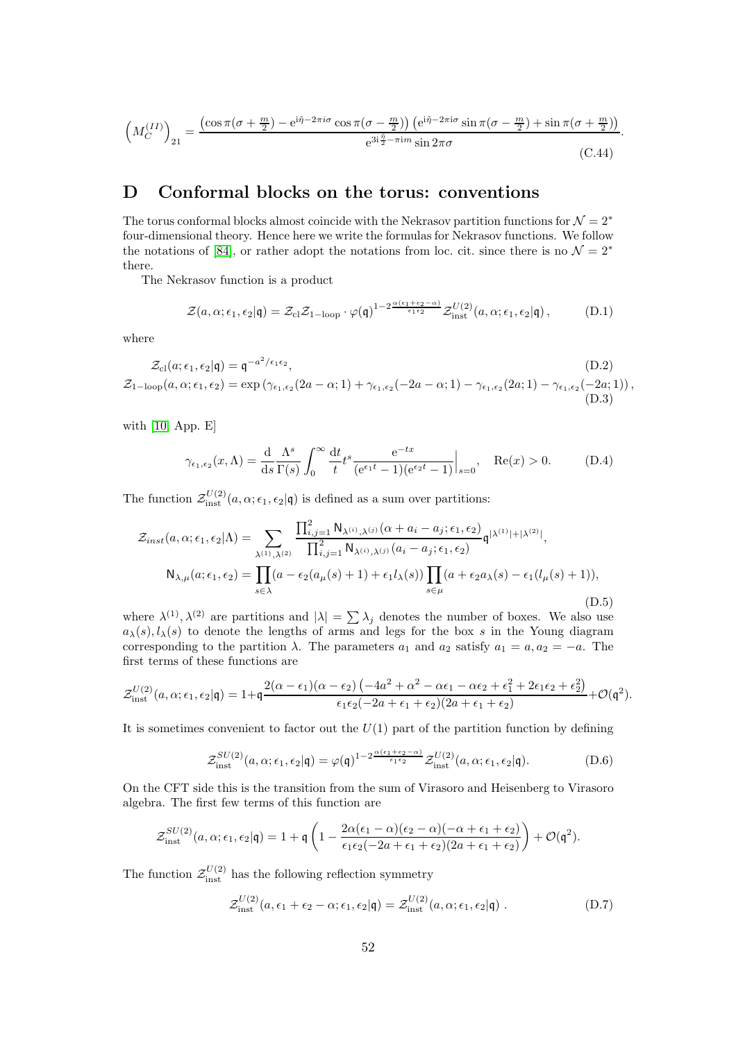$$\left(M_C^{(II)}\right)_{21} = \frac{\left(\cos\pi(\sigma+\frac{m}{2}) - e^{i\tilde{\eta}-2\pi i\sigma}\cos\pi(\sigma-\frac{m}{2})\right)\left(e^{i\tilde{\eta}-2\pi i\sigma}\sin\pi(\sigma-\frac{m}{2}) + \sin\pi(\sigma+\frac{m}{2})\right)}{e^{3i\frac{\tilde{\eta}}{2}-\pi i m}\sin 2\pi\sigma}. \tag{C.44}$$

# D Conformal blocks on the torus: conventions

The torus conformal blocks almost coincide with the Nekrasov partition functions for $\mathcal{N}=2^*$ four-dimensional theory. Hence here we write the formulas for Nekrasov functions. We follow the notations of [84], or rather adopt the notations from loc. cit. since there is no $\mathcal{N}=2^*$ there.

The Nekrasov function is a product

$$\mathcal{Z}(a,\alpha;\epsilon_1,\epsilon_2|\mathfrak{q}) = \mathcal{Z}_{\rm cl}\mathcal{Z}_{\rm 1-loop}\cdot\varphi(\mathfrak{q})^{1-2\frac{\alpha(\epsilon_1+\epsilon_2-\alpha)}{\epsilon_1\epsilon_2}}\mathcal{Z}_{\rm inst}^{U(2)}(a,\alpha;\epsilon_1,\epsilon_2|\mathfrak{q}), \tag{D.1}$$

where

$$\mathcal{Z}_{\rm cl}(a;\epsilon_1,\epsilon_2|\mathfrak{q}) = \mathfrak{q}^{-a^2/\epsilon_1\epsilon_2}, \tag{D.2}$$

$$\mathcal{Z}_{\rm 1-loop}(a,\alpha;\epsilon_1,\epsilon_2) = \exp\left(\gamma_{\epsilon_1,\epsilon_2}(2a-\alpha;1) + \gamma_{\epsilon_1,\epsilon_2}(-2a-\alpha;1) - \gamma_{\epsilon_1,\epsilon_2}(2a;1) - \gamma_{\epsilon_1,\epsilon_2}(-2a;1)\right), \tag{D.3}$$

with [10, App. E]

$$\gamma_{\epsilon_1,\epsilon_2}(x,\Lambda) = \frac{d}{ds}\frac{\Lambda^s}{\Gamma(s)}\int_0^\infty \frac{dt}{t}t^s\frac{e^{-tx}}{(e^{\epsilon_1 t}-1)(e^{\epsilon_2 t}-1)}\Big|_{s=0}, \quad \mathrm{Re}(x)>0. \tag{D.4}$$

The function $\mathcal{Z}_{\rm inst}^{U(2)}(a,\alpha;\epsilon_1,\epsilon_2|\mathfrak{q})$ is defined as a sum over partitions:

$$\mathcal{Z}_{inst}(a,\alpha;\epsilon_1,\epsilon_2|\Lambda) = \sum_{\lambda^{(1)},\lambda^{(2)}} \frac{\prod_{i,j=1}^2 \mathsf{N}_{\lambda^{(i)},\lambda^{(j)}}(\alpha+a_i-a_j;\epsilon_1,\epsilon_2)}{\prod_{i,j=1}^2 \mathsf{N}_{\lambda^{(i)},\lambda^{(j)}}(a_i-a_j;\epsilon_1,\epsilon_2)}\mathfrak{q}^{|\lambda^{(1)}|+|\lambda^{(2)}|},$$

$$\mathsf{N}_{\lambda,\mu}(a;\epsilon_1,\epsilon_2) = \prod_{s\in\lambda}(a-\epsilon_2(a_\mu(s)+1)+\epsilon_1 l_\lambda(s))\prod_{s\in\mu}(a+\epsilon_2 a_\lambda(s)-\epsilon_1(l_\mu(s)+1)), \tag{D.5}$$

where $\lambda^{(1)},\lambda^{(2)}$ are partitions and $|\lambda| = \sum\lambda_j$ denotes the number of boxes. We also use $a_\lambda(s), l_\lambda(s)$ to denote the lengths of arms and legs for the box $s$ in the Young diagram corresponding to the partition $\lambda$. The parameters $a_1$ and $a_2$ satisfy $a_1=a, a_2=-a$. The first terms of these functions are

$$\mathcal{Z}_{\rm inst}^{U(2)}(a,\alpha;\epsilon_1,\epsilon_2|\mathfrak{q}) = 1+\mathfrak{q}\frac{2(\alpha-\epsilon_1)(\alpha-\epsilon_2)\left(-4a^2+\alpha^2-\alpha\epsilon_1-\alpha\epsilon_2+\epsilon_1^2+2\epsilon_1\epsilon_2+\epsilon_2^2\right)}{\epsilon_1\epsilon_2(-2a+\epsilon_1+\epsilon_2)(2a+\epsilon_1+\epsilon_2)}+\mathcal{O}(\mathfrak{q}^2).$$

It is sometimes convenient to factor out the $U(1)$ part of the partition function by defining

$$\mathcal{Z}_{\rm inst}^{SU(2)}(a,\alpha;\epsilon_1,\epsilon_2|\mathfrak{q}) = \varphi(\mathfrak{q})^{1-2\frac{\alpha(\epsilon_1+\epsilon_2-\alpha)}{\epsilon_1\epsilon_2}}\mathcal{Z}_{\rm inst}^{U(2)}(a,\alpha;\epsilon_1,\epsilon_2|\mathfrak{q}). \tag{D.6}$$

On the CFT side this is the transition from the sum of Virasoro and Heisenberg to Virasoro algebra. The first few terms of this function are

$$\mathcal{Z}_{\rm inst}^{SU(2)}(a,\alpha;\epsilon_1,\epsilon_2|\mathfrak{q}) = 1+\mathfrak{q}\left(1-\frac{2\alpha(\epsilon_1-\alpha)(\epsilon_2-\alpha)(-\alpha+\epsilon_1+\epsilon_2)}{\epsilon_1\epsilon_2(-2a+\epsilon_1+\epsilon_2)(2a+\epsilon_1+\epsilon_2)}\right)+\mathcal{O}(\mathfrak{q}^2).$$

The function $\mathcal{Z}_{\rm inst}^{U(2)}$ has the following reflection symmetry

$$\mathcal{Z}_{\rm inst}^{U(2)}(a,\epsilon_1+\epsilon_2-\alpha;\epsilon_1,\epsilon_2|\mathfrak{q}) = \mathcal{Z}_{\rm inst}^{U(2)}(a,\alpha;\epsilon_1,\epsilon_2|\mathfrak{q}). \tag{D.7}$$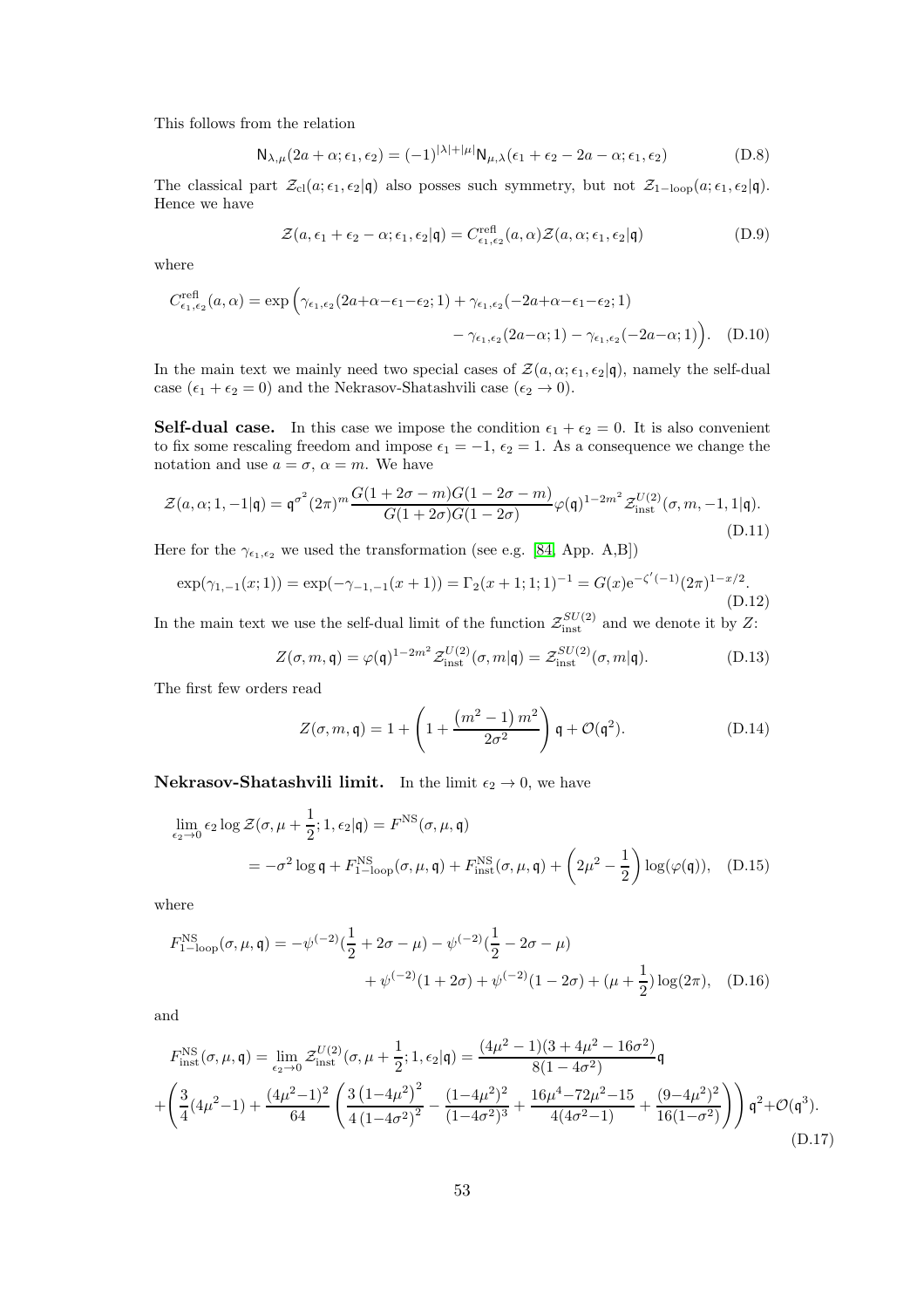This follows from the relation

$$\mathsf{N}_{\lambda,\mu}(2a+\alpha;\epsilon_1,\epsilon_2) = (-1)^{|\lambda|+|\mu|}\mathsf{N}_{\mu,\lambda}(\epsilon_1+\epsilon_2-2a-\alpha;\epsilon_1,\epsilon_2) \tag{D.8}$$

The classical part $\mathcal{Z}_{\rm cl}(a;\epsilon_1,\epsilon_2|\mathfrak{q})$ also posses such symmetry, but not $\mathcal{Z}_{1-\rm loop}(a;\epsilon_1,\epsilon_2|\mathfrak{q})$. Hence we have

$$\mathcal{Z}(a,\epsilon_1+\epsilon_2-\alpha;\epsilon_1,\epsilon_2|\mathfrak{q}) = C^{\rm refl}_{\epsilon_1,\epsilon_2}(a,\alpha)\mathcal{Z}(a,\alpha;\epsilon_1,\epsilon_2|\mathfrak{q}) \tag{D.9}$$

where

$$C^{\rm refl}_{\epsilon_1,\epsilon_2}(a,\alpha) = \exp\Big(\gamma_{\epsilon_1,\epsilon_2}(2a+\alpha-\epsilon_1-\epsilon_2;1)+\gamma_{\epsilon_1,\epsilon_2}(-2a+\alpha-\epsilon_1-\epsilon_2;1) - \gamma_{\epsilon_1,\epsilon_2}(2a-\alpha;1)-\gamma_{\epsilon_1,\epsilon_2}(-2a-\alpha;1)\Big). \tag{D.10}$$

In the main text we mainly need two special cases of $\mathcal{Z}(a,\alpha;\epsilon_1,\epsilon_2|\mathfrak{q})$, namely the self-dual case ($\epsilon_1+\epsilon_2=0$) and the Nekrasov-Shatashvili case ($\epsilon_2\to 0$).

**Self-dual case.** In this case we impose the condition $\epsilon_1+\epsilon_2=0$. It is also convenient to fix some rescaling freedom and impose $\epsilon_1=-1$, $\epsilon_2=1$. As a consequence we change the notation and use $a=\sigma$, $\alpha=m$. We have

$$\mathcal{Z}(a,\alpha;1,-1|\mathfrak{q}) = \mathfrak{q}^{\sigma^2}(2\pi)^m\frac{G(1+2\sigma-m)G(1-2\sigma-m)}{G(1+2\sigma)G(1-2\sigma)}\varphi(\mathfrak{q})^{1-2m^2}\mathcal{Z}^{U(2)}_{\rm inst}(\sigma,m,-1,1|\mathfrak{q}). \tag{D.11}$$

Here for the $\gamma_{\epsilon_1,\epsilon_2}$ we used the transformation (see e.g. [84, App. A,B])

$$\exp(\gamma_{1,-1}(x;1)) = \exp(-\gamma_{-1,-1}(x+1)) = \Gamma_2(x+1;1;1)^{-1} = G(x)\mathrm{e}^{-\zeta'(-1)}(2\pi)^{1-x/2}. \tag{D.12}$$

In the main text we use the self-dual limit of the function $\mathcal{Z}^{SU(2)}_{\rm inst}$ and we denote it by $Z$:

$$Z(\sigma,m,\mathfrak{q}) = \varphi(\mathfrak{q})^{1-2m^2}\mathcal{Z}^{U(2)}_{\rm inst}(\sigma,m|\mathfrak{q}) = \mathcal{Z}^{SU(2)}_{\rm inst}(\sigma,m|\mathfrak{q}). \tag{D.13}$$

The first few orders read

$$Z(\sigma,m,\mathfrak{q}) = 1+\left(1+\frac{\left(m^2-1\right)m^2}{2\sigma^2}\right)\mathfrak{q}+\mathcal{O}(\mathfrak{q}^2). \tag{D.14}$$

**Nekrasov-Shatashvili limit.** In the limit $\epsilon_2\to 0$, we have

$$\begin{aligned}\lim_{\epsilon_2\to 0}\epsilon_2\log\mathcal{Z}(\sigma,\mu+\frac{1}{2};1,\epsilon_2|\mathfrak{q}) &= F^{\rm NS}(\sigma,\mu,\mathfrak{q})\\ &= -\sigma^2\log\mathfrak{q}+F^{\rm NS}_{1-\rm loop}(\sigma,\mu,\mathfrak{q})+F^{\rm NS}_{\rm inst}(\sigma,\mu,\mathfrak{q})+\left(2\mu^2-\frac{1}{2}\right)\log(\varphi(\mathfrak{q})),\end{aligned} \tag{D.15}$$

where

$$\begin{aligned}F^{\rm NS}_{1-\rm loop}(\sigma,\mu,\mathfrak{q}) = &-\psi^{(-2)}(\frac{1}{2}+2\sigma-\mu)-\psi^{(-2)}(\frac{1}{2}-2\sigma-\mu)\\ &+\psi^{(-2)}(1+2\sigma)+\psi^{(-2)}(1-2\sigma)+(\mu+\frac{1}{2})\log(2\pi),\end{aligned} \tag{D.16}$$

and

$$\begin{aligned}F^{\rm NS}_{\rm inst}(\sigma,\mu,\mathfrak{q}) &= \lim_{\epsilon_2\to 0}\mathcal{Z}^{U(2)}_{\rm inst}(\sigma,\mu+\frac{1}{2};1,\epsilon_2|\mathfrak{q}) = \frac{(4\mu^2-1)(3+4\mu^2-16\sigma^2)}{8(1-4\sigma^2)}\mathfrak{q}\\ &+\left(\frac{3}{4}(4\mu^2-1)+\frac{(4\mu^2-1)^2}{64}\left(\frac{3\left(1-4\mu^2\right)^2}{4\left(1-4\sigma^2\right)^2}-\frac{(1-4\mu^2)^2}{(1-4\sigma^2)^3}+\frac{16\mu^4-72\mu^2-15}{4(4\sigma^2-1)}+\frac{(9-4\mu^2)^2}{16(1-\sigma^2)}\right)\right)\mathfrak{q}^2+\mathcal{O}(\mathfrak{q}^3).\end{aligned} \tag{D.17}$$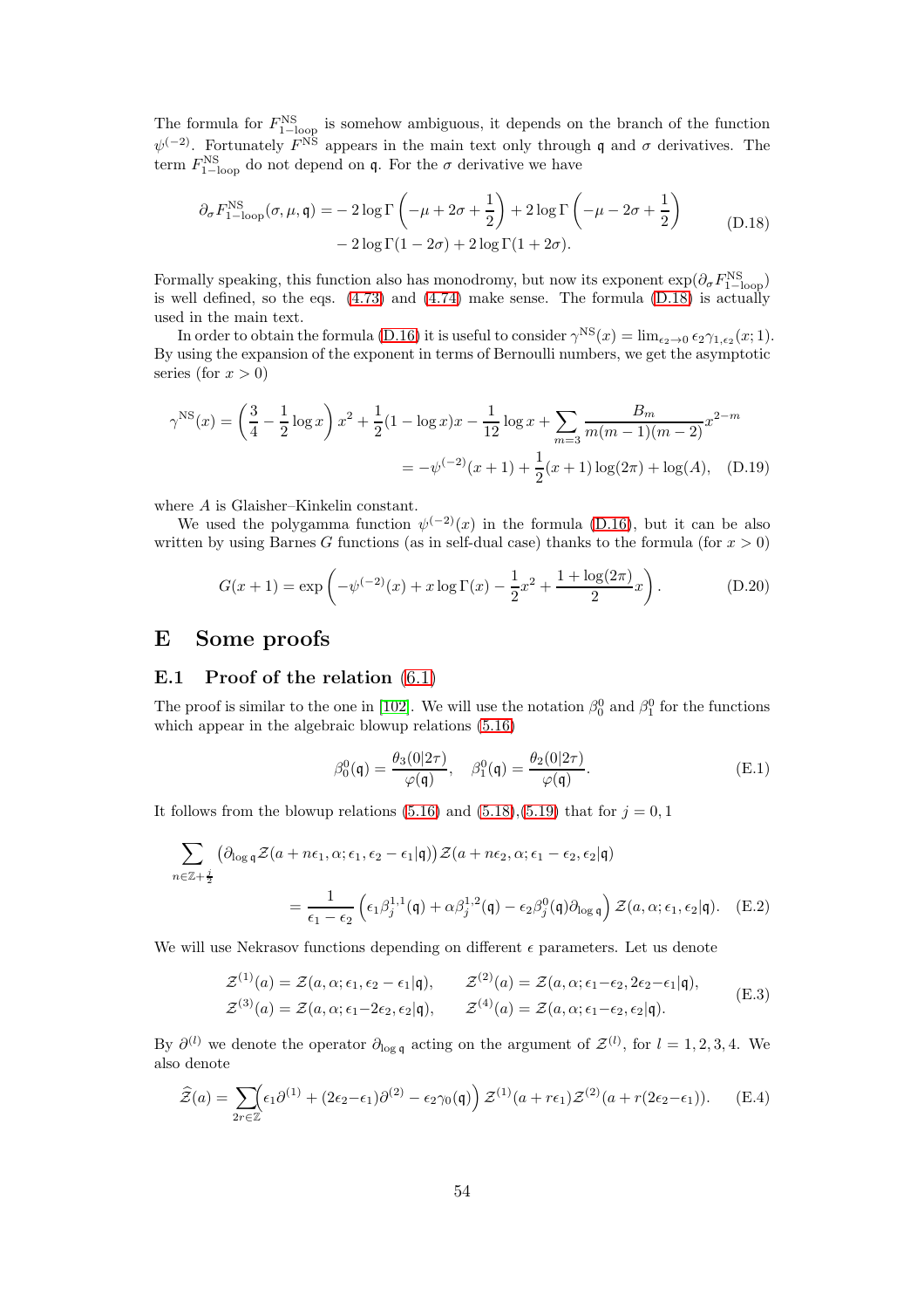The formula for $F^{\rm NS}_{\rm 1-loop}$ is somehow ambiguous, it depends on the branch of the function $\psi^{(-2)}$. Fortunately $F^{\rm NS}$ appears in the main text only through $\mathfrak{q}$ and $\sigma$ derivatives. The term $F^{\rm NS}_{\rm 1-loop}$ do not depend on $\mathfrak{q}$. For the $\sigma$ derivative we have

$$
\begin{aligned}
\partial_\sigma F^{\rm NS}_{\rm 1-loop}(\sigma,\mu,\mathfrak{q}) = &-2\log\Gamma\left(-\mu+2\sigma+\frac{1}{2}\right)+2\log\Gamma\left(-\mu-2\sigma+\frac{1}{2}\right)\\
&-2\log\Gamma(1-2\sigma)+2\log\Gamma(1+2\sigma).
\end{aligned}
\tag{D.18}
$$

Formally speaking, this function also has monodromy, but now its exponent $\exp(\partial_\sigma F^{\rm NS}_{\rm 1-loop})$ is well defined, so the eqs. (4.73) and (4.74) make sense. The formula (D.18) is actually used in the main text.

In order to obtain the formula (D.16) it is useful to consider $\gamma^{\rm NS}(x) = \lim_{\epsilon_2\to 0}\epsilon_2\gamma_{1,\epsilon_2}(x;1)$. By using the expansion of the exponent in terms of Bernoulli numbers, we get the asymptotic series (for $x>0$)

$$
\begin{aligned}
\gamma^{\rm NS}(x) &= \left(\frac{3}{4}-\frac{1}{2}\log x\right)x^2+\frac{1}{2}(1-\log x)x-\frac{1}{12}\log x+\sum_{m=3}\frac{B_m}{m(m-1)(m-2)}x^{2-m}\\
&= -\psi^{(-2)}(x+1)+\frac{1}{2}(x+1)\log(2\pi)+\log(A),
\end{aligned}
\tag{D.19}
$$

where $A$ is Glaisher–Kinkelin constant.

We used the polygamma function $\psi^{(-2)}(x)$ in the formula (D.16), but it can be also written by using Barnes $G$ functions (as in self-dual case) thanks to the formula (for $x>0$)

$$
G(x+1)=\exp\left(-\psi^{(-2)}(x)+x\log\Gamma(x)-\frac{1}{2}x^2+\frac{1+\log(2\pi)}{2}x\right).
\tag{D.20}
$$

# E Some proofs

## E.1 Proof of the relation (6.1)

The proof is similar to the one in [102]. We will use the notation $\beta_0^0$ and $\beta_1^0$ for the functions which appear in the algebraic blowup relations (5.16)

$$
\beta_0^0(\mathfrak{q})=\frac{\theta_3(0|2\tau)}{\varphi(\mathfrak{q})},\quad \beta_1^0(\mathfrak{q})=\frac{\theta_2(0|2\tau)}{\varphi(\mathfrak{q})}.
\tag{E.1}
$$

It follows from the blowup relations (5.16) and (5.18),(5.19) that for $j=0,1$

$$
\begin{aligned}
\sum_{n\in\mathbb{Z}+\frac{j}{2}}&\big(\partial_{\log\mathfrak{q}}\mathcal{Z}(a+n\epsilon_1,\alpha;\epsilon_1,\epsilon_2-\epsilon_1|\mathfrak{q})\big)\mathcal{Z}(a+n\epsilon_2,\alpha;\epsilon_1-\epsilon_2,\epsilon_2|\mathfrak{q})\\
&=\frac{1}{\epsilon_1-\epsilon_2}\left(\epsilon_1\beta_j^{1,1}(\mathfrak{q})+\alpha\beta_j^{1,2}(\mathfrak{q})-\epsilon_2\beta_j^0(\mathfrak{q})\partial_{\log\mathfrak{q}}\right)\mathcal{Z}(a,\alpha;\epsilon_1,\epsilon_2|\mathfrak{q}).
\end{aligned}
\tag{E.2}
$$

We will use Nekrasov functions depending on different $\epsilon$ parameters. Let us denote

$$
\begin{aligned}
&\mathcal{Z}^{(1)}(a)=\mathcal{Z}(a,\alpha;\epsilon_1,\epsilon_2-\epsilon_1|\mathfrak{q}),\qquad \mathcal{Z}^{(2)}(a)=\mathcal{Z}(a,\alpha;\epsilon_1-\epsilon_2,2\epsilon_2-\epsilon_1|\mathfrak{q}),\\
&\mathcal{Z}^{(3)}(a)=\mathcal{Z}(a,\alpha;\epsilon_1-2\epsilon_2,\epsilon_2|\mathfrak{q}),\qquad \mathcal{Z}^{(4)}(a)=\mathcal{Z}(a,\alpha;\epsilon_1-\epsilon_2,\epsilon_2|\mathfrak{q}).
\end{aligned}
\tag{E.3}
$$

By $\partial^{(l)}$ we denote the operator $\partial_{\log\mathfrak{q}}$ acting on the argument of $\mathcal{Z}^{(l)}$, for $l=1,2,3,4$. We also denote

$$
\widehat{\mathcal{Z}}(a)=\sum_{2r\in\mathbb{Z}}\Big(\epsilon_1\partial^{(1)}+(2\epsilon_2-\epsilon_1)\partial^{(2)}-\epsilon_2\gamma_0(\mathfrak{q})\Big)\,\mathcal{Z}^{(1)}(a+r\epsilon_1)\mathcal{Z}^{(2)}(a+r(2\epsilon_2-\epsilon_1)).
\tag{E.4}
$$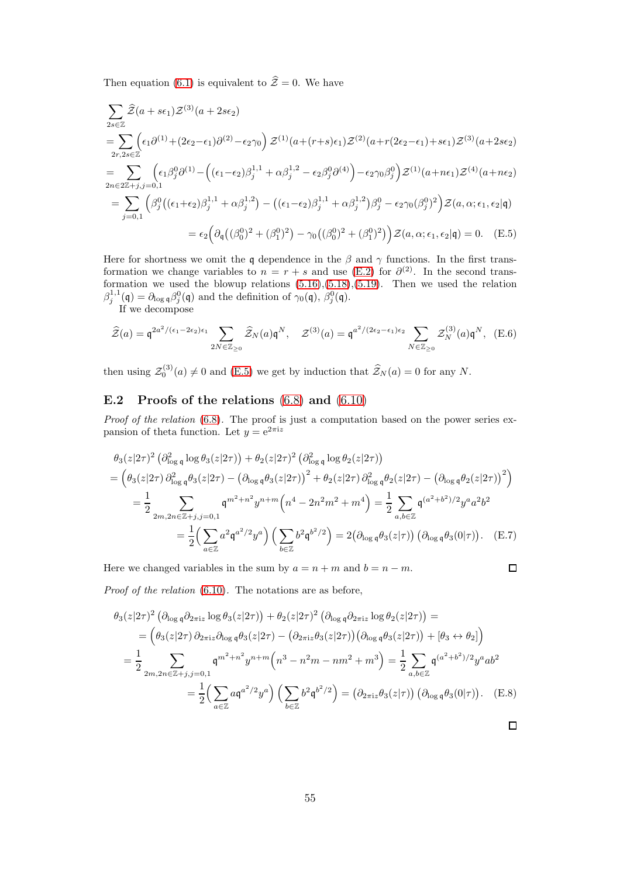Then equation (6.1) is equivalent to $\widehat{\mathcal{Z}}=0$. We have

$$
\begin{aligned}
&\sum_{2s\in\mathbb{Z}}\widehat{\mathcal{Z}}(a+s\epsilon_1)\mathcal{Z}^{(3)}(a+2s\epsilon_2)\\
&=\sum_{2r,2s\in\mathbb{Z}}\Big(\epsilon_1\partial^{(1)}+(2\epsilon_2-\epsilon_1)\partial^{(2)}-\epsilon_2\gamma_0\Big)\,\mathcal{Z}^{(1)}(a+(r+s)\epsilon_1)\mathcal{Z}^{(2)}(a+r(2\epsilon_2-\epsilon_1)+s\epsilon_1)\mathcal{Z}^{(3)}(a+2s\epsilon_2)\\
&=\sum_{2n\in2\mathbb{Z}+j,j=0,1}\Big(\epsilon_1\beta_j^0\partial^{(1)}-\Big((\epsilon_1-\epsilon_2)\beta_j^{1,1}+\alpha\beta_j^{1,2}-\epsilon_2\beta_j^0\partial^{(4)}\Big)-\epsilon_2\gamma_0\beta_j^0\Big)\mathcal{Z}^{(1)}(a+n\epsilon_1)\mathcal{Z}^{(4)}(a+n\epsilon_2)\\
&=\sum_{j=0,1}\Big(\beta_j^0\big((\epsilon_1+\epsilon_2)\beta_j^{1,1}+\alpha\beta_j^{1,2}\big)-\big((\epsilon_1-\epsilon_2)\beta_j^{1,1}+\alpha\beta_j^{1,2}\big)\beta_j^0-\epsilon_2\gamma_0(\beta_j^0)^2\Big)\mathcal{Z}(a,\alpha;\epsilon_1,\epsilon_2|\mathfrak{q})\\
&\qquad\qquad=\epsilon_2\Big(\partial_{\mathfrak{q}}\big((\beta_0^0)^2+(\beta_1^0)^2\big)-\gamma_0\big((\beta_0^0)^2+(\beta_1^0)^2\big)\Big)\mathcal{Z}(a,\alpha;\epsilon_1,\epsilon_2|\mathfrak{q})=0.
\end{aligned}\tag{E.5}
$$

Here for shortness we omit the $\mathfrak{q}$ dependence in the $\beta$ and $\gamma$ functions. In the first transformation we change variables to $n=r+s$ and use (E.2) for $\partial^{(2)}$. In the second transformation we used the blowup relations (5.16),(5.18),(5.19). Then we used the relation $\beta_j^{1,1}(\mathfrak{q})=\partial_{\log\mathfrak{q}}\beta_j^0(\mathfrak{q})$ and the definition of $\gamma_0(\mathfrak{q})$, $\beta_j^0(\mathfrak{q})$.

If we decompose

$$
\widehat{\mathcal{Z}}(a)=\mathfrak{q}^{2a^2/(\epsilon_1-2\epsilon_2)\epsilon_1}\sum_{2N\in\mathbb{Z}_{\geq0}}\widehat{\mathcal{Z}}_N(a)\mathfrak{q}^N,\quad \mathcal{Z}^{(3)}(a)=\mathfrak{q}^{a^2/(2\epsilon_2-\epsilon_1)\epsilon_2}\sum_{N\in\mathbb{Z}_{\geq0}}\mathcal{Z}_N^{(3)}(a)\mathfrak{q}^N,\tag{E.6}
$$

then using $\mathcal{Z}_0^{(3)}(a)\neq0$ and (E.5) we get by induction that $\widehat{\mathcal{Z}}_N(a)=0$ for any $N$.

## E.2 Proofs of the relations (6.8) and (6.10)

*Proof of the relation* (6.8). The proof is just a computation based on the power series expansion of theta function. Let $y=\mathrm{e}^{2\pi iz}$

$$
\begin{aligned}
&\theta_3(z|2\tau)^2\left(\partial^2_{\log\mathfrak{q}}\log\theta_3(z|2\tau)\right)+\theta_2(z|2\tau)^2\left(\partial^2_{\log\mathfrak{q}}\log\theta_2(z|2\tau)\right)\\
&=\Big(\theta_3(z|2\tau)\,\partial^2_{\log\mathfrak{q}}\theta_3(z|2\tau)-\big(\partial_{\log\mathfrak{q}}\theta_3(z|2\tau)\big)^2+\theta_2(z|2\tau)\,\partial^2_{\log\mathfrak{q}}\theta_2(z|2\tau)-\big(\partial_{\log\mathfrak{q}}\theta_2(z|2\tau)\big)^2\Big)\\
&\quad=\frac{1}{2}\sum_{2m,2n\in\mathbb{Z}+j,j=0,1}\mathfrak{q}^{m^2+n^2}y^{n+m}\Big(n^4-2n^2m^2+m^4\Big)=\frac{1}{2}\sum_{a,b\in\mathbb{Z}}\mathfrak{q}^{(a^2+b^2)/2}y^aa^2b^2\\
&\qquad=\frac{1}{2}\Big(\sum_{a\in\mathbb{Z}}a^2\mathfrak{q}^{a^2/2}y^a\Big)\Big(\sum_{b\in\mathbb{Z}}b^2\mathfrak{q}^{b^2/2}\Big)=2\big(\partial_{\log\mathfrak{q}}\theta_3(z|\tau)\big)\left(\partial_{\log\mathfrak{q}}\theta_3(0|\tau)\right).
\end{aligned}\tag{E.7}
$$

Here we changed variables in the sum by $a=n+m$ and $b=n-m$. □

*Proof of the relation* (6.10). The notations are as before,

$$
\begin{aligned}
&\theta_3(z|2\tau)^2\left(\partial_{\log\mathfrak{q}}\partial_{2\pi iz}\log\theta_3(z|2\tau)\right)+\theta_2(z|2\tau)^2\left(\partial_{\log\mathfrak{q}}\partial_{2\pi iz}\log\theta_2(z|2\tau)\right)=\\
&\quad=\Big(\theta_3(z|2\tau)\,\partial_{2\pi iz}\partial_{\log\mathfrak{q}}\theta_3(z|2\tau)-\big(\partial_{2\pi iz}\theta_3(z|2\tau)\big)\big(\partial_{\log\mathfrak{q}}\theta_3(z|2\tau)\big)+[\theta_3\leftrightarrow\theta_2]\Big)\\
&=\frac{1}{2}\sum_{2m,2n\in\mathbb{Z}+j,j=0,1}\mathfrak{q}^{m^2+n^2}y^{n+m}\Big(n^3-n^2m-nm^2+m^3\Big)=\frac{1}{2}\sum_{a,b\in\mathbb{Z}}\mathfrak{q}^{(a^2+b^2)/2}y^aab^2\\
&\qquad=\frac{1}{2}\Big(\sum_{a\in\mathbb{Z}}a\mathfrak{q}^{a^2/2}y^a\Big)\Big(\sum_{b\in\mathbb{Z}}b^2\mathfrak{q}^{b^2/2}\Big)=\big(\partial_{2\pi iz}\theta_3(z|\tau)\big)\left(\partial_{\log\mathfrak{q}}\theta_3(0|\tau)\right).
\end{aligned}\tag{E.8}
$$

□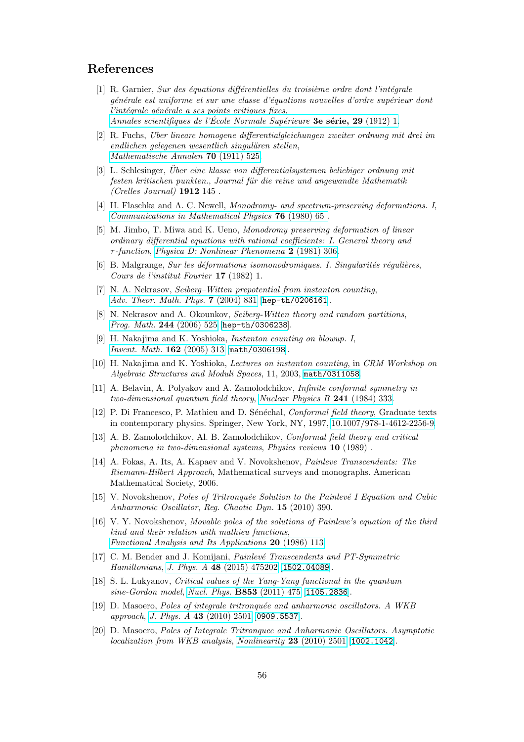## References

[1] R. Garnier, *Sur des équations différentielles du troisième ordre dont l'intégrale générale est uniforme et sur une classe d'équations nouvelles d'ordre supérieur dont l'intégrale générale a ses points critiques fixes*, *Annales scientifiques de l'École Normale Supérieure* **3e série, 29** (1912) 1.

[2] R. Fuchs, *Uber lineare homogene differentialgleichungen zweiter ordnung mit drei im endlichen gelegenen wesentlich singulären stellen*, *Mathematische Annalen* **70** (1911) 525.

[3] L. Schlesinger, *Über eine klasse von differentialsystemen beliebiger ordnung mit festen kritischen punkten.*, *Journal für die reine und angewandte Mathematik (Crelles Journal)* **1912** 145 .

[4] H. Flaschka and A. C. Newell, *Monodromy- and spectrum-preserving deformations. I*, *Communications in Mathematical Physics* **76** (1980) 65 .

[5] M. Jimbo, T. Miwa and K. Ueno, *Monodromy preserving deformation of linear ordinary differential equations with rational coefficients: I. General theory and $\tau$-function*, *Physica D: Nonlinear Phenomena* **2** (1981) 306.

[6] B. Malgrange, *Sur les déformations isomonodromiques. I. Singularités régulières*, *Cours de l'institut Fourier* **17** (1982) 1.

[7] N. A. Nekrasov, *Seiberg–Witten prepotential from instanton counting*, *Adv. Theor. Math. Phys.* **7** (2004) 831 [hep-th/0206161].

[8] N. Nekrasov and A. Okounkov, *Seiberg-Witten theory and random partitions*, *Prog. Math.* **244** (2006) 525 [hep-th/0306238].

[9] H. Nakajima and K. Yoshioka, *Instanton counting on blowup. I*, *Invent. Math.* **162** (2005) 313 [math/0306198].

[10] H. Nakajima and K. Yoshioka, *Lectures on instanton counting*, in *CRM Workshop on Algebraic Structures and Moduli Spaces*, 11, 2003, math/0311058.

[11] A. Belavin, A. Polyakov and A. Zamolodchikov, *Infinite conformal symmetry in two-dimensional quantum field theory*, *Nuclear Physics B* **241** (1984) 333.

[12] P. Di Francesco, P. Mathieu and D. Sénéchal, *Conformal field theory*, Graduate texts in contemporary physics. Springer, New York, NY, 1997, 10.1007/978-1-4612-2256-9.

[13] A. B. Zamolodchikov, Al. B. Zamolodchikov, *Conformal field theory and critical phenomena in two-dimensional systems*, *Physics reviews* **10** (1989) .

[14] A. Fokas, A. Its, A. Kapaev and V. Novokshenov, *Painleve Transcendents: The Riemann-Hilbert Approach*, Mathematical surveys and monographs. American Mathematical Society, 2006.

[15] V. Novokshenov, *Poles of Tritronquée Solution to the Painlevé I Equation and Cubic Anharmonic Oscillator*, *Reg. Chaotic Dyn.* **15** (2010) 390.

[16] V. Y. Novokshenov, *Movable poles of the solutions of Painleve's equation of the third kind and their relation with mathieu functions*, *Functional Analysis and Its Applications* **20** (1986) 113.

[17] C. M. Bender and J. Komijani, *Painlevé Transcendents and PT-Symmetric Hamiltonians*, *J. Phys. A* **48** (2015) 475202 [1502.04089].

[18] S. L. Lukyanov, *Critical values of the Yang-Yang functional in the quantum sine-Gordon model*, *Nucl. Phys.* **B853** (2011) 475 [1105.2836].

[19] D. Masoero, *Poles of integrale tritronquée and anharmonic oscillators. A WKB approach*, *J. Phys. A* **43** (2010) 2501 [0909.5537].

[20] D. Masoero, *Poles of Integrale Tritronquee and Anharmonic Oscillators. Asymptotic localization from WKB analysis*, *Nonlinearity* **23** (2010) 2501 [1002.1042].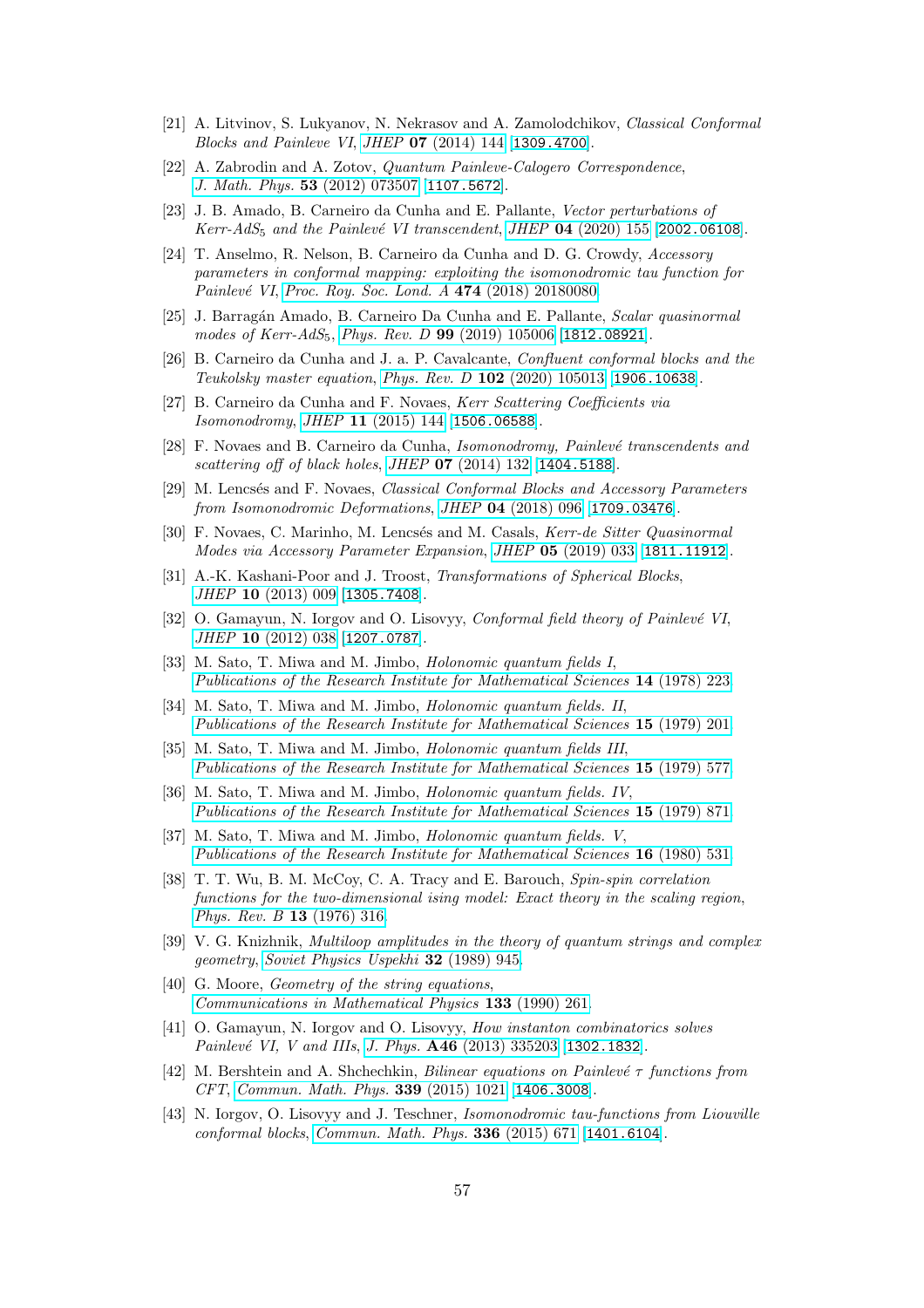[21] A. Litvinov, S. Lukyanov, N. Nekrasov and A. Zamolodchikov, *Classical Conformal Blocks and Painleve VI*, *JHEP* **07** (2014) 144 [1309.4700].

[22] A. Zabrodin and A. Zotov, *Quantum Painleve-Calogero Correspondence*, *J. Math. Phys.* **53** (2012) 073507 [1107.5672].

[23] J. B. Amado, B. Carneiro da Cunha and E. Pallante, *Vector perturbations of Kerr-AdS$_5$ and the Painlevé VI transcendent*, *JHEP* **04** (2020) 155 [2002.06108].

[24] T. Anselmo, R. Nelson, B. Carneiro da Cunha and D. G. Crowdy, *Accessory parameters in conformal mapping: exploiting the isomonodromic tau function for Painlevé VI*, *Proc. Roy. Soc. Lond. A* **474** (2018) 20180080.

[25] J. Barragán Amado, B. Carneiro Da Cunha and E. Pallante, *Scalar quasinormal modes of Kerr-AdS$_5$*, *Phys. Rev. D* **99** (2019) 105006 [1812.08921].

[26] B. Carneiro da Cunha and J. a. P. Cavalcante, *Confluent conformal blocks and the Teukolsky master equation*, *Phys. Rev. D* **102** (2020) 105013 [1906.10638].

[27] B. Carneiro da Cunha and F. Novaes, *Kerr Scattering Coefficients via Isomonodromy*, *JHEP* **11** (2015) 144 [1506.06588].

[28] F. Novaes and B. Carneiro da Cunha, *Isomonodromy, Painlevé transcendents and scattering off of black holes*, *JHEP* **07** (2014) 132 [1404.5188].

[29] M. Lencsés and F. Novaes, *Classical Conformal Blocks and Accessory Parameters from Isomonodromic Deformations*, *JHEP* **04** (2018) 096 [1709.03476].

[30] F. Novaes, C. Marinho, M. Lencsés and M. Casals, *Kerr-de Sitter Quasinormal Modes via Accessory Parameter Expansion*, *JHEP* **05** (2019) 033 [1811.11912].

[31] A.-K. Kashani-Poor and J. Troost, *Transformations of Spherical Blocks*, *JHEP* **10** (2013) 009 [1305.7408].

[32] O. Gamayun, N. Iorgov and O. Lisovyy, *Conformal field theory of Painlevé VI*, *JHEP* **10** (2012) 038 [1207.0787].

[33] M. Sato, T. Miwa and M. Jimbo, *Holonomic quantum fields I*, *Publications of the Research Institute for Mathematical Sciences* **14** (1978) 223.

[34] M. Sato, T. Miwa and M. Jimbo, *Holonomic quantum fields. II*, *Publications of the Research Institute for Mathematical Sciences* **15** (1979) 201.

[35] M. Sato, T. Miwa and M. Jimbo, *Holonomic quantum fields III*, *Publications of the Research Institute for Mathematical Sciences* **15** (1979) 577.

[36] M. Sato, T. Miwa and M. Jimbo, *Holonomic quantum fields. IV*, *Publications of the Research Institute for Mathematical Sciences* **15** (1979) 871.

[37] M. Sato, T. Miwa and M. Jimbo, *Holonomic quantum fields. V*, *Publications of the Research Institute for Mathematical Sciences* **16** (1980) 531.

[38] T. T. Wu, B. M. McCoy, C. A. Tracy and E. Barouch, *Spin-spin correlation functions for the two-dimensional ising model: Exact theory in the scaling region*, *Phys. Rev. B* **13** (1976) 316.

[39] V. G. Knizhnik, *Multiloop amplitudes in the theory of quantum strings and complex geometry*, *Soviet Physics Uspekhi* **32** (1989) 945.

[40] G. Moore, *Geometry of the string equations*, *Communications in Mathematical Physics* **133** (1990) 261.

[41] O. Gamayun, N. Iorgov and O. Lisovyy, *How instanton combinatorics solves Painlevé VI, V and IIIs*, *J. Phys.* **A46** (2013) 335203 [1302.1832].

[42] M. Bershtein and A. Shchechkin, *Bilinear equations on Painlevé $\tau$ functions from CFT*, *Commun. Math. Phys.* **339** (2015) 1021 [1406.3008].

[43] N. Iorgov, O. Lisovyy and J. Teschner, *Isomonodromic tau-functions from Liouville conformal blocks*, *Commun. Math. Phys.* **336** (2015) 671 [1401.6104].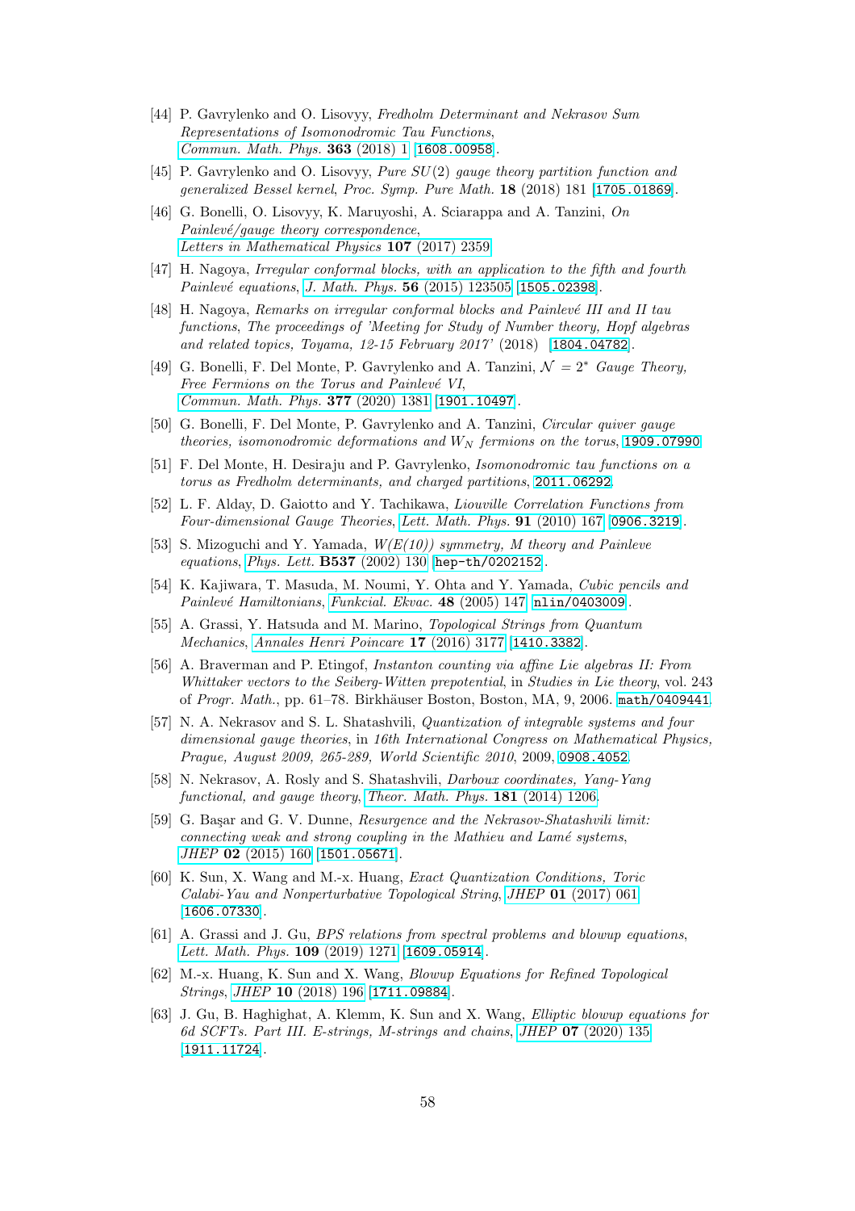[44] P. Gavrylenko and O. Lisovyy, *Fredholm Determinant and Nekrasov Sum Representations of Isomonodromic Tau Functions*, *Commun. Math. Phys.* **363** (2018) 1 [1608.00958].

[45] P. Gavrylenko and O. Lisovyy, *Pure $SU(2)$ gauge theory partition function and generalized Bessel kernel*, *Proc. Symp. Pure Math.* **18** (2018) 181 [1705.01869].

[46] G. Bonelli, O. Lisovyy, K. Maruyoshi, A. Sciarappa and A. Tanzini, *On Painlevé/gauge theory correspondence*, *Letters in Mathematical Physics* **107** (2017) 2359.

[47] H. Nagoya, *Irregular conformal blocks, with an application to the fifth and fourth Painlevé equations*, *J. Math. Phys.* **56** (2015) 123505 [1505.02398].

[48] H. Nagoya, *Remarks on irregular conformal blocks and Painlevé III and II tau functions*, *The proceedings of 'Meeting for Study of Number theory, Hopf algebras and related topics, Toyama, 12-15 February 2017'* (2018) [1804.04782].

[49] G. Bonelli, F. Del Monte, P. Gavrylenko and A. Tanzini, *$\mathcal{N} = 2^*$ Gauge Theory, Free Fermions on the Torus and Painlevé VI*, *Commun. Math. Phys.* **377** (2020) 1381 [1901.10497].

[50] G. Bonelli, F. Del Monte, P. Gavrylenko and A. Tanzini, *Circular quiver gauge theories, isomonodromic deformations and $W_N$ fermions on the torus*, 1909.07990.

[51] F. Del Monte, H. Desiraju and P. Gavrylenko, *Isomonodromic tau functions on a torus as Fredholm determinants, and charged partitions*, 2011.06292.

[52] L. F. Alday, D. Gaiotto and Y. Tachikawa, *Liouville Correlation Functions from Four-dimensional Gauge Theories*, *Lett. Math. Phys.* **91** (2010) 167 [0906.3219].

[53] S. Mizoguchi and Y. Yamada, *W(E(10)) symmetry, M theory and Painleve equations*, *Phys. Lett.* **B537** (2002) 130 [hep-th/0202152].

[54] K. Kajiwara, T. Masuda, M. Noumi, Y. Ohta and Y. Yamada, *Cubic pencils and Painlevé Hamiltonians*, *Funkcial. Ekvac.* **48** (2005) 147 [nlin/0403009].

[55] A. Grassi, Y. Hatsuda and M. Marino, *Topological Strings from Quantum Mechanics*, *Annales Henri Poincare* **17** (2016) 3177 [1410.3382].

[56] A. Braverman and P. Etingof, *Instanton counting via affine Lie algebras II: From Whittaker vectors to the Seiberg-Witten prepotential*, in *Studies in Lie theory*, vol. 243 of *Progr. Math.*, pp. 61–78. Birkhäuser Boston, Boston, MA, 9, 2006. math/0409441.

[57] N. A. Nekrasov and S. L. Shatashvili, *Quantization of integrable systems and four dimensional gauge theories*, in *16th International Congress on Mathematical Physics, Prague, August 2009, 265-289, World Scientific 2010*, 2009, 0908.4052.

[58] N. Nekrasov, A. Rosly and S. Shatashvili, *Darboux coordinates, Yang-Yang functional, and gauge theory*, *Theor. Math. Phys.* **181** (2014) 1206.

[59] G. Başar and G. V. Dunne, *Resurgence and the Nekrasov-Shatashvili limit: connecting weak and strong coupling in the Mathieu and Lamé systems*, *JHEP* **02** (2015) 160 [1501.05671].

[60] K. Sun, X. Wang and M.-x. Huang, *Exact Quantization Conditions, Toric Calabi-Yau and Nonperturbative Topological String*, *JHEP* **01** (2017) 061 [1606.07330].

[61] A. Grassi and J. Gu, *BPS relations from spectral problems and blowup equations*, *Lett. Math. Phys.* **109** (2019) 1271 [1609.05914].

[62] M.-x. Huang, K. Sun and X. Wang, *Blowup Equations for Refined Topological Strings*, *JHEP* **10** (2018) 196 [1711.09884].

[63] J. Gu, B. Haghighat, A. Klemm, K. Sun and X. Wang, *Elliptic blowup equations for 6d SCFTs. Part III. E-strings, M-strings and chains*, *JHEP* **07** (2020) 135 [1911.11724].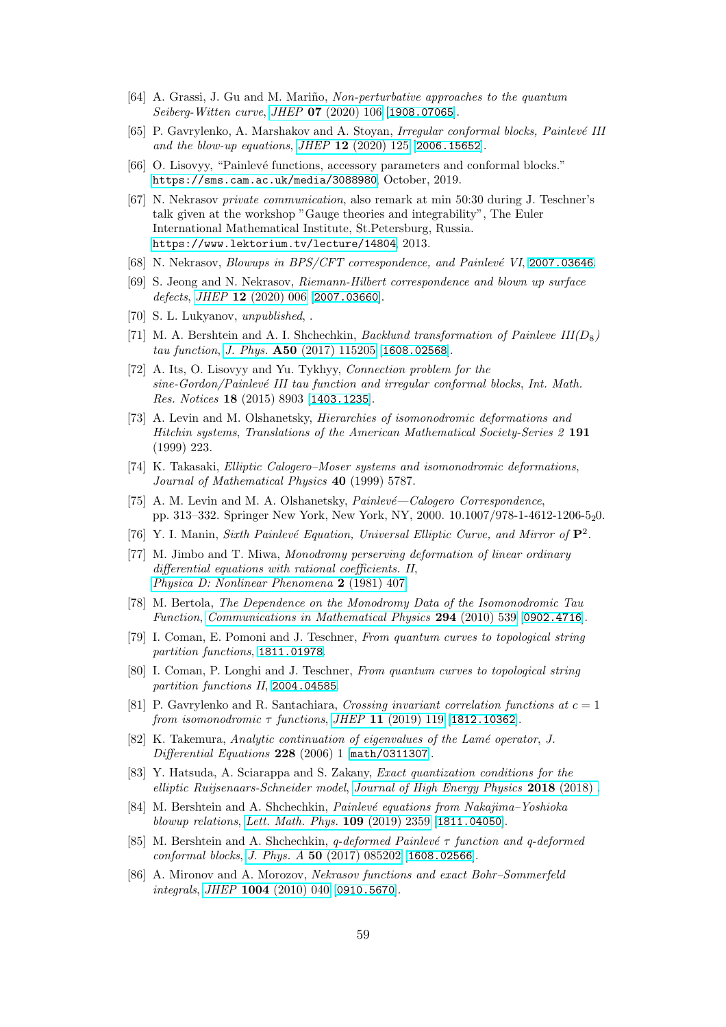- [64] A. Grassi, J. Gu and M. Mariño, *Non-perturbative approaches to the quantum Seiberg-Witten curve*, *JHEP* **07** (2020) 106 [1908.07065].
- [65] P. Gavrylenko, A. Marshakov and A. Stoyan, *Irregular conformal blocks, Painlevé III and the blow-up equations*, *JHEP* **12** (2020) 125 [2006.15652].
- [66] O. Lisovyy, "Painlevé functions, accessory parameters and conformal blocks." https://sms.cam.ac.uk/media/3088980, October, 2019.
- [67] N. Nekrasov *private communication*, also remark at min 50:30 during J. Teschner's talk given at the workshop "Gauge theories and integrability", The Euler International Mathematical Institute, St.Petersburg, Russia. https://www.lektorium.tv/lecture/14804, 2013.
- [68] N. Nekrasov, *Blowups in BPS/CFT correspondence, and Painlevé VI*, 2007.03646.
- [69] S. Jeong and N. Nekrasov, *Riemann-Hilbert correspondence and blown up surface defects*, *JHEP* **12** (2020) 006 [2007.03660].
- [70] S. L. Lukyanov, *unpublished*, .
- [71] M. A. Bershtein and A. I. Shchechkin, *Backlund transformation of Painleve III($D_8$) tau function*, *J. Phys.* **A50** (2017) 115205 [1608.02568].
- [72] A. Its, O. Lisovyy and Yu. Tykhyy, *Connection problem for the sine-Gordon/Painlevé III tau function and irregular conformal blocks*, *Int. Math. Res. Notices* **18** (2015) 8903 [1403.1235].
- [73] A. Levin and M. Olshanetsky, *Hierarchies of isomonodromic deformations and Hitchin systems*, *Translations of the American Mathematical Society-Series 2* **191** (1999) 223.
- [74] K. Takasaki, *Elliptic Calogero–Moser systems and isomonodromic deformations*, *Journal of Mathematical Physics* **40** (1999) 5787.
- [75] A. M. Levin and M. A. Olshanetsky, *Painlevé—Calogero Correspondence*, pp. 313–332. Springer New York, New York, NY, 2000. 10.1007/978-1-4612-1206-5$_2$0.
- [76] Y. I. Manin, *Sixth Painlevé Equation, Universal Elliptic Curve, and Mirror of* $\mathbf{P}^2$.
- [77] M. Jimbo and T. Miwa, *Monodromy perserving deformation of linear ordinary differential equations with rational coefficients. II*, *Physica D: Nonlinear Phenomena* **2** (1981) 407.
- [78] M. Bertola, *The Dependence on the Monodromy Data of the Isomonodromic Tau Function*, *Communications in Mathematical Physics* **294** (2010) 539 [0902.4716].
- [79] I. Coman, E. Pomoni and J. Teschner, *From quantum curves to topological string partition functions*, 1811.01978.
- [80] I. Coman, P. Longhi and J. Teschner, *From quantum curves to topological string partition functions II*, 2004.04585.
- [81] P. Gavrylenko and R. Santachiara, *Crossing invariant correlation functions at $c = 1$ from isomonodromic $\tau$ functions*, *JHEP* **11** (2019) 119 [1812.10362].
- [82] K. Takemura, *Analytic continuation of eigenvalues of the Lamé operator*, *J. Differential Equations* **228** (2006) 1 [math/0311307].
- [83] Y. Hatsuda, A. Sciarappa and S. Zakany, *Exact quantization conditions for the elliptic Ruijsenaars-Schneider model*, *Journal of High Energy Physics* **2018** (2018) .
- [84] M. Bershtein and A. Shchechkin, *Painlevé equations from Nakajima–Yoshioka blowup relations*, *Lett. Math. Phys.* **109** (2019) 2359 [1811.04050].
- [85] M. Bershtein and A. Shchechkin, *q-deformed Painlevé $\tau$ function and q-deformed conformal blocks*, *J. Phys. A* **50** (2017) 085202 [1608.02566].
- [86] A. Mironov and A. Morozov, *Nekrasov functions and exact Bohr–Sommerfeld integrals*, *JHEP* **1004** (2010) 040 [0910.5670].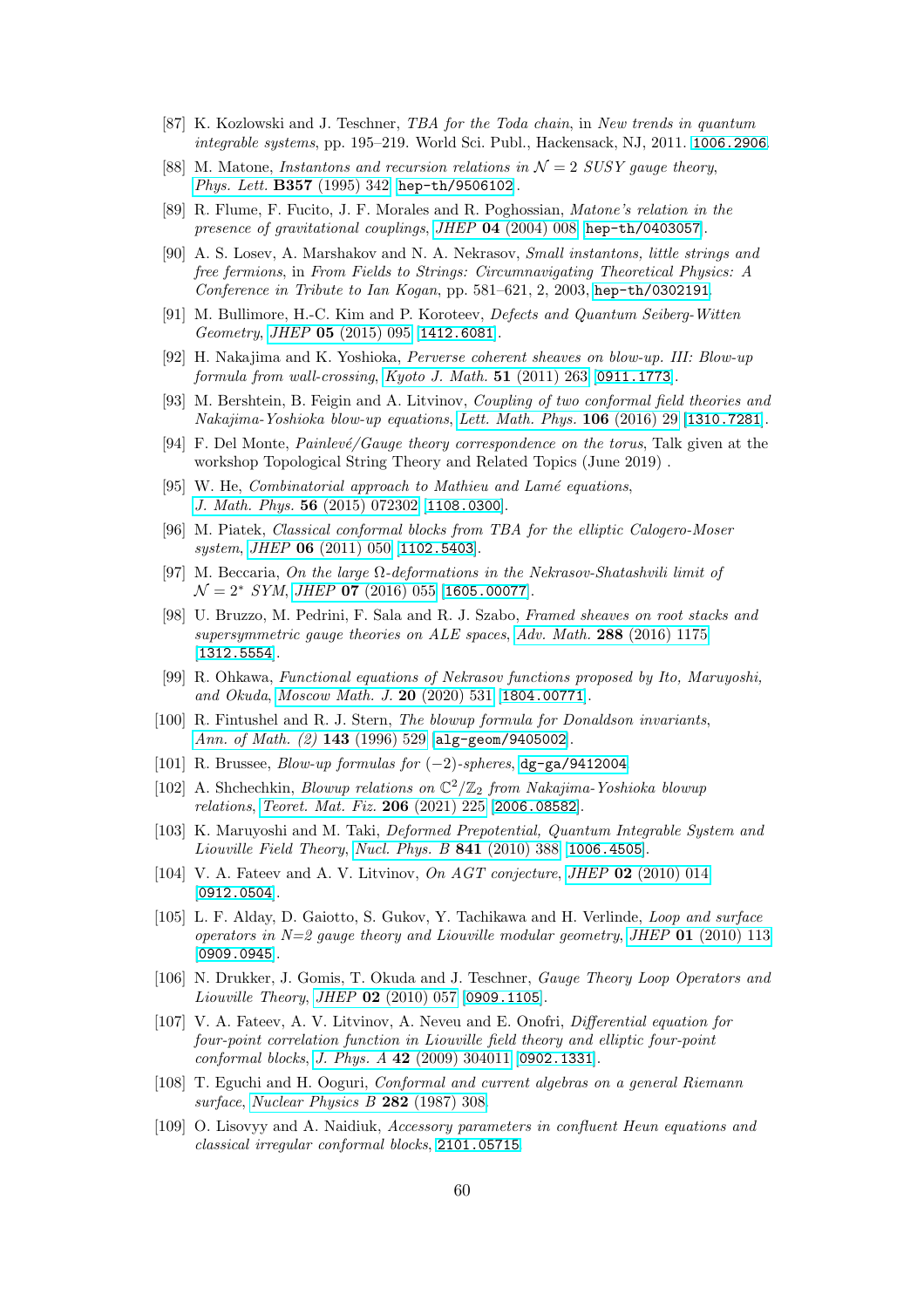- [87] K. Kozlowski and J. Teschner, *TBA for the Toda chain*, in *New trends in quantum integrable systems*, pp. 195–219. World Sci. Publ., Hackensack, NJ, 2011. 1006.2906.
- [88] M. Matone, *Instantons and recursion relations in $\mathcal{N} = 2$ SUSY gauge theory*, *Phys. Lett.* **B357** (1995) 342 [hep-th/9506102].
- [89] R. Flume, F. Fucito, J. F. Morales and R. Poghossian, *Matone's relation in the presence of gravitational couplings*, *JHEP* **04** (2004) 008 [hep-th/0403057].
- [90] A. S. Losev, A. Marshakov and N. A. Nekrasov, *Small instantons, little strings and free fermions*, in *From Fields to Strings: Circumnavigating Theoretical Physics: A Conference in Tribute to Ian Kogan*, pp. 581–621, 2, 2003, hep-th/0302191.
- [91] M. Bullimore, H.-C. Kim and P. Koroteev, *Defects and Quantum Seiberg-Witten Geometry*, *JHEP* **05** (2015) 095 [1412.6081].
- [92] H. Nakajima and K. Yoshioka, *Perverse coherent sheaves on blow-up. III: Blow-up formula from wall-crossing*, *Kyoto J. Math.* **51** (2011) 263 [0911.1773].
- [93] M. Bershtein, B. Feigin and A. Litvinov, *Coupling of two conformal field theories and Nakajima-Yoshioka blow-up equations*, *Lett. Math. Phys.* **106** (2016) 29 [1310.7281].
- [94] F. Del Monte, *Painlevé/Gauge theory correspondence on the torus*, Talk given at the workshop Topological String Theory and Related Topics (June 2019) .
- [95] W. He, *Combinatorial approach to Mathieu and Lamé equations*, *J. Math. Phys.* **56** (2015) 072302 [1108.0300].
- [96] M. Piatek, *Classical conformal blocks from TBA for the elliptic Calogero-Moser system*, *JHEP* **06** (2011) 050 [1102.5403].
- [97] M. Beccaria, *On the large $\Omega$-deformations in the Nekrasov-Shatashvili limit of $\mathcal{N} = 2^*$ SYM*, *JHEP* **07** (2016) 055 [1605.00077].
- [98] U. Bruzzo, M. Pedrini, F. Sala and R. J. Szabo, *Framed sheaves on root stacks and supersymmetric gauge theories on ALE spaces*, *Adv. Math.* **288** (2016) 1175 [1312.5554].
- [99] R. Ohkawa, *Functional equations of Nekrasov functions proposed by Ito, Maruyoshi, and Okuda*, *Moscow Math. J.* **20** (2020) 531 [1804.00771].
- [100] R. Fintushel and R. J. Stern, *The blowup formula for Donaldson invariants*, *Ann. of Math. (2)* **143** (1996) 529 [alg-geom/9405002].
- [101] R. Brussee, *Blow-up formulas for $(-2)$-spheres*, dg-ga/9412004.
- [102] A. Shchechkin, *Blowup relations on $\mathbb{C}^2/\mathbb{Z}_2$ from Nakajima-Yoshioka blowup relations*, *Teoret. Mat. Fiz.* **206** (2021) 225 [2006.08582].
- [103] K. Maruyoshi and M. Taki, *Deformed Prepotential, Quantum Integrable System and Liouville Field Theory*, *Nucl. Phys. B* **841** (2010) 388 [1006.4505].
- [104] V. A. Fateev and A. V. Litvinov, *On AGT conjecture*, *JHEP* **02** (2010) 014 [0912.0504].
- [105] L. F. Alday, D. Gaiotto, S. Gukov, Y. Tachikawa and H. Verlinde, *Loop and surface operators in N=2 gauge theory and Liouville modular geometry*, *JHEP* **01** (2010) 113 [0909.0945].
- [106] N. Drukker, J. Gomis, T. Okuda and J. Teschner, *Gauge Theory Loop Operators and Liouville Theory*, *JHEP* **02** (2010) 057 [0909.1105].
- [107] V. A. Fateev, A. V. Litvinov, A. Neveu and E. Onofri, *Differential equation for four-point correlation function in Liouville field theory and elliptic four-point conformal blocks*, *J. Phys. A* **42** (2009) 304011 [0902.1331].
- [108] T. Eguchi and H. Ooguri, *Conformal and current algebras on a general Riemann surface*, *Nuclear Physics B* **282** (1987) 308.
- [109] O. Lisovyy and A. Naidiuk, *Accessory parameters in confluent Heun equations and classical irregular conformal blocks*, 2101.05715.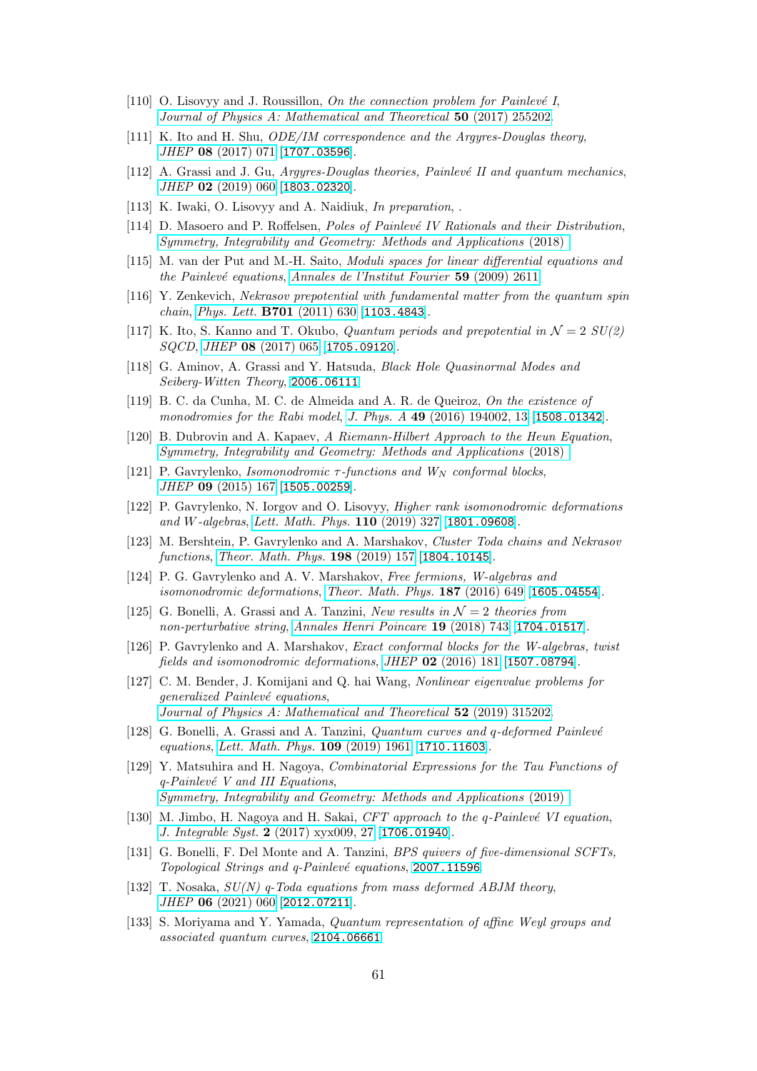[110] O. Lisovyy and J. Roussillon, *On the connection problem for Painlevé I*, *Journal of Physics A: Mathematical and Theoretical* **50** (2017) 255202.

[111] K. Ito and H. Shu, *ODE/IM correspondence and the Argyres-Douglas theory*, *JHEP* **08** (2017) 071 [1707.03596].

[112] A. Grassi and J. Gu, *Argyres-Douglas theories, Painlevé II and quantum mechanics*, *JHEP* **02** (2019) 060 [1803.02320].

[113] K. Iwaki, O. Lisovyy and A. Naidiuk, *In preparation*, .

[114] D. Masoero and P. Roffelsen, *Poles of Painlevé IV Rationals and their Distribution*, *Symmetry, Integrability and Geometry: Methods and Applications* (2018) .

[115] M. van der Put and M.-H. Saito, *Moduli spaces for linear differential equations and the Painlevé equations*, *Annales de l'Institut Fourier* **59** (2009) 2611.

[116] Y. Zenkevich, *Nekrasov prepotential with fundamental matter from the quantum spin chain*, *Phys. Lett.* **B701** (2011) 630 [1103.4843].

[117] K. Ito, S. Kanno and T. Okubo, *Quantum periods and prepotential in $\mathcal{N} = 2$ SU(2) SQCD*, *JHEP* **08** (2017) 065 [1705.09120].

[118] G. Aminov, A. Grassi and Y. Hatsuda, *Black Hole Quasinormal Modes and Seiberg-Witten Theory*, 2006.06111.

[119] B. C. da Cunha, M. C. de Almeida and A. R. de Queiroz, *On the existence of monodromies for the Rabi model*, *J. Phys. A* **49** (2016) 194002, 13 [1508.01342].

[120] B. Dubrovin and A. Kapaev, *A Riemann-Hilbert Approach to the Heun Equation*, *Symmetry, Integrability and Geometry: Methods and Applications* (2018) .

[121] P. Gavrylenko, *Isomonodromic $\tau$-functions and $W_N$ conformal blocks*, *JHEP* **09** (2015) 167 [1505.00259].

[122] P. Gavrylenko, N. Iorgov and O. Lisovyy, *Higher rank isomonodromic deformations and W-algebras*, *Lett. Math. Phys.* **110** (2019) 327 [1801.09608].

[123] M. Bershtein, P. Gavrylenko and A. Marshakov, *Cluster Toda chains and Nekrasov functions*, *Theor. Math. Phys.* **198** (2019) 157 [1804.10145].

[124] P. G. Gavrylenko and A. V. Marshakov, *Free fermions, W-algebras and isomonodromic deformations*, *Theor. Math. Phys.* **187** (2016) 649 [1605.04554].

[125] G. Bonelli, A. Grassi and A. Tanzini, *New results in $\mathcal{N} = 2$ theories from non-perturbative string*, *Annales Henri Poincare* **19** (2018) 743 [1704.01517].

[126] P. Gavrylenko and A. Marshakov, *Exact conformal blocks for the W-algebras, twist fields and isomonodromic deformations*, *JHEP* **02** (2016) 181 [1507.08794].

[127] C. M. Bender, J. Komijani and Q. hai Wang, *Nonlinear eigenvalue problems for generalized Painlevé equations*, *Journal of Physics A: Mathematical and Theoretical* **52** (2019) 315202.

[128] G. Bonelli, A. Grassi and A. Tanzini, *Quantum curves and q-deformed Painlevé equations*, *Lett. Math. Phys.* **109** (2019) 1961 [1710.11603].

[129] Y. Matsuhira and H. Nagoya, *Combinatorial Expressions for the Tau Functions of q-Painlevé V and III Equations*, *Symmetry, Integrability and Geometry: Methods and Applications* (2019) .

[130] M. Jimbo, H. Nagoya and H. Sakai, *CFT approach to the q-Painlevé VI equation*, *J. Integrable Syst.* **2** (2017) xyx009, 27 [1706.01940].

[131] G. Bonelli, F. Del Monte and A. Tanzini, *BPS quivers of five-dimensional SCFTs, Topological Strings and q-Painlevé equations*, 2007.11596.

[132] T. Nosaka, *SU(N) q-Toda equations from mass deformed ABJM theory*, *JHEP* **06** (2021) 060 [2012.07211].

[133] S. Moriyama and Y. Yamada, *Quantum representation of affine Weyl groups and associated quantum curves*, 2104.06661.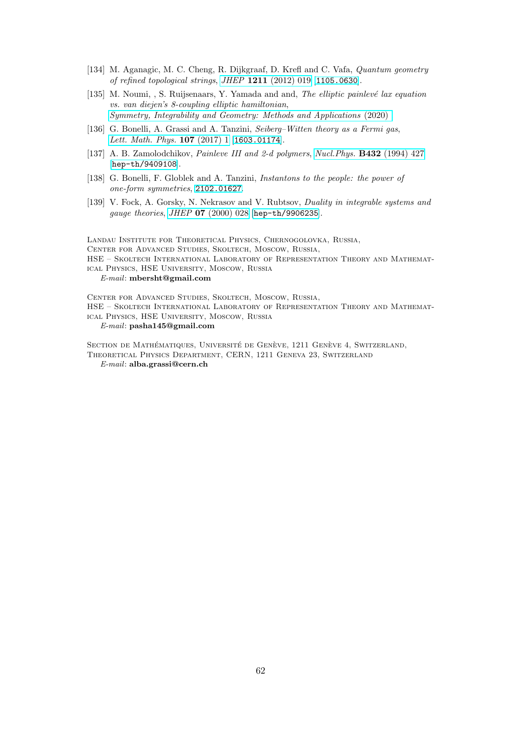[134] M. Aganagic, M. C. Cheng, R. Dijkgraaf, D. Krefl and C. Vafa, *Quantum geometry of refined topological strings*, *JHEP* **1211** (2012) 019 [1105.0630].

[135] M. Noumi, , S. Ruijsenaars, Y. Yamada and and, *The elliptic painlevé lax equation vs. van diejen's 8-coupling elliptic hamiltonian*, *Symmetry, Integrability and Geometry: Methods and Applications* (2020) .

[136] G. Bonelli, A. Grassi and A. Tanzini, *Seiberg–Witten theory as a Fermi gas*, *Lett. Math. Phys.* **107** (2017) 1 [1603.01174].

[137] A. B. Zamolodchikov, *Painleve III and 2-d polymers*, *Nucl.Phys.* **B432** (1994) 427 [hep-th/9409108].

[138] G. Bonelli, F. Globlek and A. Tanzini, *Instantons to the people: the power of one-form symmetries*, 2102.01627.

[139] V. Fock, A. Gorsky, N. Nekrasov and V. Rubtsov, *Duality in integrable systems and gauge theories*, *JHEP* **07** (2000) 028 [hep-th/9906235].

Landau Institute for Theoretical Physics, Chernogolovka, Russia,
Center for Advanced Studies, Skoltech, Moscow, Russia,
HSE – Skoltech International Laboratory of Representation Theory and Mathematical Physics, HSE University, Moscow, Russia
*E-mail*: **mbersht@gmail.com**

Center for Advanced Studies, Skoltech, Moscow, Russia,
HSE – Skoltech International Laboratory of Representation Theory and Mathematical Physics, HSE University, Moscow, Russia
*E-mail*: **pasha145@gmail.com**

Section de Mathématiques, Université de Genève, 1211 Genève 4, Switzerland,
Theoretical Physics Department, CERN, 1211 Geneva 23, Switzerland
*E-mail*: **alba.grassi@cern.ch**